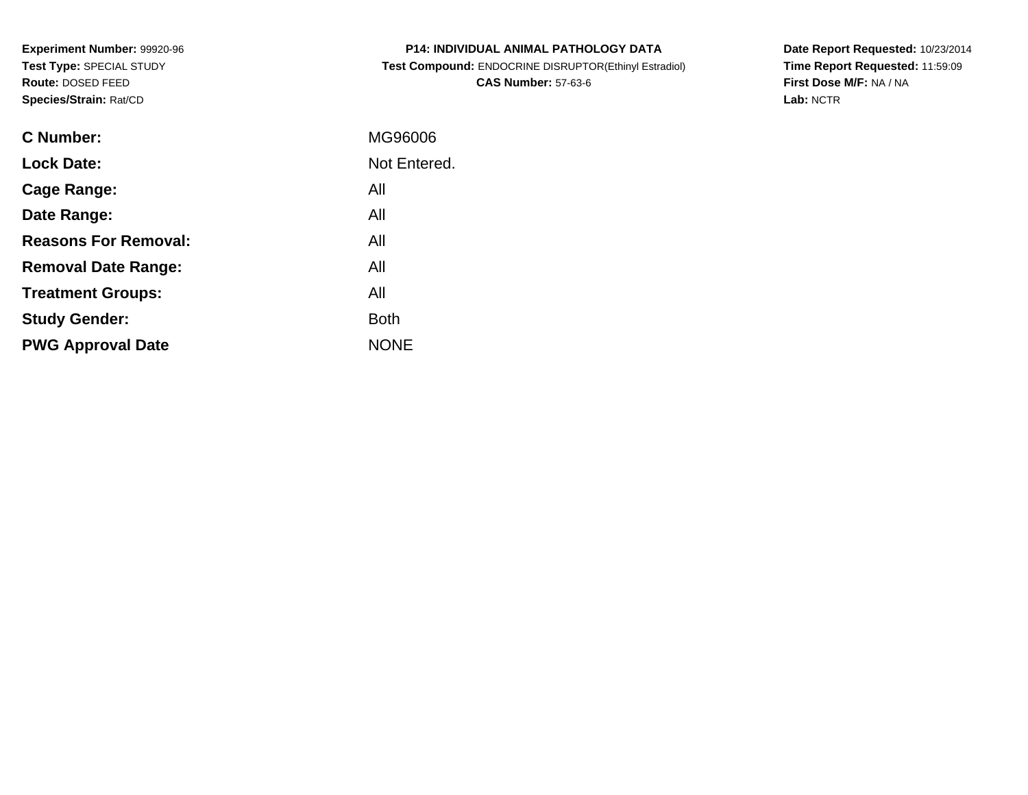**Experiment Number:** 99920-96
**Test Type:** SPECIAL STUDY
**Route:** DOSED FEED
**Species/Strain:** Rat/CD

**P14: INDIVIDUAL ANIMAL PATHOLOGY DATA**
**Test Compound:** ENDOCRINE DISRUPTOR(Ethinyl Estradiol)
**CAS Number:** 57-63-6

**Date Report Requested:** 10/23/2014
**Time Report Requested:** 11:59:09
**First Dose M/F:** NA / NA
**Lab:** NCTR

| | |
|---|---|
| **C Number:** | MG96006 |
| **Lock Date:** | Not Entered. |
| **Cage Range:** | All |
| **Date Range:** | All |
| **Reasons For Removal:** | All |
| **Removal Date Range:** | All |
| **Treatment Groups:** | All |
| **Study Gender:** | Both |
| **PWG Approval Date** | NONE |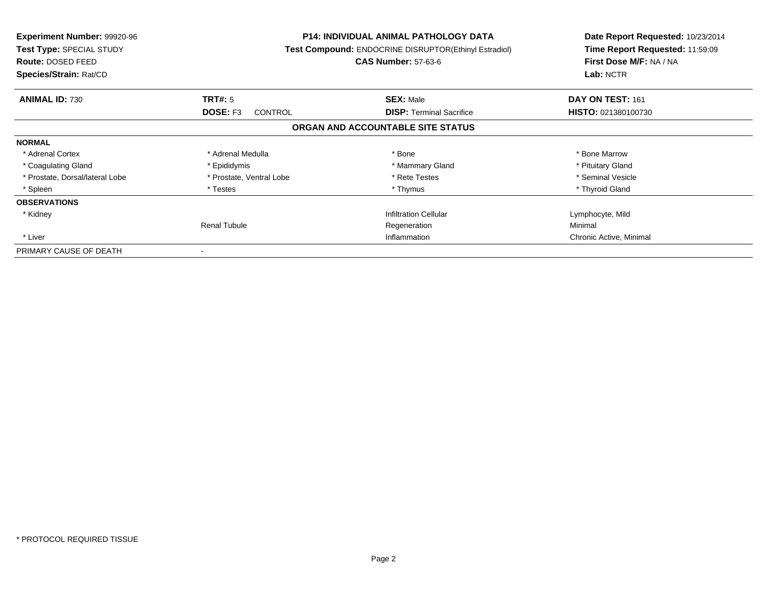**Experiment Number:** 99920-96
**Test Type:** SPECIAL STUDY
**Route:** DOSED FEED
**Species/Strain:** Rat/CD

**P14: INDIVIDUAL ANIMAL PATHOLOGY DATA**
**Test Compound:** ENDOCRINE DISRUPTOR(Ethinyl Estradiol)
**CAS Number:** 57-63-6

**Date Report Requested:** 10/23/2014
**Time Report Requested:** 11:59:09
**First Dose M/F:** NA / NA
**Lab:** NCTR

| **ANIMAL ID:** 730 | **TRT#:** 5 | **SEX:** Male | **DAY ON TEST:** 161 |
|---|---|---|---|
| | **DOSE:** F3 CONTROL | **DISP:** Terminal Sacrifice | **HISTO:** 021380100730 |

**ORGAN AND ACCOUNTABLE SITE STATUS**

| | | | |
|---|---|---|---|
| **NORMAL** | | | |
| * Adrenal Cortex | * Adrenal Medulla | * Bone | * Bone Marrow |
| * Coagulating Gland | * Epididymis | * Mammary Gland | * Pituitary Gland |
| * Prostate, Dorsal/lateral Lobe | * Prostate, Ventral Lobe | * Rete Testes | * Seminal Vesicle |
| * Spleen | * Testes | * Thymus | * Thyroid Gland |
| **OBSERVATIONS** | | | |
| * Kidney | | Infiltration Cellular | Lymphocyte, Mild |
| | Renal Tubule | Regeneration | Minimal |
| * Liver | | Inflammation | Chronic Active, Minimal |
| PRIMARY CAUSE OF DEATH | - | | |

* PROTOCOL REQUIRED TISSUE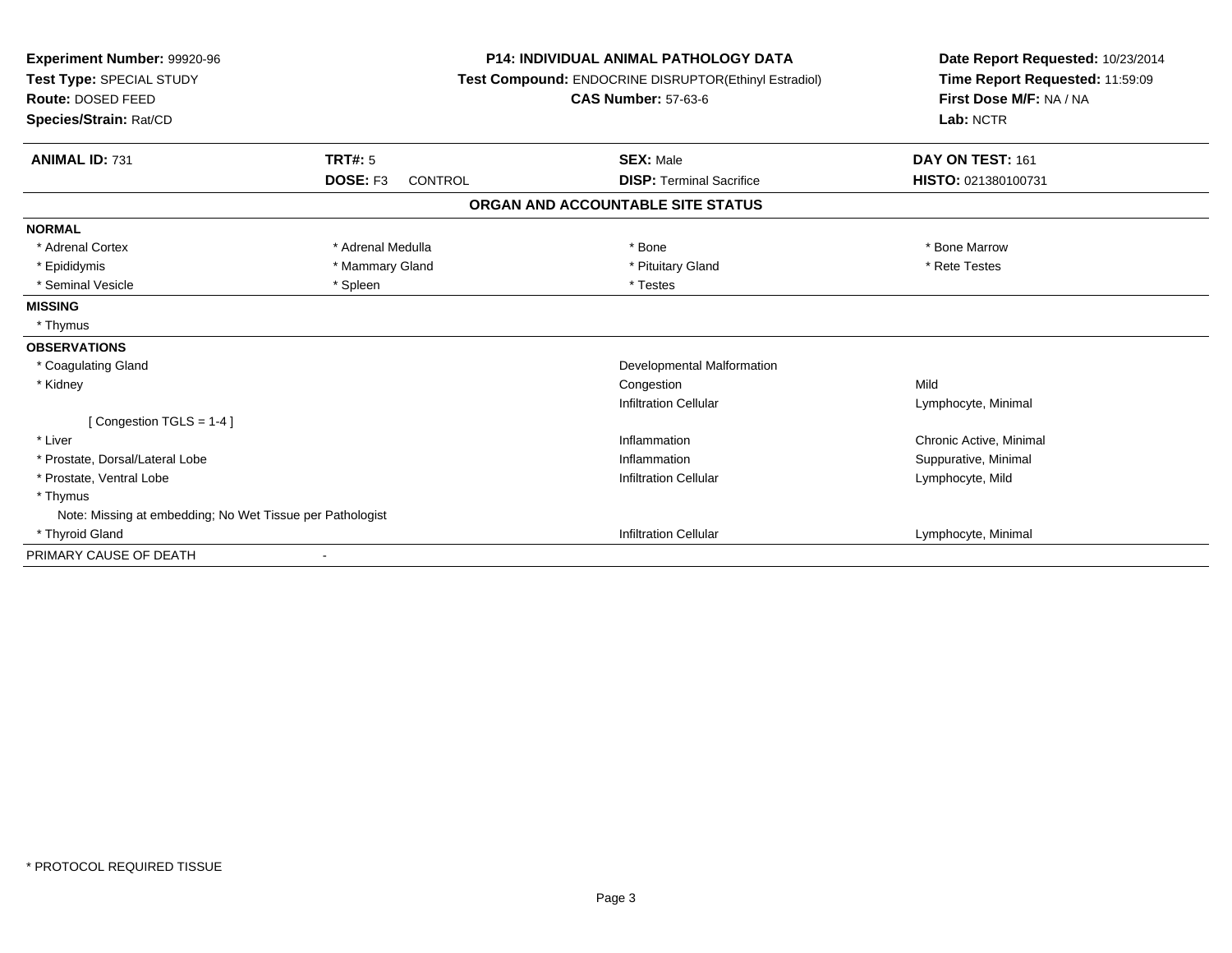**Experiment Number:** 99920-96
**Test Type:** SPECIAL STUDY
**Route:** DOSED FEED
**Species/Strain:** Rat/CD

**P14: INDIVIDUAL ANIMAL PATHOLOGY DATA**
**Test Compound:** ENDOCRINE DISRUPTOR(Ethinyl Estradiol)
**CAS Number:** 57-63-6

**Date Report Requested:** 10/23/2014
**Time Report Requested:** 11:59:09
**First Dose M/F:** NA / NA
**Lab:** NCTR

| **ANIMAL ID:** 731 | **TRT#:** 5 | **SEX:** Male | **DAY ON TEST:** 161 |
|---|---|---|---|
| | **DOSE:** F3 CONTROL | **DISP:** Terminal Sacrifice | **HISTO:** 021380100731 |

## ORGAN AND ACCOUNTABLE SITE STATUS

**NORMAL**

| | | | |
|---|---|---|---|
| * Adrenal Cortex | * Adrenal Medulla | * Bone | * Bone Marrow |
| * Epididymis | * Mammary Gland | * Pituitary Gland | * Rete Testes |
| * Seminal Vesicle | * Spleen | * Testes | |

**MISSING**

* Thymus

**OBSERVATIONS**

| | | |
|---|---|---|
| * Coagulating Gland | Developmental Malformation | |
| * Kidney | Congestion | Mild |
| | Infiltration Cellular | Lymphocyte, Minimal |
| [ Congestion TGLS = 1-4 ] | | |
| * Liver | Inflammation | Chronic Active, Minimal |
| * Prostate, Dorsal/Lateral Lobe | Inflammation | Suppurative, Minimal |
| * Prostate, Ventral Lobe | Infiltration Cellular | Lymphocyte, Mild |
| * Thymus | | |
| Note: Missing at embedding; No Wet Tissue per Pathologist | | |
| * Thyroid Gland | Infiltration Cellular | Lymphocyte, Minimal |

PRIMARY CAUSE OF DEATH -

* PROTOCOL REQUIRED TISSUE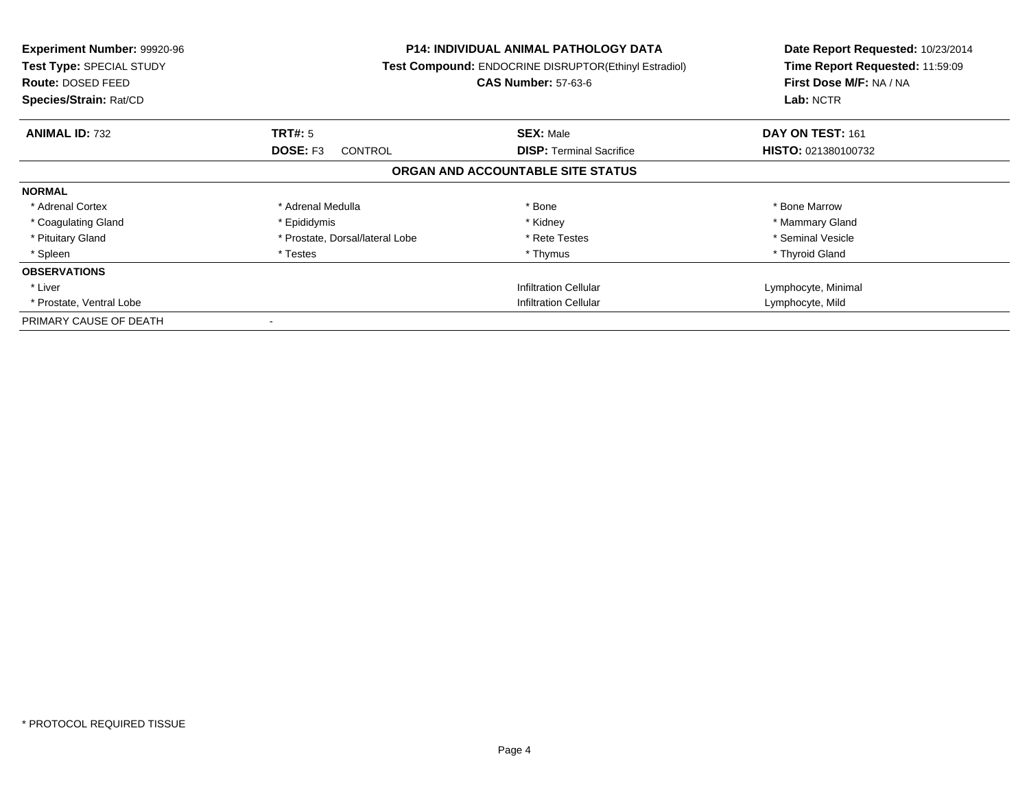**Experiment Number:** 99920-96
**Test Type:** SPECIAL STUDY
**Route:** DOSED FEED
**Species/Strain:** Rat/CD

**P14: INDIVIDUAL ANIMAL PATHOLOGY DATA**
**Test Compound:** ENDOCRINE DISRUPTOR(Ethinyl Estradiol)
**CAS Number:** 57-63-6

**Date Report Requested:** 10/23/2014
**Time Report Requested:** 11:59:09
**First Dose M/F:** NA / NA
**Lab:** NCTR

| **ANIMAL ID:** 732 | **TRT#:** 5 | **SEX:** Male | **DAY ON TEST:** 161 |
|---|---|---|---|
| | **DOSE:** F3 CONTROL | **DISP:** Terminal Sacrifice | **HISTO:** 021380100732 |

## ORGAN AND ACCOUNTABLE SITE STATUS

| | | | |
|---|---|---|---|
| **NORMAL** | | | |
| * Adrenal Cortex | * Adrenal Medulla | * Bone | * Bone Marrow |
| * Coagulating Gland | * Epididymis | * Kidney | * Mammary Gland |
| * Pituitary Gland | * Prostate, Dorsal/lateral Lobe | * Rete Testes | * Seminal Vesicle |
| * Spleen | * Testes | * Thymus | * Thyroid Gland |
| **OBSERVATIONS** | | | |
| * Liver | | Infiltration Cellular | Lymphocyte, Minimal |
| * Prostate, Ventral Lobe | | Infiltration Cellular | Lymphocyte, Mild |
| PRIMARY CAUSE OF DEATH | - | | |

* PROTOCOL REQUIRED TISSUE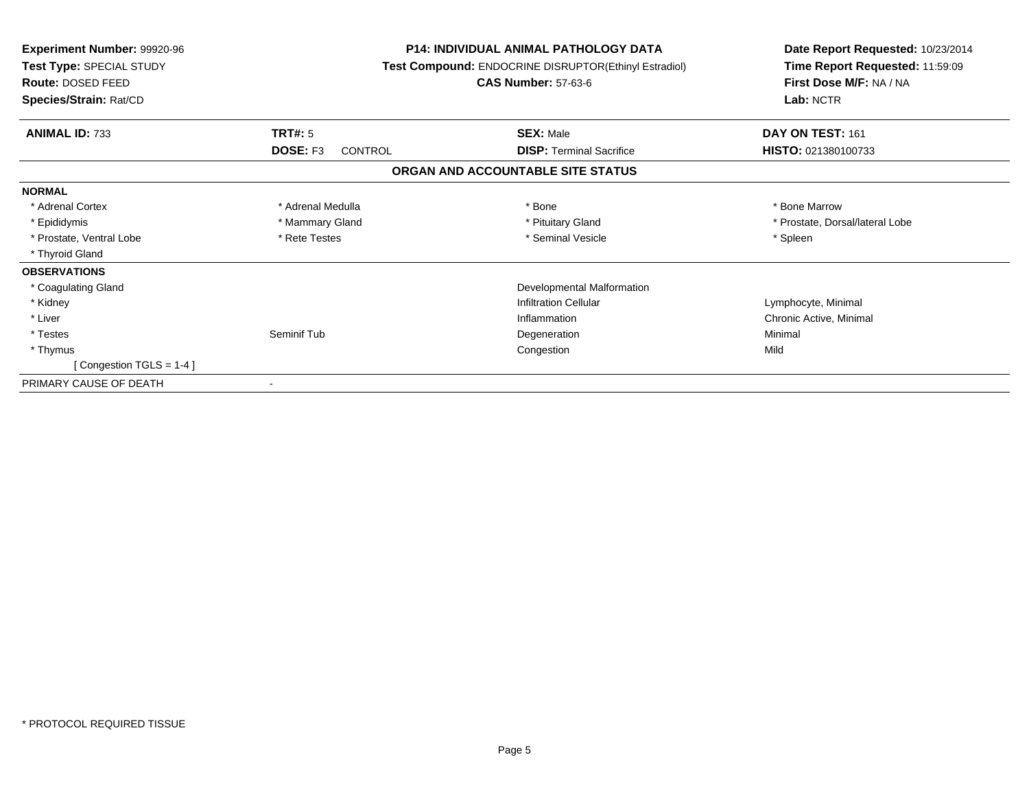**Experiment Number:** 99920-96
**Test Type:** SPECIAL STUDY
**Route:** DOSED FEED
**Species/Strain:** Rat/CD

**P14: INDIVIDUAL ANIMAL PATHOLOGY DATA**
**Test Compound:** ENDOCRINE DISRUPTOR(Ethinyl Estradiol)
**CAS Number:** 57-63-6

**Date Report Requested:** 10/23/2014
**Time Report Requested:** 11:59:09
**First Dose M/F:** NA / NA
**Lab:** NCTR

| **ANIMAL ID:** 733 | **TRT#:** 5 | **SEX:** Male | **DAY ON TEST:** 161 |
|---|---|---|---|
| | **DOSE:** F3 CONTROL | **DISP:** Terminal Sacrifice | **HISTO:** 021380100733 |

## ORGAN AND ACCOUNTABLE SITE STATUS

| | | | |
|---|---|---|---|
| **NORMAL** | | | |
| * Adrenal Cortex | * Adrenal Medulla | * Bone | * Bone Marrow |
| * Epididymis | * Mammary Gland | * Pituitary Gland | * Prostate, Dorsal/lateral Lobe |
| * Prostate, Ventral Lobe | * Rete Testes | * Seminal Vesicle | * Spleen |
| * Thyroid Gland | | | |
| **OBSERVATIONS** | | | |
| * Coagulating Gland | | Developmental Malformation | |
| * Kidney | | Infiltration Cellular | Lymphocyte, Minimal |
| * Liver | | Inflammation | Chronic Active, Minimal |
| * Testes | Seminif Tub | Degeneration | Minimal |
| * Thymus | | Congestion | Mild |
| [ Congestion TGLS = 1-4 ] | | | |
| PRIMARY CAUSE OF DEATH | - | | |

\* PROTOCOL REQUIRED TISSUE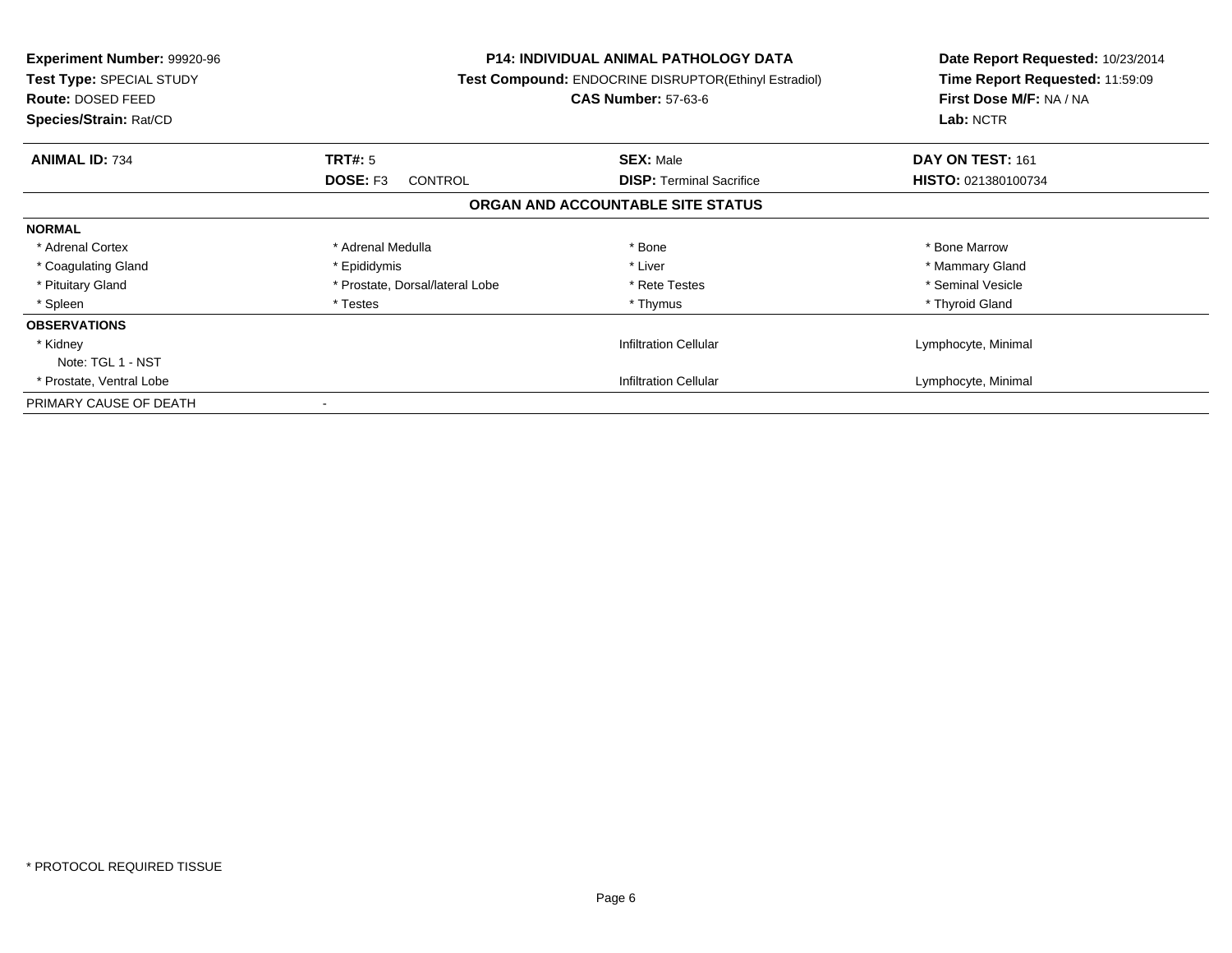**Experiment Number:** 99920-96
**Test Type:** SPECIAL STUDY
**Route:** DOSED FEED
**Species/Strain:** Rat/CD

**P14: INDIVIDUAL ANIMAL PATHOLOGY DATA**
**Test Compound:** ENDOCRINE DISRUPTOR(Ethinyl Estradiol)
**CAS Number:** 57-63-6

**Date Report Requested:** 10/23/2014
**Time Report Requested:** 11:59:09
**First Dose M/F:** NA / NA
**Lab:** NCTR

| **ANIMAL ID:** 734 | **TRT#:** 5 | **SEX:** Male | **DAY ON TEST:** 161 |
|---|---|---|---|
| | **DOSE:** F3 CONTROL | **DISP:** Terminal Sacrifice | **HISTO:** 021380100734 |

**ORGAN AND ACCOUNTABLE SITE STATUS**

| | | | |
|---|---|---|---|
| **NORMAL** | | | |
| * Adrenal Cortex | * Adrenal Medulla | * Bone | * Bone Marrow |
| * Coagulating Gland | * Epididymis | * Liver | * Mammary Gland |
| * Pituitary Gland | * Prostate, Dorsal/lateral Lobe | * Rete Testes | * Seminal Vesicle |
| * Spleen | * Testes | * Thymus | * Thyroid Gland |
| **OBSERVATIONS** | | | |
| * Kidney | | Infiltration Cellular | Lymphocyte, Minimal |
| Note: TGL 1 - NST | | | |
| * Prostate, Ventral Lobe | | Infiltration Cellular | Lymphocyte, Minimal |
| PRIMARY CAUSE OF DEATH | - | | |

* PROTOCOL REQUIRED TISSUE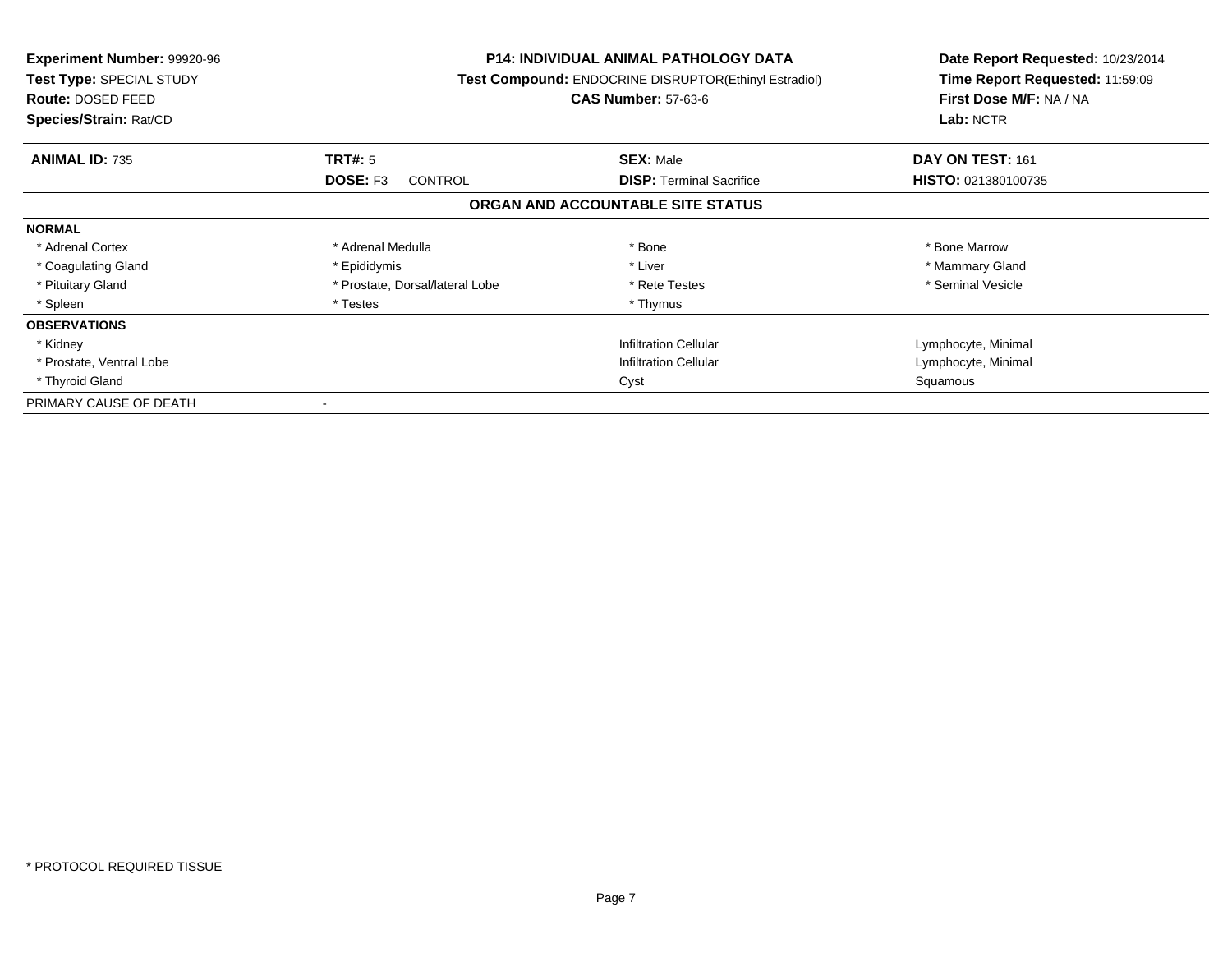**Experiment Number:** 99920-96
**Test Type:** SPECIAL STUDY
**Route:** DOSED FEED
**Species/Strain:** Rat/CD

**P14: INDIVIDUAL ANIMAL PATHOLOGY DATA**
**Test Compound:** ENDOCRINE DISRUPTOR(Ethinyl Estradiol)
**CAS Number:** 57-63-6

**Date Report Requested:** 10/23/2014
**Time Report Requested:** 11:59:09
**First Dose M/F:** NA / NA
**Lab:** NCTR

| **ANIMAL ID:** 735 | **TRT#:** 5 | **SEX:** Male | **DAY ON TEST:** 161 |
|---|---|---|---|
| | **DOSE:** F3 CONTROL | **DISP:** Terminal Sacrifice | **HISTO:** 021380100735 |

## ORGAN AND ACCOUNTABLE SITE STATUS

| | | | |
|---|---|---|---|
| **NORMAL** | | | |
| * Adrenal Cortex | * Adrenal Medulla | * Bone | * Bone Marrow |
| * Coagulating Gland | * Epididymis | * Liver | * Mammary Gland |
| * Pituitary Gland | * Prostate, Dorsal/lateral Lobe | * Rete Testes | * Seminal Vesicle |
| * Spleen | * Testes | * Thymus | |
| **OBSERVATIONS** | | | |
| * Kidney | | Infiltration Cellular | Lymphocyte, Minimal |
| * Prostate, Ventral Lobe | | Infiltration Cellular | Lymphocyte, Minimal |
| * Thyroid Gland | | Cyst | Squamous |
| PRIMARY CAUSE OF DEATH | - | | |

* PROTOCOL REQUIRED TISSUE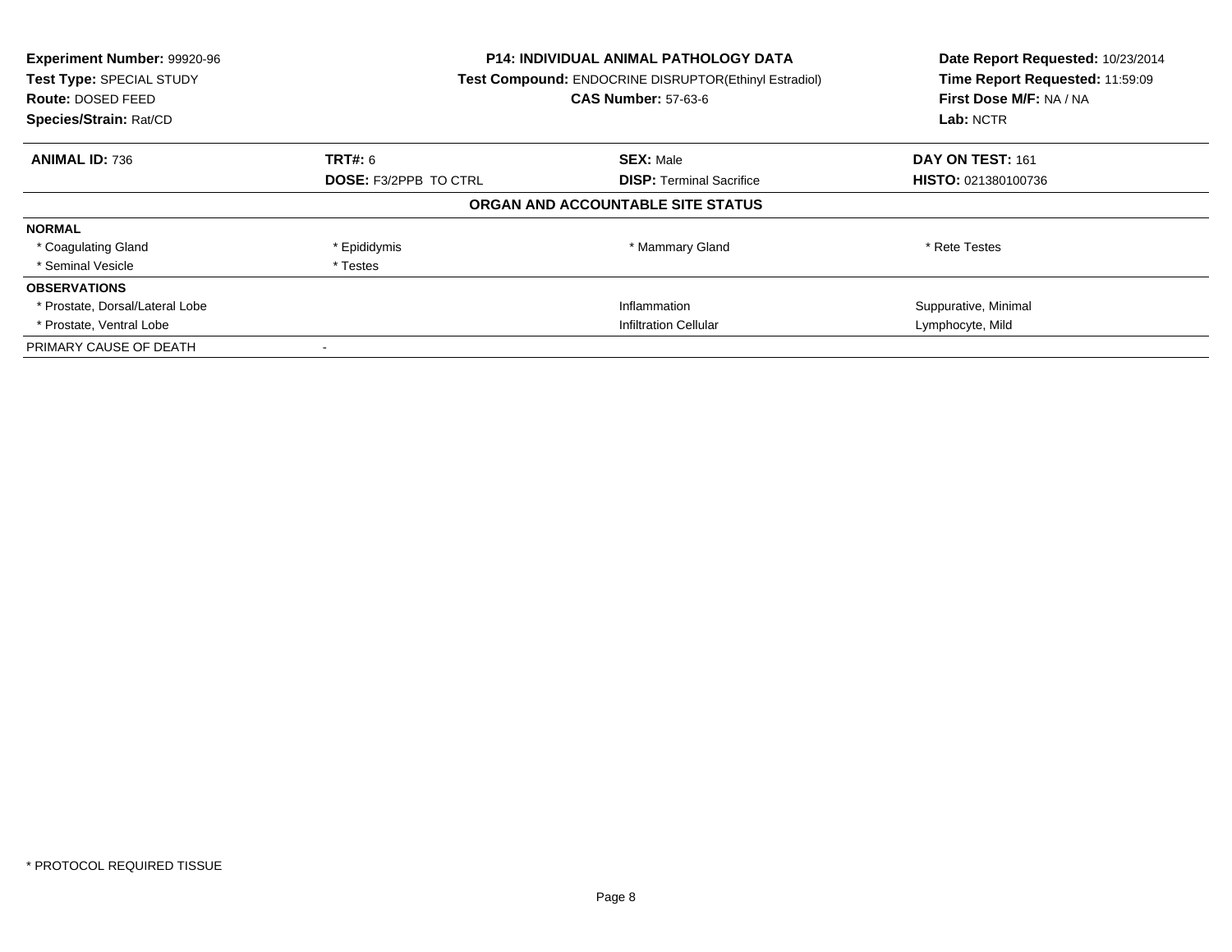**Experiment Number:** 99920-96
**Test Type:** SPECIAL STUDY
**Route:** DOSED FEED
**Species/Strain:** Rat/CD

**P14: INDIVIDUAL ANIMAL PATHOLOGY DATA**
**Test Compound:** ENDOCRINE DISRUPTOR(Ethinyl Estradiol)
**CAS Number:** 57-63-6

**Date Report Requested:** 10/23/2014
**Time Report Requested:** 11:59:09
**First Dose M/F:** NA / NA
**Lab:** NCTR

| **ANIMAL ID:** 736 | **TRT#:** 6 | **SEX:** Male | **DAY ON TEST:** 161 |
|---|---|---|---|
| | **DOSE:** F3/2PPB TO CTRL | **DISP:** Terminal Sacrifice | **HISTO:** 021380100736 |

## ORGAN AND ACCOUNTABLE SITE STATUS

| | | | |
|---|---|---|---|
| **NORMAL** | | | |
| * Coagulating Gland | * Epididymis | * Mammary Gland | * Rete Testes |
| * Seminal Vesicle | * Testes | | |
| **OBSERVATIONS** | | | |
| * Prostate, Dorsal/Lateral Lobe | | Inflammation | Suppurative, Minimal |
| * Prostate, Ventral Lobe | | Infiltration Cellular | Lymphocyte, Mild |
| PRIMARY CAUSE OF DEATH | - | | |

* PROTOCOL REQUIRED TISSUE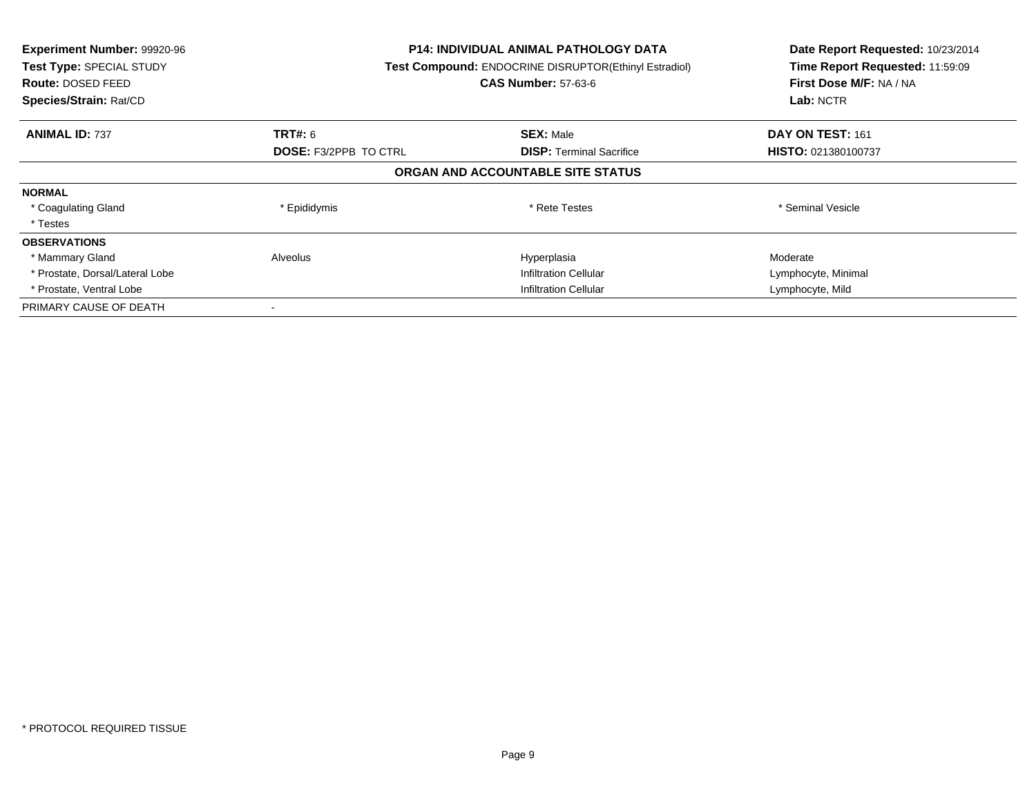**Experiment Number:** 99920-96
**Test Type:** SPECIAL STUDY
**Route:** DOSED FEED
**Species/Strain:** Rat/CD

**P14: INDIVIDUAL ANIMAL PATHOLOGY DATA**
**Test Compound:** ENDOCRINE DISRUPTOR(Ethinyl Estradiol)
**CAS Number:** 57-63-6

**Date Report Requested:** 10/23/2014
**Time Report Requested:** 11:59:09
**First Dose M/F:** NA / NA
**Lab:** NCTR

| **ANIMAL ID:** 737 | **TRT#:** 6 | **SEX:** Male | **DAY ON TEST:** 161 |
|---|---|---|---|
| | **DOSE:** F3/2PPB TO CTRL | **DISP:** Terminal Sacrifice | **HISTO:** 021380100737 |

**ORGAN AND ACCOUNTABLE SITE STATUS**

| | | | |
|---|---|---|---|
| **NORMAL** | | | |
| * Coagulating Gland | * Epididymis | * Rete Testes | * Seminal Vesicle |
| * Testes | | | |
| **OBSERVATIONS** | | | |
| * Mammary Gland | Alveolus | Hyperplasia | Moderate |
| * Prostate, Dorsal/Lateral Lobe | | Infiltration Cellular | Lymphocyte, Minimal |
| * Prostate, Ventral Lobe | | Infiltration Cellular | Lymphocyte, Mild |
| PRIMARY CAUSE OF DEATH | - | | |

* PROTOCOL REQUIRED TISSUE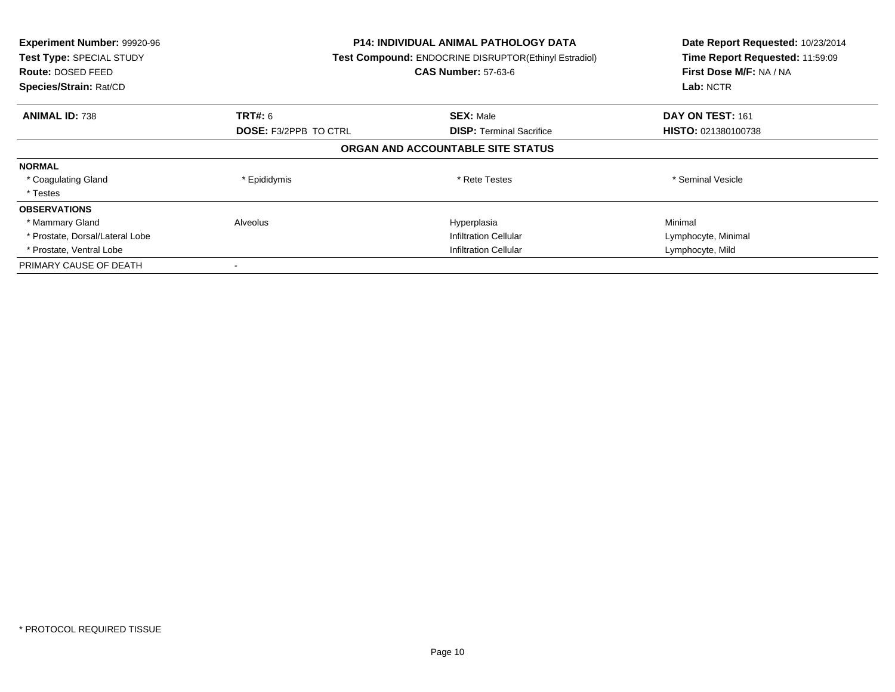**Experiment Number:** 99920-96
**Test Type:** SPECIAL STUDY
**Route:** DOSED FEED
**Species/Strain:** Rat/CD

**P14: INDIVIDUAL ANIMAL PATHOLOGY DATA**
**Test Compound:** ENDOCRINE DISRUPTOR(Ethinyl Estradiol)
**CAS Number:** 57-63-6

**Date Report Requested:** 10/23/2014
**Time Report Requested:** 11:59:09
**First Dose M/F:** NA / NA
**Lab:** NCTR

| **ANIMAL ID:** 738 | **TRT#:** 6 | **SEX:** Male | **DAY ON TEST:** 161 |
|---|---|---|---|
| | **DOSE:** F3/2PPB TO CTRL | **DISP:** Terminal Sacrifice | **HISTO:** 021380100738 |

**ORGAN AND ACCOUNTABLE SITE STATUS**

| | | | |
|---|---|---|---|
| **NORMAL** | | | |
| * Coagulating Gland | * Epididymis | * Rete Testes | * Seminal Vesicle |
| * Testes | | | |
| **OBSERVATIONS** | | | |
| * Mammary Gland | Alveolus | Hyperplasia | Minimal |
| * Prostate, Dorsal/Lateral Lobe | | Infiltration Cellular | Lymphocyte, Minimal |
| * Prostate, Ventral Lobe | | Infiltration Cellular | Lymphocyte, Mild |
| PRIMARY CAUSE OF DEATH | - | | |

* PROTOCOL REQUIRED TISSUE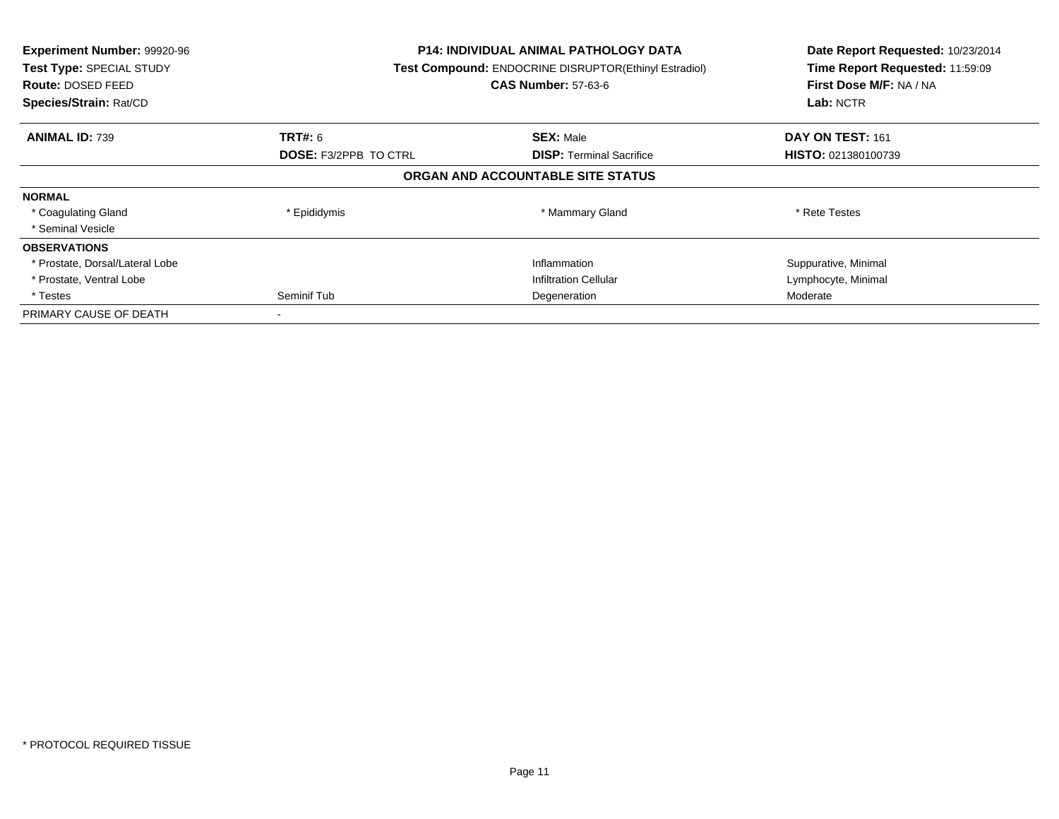**Experiment Number:** 99920-96
**Test Type:** SPECIAL STUDY
**Route:** DOSED FEED
**Species/Strain:** Rat/CD

**P14: INDIVIDUAL ANIMAL PATHOLOGY DATA**
**Test Compound:** ENDOCRINE DISRUPTOR(Ethinyl Estradiol)
**CAS Number:** 57-63-6

**Date Report Requested:** 10/23/2014
**Time Report Requested:** 11:59:09
**First Dose M/F:** NA / NA
**Lab:** NCTR

| **ANIMAL ID:** 739 | **TRT#:** 6 | **SEX:** Male | **DAY ON TEST:** 161 |
|---|---|---|---|
| | **DOSE:** F3/2PPB TO CTRL | **DISP:** Terminal Sacrifice | **HISTO:** 021380100739 |

## ORGAN AND ACCOUNTABLE SITE STATUS

| | | | |
|---|---|---|---|
| **NORMAL** | | | |
| * Coagulating Gland | * Epididymis | * Mammary Gland | * Rete Testes |
| * Seminal Vesicle | | | |
| **OBSERVATIONS** | | | |
| * Prostate, Dorsal/Lateral Lobe | | Inflammation | Suppurative, Minimal |
| * Prostate, Ventral Lobe | | Infiltration Cellular | Lymphocyte, Minimal |
| * Testes | Seminif Tub | Degeneration | Moderate |
| PRIMARY CAUSE OF DEATH | - | | |

* PROTOCOL REQUIRED TISSUE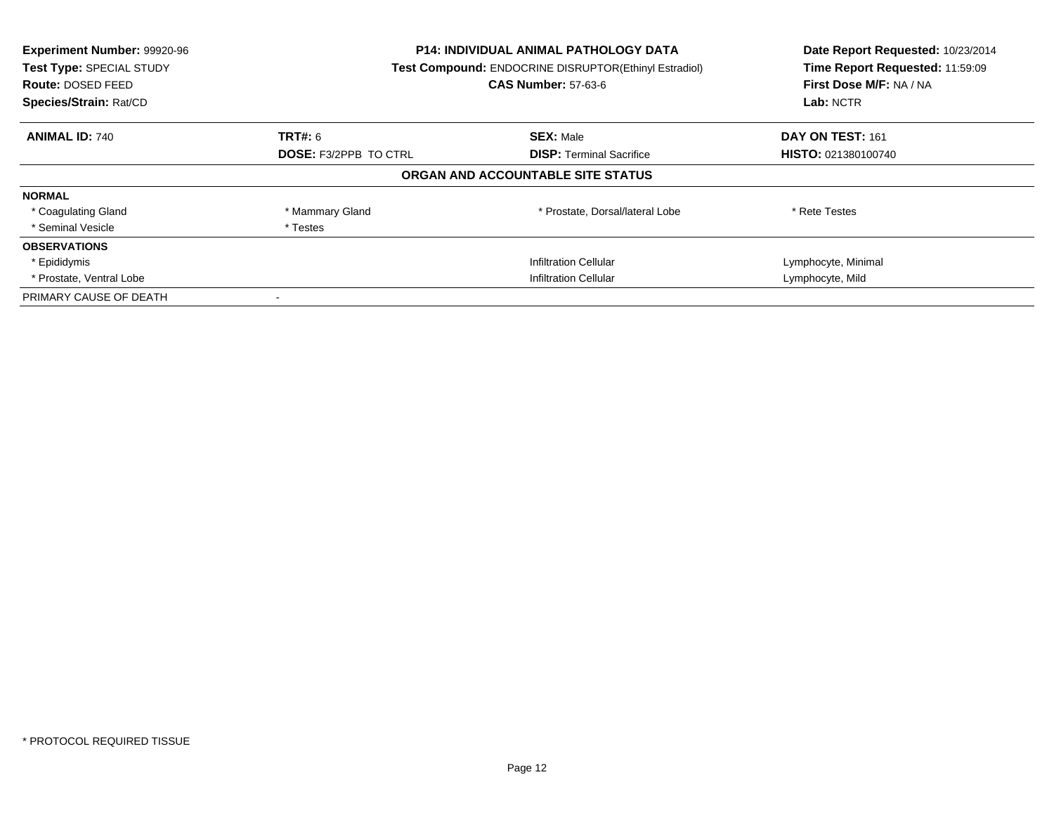**Experiment Number:** 99920-96
**Test Type:** SPECIAL STUDY
**Route:** DOSED FEED
**Species/Strain:** Rat/CD

**P14: INDIVIDUAL ANIMAL PATHOLOGY DATA**
**Test Compound:** ENDOCRINE DISRUPTOR(Ethinyl Estradiol)
**CAS Number:** 57-63-6

**Date Report Requested:** 10/23/2014
**Time Report Requested:** 11:59:09
**First Dose M/F:** NA / NA
**Lab:** NCTR

| **ANIMAL ID:** 740 | **TRT#:** 6 | **SEX:** Male | **DAY ON TEST:** 161 |
|---|---|---|---|
| | **DOSE:** F3/2PPB TO CTRL | **DISP:** Terminal Sacrifice | **HISTO:** 021380100740 |

## ORGAN AND ACCOUNTABLE SITE STATUS

| | | | |
|---|---|---|---|
| **NORMAL** | | | |
| * Coagulating Gland | * Mammary Gland | * Prostate, Dorsal/lateral Lobe | * Rete Testes |
| * Seminal Vesicle | * Testes | | |
| **OBSERVATIONS** | | | |
| * Epididymis | | Infiltration Cellular | Lymphocyte, Minimal |
| * Prostate, Ventral Lobe | | Infiltration Cellular | Lymphocyte, Mild |
| PRIMARY CAUSE OF DEATH | - | | |

* PROTOCOL REQUIRED TISSUE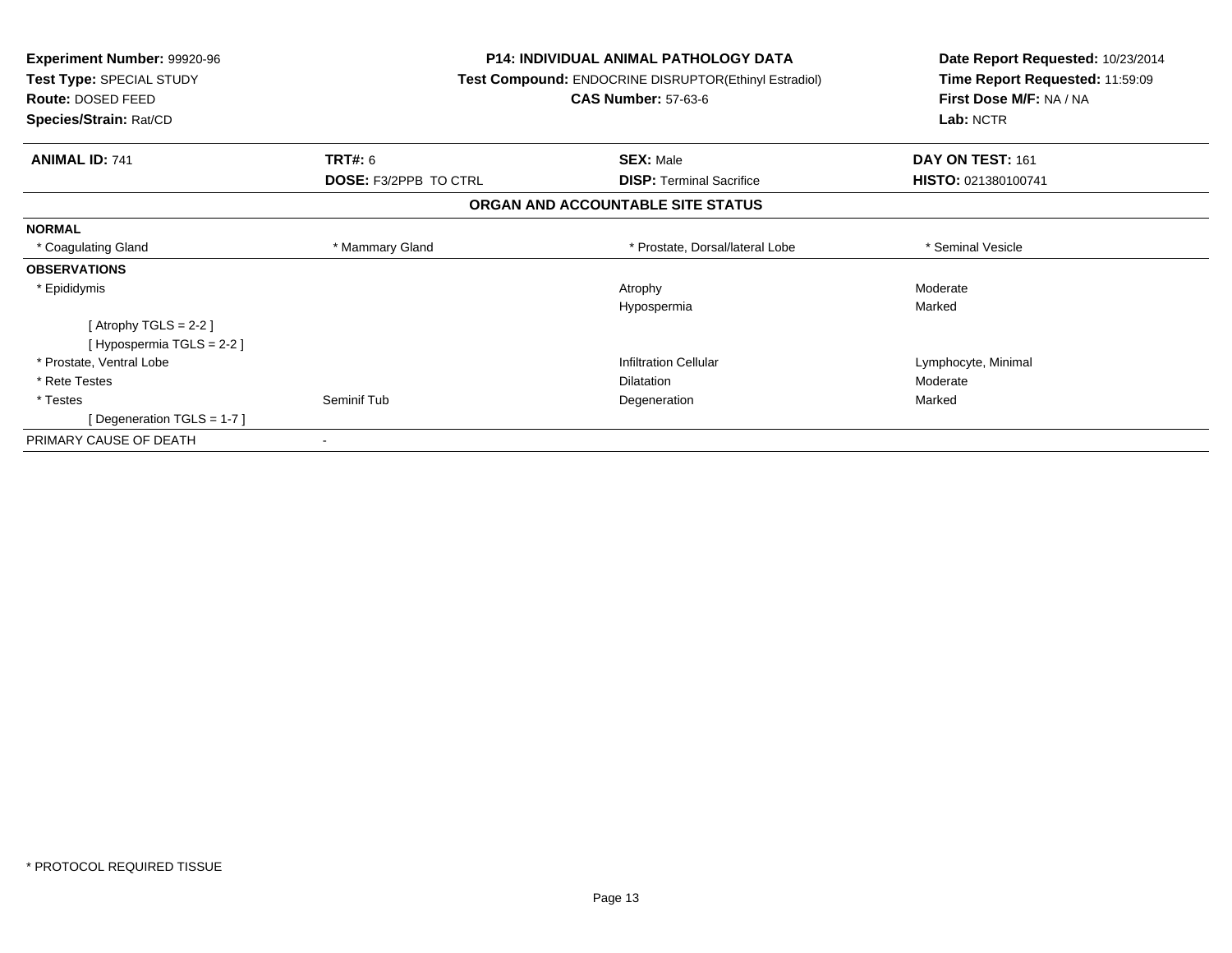**Experiment Number:** 99920-96
**Test Type:** SPECIAL STUDY
**Route:** DOSED FEED
**Species/Strain:** Rat/CD

**P14: INDIVIDUAL ANIMAL PATHOLOGY DATA**
**Test Compound:** ENDOCRINE DISRUPTOR(Ethinyl Estradiol)
**CAS Number:** 57-63-6

**Date Report Requested:** 10/23/2014
**Time Report Requested:** 11:59:09
**First Dose M/F:** NA / NA
**Lab:** NCTR

| **ANIMAL ID:** 741 | **TRT#:** 6 | **SEX:** Male | **DAY ON TEST:** 161 |
|---|---|---|---|
| | **DOSE:** F3/2PPB TO CTRL | **DISP:** Terminal Sacrifice | **HISTO:** 021380100741 |

## ORGAN AND ACCOUNTABLE SITE STATUS

| | | | |
|---|---|---|---|
| **NORMAL** | | | |
| * Coagulating Gland | * Mammary Gland | * Prostate, Dorsal/lateral Lobe | * Seminal Vesicle |
| **OBSERVATIONS** | | | |
| * Epididymis | | Atrophy | Moderate |
| | | Hypospermia | Marked |
| [ Atrophy TGLS = 2-2 ] | | | |
| [ Hypospermia TGLS = 2-2 ] | | | |
| * Prostate, Ventral Lobe | | Infiltration Cellular | Lymphocyte, Minimal |
| * Rete Testes | | Dilatation | Moderate |
| * Testes | Seminif Tub | Degeneration | Marked |
| [ Degeneration TGLS = 1-7 ] | | | |
| PRIMARY CAUSE OF DEATH | - | | |

* PROTOCOL REQUIRED TISSUE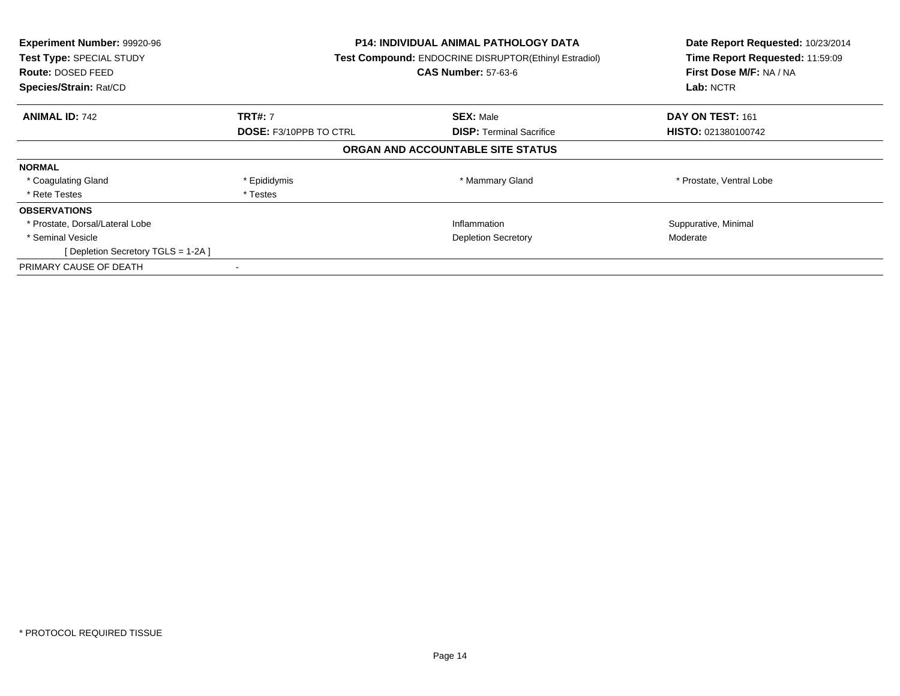**Experiment Number:** 99920-96
**Test Type:** SPECIAL STUDY
**Route:** DOSED FEED
**Species/Strain:** Rat/CD

**P14: INDIVIDUAL ANIMAL PATHOLOGY DATA**
**Test Compound:** ENDOCRINE DISRUPTOR(Ethinyl Estradiol)
**CAS Number:** 57-63-6

**Date Report Requested:** 10/23/2014
**Time Report Requested:** 11:59:09
**First Dose M/F:** NA / NA
**Lab:** NCTR

| **ANIMAL ID:** 742 | **TRT#:** 7 | **SEX:** Male | **DAY ON TEST:** 161 |
|---|---|---|---|
| | **DOSE:** F3/10PPB TO CTRL | **DISP:** Terminal Sacrifice | **HISTO:** 021380100742 |

**ORGAN AND ACCOUNTABLE SITE STATUS**

| | | | |
|---|---|---|---|
| **NORMAL** | | | |
| * Coagulating Gland | * Epididymis | * Mammary Gland | * Prostate, Ventral Lobe |
| * Rete Testes | * Testes | | |
| **OBSERVATIONS** | | | |
| * Prostate, Dorsal/Lateral Lobe | | Inflammation | Suppurative, Minimal |
| * Seminal Vesicle | | Depletion Secretory | Moderate |
| [ Depletion Secretory TGLS = 1-2A ] | | | |
| PRIMARY CAUSE OF DEATH | - | | |

* PROTOCOL REQUIRED TISSUE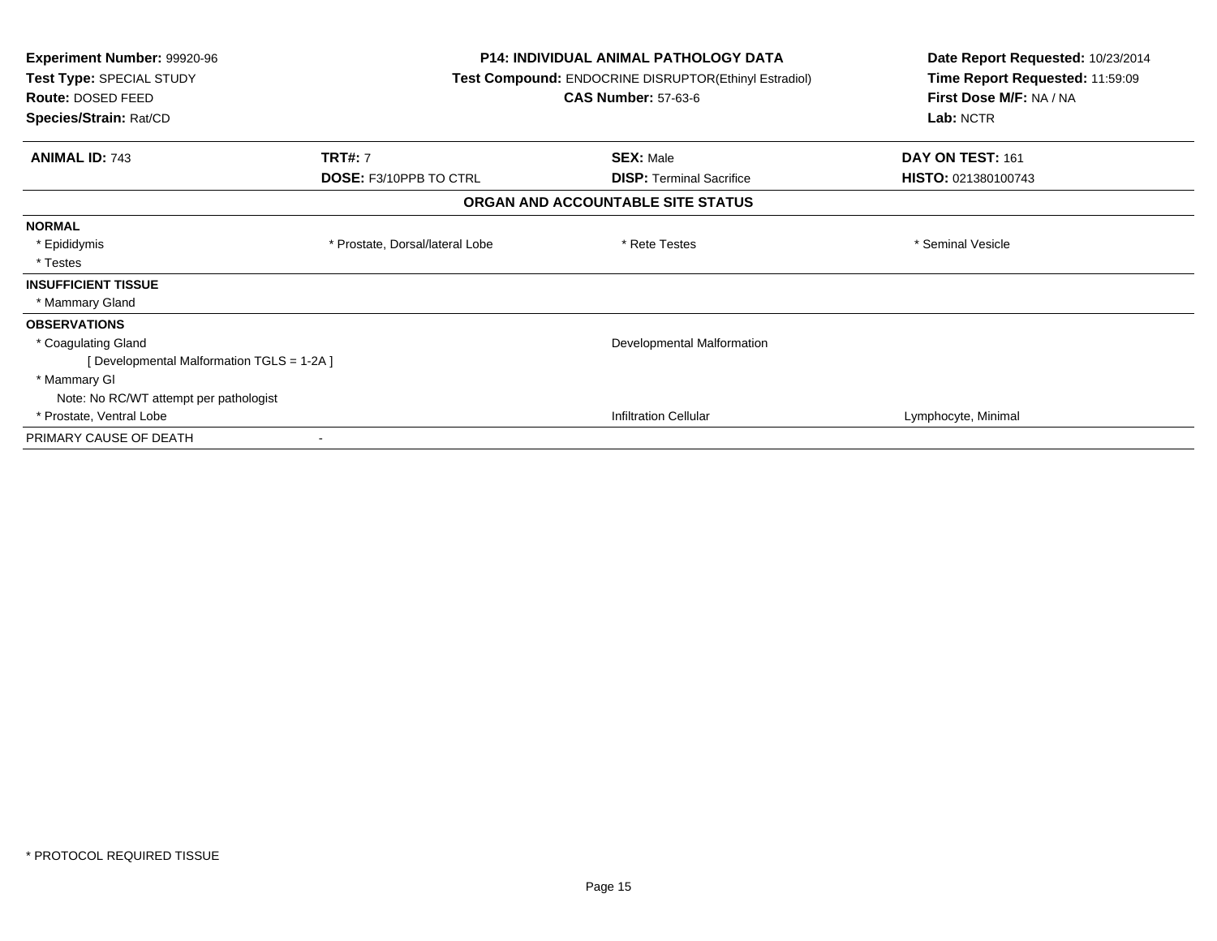| Experiment Number: 99920-96 | P14: INDIVIDUAL ANIMAL PATHOLOGY DATA | Date Report Requested: 10/23/2014 |
|---|---|---|
| Test Type: SPECIAL STUDY | Test Compound: ENDOCRINE DISRUPTOR(Ethinyl Estradiol) | Time Report Requested: 11:59:09 |
| Route: DOSED FEED | CAS Number: 57-63-6 | First Dose M/F: NA / NA |
| Species/Strain: Rat/CD | | Lab: NCTR |

| ANIMAL ID: 743 | TRT#: 7 | SEX: Male | DAY ON TEST: 161 |
|---|---|---|---|
| | DOSE: F3/10PPB TO CTRL | DISP: Terminal Sacrifice | HISTO: 021380100743 |

## ORGAN AND ACCOUNTABLE SITE STATUS

| | | | |
|---|---|---|---|
| **NORMAL** | | | |
| * Epididymis | * Prostate, Dorsal/lateral Lobe | * Rete Testes | * Seminal Vesicle |
| * Testes | | | |
| **INSUFFICIENT TISSUE** | | | |
| * Mammary Gland | | | |
| **OBSERVATIONS** | | | |
| * Coagulating Gland | | Developmental Malformation | |
| [ Developmental Malformation TGLS = 1-2A ] | | | |
| * Mammary Gl | | | |
| Note: No RC/WT attempt per pathologist | | | |
| * Prostate, Ventral Lobe | | Infiltration Cellular | Lymphocyte, Minimal |
| PRIMARY CAUSE OF DEATH | - | | |

* PROTOCOL REQUIRED TISSUE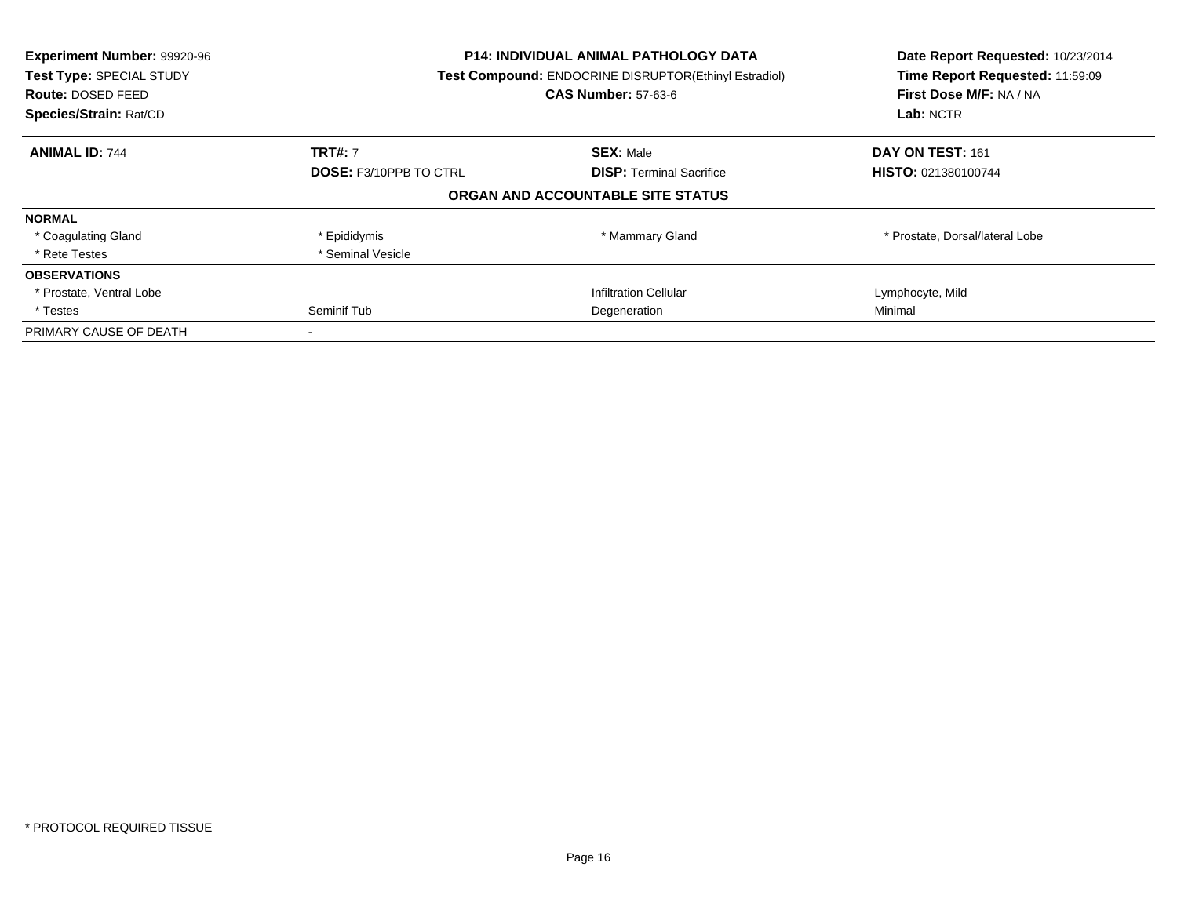| **Experiment Number:** 99920-96 | **P14: INDIVIDUAL ANIMAL PATHOLOGY DATA** | | **Date Report Requested:** 10/23/2014 |
|---|---|---|---|
| **Test Type:** SPECIAL STUDY | **Test Compound:** ENDOCRINE DISRUPTOR(Ethinyl Estradiol) | | **Time Report Requested:** 11:59:09 |
| **Route:** DOSED FEED | **CAS Number:** 57-63-6 | | **First Dose M/F:** NA / NA |
| **Species/Strain:** Rat/CD | | | **Lab:** NCTR |

| **ANIMAL ID:** 744 | **TRT#:** 7 | **SEX:** Male | **DAY ON TEST:** 161 |
|---|---|---|---|
| | **DOSE:** F3/10PPB TO CTRL | **DISP:** Terminal Sacrifice | **HISTO:** 021380100744 |

**ORGAN AND ACCOUNTABLE SITE STATUS**

| | | | |
|---|---|---|---|
| **NORMAL** | | | |
| * Coagulating Gland | * Epididymis | * Mammary Gland | * Prostate, Dorsal/lateral Lobe |
| * Rete Testes | * Seminal Vesicle | | |
| **OBSERVATIONS** | | | |
| * Prostate, Ventral Lobe | | Infiltration Cellular | Lymphocyte, Mild |
| * Testes | Seminif Tub | Degeneration | Minimal |
| PRIMARY CAUSE OF DEATH | - | | |

* PROTOCOL REQUIRED TISSUE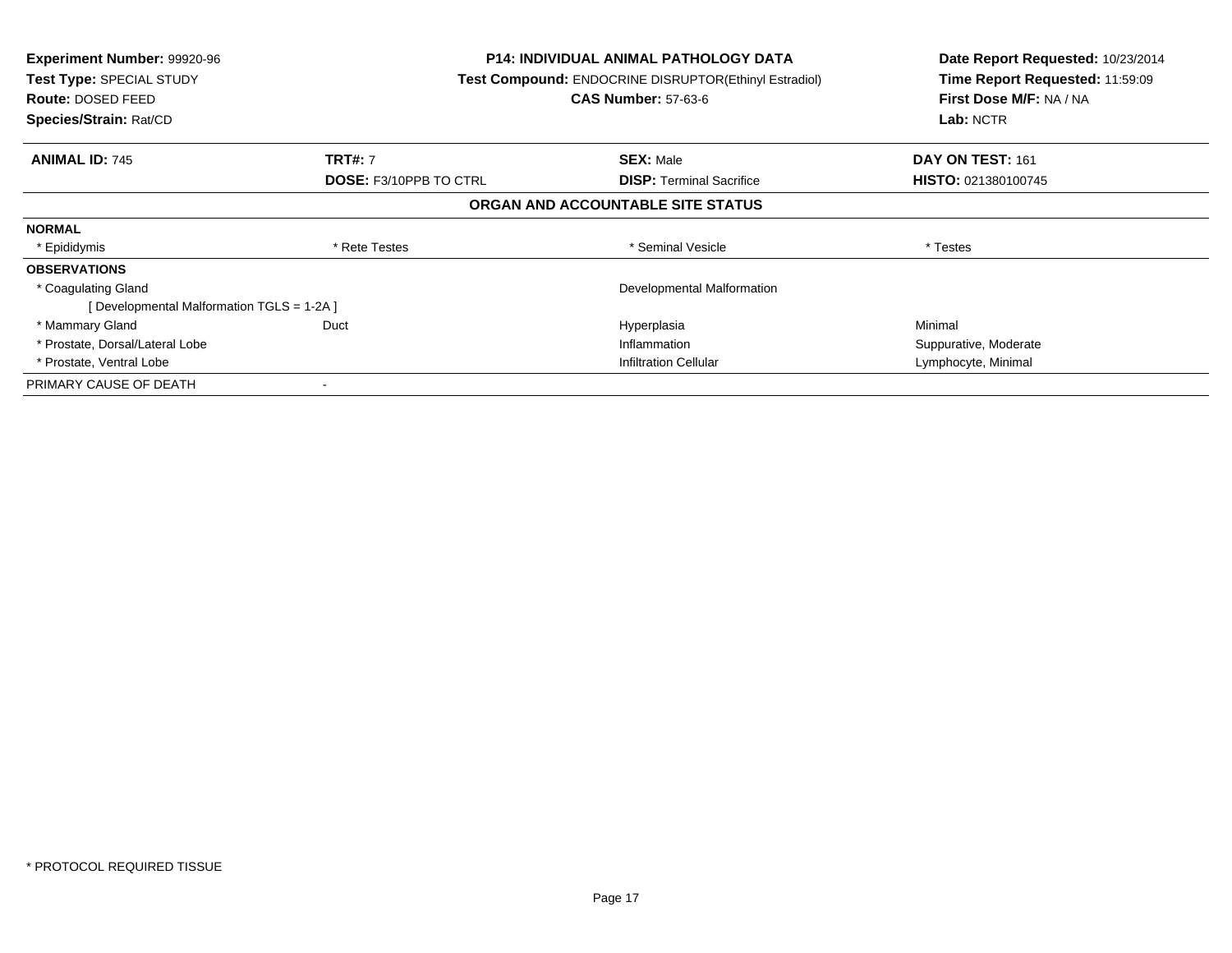**Experiment Number:** 99920-96
**Test Type:** SPECIAL STUDY
**Route:** DOSED FEED
**Species/Strain:** Rat/CD

**P14: INDIVIDUAL ANIMAL PATHOLOGY DATA**
**Test Compound:** ENDOCRINE DISRUPTOR(Ethinyl Estradiol)
**CAS Number:** 57-63-6

**Date Report Requested:** 10/23/2014
**Time Report Requested:** 11:59:09
**First Dose M/F:** NA / NA
**Lab:** NCTR

| **ANIMAL ID:** 745 | **TRT#:** 7 | **SEX:** Male | **DAY ON TEST:** 161 |
|---|---|---|---|
| | **DOSE:** F3/10PPB TO CTRL | **DISP:** Terminal Sacrifice | **HISTO:** 021380100745 |

**ORGAN AND ACCOUNTABLE SITE STATUS**

| | | | |
|---|---|---|---|
| **NORMAL** | | | |
| * Epididymis | * Rete Testes | * Seminal Vesicle | * Testes |
| **OBSERVATIONS** | | | |
| * Coagulating Gland | | Developmental Malformation | |
| [ Developmental Malformation TGLS = 1-2A ] | | | |
| * Mammary Gland | Duct | Hyperplasia | Minimal |
| * Prostate, Dorsal/Lateral Lobe | | Inflammation | Suppurative, Moderate |
| * Prostate, Ventral Lobe | | Infiltration Cellular | Lymphocyte, Minimal |
| PRIMARY CAUSE OF DEATH | - | | |

* PROTOCOL REQUIRED TISSUE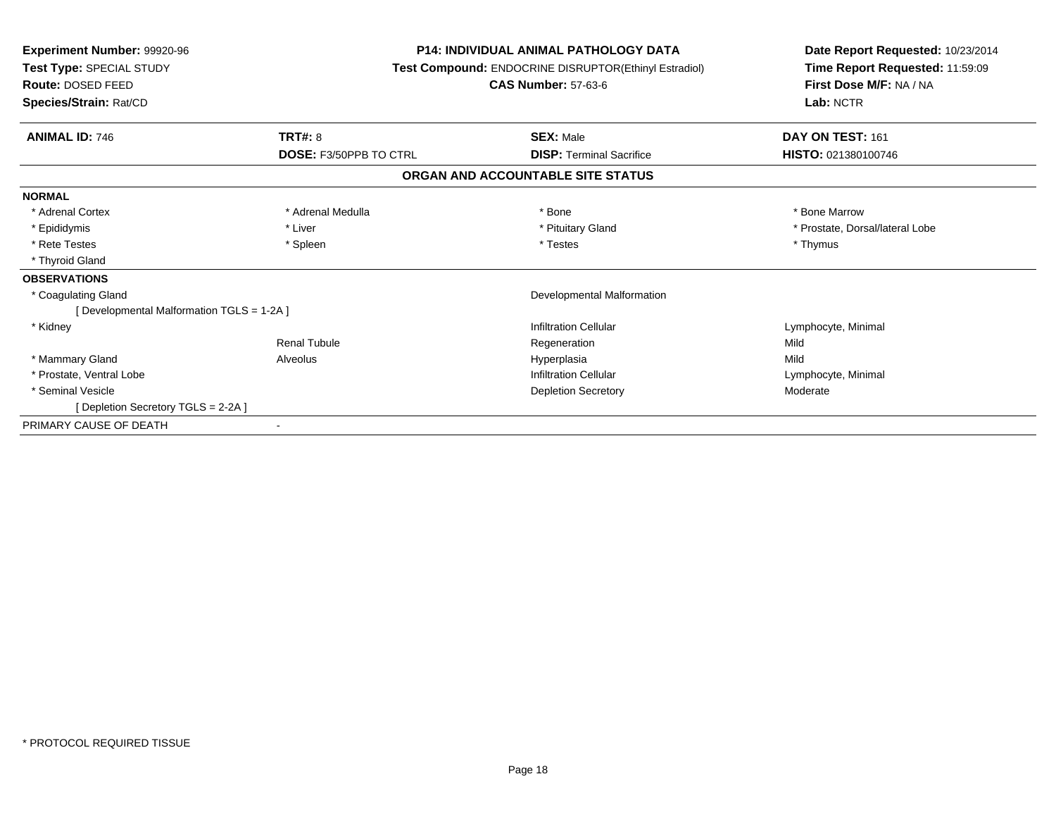**Experiment Number:** 99920-96
**Test Type:** SPECIAL STUDY
**Route:** DOSED FEED
**Species/Strain:** Rat/CD

**P14: INDIVIDUAL ANIMAL PATHOLOGY DATA**
**Test Compound:** ENDOCRINE DISRUPTOR(Ethinyl Estradiol)
**CAS Number:** 57-63-6

**Date Report Requested:** 10/23/2014
**Time Report Requested:** 11:59:09
**First Dose M/F:** NA / NA
**Lab:** NCTR

| **ANIMAL ID:** 746 | **TRT#:** 8 | **SEX:** Male | **DAY ON TEST:** 161 |
|---|---|---|---|
| | **DOSE:** F3/50PPB TO CTRL | **DISP:** Terminal Sacrifice | **HISTO:** 021380100746 |

## ORGAN AND ACCOUNTABLE SITE STATUS

**NORMAL**

| | | | |
|---|---|---|---|
| * Adrenal Cortex | * Adrenal Medulla | * Bone | * Bone Marrow |
| * Epididymis | * Liver | * Pituitary Gland | * Prostate, Dorsal/lateral Lobe |
| * Rete Testes | * Spleen | * Testes | * Thymus |
| * Thyroid Gland | | | |

**OBSERVATIONS**

| | | | |
|---|---|---|---|
| * Coagulating Gland | | Developmental Malformation | |
| [ Developmental Malformation TGLS = 1-2A ] | | | |
| * Kidney | | Infiltration Cellular | Lymphocyte, Minimal |
| | Renal Tubule | Regeneration | Mild |
| * Mammary Gland | Alveolus | Hyperplasia | Mild |
| * Prostate, Ventral Lobe | | Infiltration Cellular | Lymphocyte, Minimal |
| * Seminal Vesicle | | Depletion Secretory | Moderate |
| [ Depletion Secretory TGLS = 2-2A ] | | | |

PRIMARY CAUSE OF DEATH -

* PROTOCOL REQUIRED TISSUE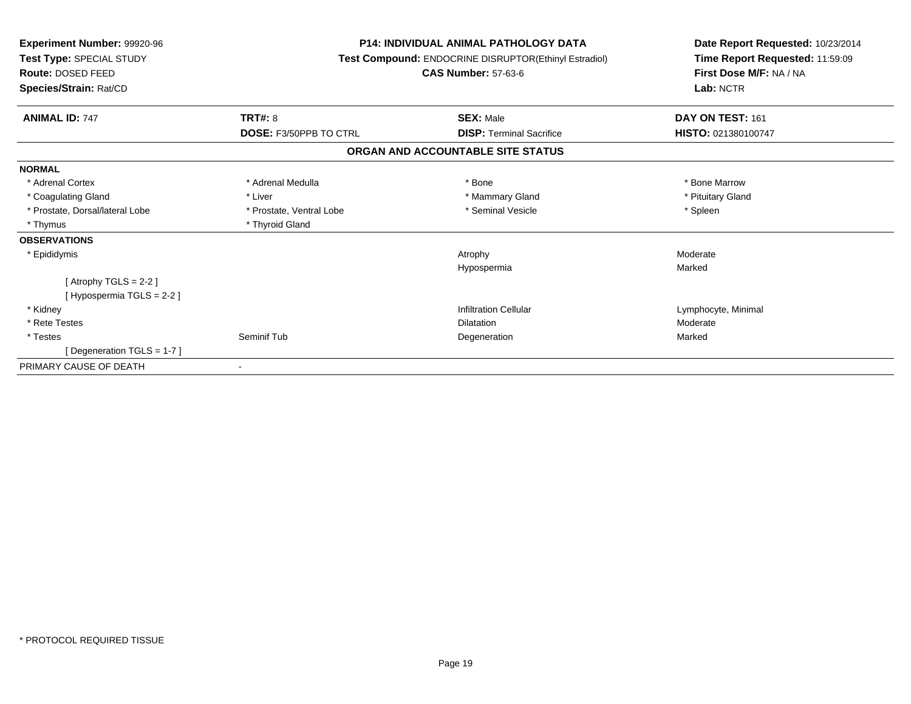**Experiment Number:** 99920-96
**Test Type:** SPECIAL STUDY
**Route:** DOSED FEED
**Species/Strain:** Rat/CD

**P14: INDIVIDUAL ANIMAL PATHOLOGY DATA**
**Test Compound:** ENDOCRINE DISRUPTOR(Ethinyl Estradiol)
**CAS Number:** 57-63-6

**Date Report Requested:** 10/23/2014
**Time Report Requested:** 11:59:09
**First Dose M/F:** NA / NA
**Lab:** NCTR

| **ANIMAL ID:** 747 | **TRT#:** 8 | **SEX:** Male | **DAY ON TEST:** 161 |
|---|---|---|---|
| | **DOSE:** F3/50PPB TO CTRL | **DISP:** Terminal Sacrifice | **HISTO:** 021380100747 |

## ORGAN AND ACCOUNTABLE SITE STATUS

| | | | |
|---|---|---|---|
| **NORMAL** | | | |
| * Adrenal Cortex | * Adrenal Medulla | * Bone | * Bone Marrow |
| * Coagulating Gland | * Liver | * Mammary Gland | * Pituitary Gland |
| * Prostate, Dorsal/lateral Lobe | * Prostate, Ventral Lobe | * Seminal Vesicle | * Spleen |
| * Thymus | * Thyroid Gland | | |
| **OBSERVATIONS** | | | |
| * Epididymis | | Atrophy | Moderate |
| | | Hypospermia | Marked |
| [ Atrophy TGLS = 2-2 ] | | | |
| [ Hypospermia TGLS = 2-2 ] | | | |
| * Kidney | | Infiltration Cellular | Lymphocyte, Minimal |
| * Rete Testes | | Dilatation | Moderate |
| * Testes | Seminif Tub | Degeneration | Marked |
| [ Degeneration TGLS = 1-7 ] | | | |
| PRIMARY CAUSE OF DEATH | - | | |

* PROTOCOL REQUIRED TISSUE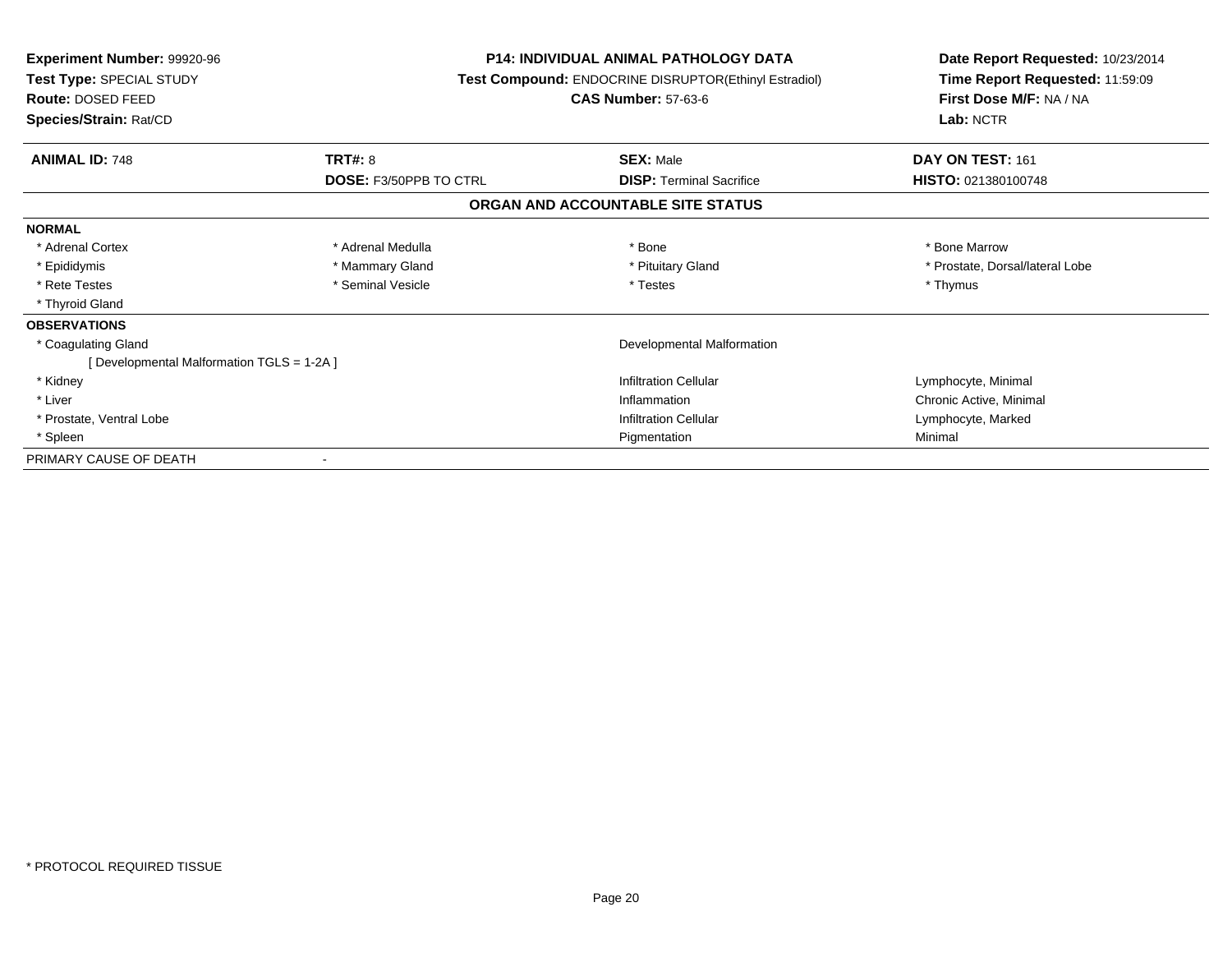**Experiment Number:** 99920-96
**Test Type:** SPECIAL STUDY
**Route:** DOSED FEED
**Species/Strain:** Rat/CD

**P14: INDIVIDUAL ANIMAL PATHOLOGY DATA**
**Test Compound:** ENDOCRINE DISRUPTOR(Ethinyl Estradiol)
**CAS Number:** 57-63-6

**Date Report Requested:** 10/23/2014
**Time Report Requested:** 11:59:09
**First Dose M/F:** NA / NA
**Lab:** NCTR

| **ANIMAL ID:** 748 | **TRT#:** 8 | **SEX:** Male | **DAY ON TEST:** 161 |
|---|---|---|---|
| | **DOSE:** F3/50PPB TO CTRL | **DISP:** Terminal Sacrifice | **HISTO:** 021380100748 |

## ORGAN AND ACCOUNTABLE SITE STATUS

**NORMAL**

| | | | |
|---|---|---|---|
| * Adrenal Cortex | * Adrenal Medulla | * Bone | * Bone Marrow |
| * Epididymis | * Mammary Gland | * Pituitary Gland | * Prostate, Dorsal/lateral Lobe |
| * Rete Testes | * Seminal Vesicle | * Testes | * Thymus |
| * Thyroid Gland | | | |

**OBSERVATIONS**

| | | |
|---|---|---|
| * Coagulating Gland | Developmental Malformation | |
| [ Developmental Malformation TGLS = 1-2A ] | | |
| * Kidney | Infiltration Cellular | Lymphocyte, Minimal |
| * Liver | Inflammation | Chronic Active, Minimal |
| * Prostate, Ventral Lobe | Infiltration Cellular | Lymphocyte, Marked |
| * Spleen | Pigmentation | Minimal |

PRIMARY CAUSE OF DEATH -

\* PROTOCOL REQUIRED TISSUE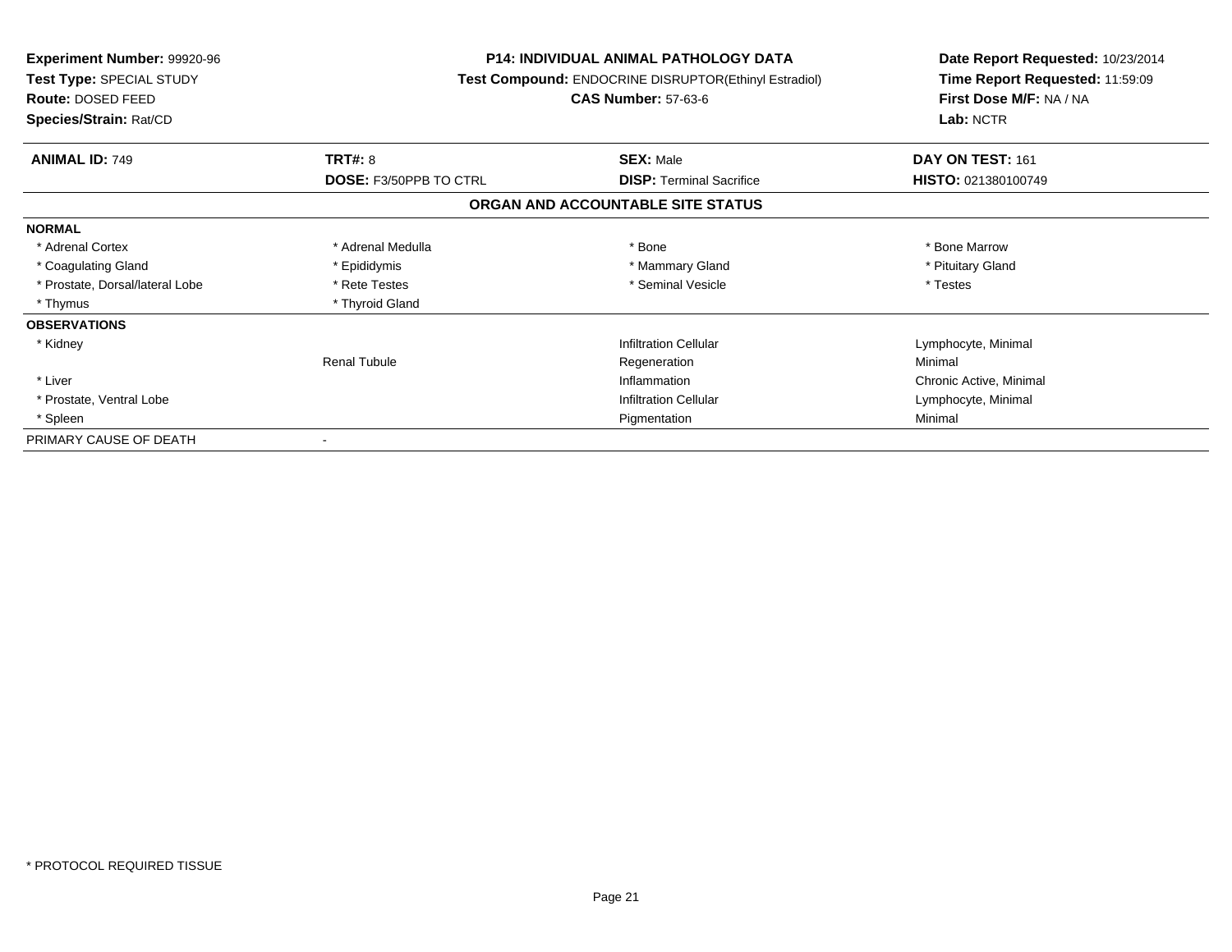**Experiment Number:** 99920-96
**Test Type:** SPECIAL STUDY
**Route:** DOSED FEED
**Species/Strain:** Rat/CD

**P14: INDIVIDUAL ANIMAL PATHOLOGY DATA**
**Test Compound:** ENDOCRINE DISRUPTOR(Ethinyl Estradiol)
**CAS Number:** 57-63-6

**Date Report Requested:** 10/23/2014
**Time Report Requested:** 11:59:09
**First Dose M/F:** NA / NA
**Lab:** NCTR

| **ANIMAL ID:** 749 | **TRT#:** 8 | **SEX:** Male | **DAY ON TEST:** 161 |
|---|---|---|---|
| | **DOSE:** F3/50PPB TO CTRL | **DISP:** Terminal Sacrifice | **HISTO:** 021380100749 |

## ORGAN AND ACCOUNTABLE SITE STATUS

| | | | |
|---|---|---|---|
| **NORMAL** | | | |
| * Adrenal Cortex | * Adrenal Medulla | * Bone | * Bone Marrow |
| * Coagulating Gland | * Epididymis | * Mammary Gland | * Pituitary Gland |
| * Prostate, Dorsal/lateral Lobe | * Rete Testes | * Seminal Vesicle | * Testes |
| * Thymus | * Thyroid Gland | | |
| **OBSERVATIONS** | | | |
| * Kidney | | Infiltration Cellular | Lymphocyte, Minimal |
| | Renal Tubule | Regeneration | Minimal |
| * Liver | | Inflammation | Chronic Active, Minimal |
| * Prostate, Ventral Lobe | | Infiltration Cellular | Lymphocyte, Minimal |
| * Spleen | | Pigmentation | Minimal |
| PRIMARY CAUSE OF DEATH | - | | |

* PROTOCOL REQUIRED TISSUE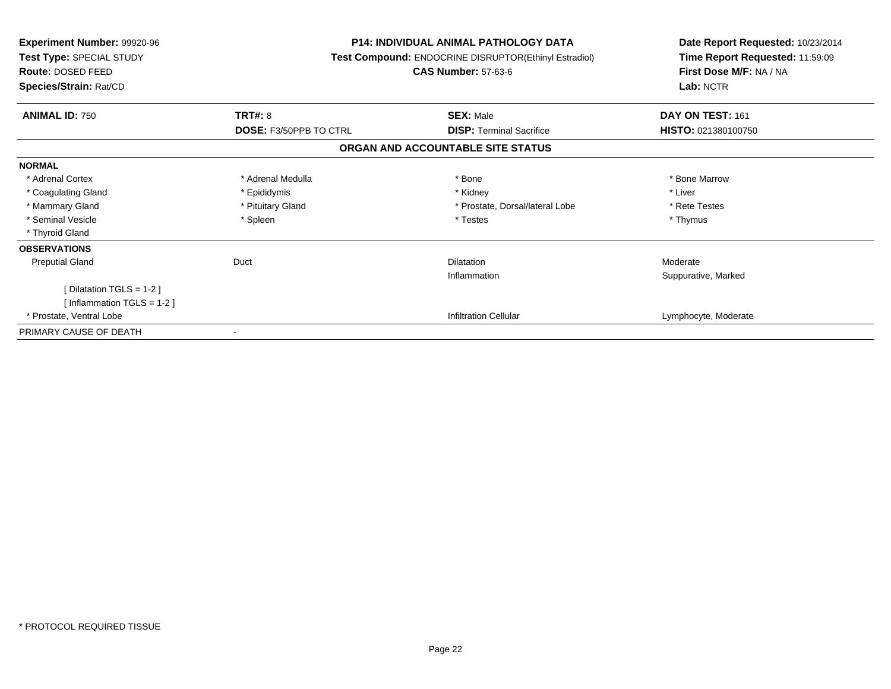**Experiment Number:** 99920-96
**Test Type:** SPECIAL STUDY
**Route:** DOSED FEED
**Species/Strain:** Rat/CD

**P14: INDIVIDUAL ANIMAL PATHOLOGY DATA**
**Test Compound:** ENDOCRINE DISRUPTOR(Ethinyl Estradiol)
**CAS Number:** 57-63-6

**Date Report Requested:** 10/23/2014
**Time Report Requested:** 11:59:09
**First Dose M/F:** NA / NA
**Lab:** NCTR

| **ANIMAL ID:** 750 | **TRT#:** 8 | **SEX:** Male | **DAY ON TEST:** 161 |
|---|---|---|---|
| | **DOSE:** F3/50PPB TO CTRL | **DISP:** Terminal Sacrifice | **HISTO:** 021380100750 |

## ORGAN AND ACCOUNTABLE SITE STATUS

**NORMAL**

| | | | |
|---|---|---|---|
| * Adrenal Cortex | * Adrenal Medulla | * Bone | * Bone Marrow |
| * Coagulating Gland | * Epididymis | * Kidney | * Liver |
| * Mammary Gland | * Pituitary Gland | * Prostate, Dorsal/lateral Lobe | * Rete Testes |
| * Seminal Vesicle | * Spleen | * Testes | * Thymus |
| * Thyroid Gland | | | |

**OBSERVATIONS**

| | | | |
|---|---|---|---|
| Preputial Gland | Duct | Dilatation | Moderate |
| | | Inflammation | Suppurative, Marked |
| [ Dilatation TGLS = 1-2 ] | | | |
| [ Inflammation TGLS = 1-2 ] | | | |
| * Prostate, Ventral Lobe | | Infiltration Cellular | Lymphocyte, Moderate |

PRIMARY CAUSE OF DEATH -

* PROTOCOL REQUIRED TISSUE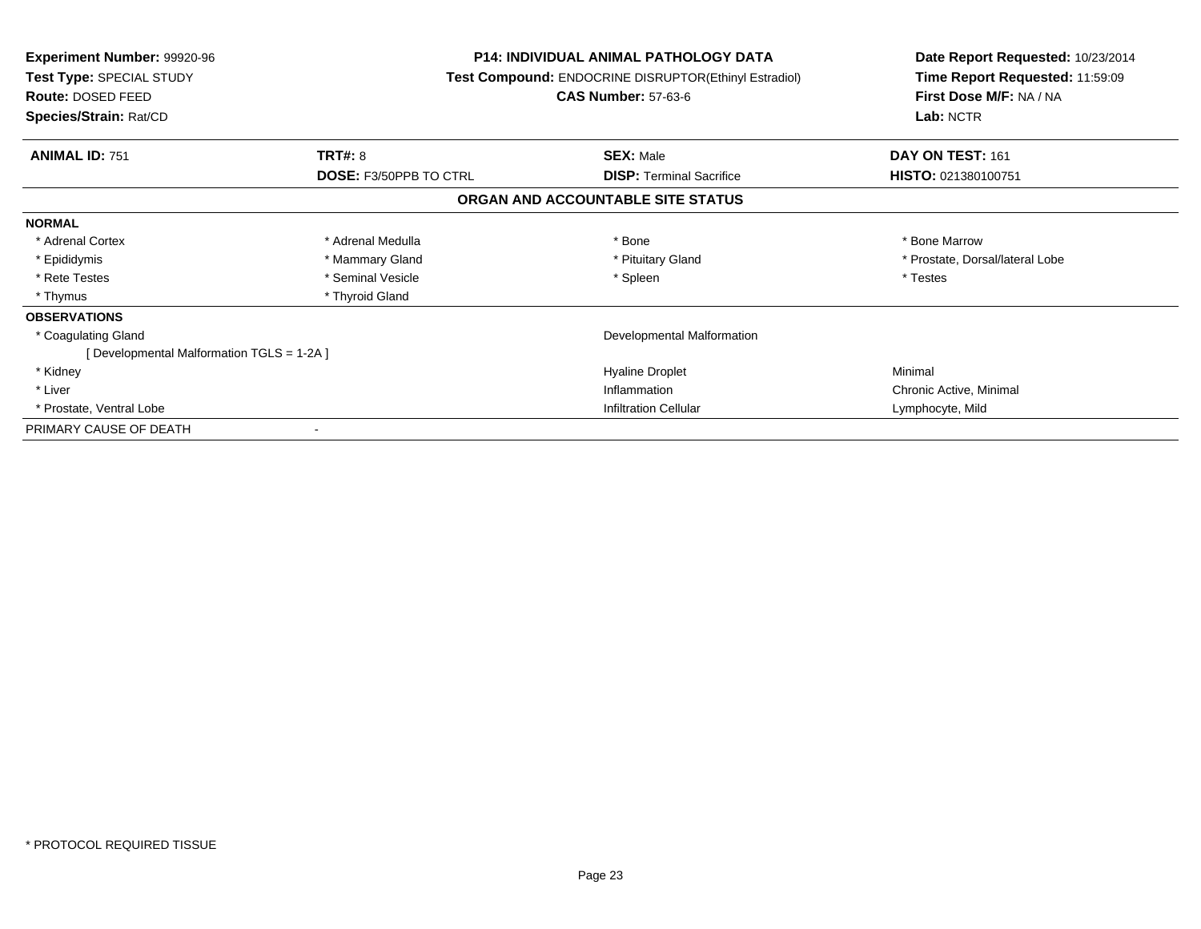**Experiment Number:** 99920-96
**Test Type:** SPECIAL STUDY
**Route:** DOSED FEED
**Species/Strain:** Rat/CD

**P14: INDIVIDUAL ANIMAL PATHOLOGY DATA**
**Test Compound:** ENDOCRINE DISRUPTOR(Ethinyl Estradiol)
**CAS Number:** 57-63-6

**Date Report Requested:** 10/23/2014
**Time Report Requested:** 11:59:09
**First Dose M/F:** NA / NA
**Lab:** NCTR

| **ANIMAL ID:** 751 | **TRT#:** 8 | **SEX:** Male | **DAY ON TEST:** 161 |
|---|---|---|---|
| | **DOSE:** F3/50PPB TO CTRL | **DISP:** Terminal Sacrifice | **HISTO:** 021380100751 |

## ORGAN AND ACCOUNTABLE SITE STATUS

| | | | |
|---|---|---|---|
| **NORMAL** | | | |
| * Adrenal Cortex | * Adrenal Medulla | * Bone | * Bone Marrow |
| * Epididymis | * Mammary Gland | * Pituitary Gland | * Prostate, Dorsal/lateral Lobe |
| * Rete Testes | * Seminal Vesicle | * Spleen | * Testes |
| * Thymus | * Thyroid Gland | | |
| **OBSERVATIONS** | | | |
| * Coagulating Gland | | Developmental Malformation | |
| [ Developmental Malformation TGLS = 1-2A ] | | | |
| * Kidney | | Hyaline Droplet | Minimal |
| * Liver | | Inflammation | Chronic Active, Minimal |
| * Prostate, Ventral Lobe | | Infiltration Cellular | Lymphocyte, Mild |
| PRIMARY CAUSE OF DEATH | - | | |

* PROTOCOL REQUIRED TISSUE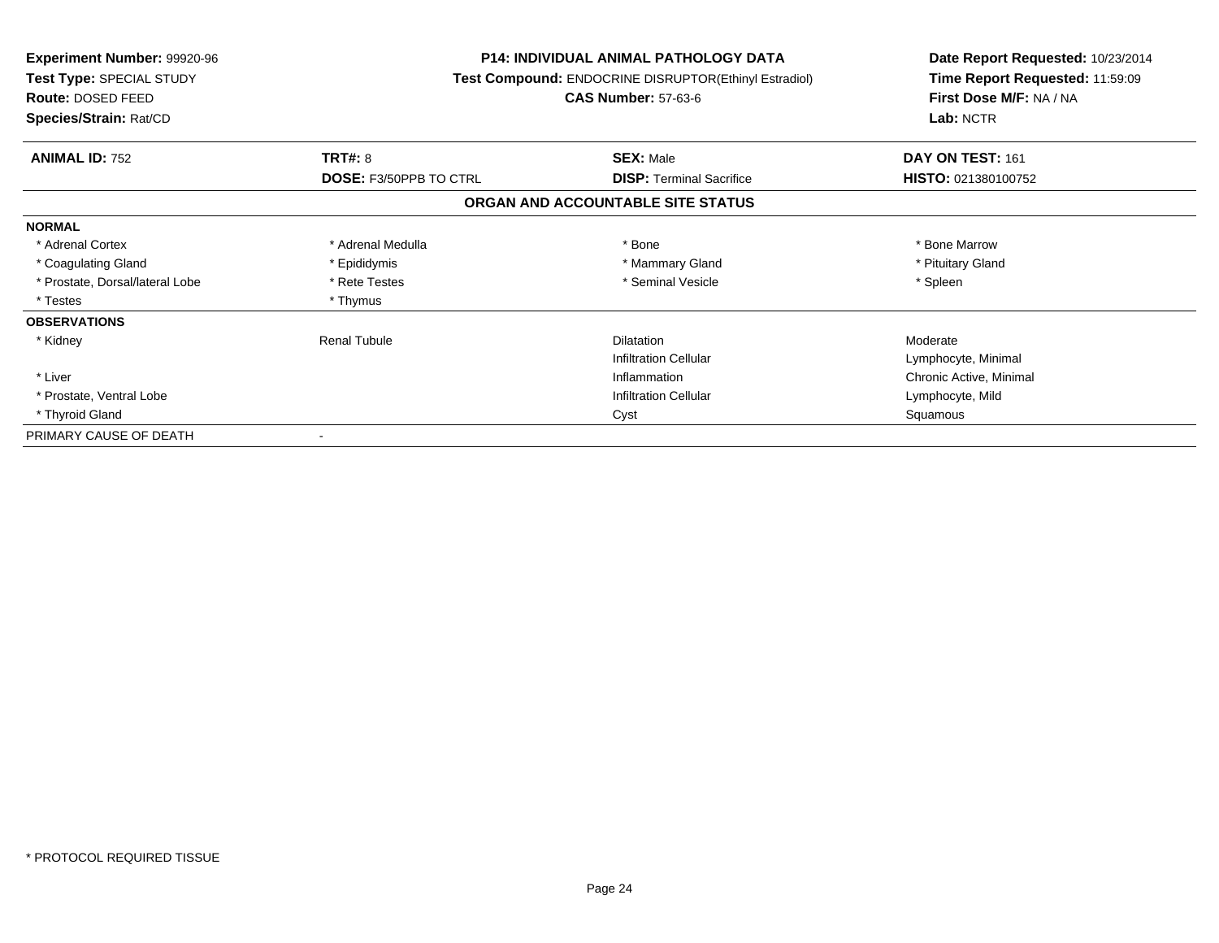**Experiment Number:** 99920-96
**Test Type:** SPECIAL STUDY
**Route:** DOSED FEED
**Species/Strain:** Rat/CD

**P14: INDIVIDUAL ANIMAL PATHOLOGY DATA**
**Test Compound:** ENDOCRINE DISRUPTOR(Ethinyl Estradiol)
**CAS Number:** 57-63-6

**Date Report Requested:** 10/23/2014
**Time Report Requested:** 11:59:09
**First Dose M/F:** NA / NA
**Lab:** NCTR

| **ANIMAL ID:** 752 | **TRT#:** 8 | **SEX:** Male | **DAY ON TEST:** 161 |
|---|---|---|---|
| | **DOSE:** F3/50PPB TO CTRL | **DISP:** Terminal Sacrifice | **HISTO:** 021380100752 |

## ORGAN AND ACCOUNTABLE SITE STATUS

| | | | |
|---|---|---|---|
| **NORMAL** | | | |
| * Adrenal Cortex | * Adrenal Medulla | * Bone | * Bone Marrow |
| * Coagulating Gland | * Epididymis | * Mammary Gland | * Pituitary Gland |
| * Prostate, Dorsal/lateral Lobe | * Rete Testes | * Seminal Vesicle | * Spleen |
| * Testes | * Thymus | | |
| **OBSERVATIONS** | | | |
| * Kidney | Renal Tubule | Dilatation | Moderate |
| | | Infiltration Cellular | Lymphocyte, Minimal |
| * Liver | | Inflammation | Chronic Active, Minimal |
| * Prostate, Ventral Lobe | | Infiltration Cellular | Lymphocyte, Mild |
| * Thyroid Gland | | Cyst | Squamous |
| PRIMARY CAUSE OF DEATH | - | | |

* PROTOCOL REQUIRED TISSUE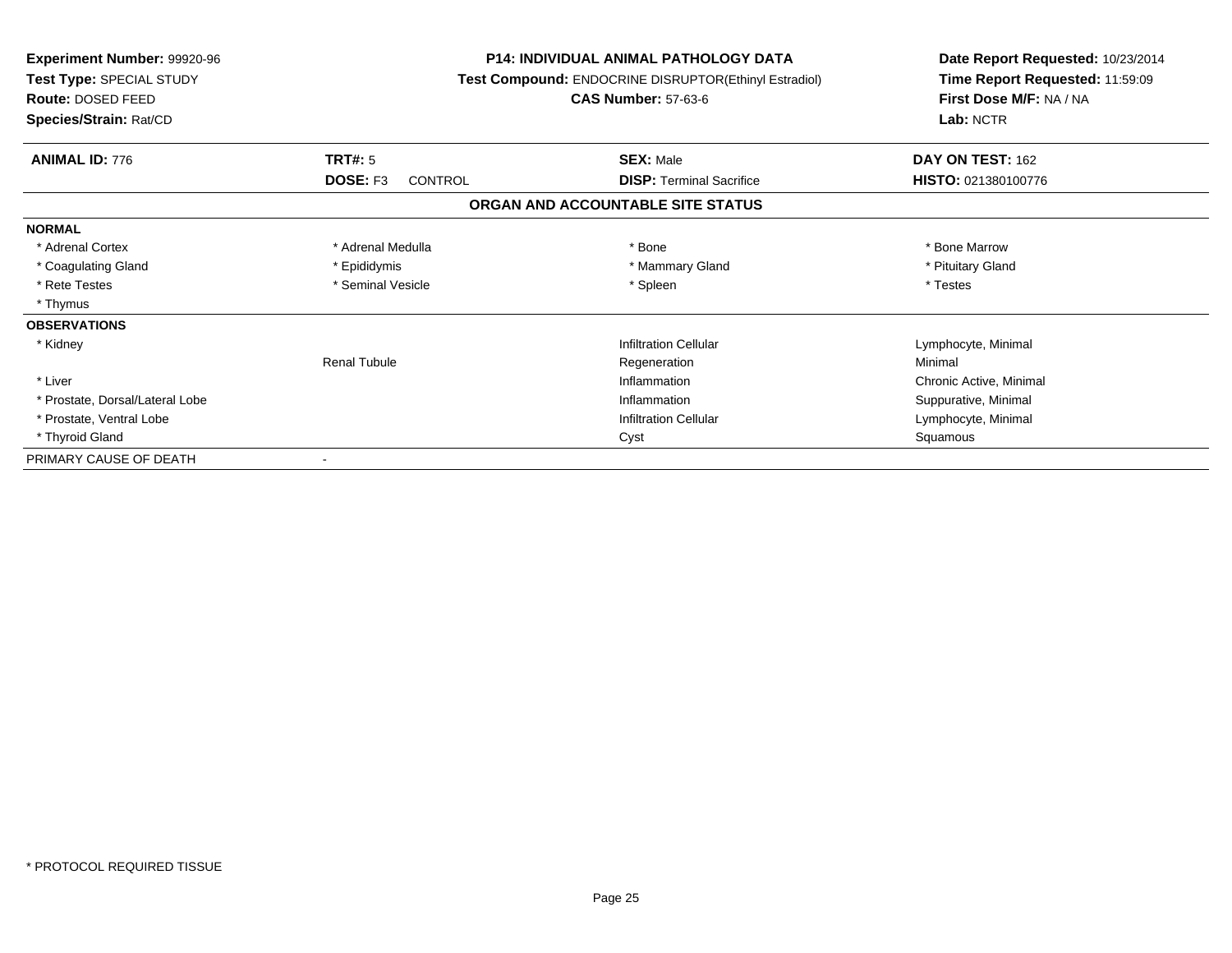**Experiment Number:** 99920-96
**Test Type:** SPECIAL STUDY
**Route:** DOSED FEED
**Species/Strain:** Rat/CD

**P14: INDIVIDUAL ANIMAL PATHOLOGY DATA**
**Test Compound:** ENDOCRINE DISRUPTOR(Ethinyl Estradiol)
**CAS Number:** 57-63-6

**Date Report Requested:** 10/23/2014
**Time Report Requested:** 11:59:09
**First Dose M/F:** NA / NA
**Lab:** NCTR

| **ANIMAL ID:** 776 | **TRT#:** 5 | **SEX:** Male | **DAY ON TEST:** 162 |
|---|---|---|---|
| | **DOSE:** F3 CONTROL | **DISP:** Terminal Sacrifice | **HISTO:** 021380100776 |

## ORGAN AND ACCOUNTABLE SITE STATUS

| | | | |
|---|---|---|---|
| **NORMAL** | | | |
| * Adrenal Cortex | * Adrenal Medulla | * Bone | * Bone Marrow |
| * Coagulating Gland | * Epididymis | * Mammary Gland | * Pituitary Gland |
| * Rete Testes | * Seminal Vesicle | * Spleen | * Testes |
| * Thymus | | | |
| **OBSERVATIONS** | | | |
| * Kidney | | Infiltration Cellular | Lymphocyte, Minimal |
| | Renal Tubule | Regeneration | Minimal |
| * Liver | | Inflammation | Chronic Active, Minimal |
| * Prostate, Dorsal/Lateral Lobe | | Inflammation | Suppurative, Minimal |
| * Prostate, Ventral Lobe | | Infiltration Cellular | Lymphocyte, Minimal |
| * Thyroid Gland | | Cyst | Squamous |
| PRIMARY CAUSE OF DEATH | - | | |

* PROTOCOL REQUIRED TISSUE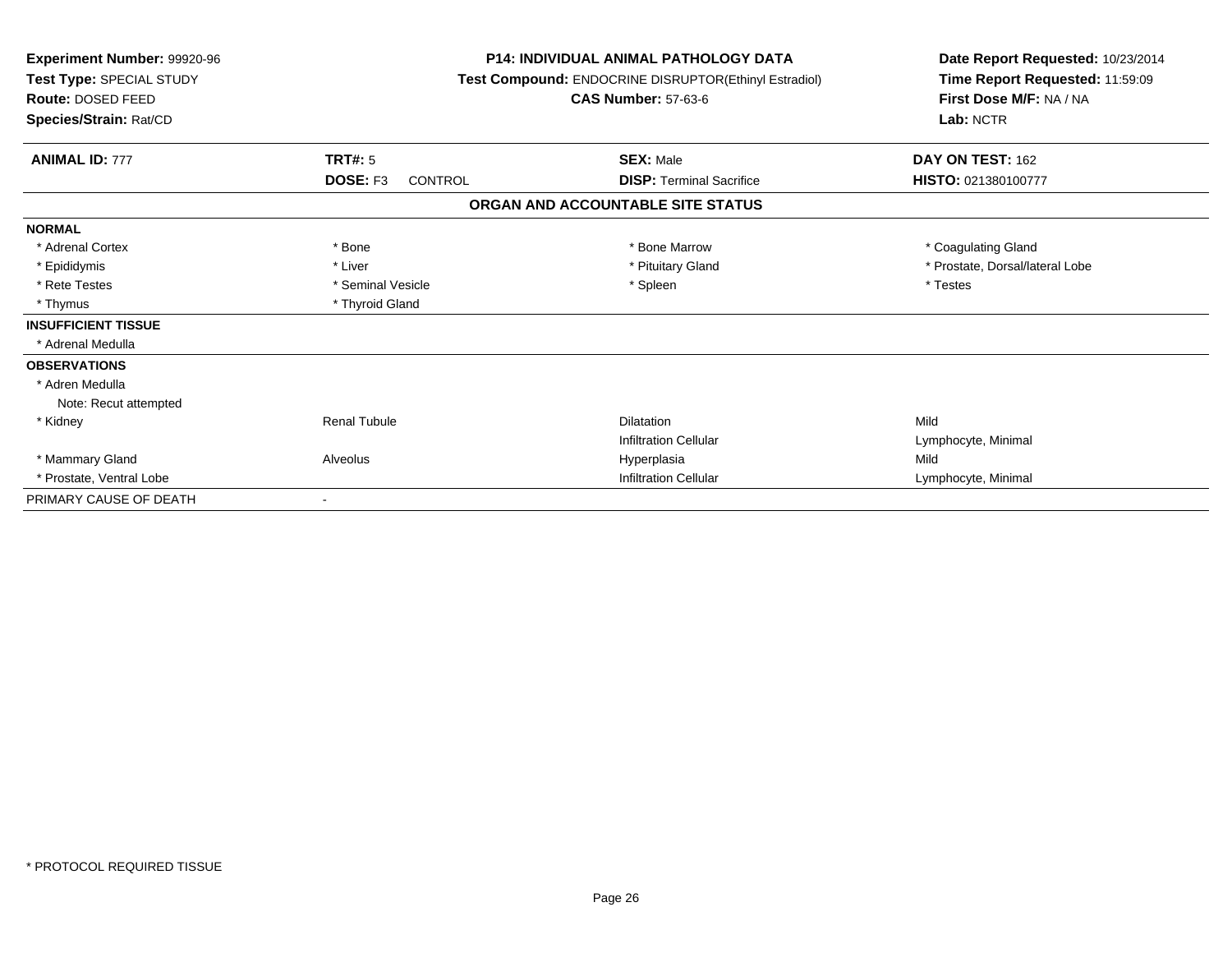**Experiment Number:** 99920-96
**Test Type:** SPECIAL STUDY
**Route:** DOSED FEED
**Species/Strain:** Rat/CD

**P14: INDIVIDUAL ANIMAL PATHOLOGY DATA**
**Test Compound:** ENDOCRINE DISRUPTOR(Ethinyl Estradiol)
**CAS Number:** 57-63-6

**Date Report Requested:** 10/23/2014
**Time Report Requested:** 11:59:09
**First Dose M/F:** NA / NA
**Lab:** NCTR

| **ANIMAL ID:** 777 | **TRT#:** 5 | **SEX:** Male | **DAY ON TEST:** 162 |
|---|---|---|---|
| | **DOSE:** F3 CONTROL | **DISP:** Terminal Sacrifice | **HISTO:** 021380100777 |

## ORGAN AND ACCOUNTABLE SITE STATUS

| | | | |
|---|---|---|---|
| **NORMAL** | | | |
| * Adrenal Cortex | * Bone | * Bone Marrow | * Coagulating Gland |
| * Epididymis | * Liver | * Pituitary Gland | * Prostate, Dorsal/lateral Lobe |
| * Rete Testes | * Seminal Vesicle | * Spleen | * Testes |
| * Thymus | * Thyroid Gland | | |
| **INSUFFICIENT TISSUE** | | | |
| * Adrenal Medulla | | | |
| **OBSERVATIONS** | | | |
| * Adren Medulla | | | |
| Note: Recut attempted | | | |
| * Kidney | Renal Tubule | Dilatation | Mild |
| | | Infiltration Cellular | Lymphocyte, Minimal |
| * Mammary Gland | Alveolus | Hyperplasia | Mild |
| * Prostate, Ventral Lobe | | Infiltration Cellular | Lymphocyte, Minimal |
| PRIMARY CAUSE OF DEATH | - | | |

* PROTOCOL REQUIRED TISSUE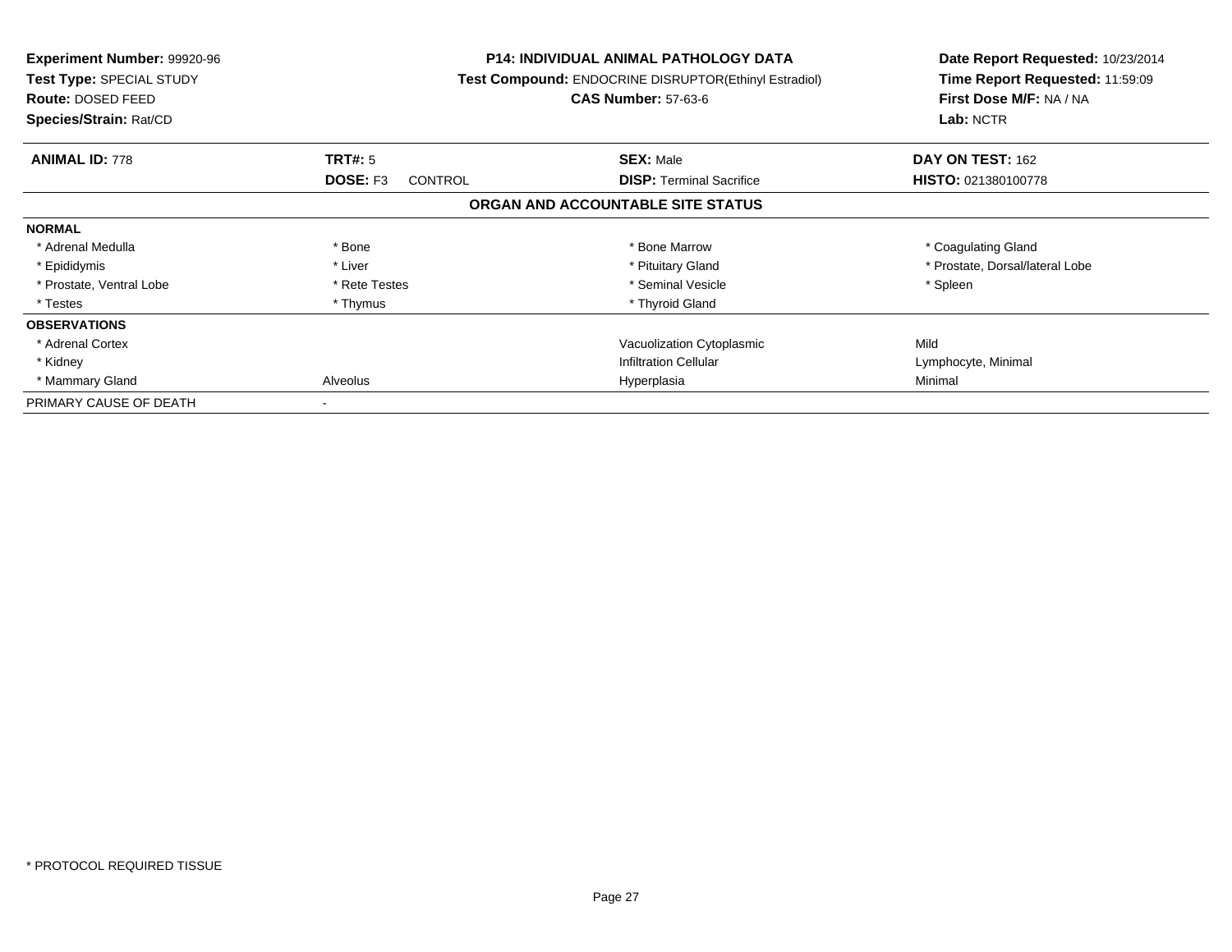**Experiment Number:** 99920-96
**Test Type:** SPECIAL STUDY
**Route:** DOSED FEED
**Species/Strain:** Rat/CD

**P14: INDIVIDUAL ANIMAL PATHOLOGY DATA**
**Test Compound:** ENDOCRINE DISRUPTOR(Ethinyl Estradiol)
**CAS Number:** 57-63-6

**Date Report Requested:** 10/23/2014
**Time Report Requested:** 11:59:09
**First Dose M/F:** NA / NA
**Lab:** NCTR

| **ANIMAL ID:** 778 | **TRT#:** 5 | **SEX:** Male | **DAY ON TEST:** 162 |
|---|---|---|---|
| | **DOSE:** F3 CONTROL | **DISP:** Terminal Sacrifice | **HISTO:** 021380100778 |

## ORGAN AND ACCOUNTABLE SITE STATUS

| | | | |
|---|---|---|---|
| **NORMAL** | | | |
| * Adrenal Medulla | * Bone | * Bone Marrow | * Coagulating Gland |
| * Epididymis | * Liver | * Pituitary Gland | * Prostate, Dorsal/lateral Lobe |
| * Prostate, Ventral Lobe | * Rete Testes | * Seminal Vesicle | * Spleen |
| * Testes | * Thymus | * Thyroid Gland | |
| **OBSERVATIONS** | | | |
| * Adrenal Cortex | | Vacuolization Cytoplasmic | Mild |
| * Kidney | | Infiltration Cellular | Lymphocyte, Minimal |
| * Mammary Gland | Alveolus | Hyperplasia | Minimal |
| PRIMARY CAUSE OF DEATH | - | | |

* PROTOCOL REQUIRED TISSUE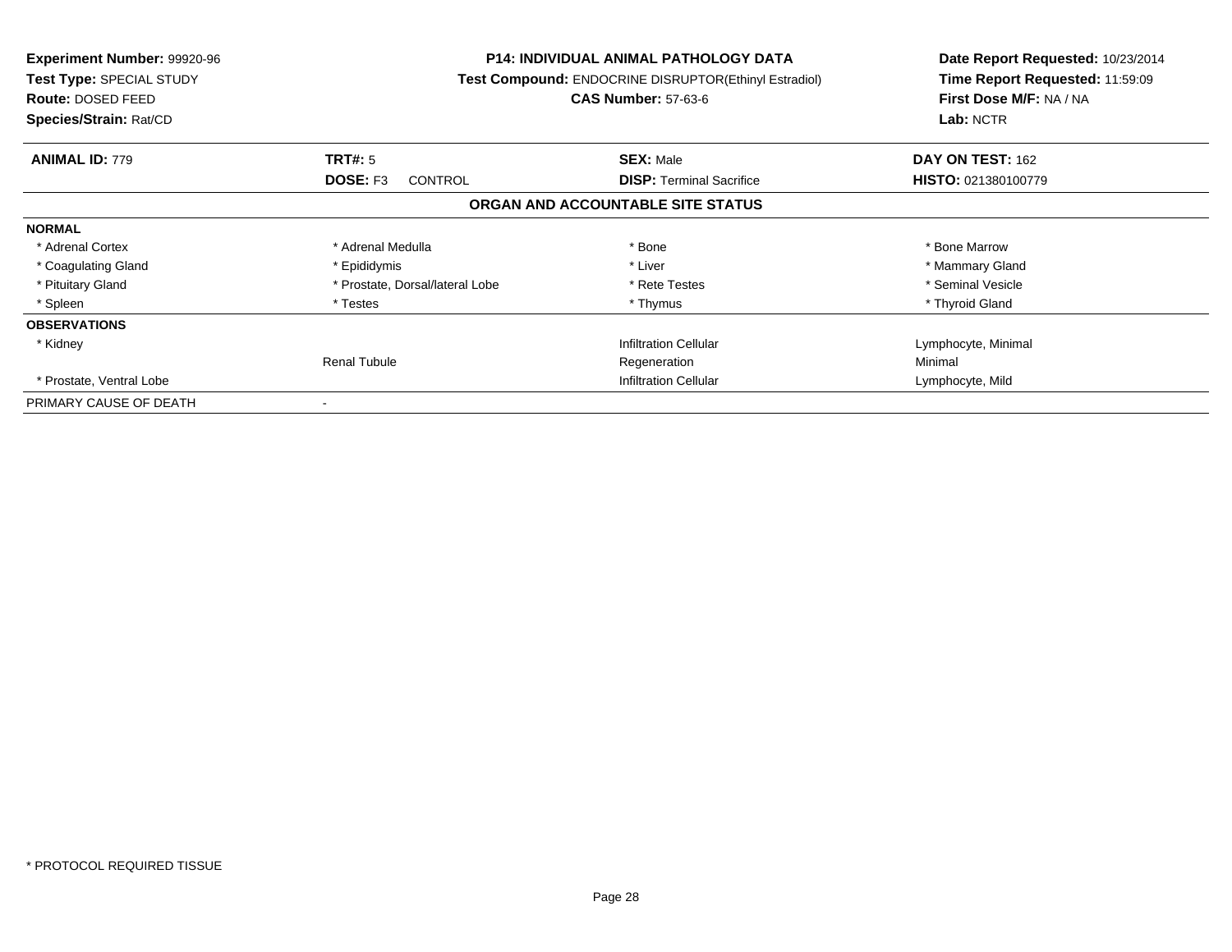**Experiment Number:** 99920-96
**Test Type:** SPECIAL STUDY
**Route:** DOSED FEED
**Species/Strain:** Rat/CD

**P14: INDIVIDUAL ANIMAL PATHOLOGY DATA**
**Test Compound:** ENDOCRINE DISRUPTOR(Ethinyl Estradiol)
**CAS Number:** 57-63-6

**Date Report Requested:** 10/23/2014
**Time Report Requested:** 11:59:09
**First Dose M/F:** NA / NA
**Lab:** NCTR

| **ANIMAL ID:** 779 | **TRT#:** 5 | **SEX:** Male | **DAY ON TEST:** 162 |
|---|---|---|---|
| | **DOSE:** F3 CONTROL | **DISP:** Terminal Sacrifice | **HISTO:** 021380100779 |

**ORGAN AND ACCOUNTABLE SITE STATUS**

| | | | |
|---|---|---|---|
| **NORMAL** | | | |
| * Adrenal Cortex | * Adrenal Medulla | * Bone | * Bone Marrow |
| * Coagulating Gland | * Epididymis | * Liver | * Mammary Gland |
| * Pituitary Gland | * Prostate, Dorsal/lateral Lobe | * Rete Testes | * Seminal Vesicle |
| * Spleen | * Testes | * Thymus | * Thyroid Gland |
| **OBSERVATIONS** | | | |
| * Kidney | | Infiltration Cellular | Lymphocyte, Minimal |
| | Renal Tubule | Regeneration | Minimal |
| * Prostate, Ventral Lobe | | Infiltration Cellular | Lymphocyte, Mild |
| PRIMARY CAUSE OF DEATH | - | | |

* PROTOCOL REQUIRED TISSUE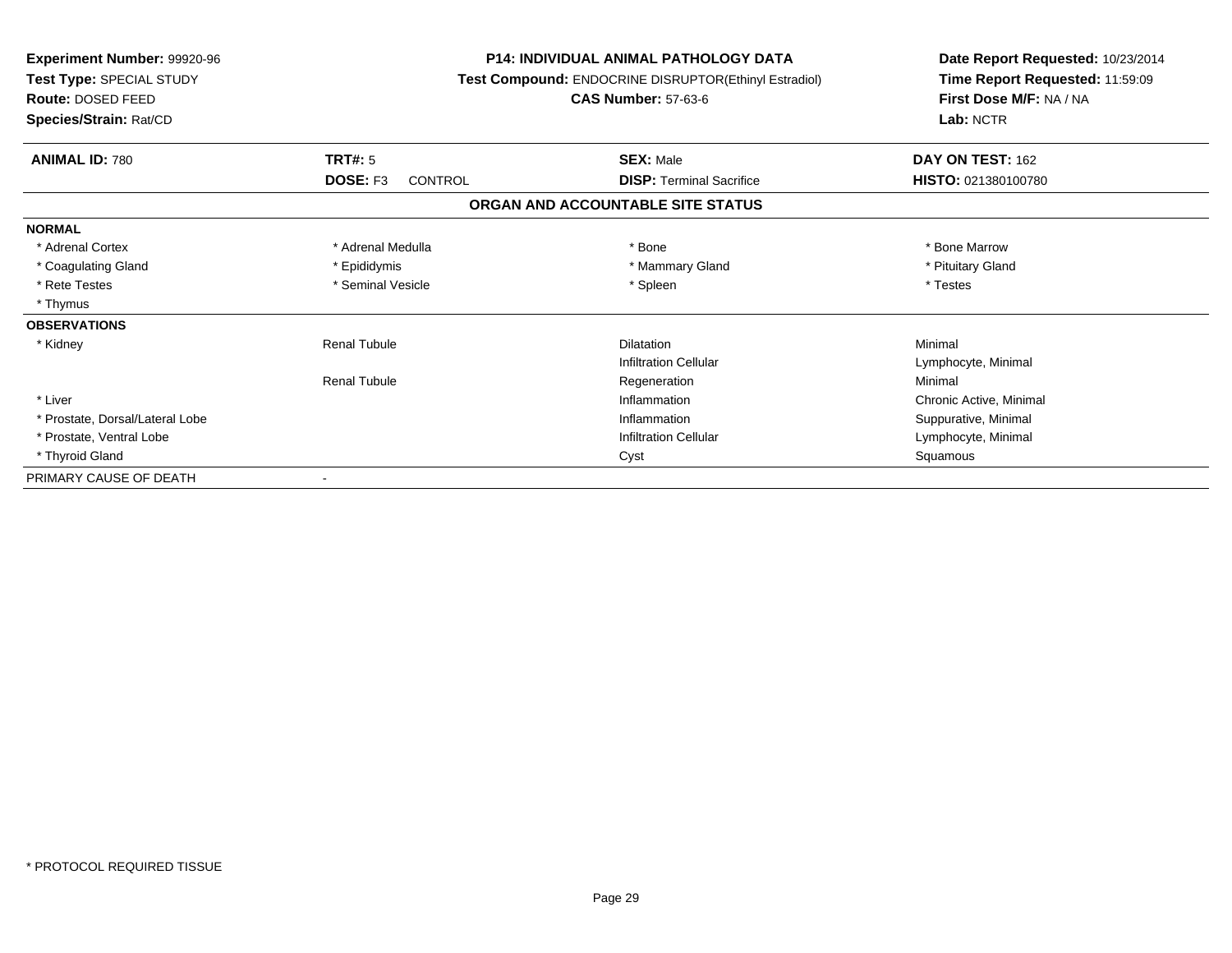**Experiment Number:** 99920-96
**Test Type:** SPECIAL STUDY
**Route:** DOSED FEED
**Species/Strain:** Rat/CD

**P14: INDIVIDUAL ANIMAL PATHOLOGY DATA**
**Test Compound:** ENDOCRINE DISRUPTOR(Ethinyl Estradiol)
**CAS Number:** 57-63-6

**Date Report Requested:** 10/23/2014
**Time Report Requested:** 11:59:09
**First Dose M/F:** NA / NA
**Lab:** NCTR

| **ANIMAL ID:** 780 | **TRT#:** 5 | **SEX:** Male | **DAY ON TEST:** 162 |
|---|---|---|---|
| | **DOSE:** F3 CONTROL | **DISP:** Terminal Sacrifice | **HISTO:** 021380100780 |

## ORGAN AND ACCOUNTABLE SITE STATUS

| | | | |
|---|---|---|---|
| **NORMAL** | | | |
| * Adrenal Cortex | * Adrenal Medulla | * Bone | * Bone Marrow |
| * Coagulating Gland | * Epididymis | * Mammary Gland | * Pituitary Gland |
| * Rete Testes | * Seminal Vesicle | * Spleen | * Testes |
| * Thymus | | | |
| **OBSERVATIONS** | | | |
| * Kidney | Renal Tubule | Dilatation | Minimal |
| | | Infiltration Cellular | Lymphocyte, Minimal |
| | Renal Tubule | Regeneration | Minimal |
| * Liver | | Inflammation | Chronic Active, Minimal |
| * Prostate, Dorsal/Lateral Lobe | | Inflammation | Suppurative, Minimal |
| * Prostate, Ventral Lobe | | Infiltration Cellular | Lymphocyte, Minimal |
| * Thyroid Gland | | Cyst | Squamous |
| PRIMARY CAUSE OF DEATH | - | | |

* PROTOCOL REQUIRED TISSUE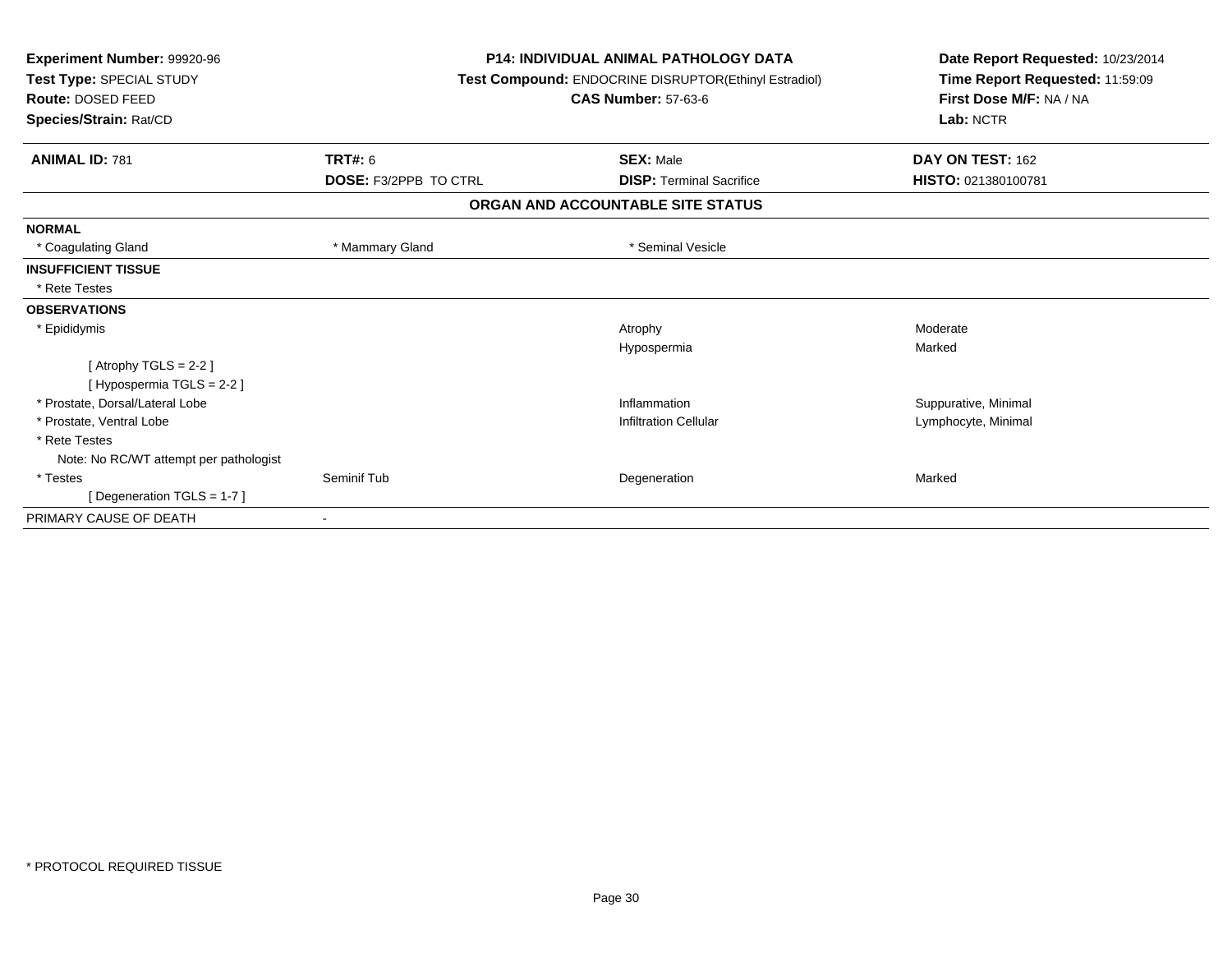**Experiment Number:** 99920-96
**Test Type:** SPECIAL STUDY
**Route:** DOSED FEED
**Species/Strain:** Rat/CD

**P14: INDIVIDUAL ANIMAL PATHOLOGY DATA**
**Test Compound:** ENDOCRINE DISRUPTOR(Ethinyl Estradiol)
**CAS Number:** 57-63-6

**Date Report Requested:** 10/23/2014
**Time Report Requested:** 11:59:09
**First Dose M/F:** NA / NA
**Lab:** NCTR

| **ANIMAL ID:** 781 | **TRT#:** 6 | **SEX:** Male | **DAY ON TEST:** 162 |
|---|---|---|---|
| | **DOSE:** F3/2PPB TO CTRL | **DISP:** Terminal Sacrifice | **HISTO:** 021380100781 |

## ORGAN AND ACCOUNTABLE SITE STATUS

| | | | |
|---|---|---|---|
| **NORMAL** | | | |
| * Coagulating Gland | * Mammary Gland | * Seminal Vesicle | |
| **INSUFFICIENT TISSUE** | | | |
| * Rete Testes | | | |
| **OBSERVATIONS** | | | |
| * Epididymis | | Atrophy | Moderate |
| | | Hypospermia | Marked |
| [ Atrophy TGLS = 2-2 ] | | | |
| [ Hypospermia TGLS = 2-2 ] | | | |
| * Prostate, Dorsal/Lateral Lobe | | Inflammation | Suppurative, Minimal |
| * Prostate, Ventral Lobe | | Infiltration Cellular | Lymphocyte, Minimal |
| * Rete Testes | | | |
| Note: No RC/WT attempt per pathologist | | | |
| * Testes | Seminif Tub | Degeneration | Marked |
| [ Degeneration TGLS = 1-7 ] | | | |
| PRIMARY CAUSE OF DEATH | - | | |

* PROTOCOL REQUIRED TISSUE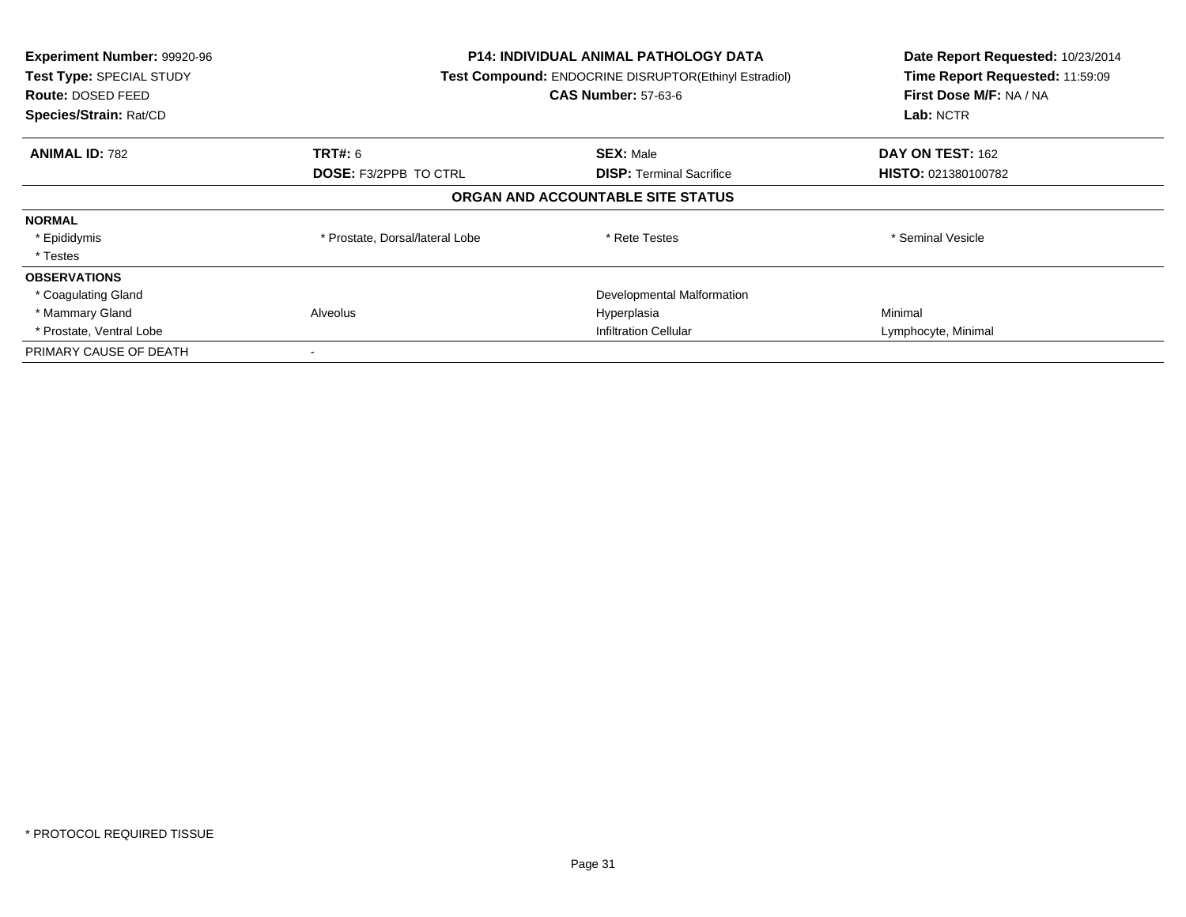| **Experiment Number:** 99920-96 | **P14: INDIVIDUAL ANIMAL PATHOLOGY DATA** | **Date Report Requested:** 10/23/2014 |
|---|---|---|
| **Test Type:** SPECIAL STUDY | **Test Compound:** ENDOCRINE DISRUPTOR(Ethinyl Estradiol) | **Time Report Requested:** 11:59:09 |
| **Route:** DOSED FEED | **CAS Number:** 57-63-6 | **First Dose M/F:** NA / NA |
| **Species/Strain:** Rat/CD | | **Lab:** NCTR |

| **ANIMAL ID:** 782 | **TRT#:** 6 | **SEX:** Male | **DAY ON TEST:** 162 |
|---|---|---|---|
| | **DOSE:** F3/2PPB TO CTRL | **DISP:** Terminal Sacrifice | **HISTO:** 021380100782 |

## ORGAN AND ACCOUNTABLE SITE STATUS

| | | | |
|---|---|---|---|
| **NORMAL** | | | |
| * Epididymis | * Prostate, Dorsal/lateral Lobe | * Rete Testes | * Seminal Vesicle |
| * Testes | | | |
| **OBSERVATIONS** | | | |
| * Coagulating Gland | | Developmental Malformation | |
| * Mammary Gland | Alveolus | Hyperplasia | Minimal |
| * Prostate, Ventral Lobe | | Infiltration Cellular | Lymphocyte, Minimal |
| PRIMARY CAUSE OF DEATH | - | | |

\* PROTOCOL REQUIRED TISSUE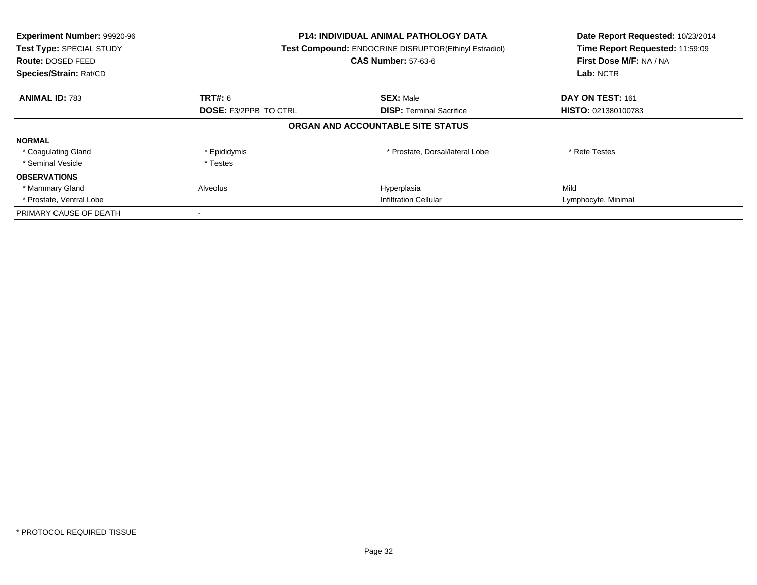**Experiment Number:** 99920-96
**Test Type:** SPECIAL STUDY
**Route:** DOSED FEED
**Species/Strain:** Rat/CD

**P14: INDIVIDUAL ANIMAL PATHOLOGY DATA**
**Test Compound:** ENDOCRINE DISRUPTOR(Ethinyl Estradiol)
**CAS Number:** 57-63-6

**Date Report Requested:** 10/23/2014
**Time Report Requested:** 11:59:09
**First Dose M/F:** NA / NA
**Lab:** NCTR

| **ANIMAL ID:** 783 | **TRT#:** 6 | **SEX:** Male | **DAY ON TEST:** 161 |
|---|---|---|---|
| | **DOSE:** F3/2PPB TO CTRL | **DISP:** Terminal Sacrifice | **HISTO:** 021380100783 |

## ORGAN AND ACCOUNTABLE SITE STATUS

| | | | |
|---|---|---|---|
| **NORMAL** | | | |
| * Coagulating Gland | * Epididymis | * Prostate, Dorsal/lateral Lobe | * Rete Testes |
| * Seminal Vesicle | * Testes | | |
| **OBSERVATIONS** | | | |
| * Mammary Gland | Alveolus | Hyperplasia | Mild |
| * Prostate, Ventral Lobe | | Infiltration Cellular | Lymphocyte, Minimal |
| PRIMARY CAUSE OF DEATH | - | | |

* PROTOCOL REQUIRED TISSUE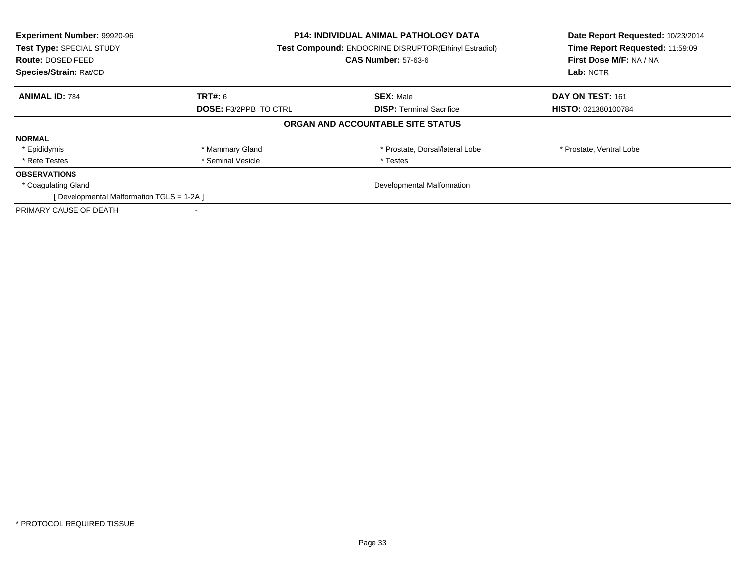**Experiment Number:** 99920-96
**Test Type:** SPECIAL STUDY
**Route:** DOSED FEED
**Species/Strain:** Rat/CD

**P14: INDIVIDUAL ANIMAL PATHOLOGY DATA**
**Test Compound:** ENDOCRINE DISRUPTOR(Ethinyl Estradiol)
**CAS Number:** 57-63-6

**Date Report Requested:** 10/23/2014
**Time Report Requested:** 11:59:09
**First Dose M/F:** NA / NA
**Lab:** NCTR

| **ANIMAL ID:** 784 | **TRT#:** 6 | **SEX:** Male | **DAY ON TEST:** 161 |
|---|---|---|---|
| | **DOSE:** F3/2PPB TO CTRL | **DISP:** Terminal Sacrifice | **HISTO:** 021380100784 |

**ORGAN AND ACCOUNTABLE SITE STATUS**

| | | | |
|---|---|---|---|
| **NORMAL** | | | |
| * Epididymis | * Mammary Gland | * Prostate, Dorsal/lateral Lobe | * Prostate, Ventral Lobe |
| * Rete Testes | * Seminal Vesicle | * Testes | |
| **OBSERVATIONS** | | | |
| * Coagulating Gland | | Developmental Malformation | |
| [ Developmental Malformation TGLS = 1-2A ] | | | |
| PRIMARY CAUSE OF DEATH | - | | |

* PROTOCOL REQUIRED TISSUE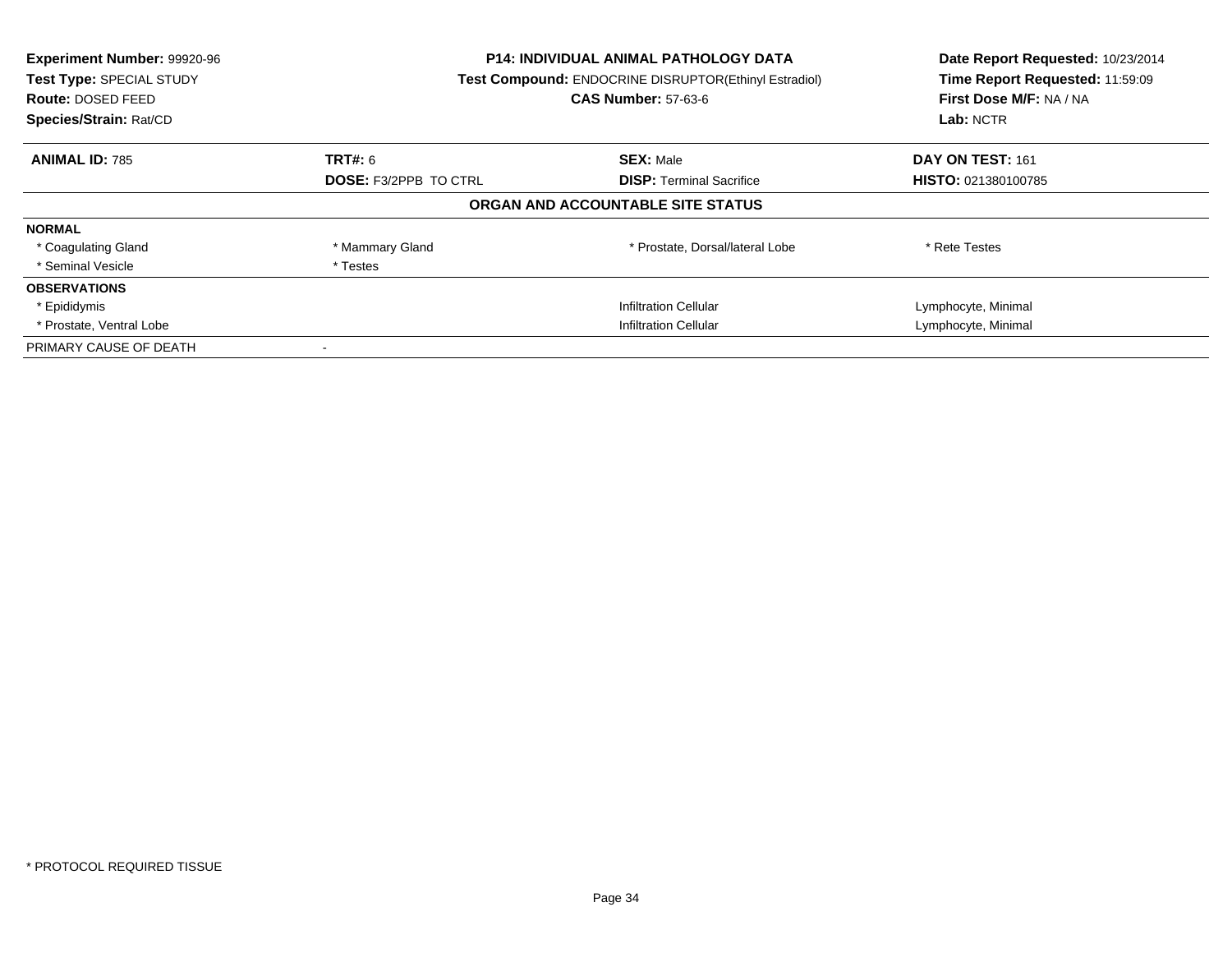**Experiment Number:** 99920-96
**Test Type:** SPECIAL STUDY
**Route:** DOSED FEED
**Species/Strain:** Rat/CD

**P14: INDIVIDUAL ANIMAL PATHOLOGY DATA**
**Test Compound:** ENDOCRINE DISRUPTOR(Ethinyl Estradiol)
**CAS Number:** 57-63-6

**Date Report Requested:** 10/23/2014
**Time Report Requested:** 11:59:09
**First Dose M/F:** NA / NA
**Lab:** NCTR

| **ANIMAL ID:** 785 | **TRT#:** 6 | **SEX:** Male | **DAY ON TEST:** 161 |
|---|---|---|---|
| | **DOSE:** F3/2PPB TO CTRL | **DISP:** Terminal Sacrifice | **HISTO:** 021380100785 |

**ORGAN AND ACCOUNTABLE SITE STATUS**

| | | | |
|---|---|---|---|
| **NORMAL** | | | |
| * Coagulating Gland | * Mammary Gland | * Prostate, Dorsal/lateral Lobe | * Rete Testes |
| * Seminal Vesicle | * Testes | | |
| **OBSERVATIONS** | | | |
| * Epididymis | | Infiltration Cellular | Lymphocyte, Minimal |
| * Prostate, Ventral Lobe | | Infiltration Cellular | Lymphocyte, Minimal |
| PRIMARY CAUSE OF DEATH | - | | |

* PROTOCOL REQUIRED TISSUE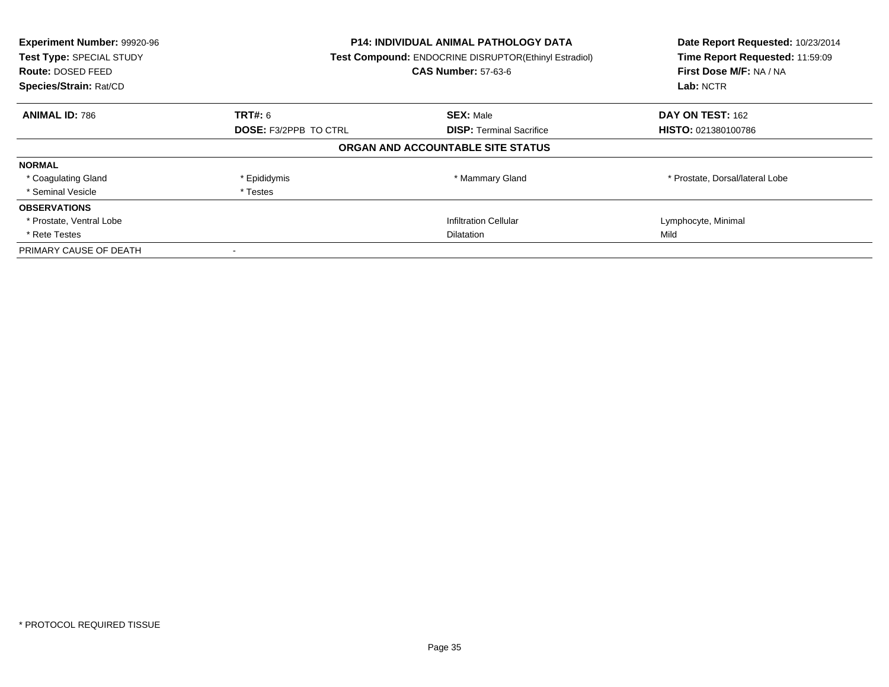**Experiment Number:** 99920-96
**Test Type:** SPECIAL STUDY
**Route:** DOSED FEED
**Species/Strain:** Rat/CD

**P14: INDIVIDUAL ANIMAL PATHOLOGY DATA**
**Test Compound:** ENDOCRINE DISRUPTOR(Ethinyl Estradiol)
**CAS Number:** 57-63-6

**Date Report Requested:** 10/23/2014
**Time Report Requested:** 11:59:09
**First Dose M/F:** NA / NA
**Lab:** NCTR

| **ANIMAL ID:** 786 | **TRT#:** 6 | **SEX:** Male | **DAY ON TEST:** 162 |
|---|---|---|---|
| | **DOSE:** F3/2PPB TO CTRL | **DISP:** Terminal Sacrifice | **HISTO:** 021380100786 |

**ORGAN AND ACCOUNTABLE SITE STATUS**

| | | | |
|---|---|---|---|
| **NORMAL** | | | |
| * Coagulating Gland | * Epididymis | * Mammary Gland | * Prostate, Dorsal/lateral Lobe |
| * Seminal Vesicle | * Testes | | |
| **OBSERVATIONS** | | | |
| * Prostate, Ventral Lobe | | Infiltration Cellular | Lymphocyte, Minimal |
| * Rete Testes | | Dilatation | Mild |
| PRIMARY CAUSE OF DEATH | - | | |

* PROTOCOL REQUIRED TISSUE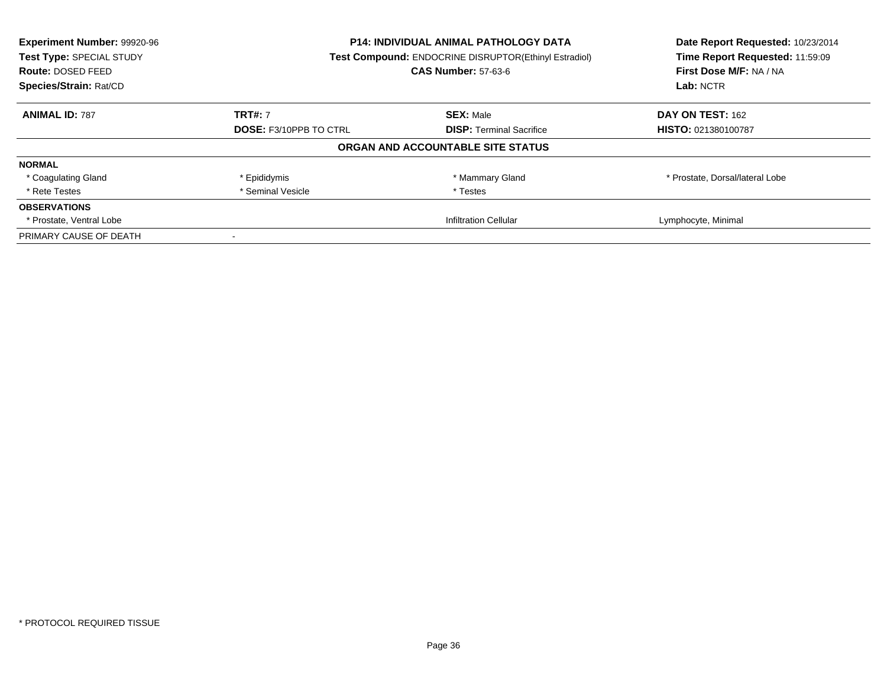**Experiment Number:** 99920-96
**Test Type:** SPECIAL STUDY
**Route:** DOSED FEED
**Species/Strain:** Rat/CD

**P14: INDIVIDUAL ANIMAL PATHOLOGY DATA**
**Test Compound:** ENDOCRINE DISRUPTOR(Ethinyl Estradiol)
**CAS Number:** 57-63-6

**Date Report Requested:** 10/23/2014
**Time Report Requested:** 11:59:09
**First Dose M/F:** NA / NA
**Lab:** NCTR

| **ANIMAL ID:** 787 | **TRT#:** 7 | **SEX:** Male | **DAY ON TEST:** 162 |
|---|---|---|---|
| | **DOSE:** F3/10PPB TO CTRL | **DISP:** Terminal Sacrifice | **HISTO:** 021380100787 |

**ORGAN AND ACCOUNTABLE SITE STATUS**

| | | | |
|---|---|---|---|
| **NORMAL** | | | |
| * Coagulating Gland | * Epididymis | * Mammary Gland | * Prostate, Dorsal/lateral Lobe |
| * Rete Testes | * Seminal Vesicle | * Testes | |
| **OBSERVATIONS** | | | |
| * Prostate, Ventral Lobe | | Infiltration Cellular | Lymphocyte, Minimal |
| PRIMARY CAUSE OF DEATH | - | | |

* PROTOCOL REQUIRED TISSUE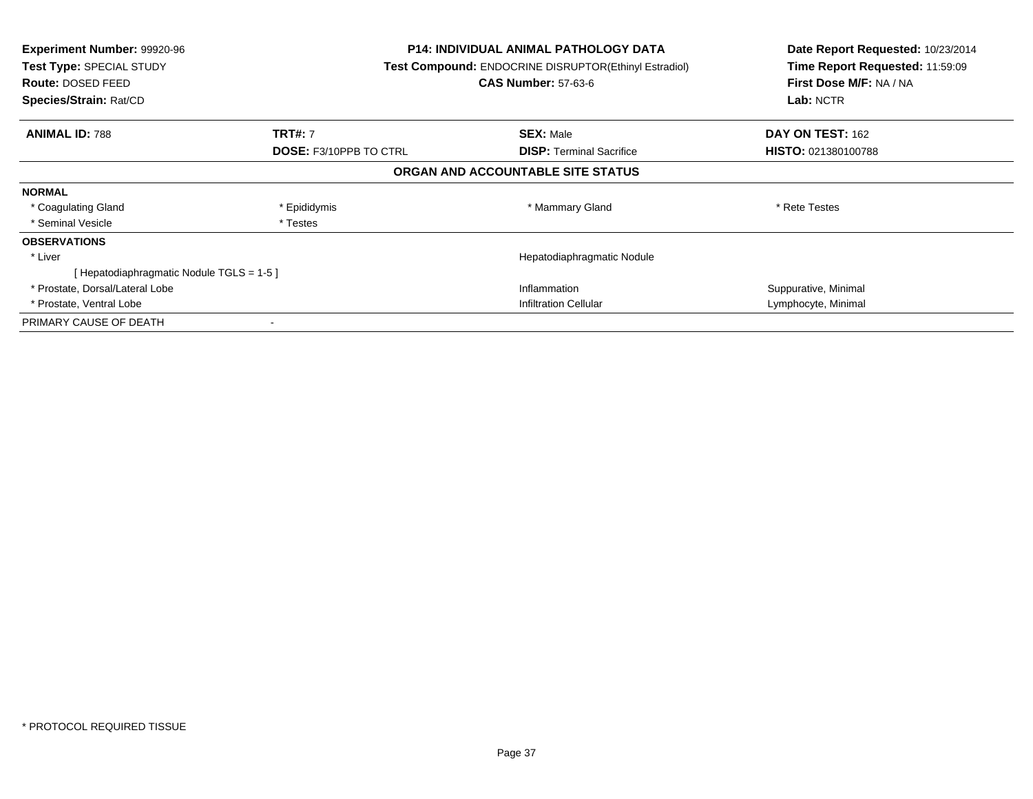**Experiment Number:** 99920-96
**Test Type:** SPECIAL STUDY
**Route:** DOSED FEED
**Species/Strain:** Rat/CD

**P14: INDIVIDUAL ANIMAL PATHOLOGY DATA**
**Test Compound:** ENDOCRINE DISRUPTOR(Ethinyl Estradiol)
**CAS Number:** 57-63-6

**Date Report Requested:** 10/23/2014
**Time Report Requested:** 11:59:09
**First Dose M/F:** NA / NA
**Lab:** NCTR

| **ANIMAL ID:** 788 | **TRT#:** 7 | **SEX:** Male | **DAY ON TEST:** 162 |
|---|---|---|---|
| | **DOSE:** F3/10PPB TO CTRL | **DISP:** Terminal Sacrifice | **HISTO:** 021380100788 |

**ORGAN AND ACCOUNTABLE SITE STATUS**

| | | | |
|---|---|---|---|
| **NORMAL** | | | |
| * Coagulating Gland | * Epididymis | * Mammary Gland | * Rete Testes |
| * Seminal Vesicle | * Testes | | |
| **OBSERVATIONS** | | | |
| * Liver | | Hepatodiaphragmatic Nodule | |
| [ Hepatodiaphragmatic Nodule TGLS = 1-5 ] | | | |
| * Prostate, Dorsal/Lateral Lobe | | Inflammation | Suppurative, Minimal |
| * Prostate, Ventral Lobe | | Infiltration Cellular | Lymphocyte, Minimal |
| PRIMARY CAUSE OF DEATH | - | | |

* PROTOCOL REQUIRED TISSUE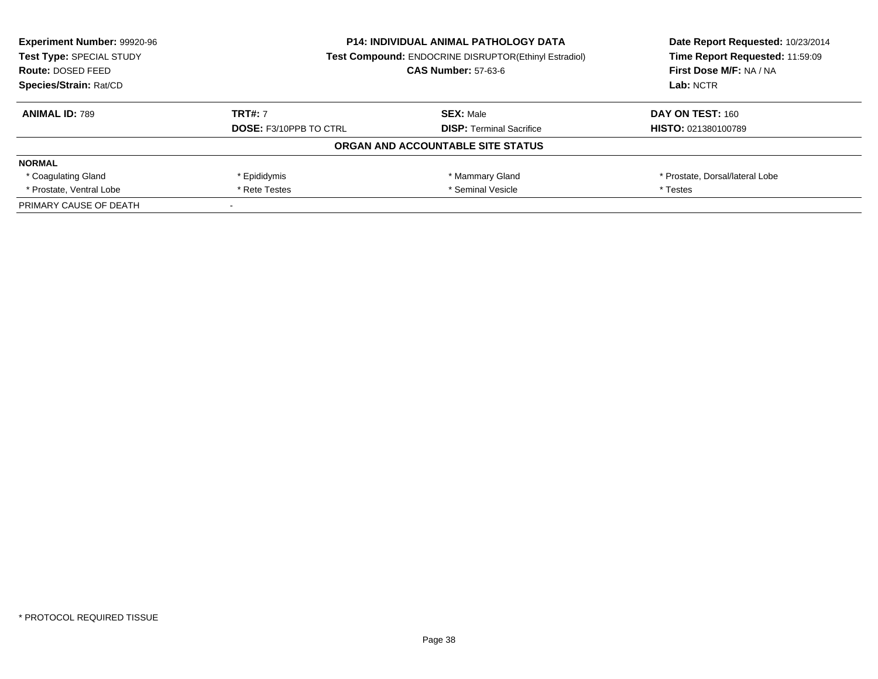| Experiment Number: 99920-96 | P14: INDIVIDUAL ANIMAL PATHOLOGY DATA | Date Report Requested: 10/23/2014 |
|---|---|---|
| Test Type: SPECIAL STUDY | Test Compound: ENDOCRINE DISRUPTOR(Ethinyl Estradiol) | Time Report Requested: 11:59:09 |
| Route: DOSED FEED | CAS Number: 57-63-6 | First Dose M/F: NA / NA |
| Species/Strain: Rat/CD | | Lab: NCTR |

| ANIMAL ID: 789 | TRT#: 7 | SEX: Male | DAY ON TEST: 160 |
|---|---|---|---|
| | DOSE: F3/10PPB TO CTRL | DISP: Terminal Sacrifice | HISTO: 021380100789 |

**ORGAN AND ACCOUNTABLE SITE STATUS**

| NORMAL | | | |
|---|---|---|---|
| * Coagulating Gland | * Epididymis | * Mammary Gland | * Prostate, Dorsal/lateral Lobe |
| * Prostate, Ventral Lobe | * Rete Testes | * Seminal Vesicle | * Testes |
| PRIMARY CAUSE OF DEATH | - | | |

\* PROTOCOL REQUIRED TISSUE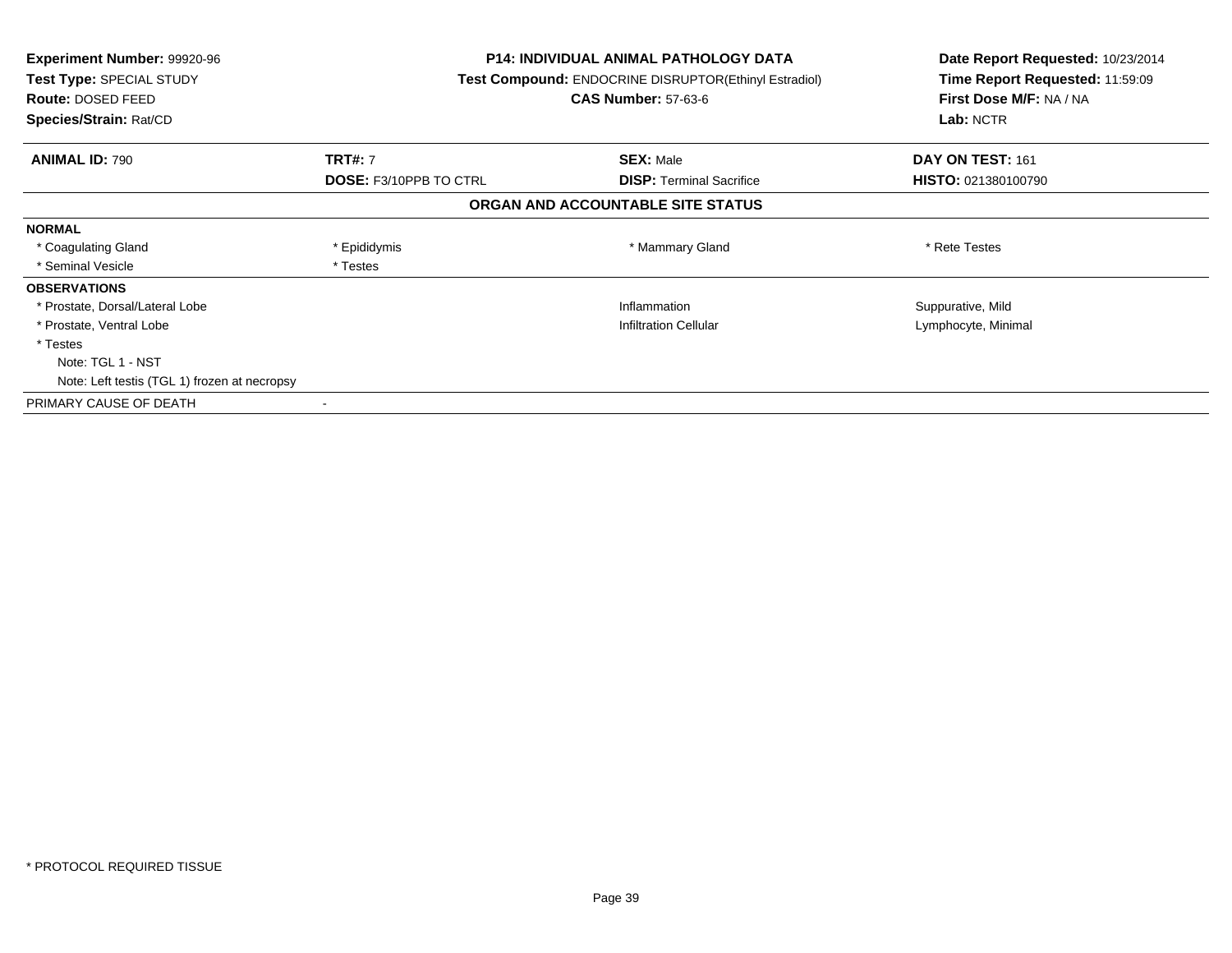**Experiment Number:** 99920-96
**Test Type:** SPECIAL STUDY
**Route:** DOSED FEED
**Species/Strain:** Rat/CD

**P14: INDIVIDUAL ANIMAL PATHOLOGY DATA**
**Test Compound:** ENDOCRINE DISRUPTOR(Ethinyl Estradiol)
**CAS Number:** 57-63-6

**Date Report Requested:** 10/23/2014
**Time Report Requested:** 11:59:09
**First Dose M/F:** NA / NA
**Lab:** NCTR

| **ANIMAL ID:** 790 | **TRT#:** 7 | **SEX:** Male | **DAY ON TEST:** 161 |
|---|---|---|---|
| | **DOSE:** F3/10PPB TO CTRL | **DISP:** Terminal Sacrifice | **HISTO:** 021380100790 |

## ORGAN AND ACCOUNTABLE SITE STATUS

| | | | |
|---|---|---|---|
| **NORMAL** | | | |
| * Coagulating Gland | * Epididymis | * Mammary Gland | * Rete Testes |
| * Seminal Vesicle | * Testes | | |
| **OBSERVATIONS** | | | |
| * Prostate, Dorsal/Lateral Lobe | | Inflammation | Suppurative, Mild |
| * Prostate, Ventral Lobe | | Infiltration Cellular | Lymphocyte, Minimal |
| * Testes | | | |
| Note: TGL 1 - NST | | | |
| Note: Left testis (TGL 1) frozen at necropsy | | | |
| PRIMARY CAUSE OF DEATH | - | | |

* PROTOCOL REQUIRED TISSUE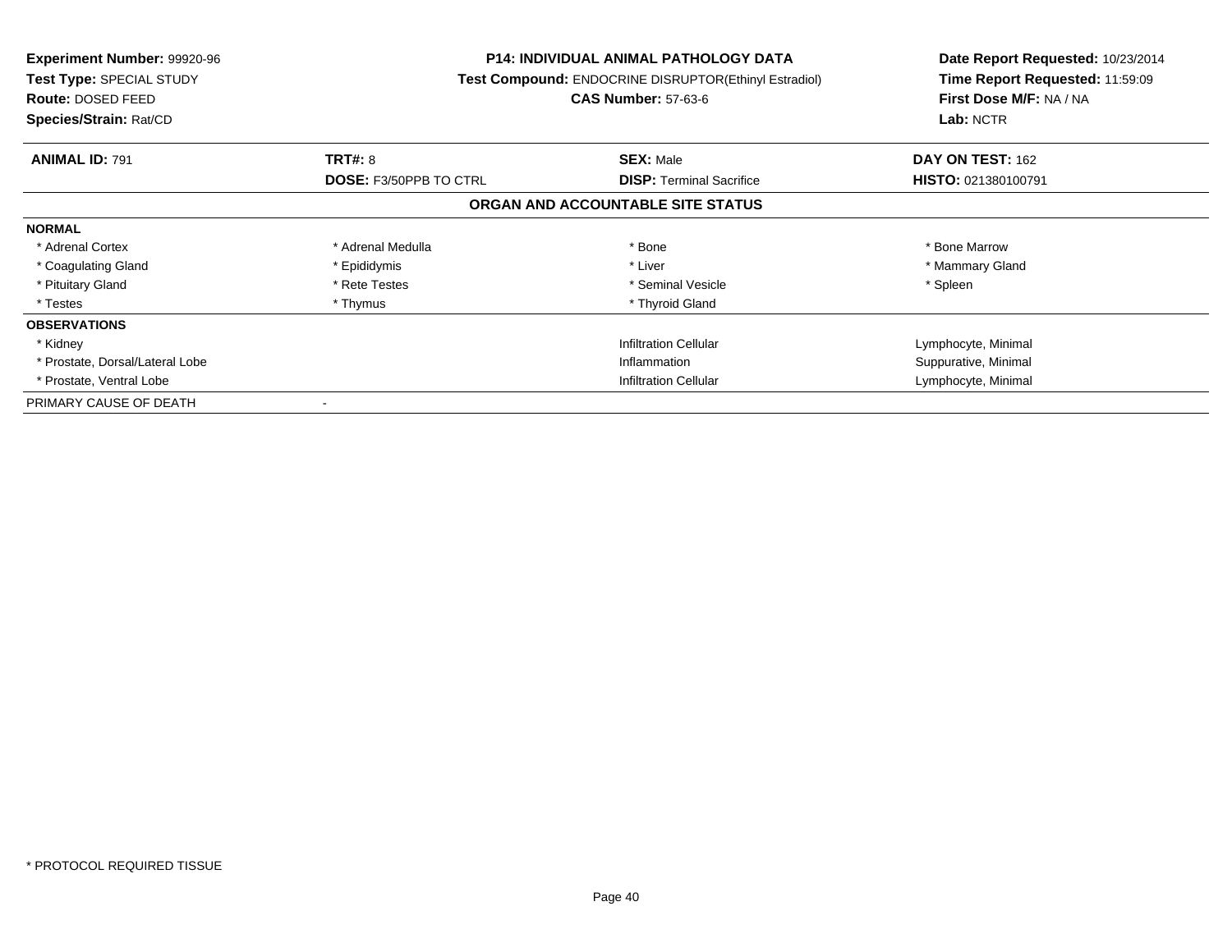**Experiment Number:** 99920-96
**Test Type:** SPECIAL STUDY
**Route:** DOSED FEED
**Species/Strain:** Rat/CD

**P14: INDIVIDUAL ANIMAL PATHOLOGY DATA**
**Test Compound:** ENDOCRINE DISRUPTOR(Ethinyl Estradiol)
**CAS Number:** 57-63-6

**Date Report Requested:** 10/23/2014
**Time Report Requested:** 11:59:09
**First Dose M/F:** NA / NA
**Lab:** NCTR

| **ANIMAL ID:** 791 | **TRT#:** 8 | **SEX:** Male | **DAY ON TEST:** 162 |
|---|---|---|---|
| | **DOSE:** F3/50PPB TO CTRL | **DISP:** Terminal Sacrifice | **HISTO:** 021380100791 |

## ORGAN AND ACCOUNTABLE SITE STATUS

| | | | |
|---|---|---|---|
| **NORMAL** | | | |
| * Adrenal Cortex | * Adrenal Medulla | * Bone | * Bone Marrow |
| * Coagulating Gland | * Epididymis | * Liver | * Mammary Gland |
| * Pituitary Gland | * Rete Testes | * Seminal Vesicle | * Spleen |
| * Testes | * Thymus | * Thyroid Gland | |
| **OBSERVATIONS** | | | |
| * Kidney | | Infiltration Cellular | Lymphocyte, Minimal |
| * Prostate, Dorsal/Lateral Lobe | | Inflammation | Suppurative, Minimal |
| * Prostate, Ventral Lobe | | Infiltration Cellular | Lymphocyte, Minimal |
| PRIMARY CAUSE OF DEATH | - | | |

* PROTOCOL REQUIRED TISSUE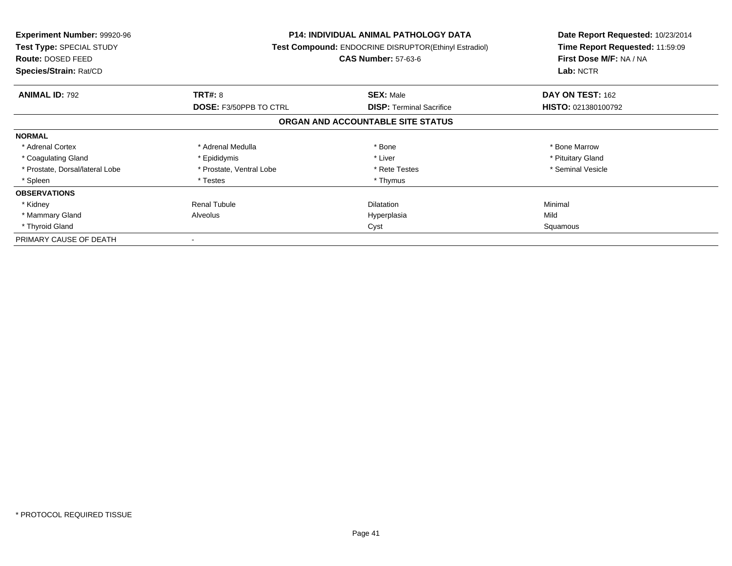**Experiment Number:** 99920-96
**Test Type:** SPECIAL STUDY
**Route:** DOSED FEED
**Species/Strain:** Rat/CD

**P14: INDIVIDUAL ANIMAL PATHOLOGY DATA**
**Test Compound:** ENDOCRINE DISRUPTOR(Ethinyl Estradiol)
**CAS Number:** 57-63-6

**Date Report Requested:** 10/23/2014
**Time Report Requested:** 11:59:09
**First Dose M/F:** NA / NA
**Lab:** NCTR

| **ANIMAL ID:** 792 | **TRT#:** 8 | **SEX:** Male | **DAY ON TEST:** 162 |
|---|---|---|---|
| | **DOSE:** F3/50PPB TO CTRL | **DISP:** Terminal Sacrifice | **HISTO:** 021380100792 |

**ORGAN AND ACCOUNTABLE SITE STATUS**

| | | | |
|---|---|---|---|
| **NORMAL** | | | |
| * Adrenal Cortex | * Adrenal Medulla | * Bone | * Bone Marrow |
| * Coagulating Gland | * Epididymis | * Liver | * Pituitary Gland |
| * Prostate, Dorsal/lateral Lobe | * Prostate, Ventral Lobe | * Rete Testes | * Seminal Vesicle |
| * Spleen | * Testes | * Thymus | |
| **OBSERVATIONS** | | | |
| * Kidney | Renal Tubule | Dilatation | Minimal |
| * Mammary Gland | Alveolus | Hyperplasia | Mild |
| * Thyroid Gland | | Cyst | Squamous |
| PRIMARY CAUSE OF DEATH | - | | |

* PROTOCOL REQUIRED TISSUE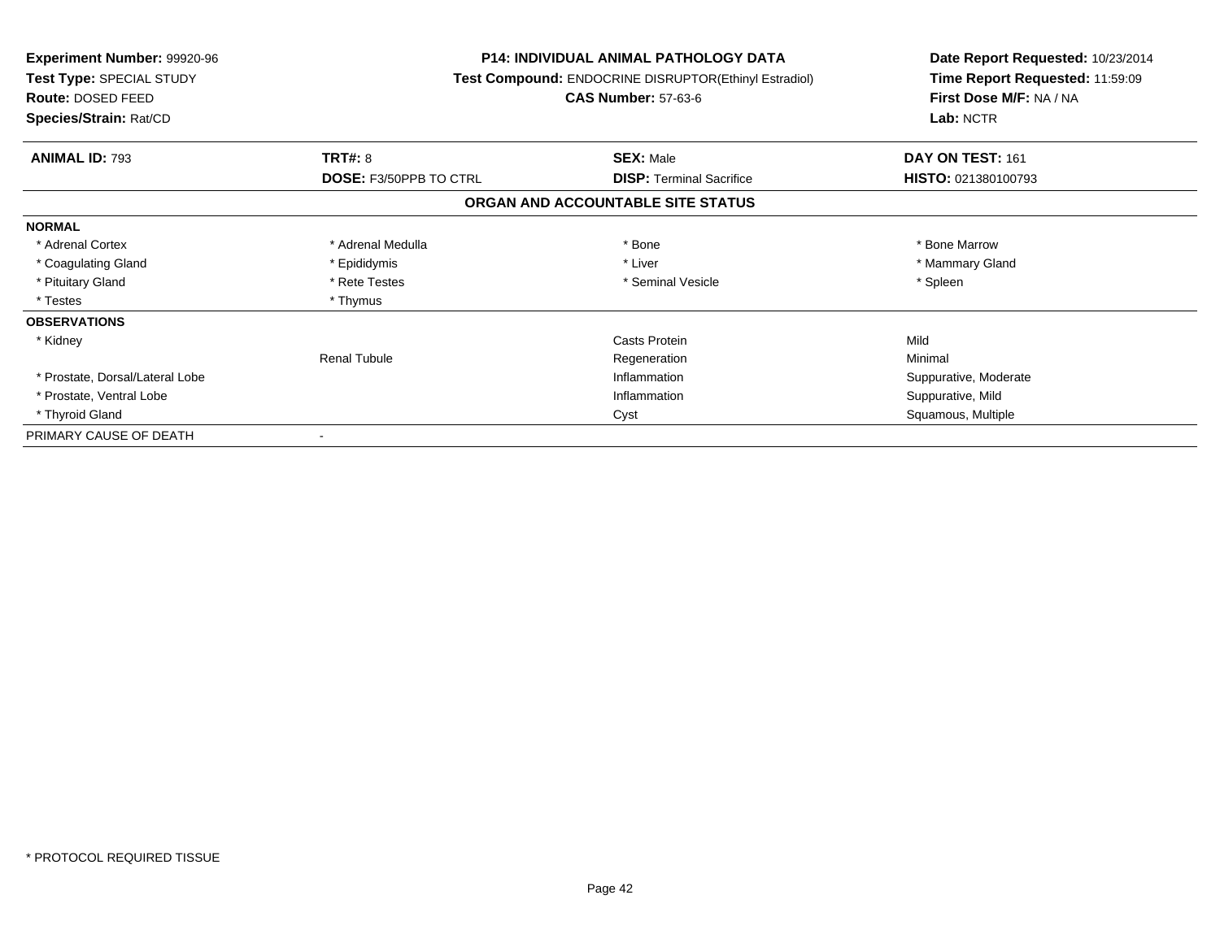**Experiment Number:** 99920-96
**Test Type:** SPECIAL STUDY
**Route:** DOSED FEED
**Species/Strain:** Rat/CD

**P14: INDIVIDUAL ANIMAL PATHOLOGY DATA**
**Test Compound:** ENDOCRINE DISRUPTOR(Ethinyl Estradiol)
**CAS Number:** 57-63-6

**Date Report Requested:** 10/23/2014
**Time Report Requested:** 11:59:09
**First Dose M/F:** NA / NA
**Lab:** NCTR

| **ANIMAL ID:** 793 | **TRT#:** 8 | **SEX:** Male | **DAY ON TEST:** 161 |
|---|---|---|---|
| | **DOSE:** F3/50PPB TO CTRL | **DISP:** Terminal Sacrifice | **HISTO:** 021380100793 |

## ORGAN AND ACCOUNTABLE SITE STATUS

| | | | |
|---|---|---|---|
| **NORMAL** | | | |
| * Adrenal Cortex | * Adrenal Medulla | * Bone | * Bone Marrow |
| * Coagulating Gland | * Epididymis | * Liver | * Mammary Gland |
| * Pituitary Gland | * Rete Testes | * Seminal Vesicle | * Spleen |
| * Testes | * Thymus | | |
| **OBSERVATIONS** | | | |
| * Kidney | | Casts Protein | Mild |
| | Renal Tubule | Regeneration | Minimal |
| * Prostate, Dorsal/Lateral Lobe | | Inflammation | Suppurative, Moderate |
| * Prostate, Ventral Lobe | | Inflammation | Suppurative, Mild |
| * Thyroid Gland | | Cyst | Squamous, Multiple |
| PRIMARY CAUSE OF DEATH | - | | |

* PROTOCOL REQUIRED TISSUE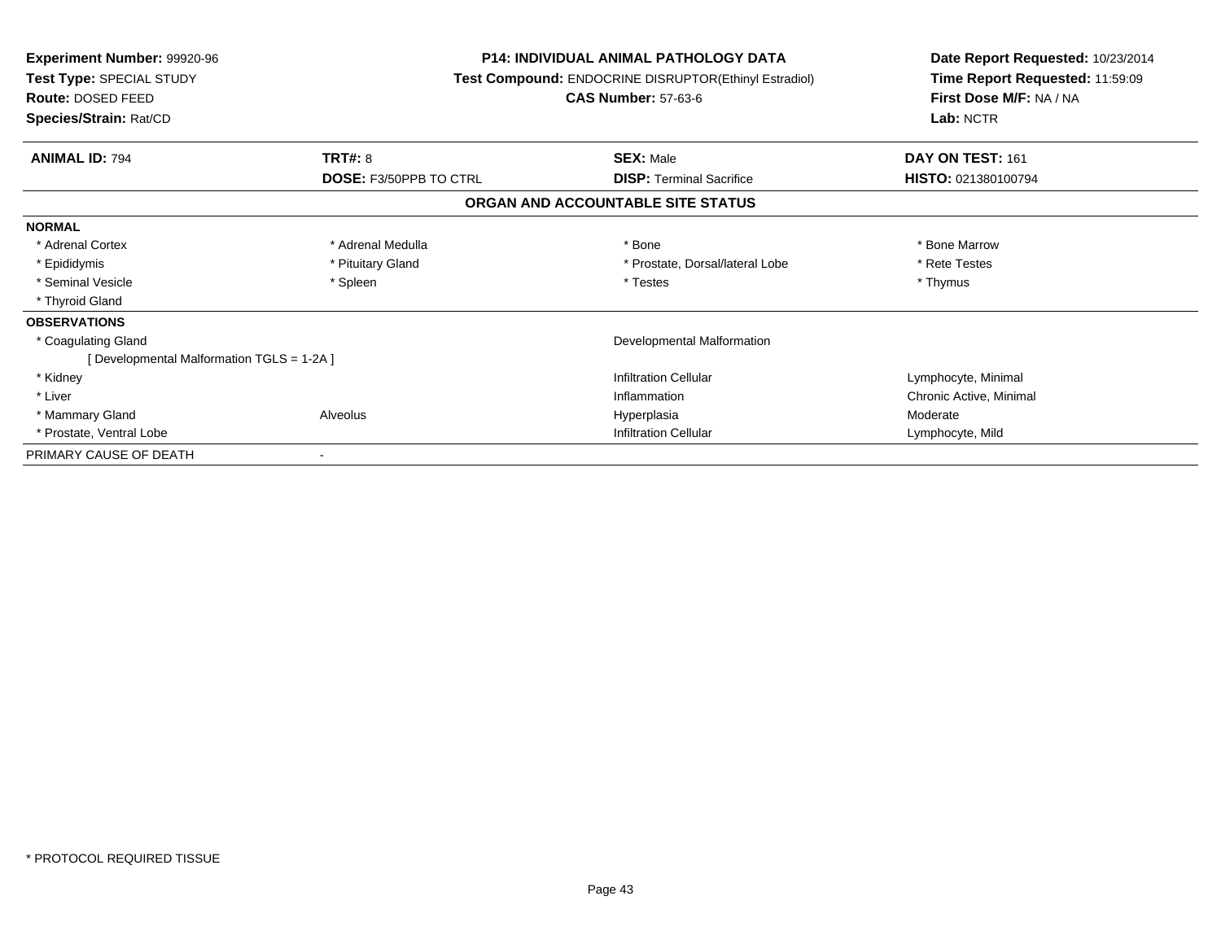**Experiment Number:** 99920-96
**Test Type:** SPECIAL STUDY
**Route:** DOSED FEED
**Species/Strain:** Rat/CD

**P14: INDIVIDUAL ANIMAL PATHOLOGY DATA**
**Test Compound:** ENDOCRINE DISRUPTOR(Ethinyl Estradiol)
**CAS Number:** 57-63-6

**Date Report Requested:** 10/23/2014
**Time Report Requested:** 11:59:09
**First Dose M/F:** NA / NA
**Lab:** NCTR

| **ANIMAL ID:** 794 | **TRT#:** 8 | **SEX:** Male | **DAY ON TEST:** 161 |
|---|---|---|---|
| | **DOSE:** F3/50PPB TO CTRL | **DISP:** Terminal Sacrifice | **HISTO:** 021380100794 |

### ORGAN AND ACCOUNTABLE SITE STATUS

**NORMAL**

| | | | |
|---|---|---|---|
| * Adrenal Cortex | * Adrenal Medulla | * Bone | * Bone Marrow |
| * Epididymis | * Pituitary Gland | * Prostate, Dorsal/lateral Lobe | * Rete Testes |
| * Seminal Vesicle | * Spleen | * Testes | * Thymus |
| * Thyroid Gland | | | |

**OBSERVATIONS**

| | | | |
|---|---|---|---|
| * Coagulating Gland | | Developmental Malformation | |
| [ Developmental Malformation TGLS = 1-2A ] | | | |
| * Kidney | | Infiltration Cellular | Lymphocyte, Minimal |
| * Liver | | Inflammation | Chronic Active, Minimal |
| * Mammary Gland | Alveolus | Hyperplasia | Moderate |
| * Prostate, Ventral Lobe | | Infiltration Cellular | Lymphocyte, Mild |

PRIMARY CAUSE OF DEATH -

* PROTOCOL REQUIRED TISSUE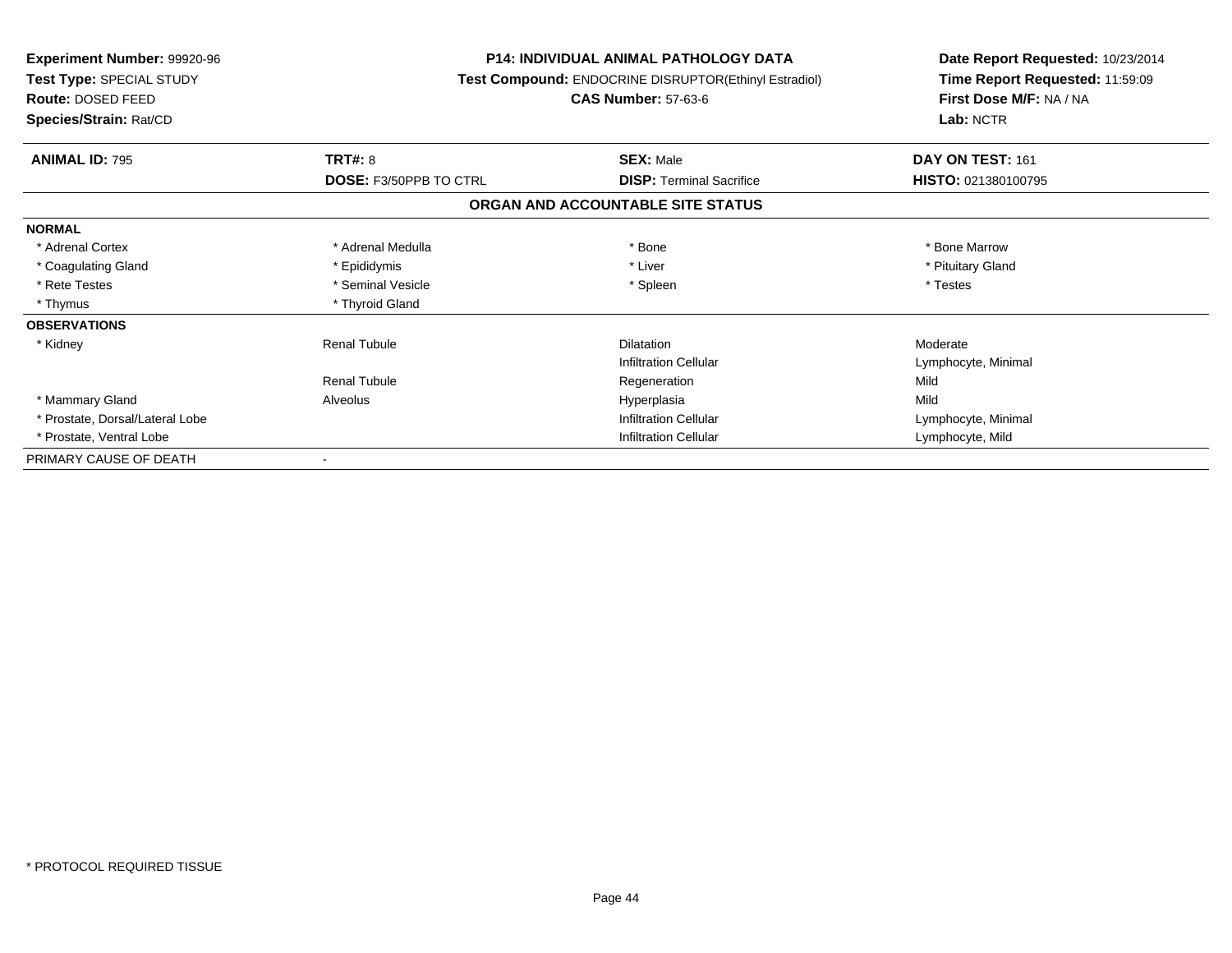**Experiment Number:** 99920-96
**Test Type:** SPECIAL STUDY
**Route:** DOSED FEED
**Species/Strain:** Rat/CD

**P14: INDIVIDUAL ANIMAL PATHOLOGY DATA**
**Test Compound:** ENDOCRINE DISRUPTOR(Ethinyl Estradiol)
**CAS Number:** 57-63-6

**Date Report Requested:** 10/23/2014
**Time Report Requested:** 11:59:09
**First Dose M/F:** NA / NA
**Lab:** NCTR

| **ANIMAL ID:** 795 | **TRT#:** 8 | **SEX:** Male | **DAY ON TEST:** 161 |
|---|---|---|---|
| | **DOSE:** F3/50PPB TO CTRL | **DISP:** Terminal Sacrifice | **HISTO:** 021380100795 |

**ORGAN AND ACCOUNTABLE SITE STATUS**

| | | | |
|---|---|---|---|
| **NORMAL** | | | |
| * Adrenal Cortex | * Adrenal Medulla | * Bone | * Bone Marrow |
| * Coagulating Gland | * Epididymis | * Liver | * Pituitary Gland |
| * Rete Testes | * Seminal Vesicle | * Spleen | * Testes |
| * Thymus | * Thyroid Gland | | |
| **OBSERVATIONS** | | | |
| * Kidney | Renal Tubule | Dilatation | Moderate |
| | | Infiltration Cellular | Lymphocyte, Minimal |
| | Renal Tubule | Regeneration | Mild |
| * Mammary Gland | Alveolus | Hyperplasia | Mild |
| * Prostate, Dorsal/Lateral Lobe | | Infiltration Cellular | Lymphocyte, Minimal |
| * Prostate, Ventral Lobe | | Infiltration Cellular | Lymphocyte, Mild |
| PRIMARY CAUSE OF DEATH | - | | |

* PROTOCOL REQUIRED TISSUE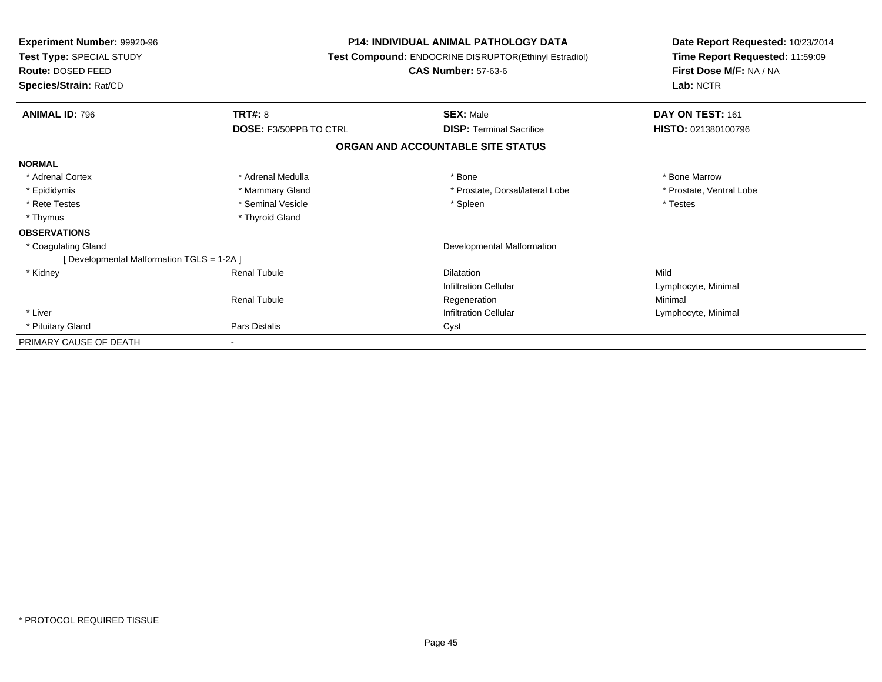**Experiment Number:** 99920-96
**Test Type:** SPECIAL STUDY
**Route:** DOSED FEED
**Species/Strain:** Rat/CD

**P14: INDIVIDUAL ANIMAL PATHOLOGY DATA**
**Test Compound:** ENDOCRINE DISRUPTOR(Ethinyl Estradiol)
**CAS Number:** 57-63-6

**Date Report Requested:** 10/23/2014
**Time Report Requested:** 11:59:09
**First Dose M/F:** NA / NA
**Lab:** NCTR

| **ANIMAL ID:** 796 | **TRT#:** 8 | **SEX:** Male | **DAY ON TEST:** 161 |
|---|---|---|---|
| | **DOSE:** F3/50PPB TO CTRL | **DISP:** Terminal Sacrifice | **HISTO:** 021380100796 |

## ORGAN AND ACCOUNTABLE SITE STATUS

| | | | |
|---|---|---|---|
| **NORMAL** | | | |
| * Adrenal Cortex | * Adrenal Medulla | * Bone | * Bone Marrow |
| * Epididymis | * Mammary Gland | * Prostate, Dorsal/lateral Lobe | * Prostate, Ventral Lobe |
| * Rete Testes | * Seminal Vesicle | * Spleen | * Testes |
| * Thymus | * Thyroid Gland | | |
| **OBSERVATIONS** | | | |
| * Coagulating Gland | | Developmental Malformation | |
| [ Developmental Malformation TGLS = 1-2A ] | | | |
| * Kidney | Renal Tubule | Dilatation | Mild |
| | | Infiltration Cellular | Lymphocyte, Minimal |
| | Renal Tubule | Regeneration | Minimal |
| * Liver | | Infiltration Cellular | Lymphocyte, Minimal |
| * Pituitary Gland | Pars Distalis | Cyst | |
| PRIMARY CAUSE OF DEATH | - | | |

* PROTOCOL REQUIRED TISSUE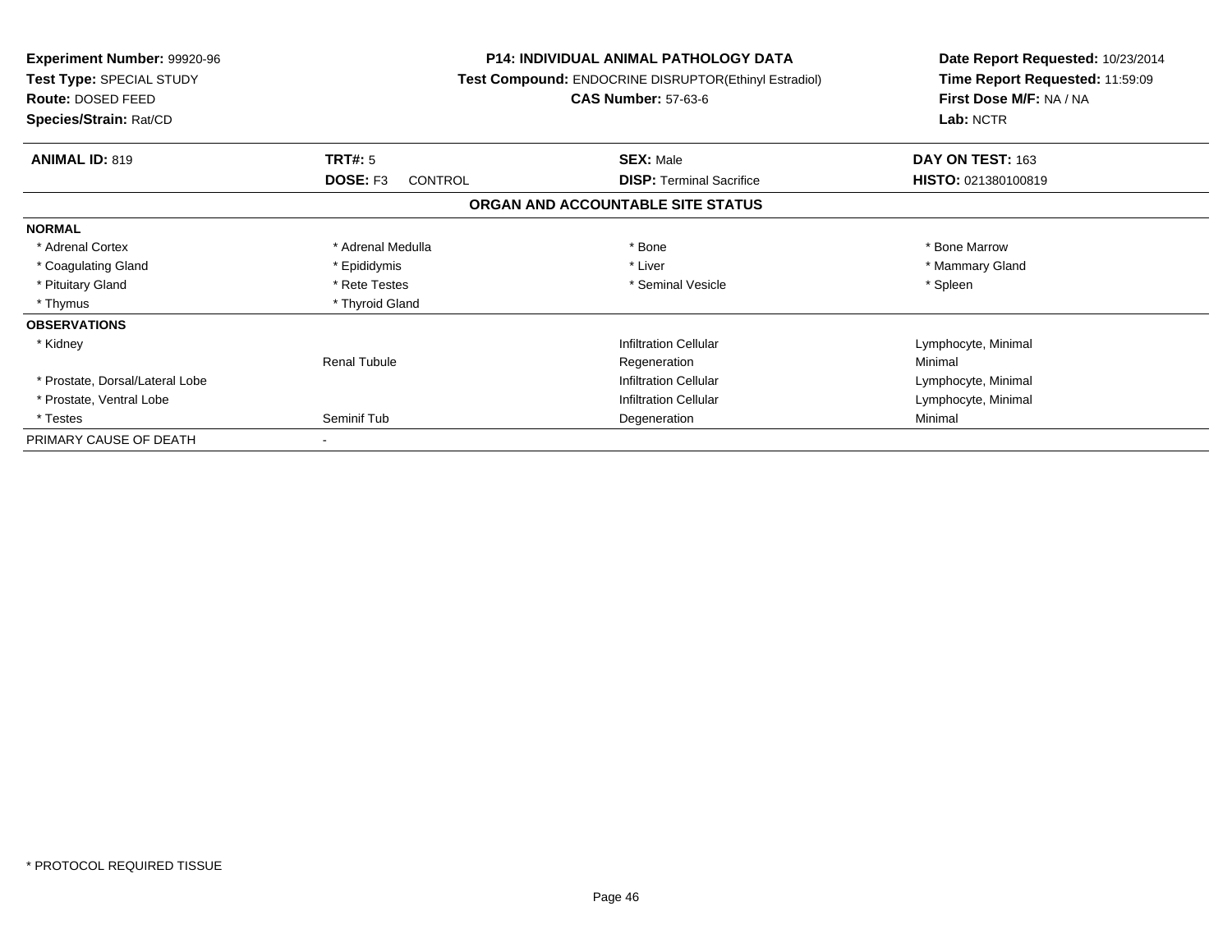**Experiment Number:** 99920-96
**Test Type:** SPECIAL STUDY
**Route:** DOSED FEED
**Species/Strain:** Rat/CD

**P14: INDIVIDUAL ANIMAL PATHOLOGY DATA**
**Test Compound:** ENDOCRINE DISRUPTOR(Ethinyl Estradiol)
**CAS Number:** 57-63-6

**Date Report Requested:** 10/23/2014
**Time Report Requested:** 11:59:09
**First Dose M/F:** NA / NA
**Lab:** NCTR

| **ANIMAL ID:** 819 | **TRT#:** 5 | **SEX:** Male | **DAY ON TEST:** 163 |
|---|---|---|---|
| | **DOSE:** F3 CONTROL | **DISP:** Terminal Sacrifice | **HISTO:** 021380100819 |

## ORGAN AND ACCOUNTABLE SITE STATUS

| | | | |
|---|---|---|---|
| **NORMAL** | | | |
| * Adrenal Cortex | * Adrenal Medulla | * Bone | * Bone Marrow |
| * Coagulating Gland | * Epididymis | * Liver | * Mammary Gland |
| * Pituitary Gland | * Rete Testes | * Seminal Vesicle | * Spleen |
| * Thymus | * Thyroid Gland | | |
| **OBSERVATIONS** | | | |
| * Kidney | | Infiltration Cellular | Lymphocyte, Minimal |
| | Renal Tubule | Regeneration | Minimal |
| * Prostate, Dorsal/Lateral Lobe | | Infiltration Cellular | Lymphocyte, Minimal |
| * Prostate, Ventral Lobe | | Infiltration Cellular | Lymphocyte, Minimal |
| * Testes | Seminif Tub | Degeneration | Minimal |
| PRIMARY CAUSE OF DEATH | - | | |

* PROTOCOL REQUIRED TISSUE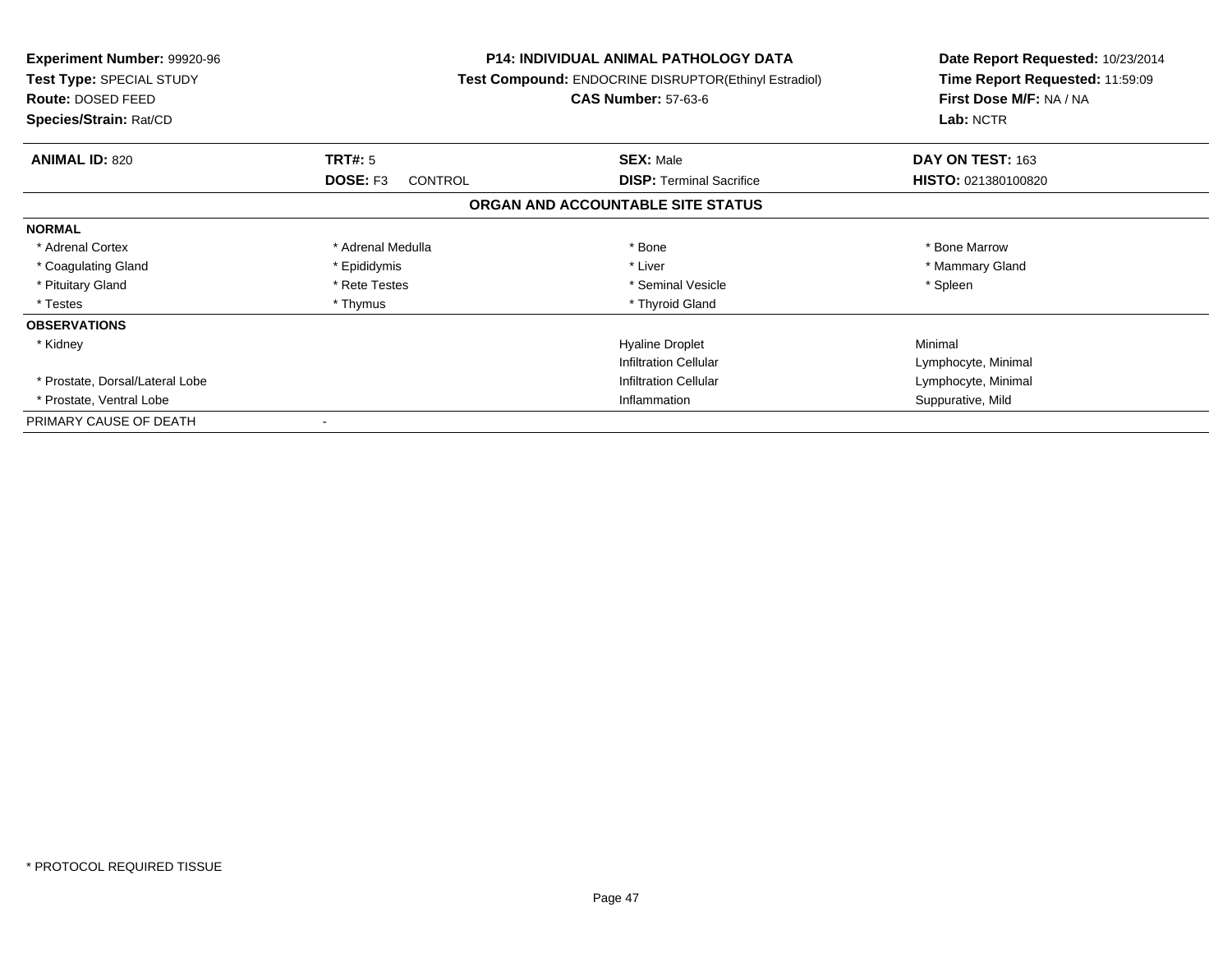**Experiment Number:** 99920-96
**Test Type:** SPECIAL STUDY
**Route:** DOSED FEED
**Species/Strain:** Rat/CD

**P14: INDIVIDUAL ANIMAL PATHOLOGY DATA**
**Test Compound:** ENDOCRINE DISRUPTOR(Ethinyl Estradiol)
**CAS Number:** 57-63-6

**Date Report Requested:** 10/23/2014
**Time Report Requested:** 11:59:09
**First Dose M/F:** NA / NA
**Lab:** NCTR

| **ANIMAL ID:** 820 | **TRT#:** 5 | **SEX:** Male | **DAY ON TEST:** 163 |
|---|---|---|---|
| | **DOSE:** F3 CONTROL | **DISP:** Terminal Sacrifice | **HISTO:** 021380100820 |

## ORGAN AND ACCOUNTABLE SITE STATUS

| | | | |
|---|---|---|---|
| **NORMAL** | | | |
| * Adrenal Cortex | * Adrenal Medulla | * Bone | * Bone Marrow |
| * Coagulating Gland | * Epididymis | * Liver | * Mammary Gland |
| * Pituitary Gland | * Rete Testes | * Seminal Vesicle | * Spleen |
| * Testes | * Thymus | * Thyroid Gland | |
| **OBSERVATIONS** | | | |
| * Kidney | | Hyaline Droplet | Minimal |
| | | Infiltration Cellular | Lymphocyte, Minimal |
| * Prostate, Dorsal/Lateral Lobe | | Infiltration Cellular | Lymphocyte, Minimal |
| * Prostate, Ventral Lobe | | Inflammation | Suppurative, Mild |
| PRIMARY CAUSE OF DEATH | - | | |

* PROTOCOL REQUIRED TISSUE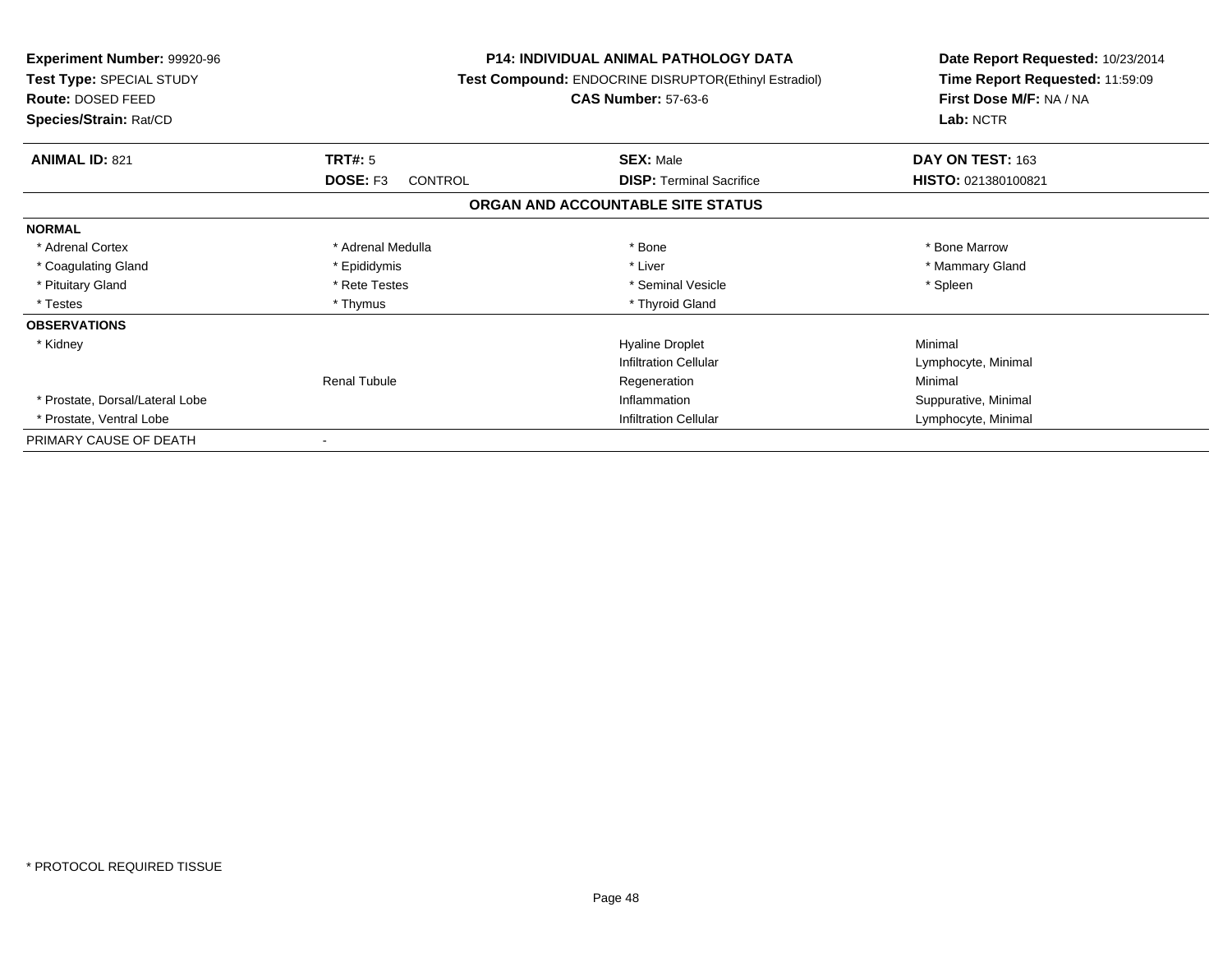**Experiment Number:** 99920-96
**Test Type:** SPECIAL STUDY
**Route:** DOSED FEED
**Species/Strain:** Rat/CD

**P14: INDIVIDUAL ANIMAL PATHOLOGY DATA**
**Test Compound:** ENDOCRINE DISRUPTOR(Ethinyl Estradiol)
**CAS Number:** 57-63-6

**Date Report Requested:** 10/23/2014
**Time Report Requested:** 11:59:09
**First Dose M/F:** NA / NA
**Lab:** NCTR

| **ANIMAL ID:** 821 | **TRT#:** 5 | **SEX:** Male | **DAY ON TEST:** 163 |
|---|---|---|---|
| | **DOSE:** F3 CONTROL | **DISP:** Terminal Sacrifice | **HISTO:** 021380100821 |

## ORGAN AND ACCOUNTABLE SITE STATUS

| | | | |
|---|---|---|---|
| **NORMAL** | | | |
| * Adrenal Cortex | * Adrenal Medulla | * Bone | * Bone Marrow |
| * Coagulating Gland | * Epididymis | * Liver | * Mammary Gland |
| * Pituitary Gland | * Rete Testes | * Seminal Vesicle | * Spleen |
| * Testes | * Thymus | * Thyroid Gland | |
| **OBSERVATIONS** | | | |
| * Kidney | | Hyaline Droplet | Minimal |
| | | Infiltration Cellular | Lymphocyte, Minimal |
| | Renal Tubule | Regeneration | Minimal |
| * Prostate, Dorsal/Lateral Lobe | | Inflammation | Suppurative, Minimal |
| * Prostate, Ventral Lobe | | Infiltration Cellular | Lymphocyte, Minimal |
| PRIMARY CAUSE OF DEATH | - | | |

* PROTOCOL REQUIRED TISSUE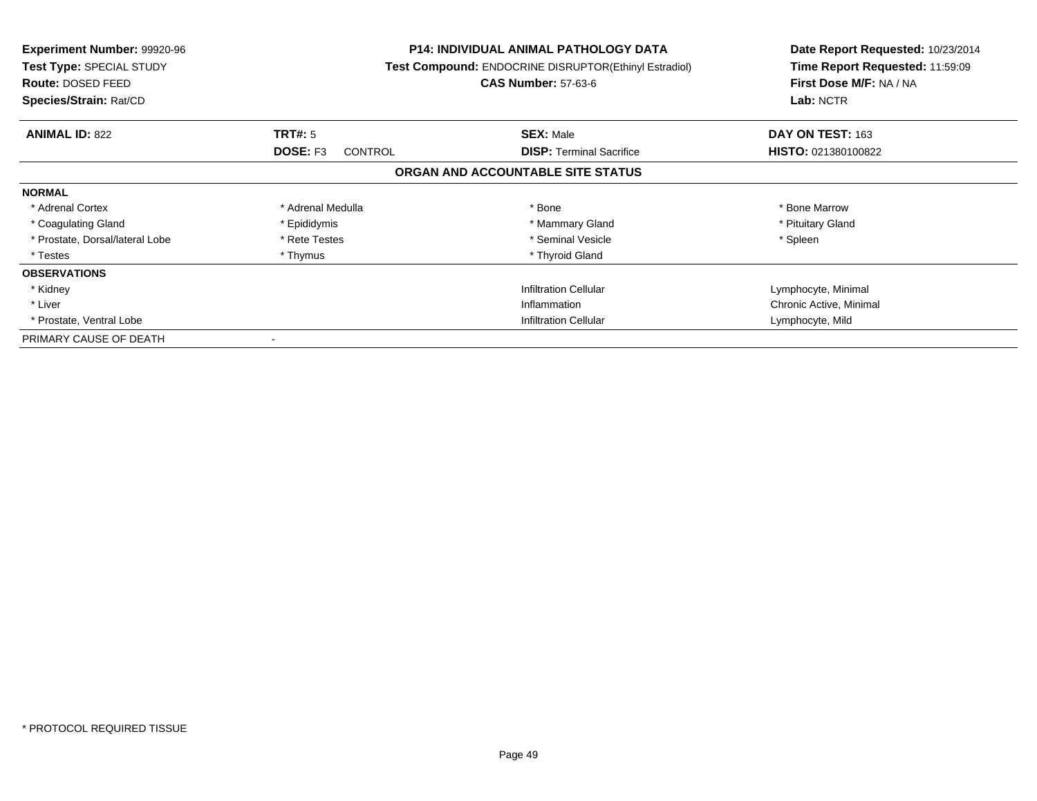**Experiment Number:** 99920-96
**Test Type:** SPECIAL STUDY
**Route:** DOSED FEED
**Species/Strain:** Rat/CD

**P14: INDIVIDUAL ANIMAL PATHOLOGY DATA**
**Test Compound:** ENDOCRINE DISRUPTOR(Ethinyl Estradiol)
**CAS Number:** 57-63-6

**Date Report Requested:** 10/23/2014
**Time Report Requested:** 11:59:09
**First Dose M/F:** NA / NA
**Lab:** NCTR

| **ANIMAL ID:** 822 | **TRT#:** 5 | **SEX:** Male | **DAY ON TEST:** 163 |
|---|---|---|---|
| | **DOSE:** F3 CONTROL | **DISP:** Terminal Sacrifice | **HISTO:** 021380100822 |

**ORGAN AND ACCOUNTABLE SITE STATUS**

| | | | |
|---|---|---|---|
| **NORMAL** | | | |
| * Adrenal Cortex | * Adrenal Medulla | * Bone | * Bone Marrow |
| * Coagulating Gland | * Epididymis | * Mammary Gland | * Pituitary Gland |
| * Prostate, Dorsal/lateral Lobe | * Rete Testes | * Seminal Vesicle | * Spleen |
| * Testes | * Thymus | * Thyroid Gland | |
| **OBSERVATIONS** | | | |
| * Kidney | | Infiltration Cellular | Lymphocyte, Minimal |
| * Liver | | Inflammation | Chronic Active, Minimal |
| * Prostate, Ventral Lobe | | Infiltration Cellular | Lymphocyte, Mild |
| PRIMARY CAUSE OF DEATH | - | | |

* PROTOCOL REQUIRED TISSUE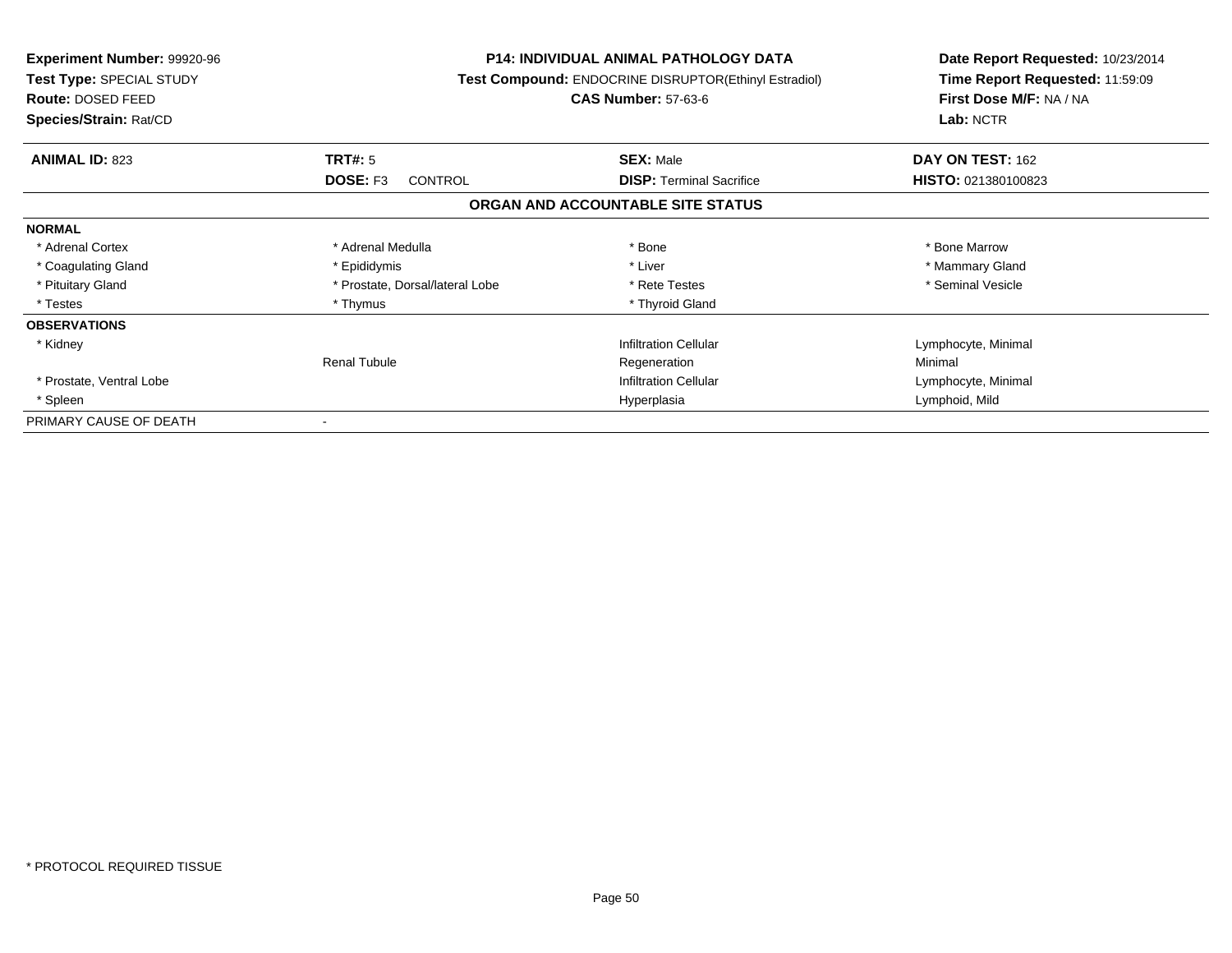**Experiment Number:** 99920-96
**Test Type:** SPECIAL STUDY
**Route:** DOSED FEED
**Species/Strain:** Rat/CD

**P14: INDIVIDUAL ANIMAL PATHOLOGY DATA**
**Test Compound:** ENDOCRINE DISRUPTOR(Ethinyl Estradiol)
**CAS Number:** 57-63-6

**Date Report Requested:** 10/23/2014
**Time Report Requested:** 11:59:09
**First Dose M/F:** NA / NA
**Lab:** NCTR

| **ANIMAL ID:** 823 | **TRT#:** 5 | **SEX:** Male | **DAY ON TEST:** 162 |
|---|---|---|---|
| | **DOSE:** F3 CONTROL | **DISP:** Terminal Sacrifice | **HISTO:** 021380100823 |

## ORGAN AND ACCOUNTABLE SITE STATUS

| | | | |
|---|---|---|---|
| **NORMAL** | | | |
| * Adrenal Cortex | * Adrenal Medulla | * Bone | * Bone Marrow |
| * Coagulating Gland | * Epididymis | * Liver | * Mammary Gland |
| * Pituitary Gland | * Prostate, Dorsal/lateral Lobe | * Rete Testes | * Seminal Vesicle |
| * Testes | * Thymus | * Thyroid Gland | |
| **OBSERVATIONS** | | | |
| * Kidney | | Infiltration Cellular | Lymphocyte, Minimal |
| | Renal Tubule | Regeneration | Minimal |
| * Prostate, Ventral Lobe | | Infiltration Cellular | Lymphocyte, Minimal |
| * Spleen | | Hyperplasia | Lymphoid, Mild |
| PRIMARY CAUSE OF DEATH | - | | |

* PROTOCOL REQUIRED TISSUE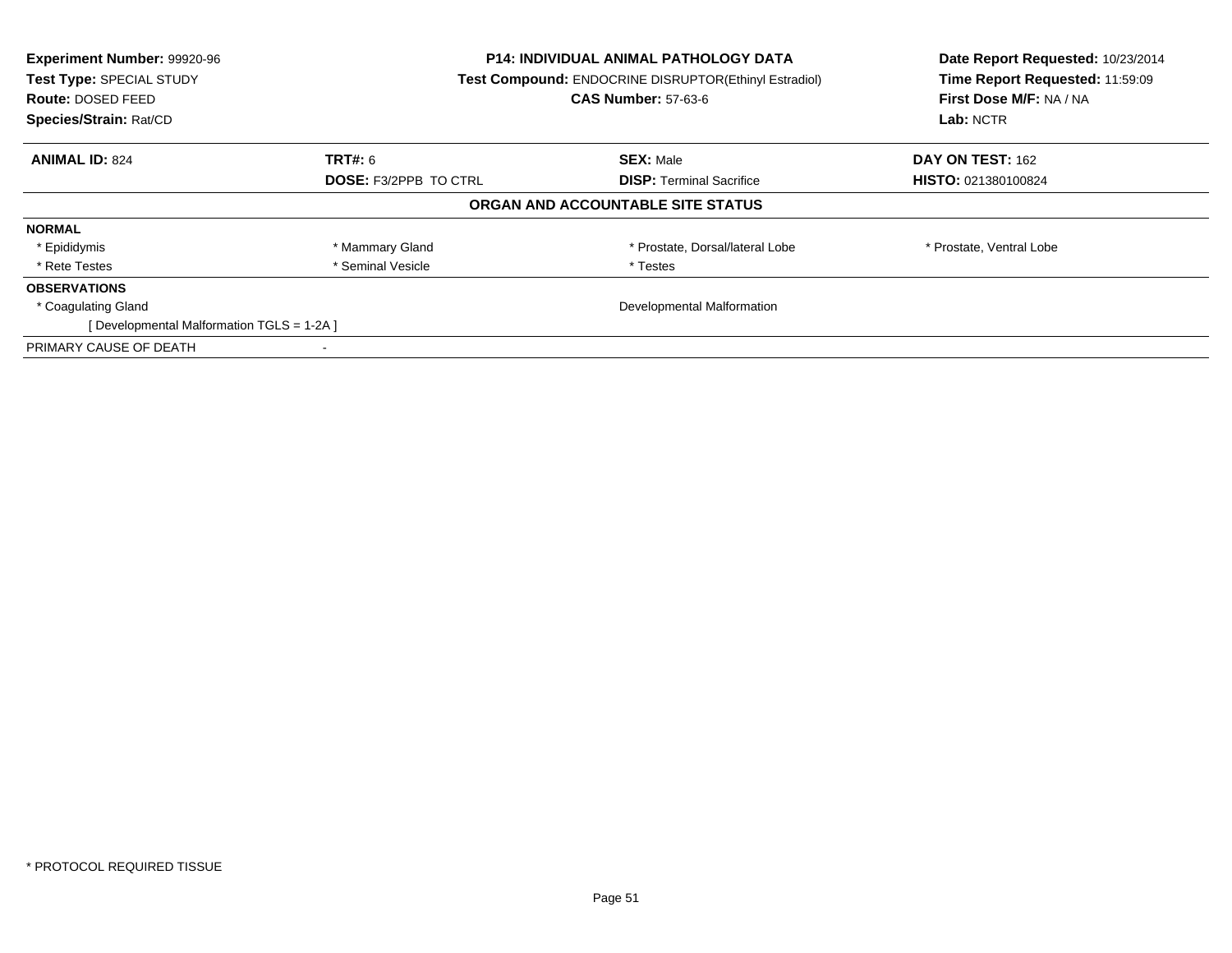**Experiment Number:** 99920-96
**Test Type:** SPECIAL STUDY
**Route:** DOSED FEED
**Species/Strain:** Rat/CD

**P14: INDIVIDUAL ANIMAL PATHOLOGY DATA**
**Test Compound:** ENDOCRINE DISRUPTOR(Ethinyl Estradiol)
**CAS Number:** 57-63-6

**Date Report Requested:** 10/23/2014
**Time Report Requested:** 11:59:09
**First Dose M/F:** NA / NA
**Lab:** NCTR

| **ANIMAL ID:** 824 | **TRT#:** 6 | **SEX:** Male | **DAY ON TEST:** 162 |
|---|---|---|---|
| | **DOSE:** F3/2PPB TO CTRL | **DISP:** Terminal Sacrifice | **HISTO:** 021380100824 |

## ORGAN AND ACCOUNTABLE SITE STATUS

| | | | |
|---|---|---|---|
| **NORMAL** | | | |
| * Epididymis | * Mammary Gland | * Prostate, Dorsal/lateral Lobe | * Prostate, Ventral Lobe |
| * Rete Testes | * Seminal Vesicle | * Testes | |
| **OBSERVATIONS** | | | |
| * Coagulating Gland | | Developmental Malformation | |
| [ Developmental Malformation TGLS = 1-2A ] | | | |
| PRIMARY CAUSE OF DEATH | - | | |

* PROTOCOL REQUIRED TISSUE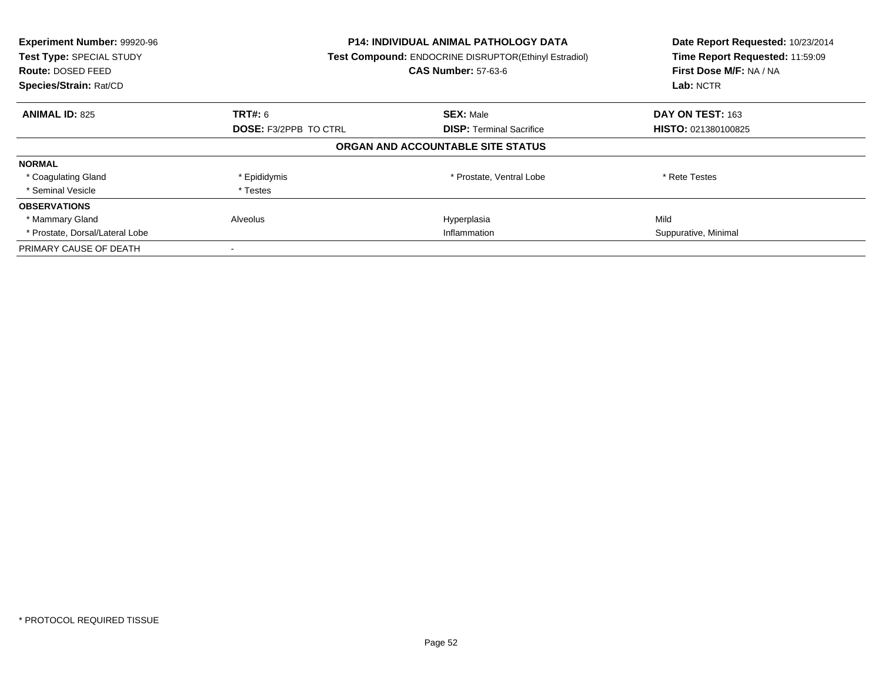**Experiment Number:** 99920-96
**Test Type:** SPECIAL STUDY
**Route:** DOSED FEED
**Species/Strain:** Rat/CD

**P14: INDIVIDUAL ANIMAL PATHOLOGY DATA**
**Test Compound:** ENDOCRINE DISRUPTOR(Ethinyl Estradiol)
**CAS Number:** 57-63-6

**Date Report Requested:** 10/23/2014
**Time Report Requested:** 11:59:09
**First Dose M/F:** NA / NA
**Lab:** NCTR

| **ANIMAL ID:** 825 | **TRT#:** 6 | **SEX:** Male | **DAY ON TEST:** 163 |
|---|---|---|---|
| | **DOSE:** F3/2PPB TO CTRL | **DISP:** Terminal Sacrifice | **HISTO:** 021380100825 |

**ORGAN AND ACCOUNTABLE SITE STATUS**

| | | | |
|---|---|---|---|
| **NORMAL** | | | |
| * Coagulating Gland | * Epididymis | * Prostate, Ventral Lobe | * Rete Testes |
| * Seminal Vesicle | * Testes | | |
| **OBSERVATIONS** | | | |
| * Mammary Gland | Alveolus | Hyperplasia | Mild |
| * Prostate, Dorsal/Lateral Lobe | | Inflammation | Suppurative, Minimal |
| PRIMARY CAUSE OF DEATH | - | | |

* PROTOCOL REQUIRED TISSUE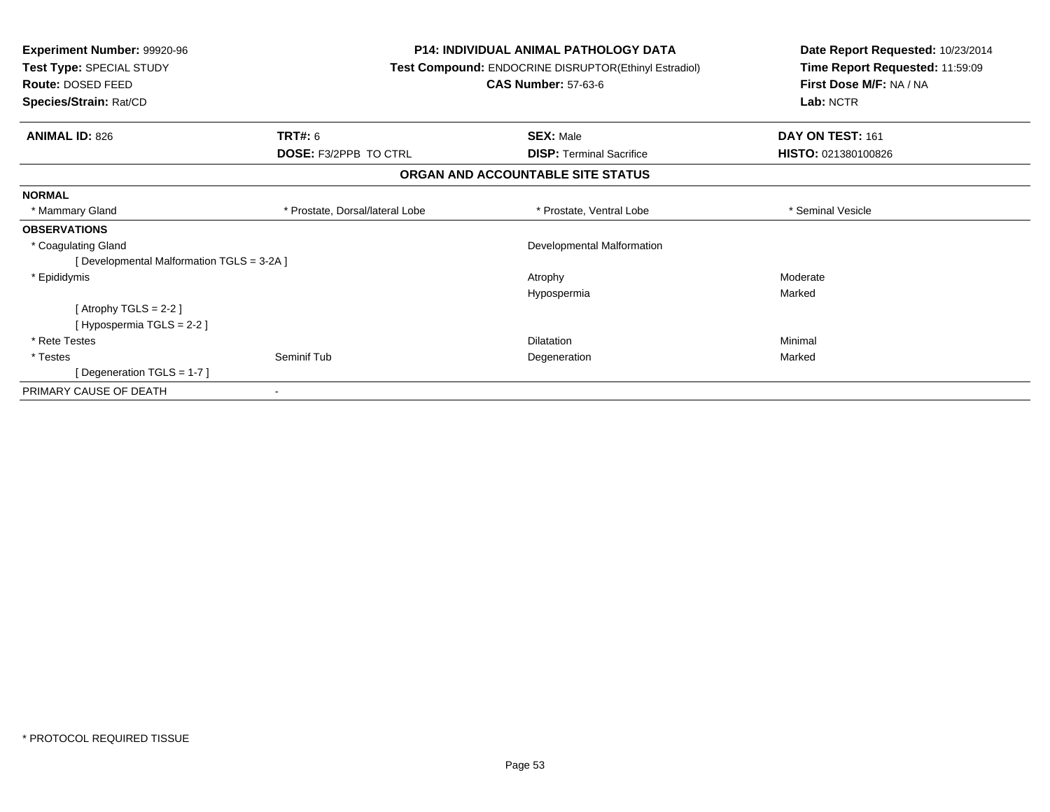**Experiment Number:** 99920-96
**Test Type:** SPECIAL STUDY
**Route:** DOSED FEED
**Species/Strain:** Rat/CD

**P14: INDIVIDUAL ANIMAL PATHOLOGY DATA**
**Test Compound:** ENDOCRINE DISRUPTOR(Ethinyl Estradiol)
**CAS Number:** 57-63-6

**Date Report Requested:** 10/23/2014
**Time Report Requested:** 11:59:09
**First Dose M/F:** NA / NA
**Lab:** NCTR

| **ANIMAL ID:** 826 | **TRT#:** 6 | **SEX:** Male | **DAY ON TEST:** 161 |
|---|---|---|---|
| | **DOSE:** F3/2PPB TO CTRL | **DISP:** Terminal Sacrifice | **HISTO:** 021380100826 |

## ORGAN AND ACCOUNTABLE SITE STATUS

| | | | |
|---|---|---|---|
| **NORMAL** | | | |
| * Mammary Gland | * Prostate, Dorsal/lateral Lobe | * Prostate, Ventral Lobe | * Seminal Vesicle |
| **OBSERVATIONS** | | | |
| * Coagulating Gland | | Developmental Malformation | |
| [ Developmental Malformation TGLS = 3-2A ] | | | |
| * Epididymis | | Atrophy | Moderate |
| | | Hypospermia | Marked |
| [ Atrophy TGLS = 2-2 ] | | | |
| [ Hypospermia TGLS = 2-2 ] | | | |
| * Rete Testes | | Dilatation | Minimal |
| * Testes | Seminif Tub | Degeneration | Marked |
| [ Degeneration TGLS = 1-7 ] | | | |
| PRIMARY CAUSE OF DEATH | - | | |

\* PROTOCOL REQUIRED TISSUE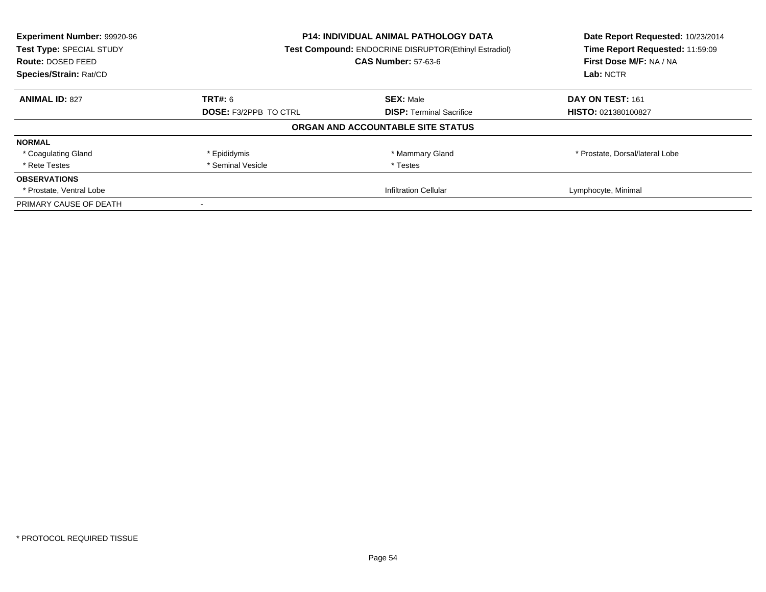**Experiment Number:** 99920-96
**Test Type:** SPECIAL STUDY
**Route:** DOSED FEED
**Species/Strain:** Rat/CD

**P14: INDIVIDUAL ANIMAL PATHOLOGY DATA**
**Test Compound:** ENDOCRINE DISRUPTOR(Ethinyl Estradiol)
**CAS Number:** 57-63-6

**Date Report Requested:** 10/23/2014
**Time Report Requested:** 11:59:09
**First Dose M/F:** NA / NA
**Lab:** NCTR

| **ANIMAL ID:** 827 | **TRT#:** 6 | **SEX:** Male | **DAY ON TEST:** 161 |
|---|---|---|---|
| | **DOSE:** F3/2PPB TO CTRL | **DISP:** Terminal Sacrifice | **HISTO:** 021380100827 |

**ORGAN AND ACCOUNTABLE SITE STATUS**

| | | | |
|---|---|---|---|
| **NORMAL** | | | |
| * Coagulating Gland | * Epididymis | * Mammary Gland | * Prostate, Dorsal/lateral Lobe |
| * Rete Testes | * Seminal Vesicle | * Testes | |
| **OBSERVATIONS** | | | |
| * Prostate, Ventral Lobe | | Infiltration Cellular | Lymphocyte, Minimal |
| PRIMARY CAUSE OF DEATH | - | | |

* PROTOCOL REQUIRED TISSUE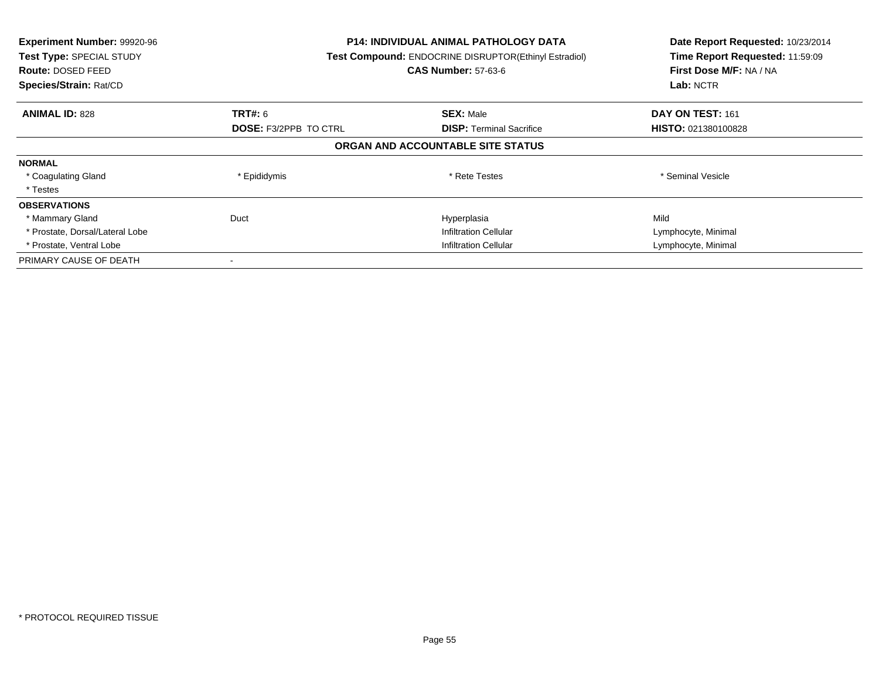**Experiment Number:** 99920-96
**Test Type:** SPECIAL STUDY
**Route:** DOSED FEED
**Species/Strain:** Rat/CD

**P14: INDIVIDUAL ANIMAL PATHOLOGY DATA**
**Test Compound:** ENDOCRINE DISRUPTOR(Ethinyl Estradiol)
**CAS Number:** 57-63-6

**Date Report Requested:** 10/23/2014
**Time Report Requested:** 11:59:09
**First Dose M/F:** NA / NA
**Lab:** NCTR

| **ANIMAL ID:** 828 | **TRT#:** 6 | **SEX:** Male | **DAY ON TEST:** 161 |
|---|---|---|---|
| | **DOSE:** F3/2PPB TO CTRL | **DISP:** Terminal Sacrifice | **HISTO:** 021380100828 |

## ORGAN AND ACCOUNTABLE SITE STATUS

| | | | |
|---|---|---|---|
| **NORMAL** | | | |
| * Coagulating Gland | * Epididymis | * Rete Testes | * Seminal Vesicle |
| * Testes | | | |
| **OBSERVATIONS** | | | |
| * Mammary Gland | Duct | Hyperplasia | Mild |
| * Prostate, Dorsal/Lateral Lobe | | Infiltration Cellular | Lymphocyte, Minimal |
| * Prostate, Ventral Lobe | | Infiltration Cellular | Lymphocyte, Minimal |
| PRIMARY CAUSE OF DEATH | - | | |

* PROTOCOL REQUIRED TISSUE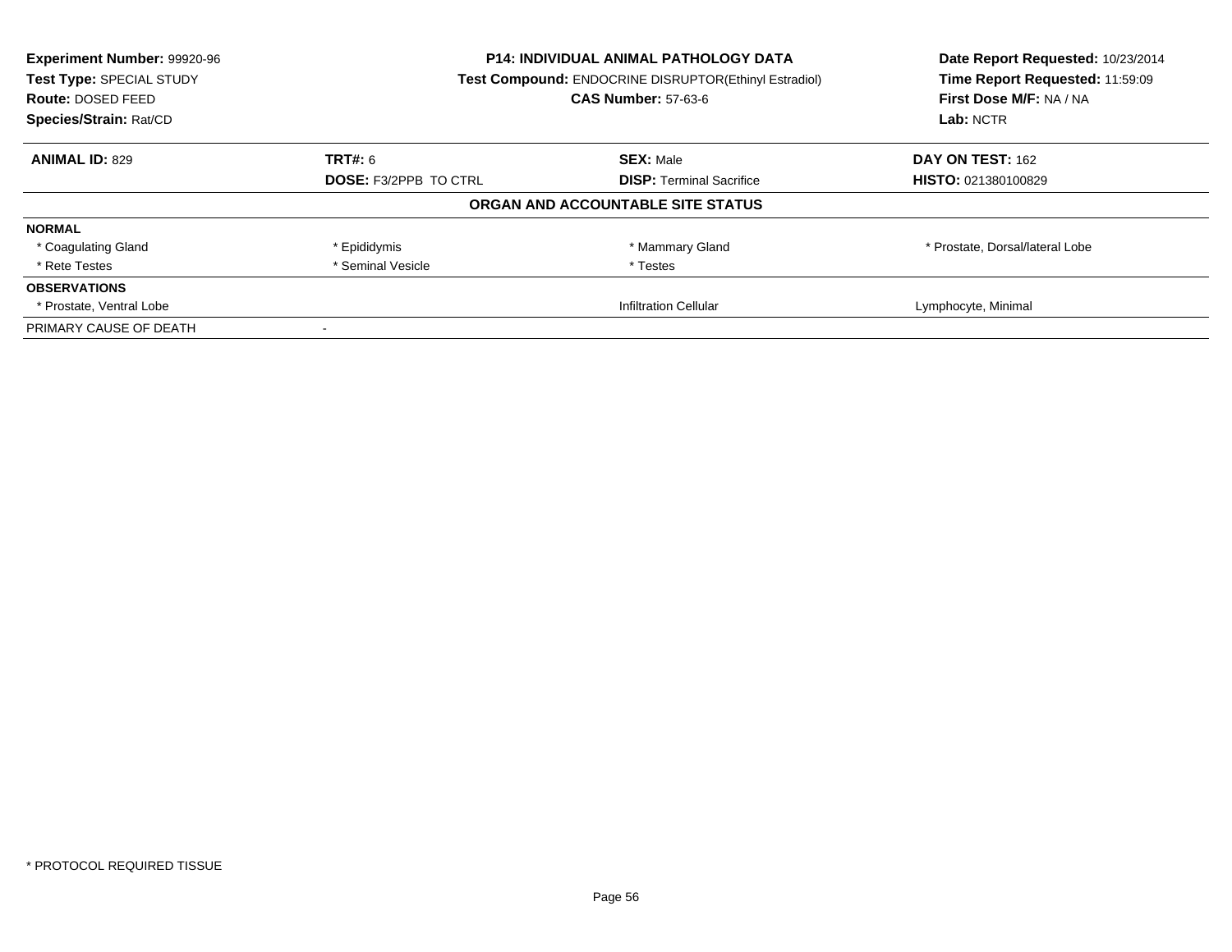**Experiment Number:** 99920-96
**Test Type:** SPECIAL STUDY
**Route:** DOSED FEED
**Species/Strain:** Rat/CD

**P14: INDIVIDUAL ANIMAL PATHOLOGY DATA**
**Test Compound:** ENDOCRINE DISRUPTOR(Ethinyl Estradiol)
**CAS Number:** 57-63-6

**Date Report Requested:** 10/23/2014
**Time Report Requested:** 11:59:09
**First Dose M/F:** NA / NA
**Lab:** NCTR

| **ANIMAL ID:** 829 | **TRT#:** 6 | **SEX:** Male | **DAY ON TEST:** 162 |
|---|---|---|---|
| | **DOSE:** F3/2PPB TO CTRL | **DISP:** Terminal Sacrifice | **HISTO:** 021380100829 |

**ORGAN AND ACCOUNTABLE SITE STATUS**

| | | | |
|---|---|---|---|
| **NORMAL** | | | |
| * Coagulating Gland | * Epididymis | * Mammary Gland | * Prostate, Dorsal/lateral Lobe |
| * Rete Testes | * Seminal Vesicle | * Testes | |
| **OBSERVATIONS** | | | |
| * Prostate, Ventral Lobe | | Infiltration Cellular | Lymphocyte, Minimal |
| PRIMARY CAUSE OF DEATH | - | | |

* PROTOCOL REQUIRED TISSUE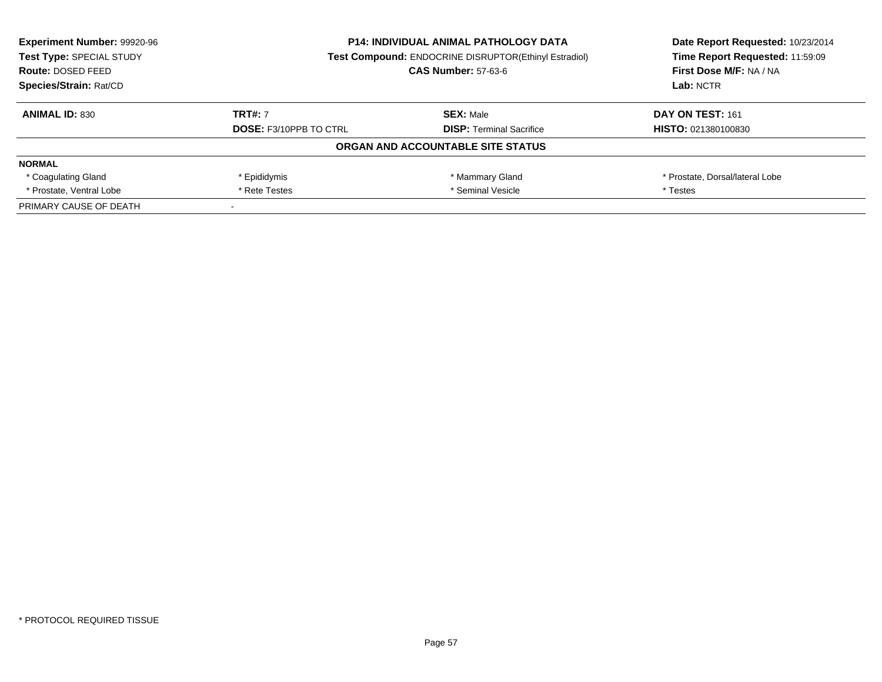**Experiment Number:** 99920-96
**Test Type:** SPECIAL STUDY
**Route:** DOSED FEED
**Species/Strain:** Rat/CD

**P14: INDIVIDUAL ANIMAL PATHOLOGY DATA**
**Test Compound:** ENDOCRINE DISRUPTOR(Ethinyl Estradiol)
**CAS Number:** 57-63-6

**Date Report Requested:** 10/23/2014
**Time Report Requested:** 11:59:09
**First Dose M/F:** NA / NA
**Lab:** NCTR

| **ANIMAL ID:** 830 | **TRT#:** 7 | **SEX:** Male | **DAY ON TEST:** 161 |
|---|---|---|---|
| | **DOSE:** F3/10PPB TO CTRL | **DISP:** Terminal Sacrifice | **HISTO:** 021380100830 |

## ORGAN AND ACCOUNTABLE SITE STATUS

| **NORMAL** | | | |
|---|---|---|---|
| * Coagulating Gland | * Epididymis | * Mammary Gland | * Prostate, Dorsal/lateral Lobe |
| * Prostate, Ventral Lobe | * Rete Testes | * Seminal Vesicle | * Testes |
| PRIMARY CAUSE OF DEATH | - | | |

* PROTOCOL REQUIRED TISSUE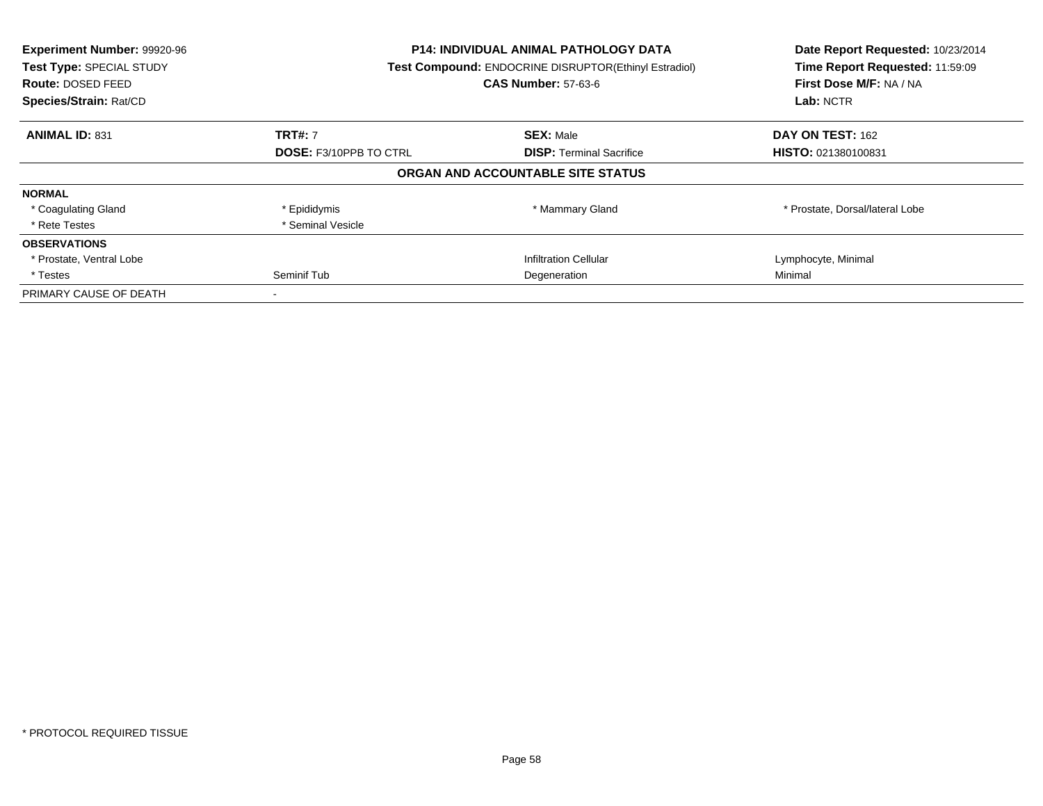**Experiment Number:** 99920-96
**Test Type:** SPECIAL STUDY
**Route:** DOSED FEED
**Species/Strain:** Rat/CD

**P14: INDIVIDUAL ANIMAL PATHOLOGY DATA**
**Test Compound:** ENDOCRINE DISRUPTOR(Ethinyl Estradiol)
**CAS Number:** 57-63-6

**Date Report Requested:** 10/23/2014
**Time Report Requested:** 11:59:09
**First Dose M/F:** NA / NA
**Lab:** NCTR

| **ANIMAL ID:** 831 | **TRT#:** 7 | **SEX:** Male | **DAY ON TEST:** 162 |
|---|---|---|---|
| | **DOSE:** F3/10PPB TO CTRL | **DISP:** Terminal Sacrifice | **HISTO:** 021380100831 |

**ORGAN AND ACCOUNTABLE SITE STATUS**

| | | | |
|---|---|---|---|
| **NORMAL** | | | |
| * Coagulating Gland | * Epididymis | * Mammary Gland | * Prostate, Dorsal/lateral Lobe |
| * Rete Testes | * Seminal Vesicle | | |
| **OBSERVATIONS** | | | |
| * Prostate, Ventral Lobe | | Infiltration Cellular | Lymphocyte, Minimal |
| * Testes | Seminif Tub | Degeneration | Minimal |
| PRIMARY CAUSE OF DEATH | - | | |

* PROTOCOL REQUIRED TISSUE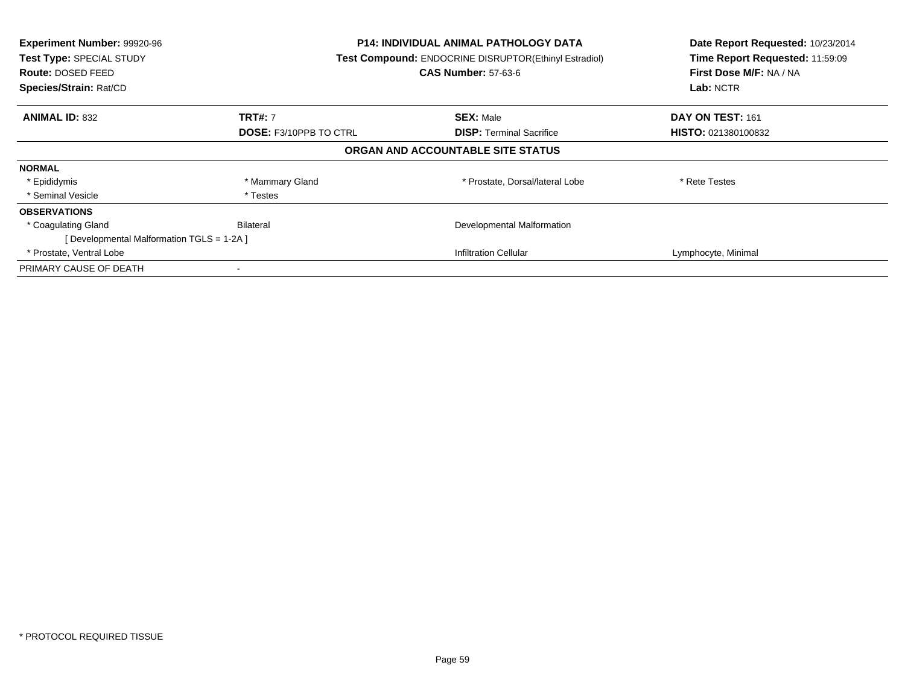**Experiment Number:** 99920-96
**Test Type:** SPECIAL STUDY
**Route:** DOSED FEED
**Species/Strain:** Rat/CD

**P14: INDIVIDUAL ANIMAL PATHOLOGY DATA**
**Test Compound:** ENDOCRINE DISRUPTOR(Ethinyl Estradiol)
**CAS Number:** 57-63-6

**Date Report Requested:** 10/23/2014
**Time Report Requested:** 11:59:09
**First Dose M/F:** NA / NA
**Lab:** NCTR

| **ANIMAL ID:** 832 | **TRT#:** 7 | **SEX:** Male | **DAY ON TEST:** 161 |
|---|---|---|---|
| | **DOSE:** F3/10PPB TO CTRL | **DISP:** Terminal Sacrifice | **HISTO:** 021380100832 |

## ORGAN AND ACCOUNTABLE SITE STATUS

| | | | |
|---|---|---|---|
| **NORMAL** | | | |
| * Epididymis | * Mammary Gland | * Prostate, Dorsal/lateral Lobe | * Rete Testes |
| * Seminal Vesicle | * Testes | | |
| **OBSERVATIONS** | | | |
| * Coagulating Gland | Bilateral | Developmental Malformation | |
| [ Developmental Malformation TGLS = 1-2A ] | | | |
| * Prostate, Ventral Lobe | | Infiltration Cellular | Lymphocyte, Minimal |
| PRIMARY CAUSE OF DEATH | - | | |

* PROTOCOL REQUIRED TISSUE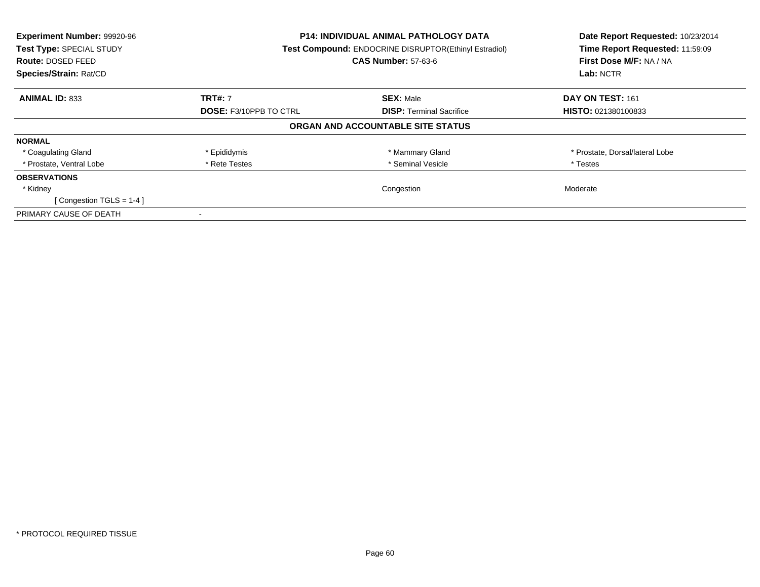**Experiment Number:** 99920-96
**Test Type:** SPECIAL STUDY
**Route:** DOSED FEED
**Species/Strain:** Rat/CD

**P14: INDIVIDUAL ANIMAL PATHOLOGY DATA**
**Test Compound:** ENDOCRINE DISRUPTOR(Ethinyl Estradiol)
**CAS Number:** 57-63-6

**Date Report Requested:** 10/23/2014
**Time Report Requested:** 11:59:09
**First Dose M/F:** NA / NA
**Lab:** NCTR

| **ANIMAL ID:** 833 | **TRT#:** 7 | **SEX:** Male | **DAY ON TEST:** 161 |
|---|---|---|---|
| | **DOSE:** F3/10PPB TO CTRL | **DISP:** Terminal Sacrifice | **HISTO:** 021380100833 |

**ORGAN AND ACCOUNTABLE SITE STATUS**

| | | | |
|---|---|---|---|
| **NORMAL** | | | |
| * Coagulating Gland | * Epididymis | * Mammary Gland | * Prostate, Dorsal/lateral Lobe |
| * Prostate, Ventral Lobe | * Rete Testes | * Seminal Vesicle | * Testes |
| **OBSERVATIONS** | | | |
| * Kidney | | Congestion | Moderate |
| [ Congestion TGLS = 1-4 ] | | | |
| PRIMARY CAUSE OF DEATH | - | | |

* PROTOCOL REQUIRED TISSUE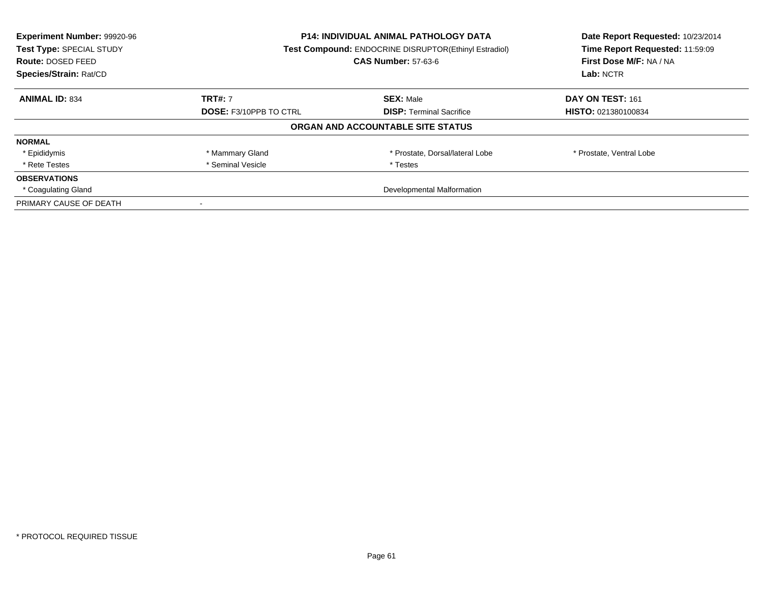| **Experiment Number:** 99920-96 | **P14: INDIVIDUAL ANIMAL PATHOLOGY DATA** | **Date Report Requested:** 10/23/2014 |
|---|---|---|
| **Test Type:** SPECIAL STUDY | **Test Compound:** ENDOCRINE DISRUPTOR(Ethinyl Estradiol) | **Time Report Requested:** 11:59:09 |
| **Route:** DOSED FEED | **CAS Number:** 57-63-6 | **First Dose M/F:** NA / NA |
| **Species/Strain:** Rat/CD | | **Lab:** NCTR |

| **ANIMAL ID:** 834 | **TRT#:** 7 | **SEX:** Male | **DAY ON TEST:** 161 |
|---|---|---|---|
| | **DOSE:** F3/10PPB TO CTRL | **DISP:** Terminal Sacrifice | **HISTO:** 021380100834 |

**ORGAN AND ACCOUNTABLE SITE STATUS**

| | | | |
|---|---|---|---|
| **NORMAL** | | | |
| * Epididymis | * Mammary Gland | * Prostate, Dorsal/lateral Lobe | * Prostate, Ventral Lobe |
| * Rete Testes | * Seminal Vesicle | * Testes | |
| **OBSERVATIONS** | | | |
| * Coagulating Gland | | Developmental Malformation | |
| PRIMARY CAUSE OF DEATH | - | | |

* PROTOCOL REQUIRED TISSUE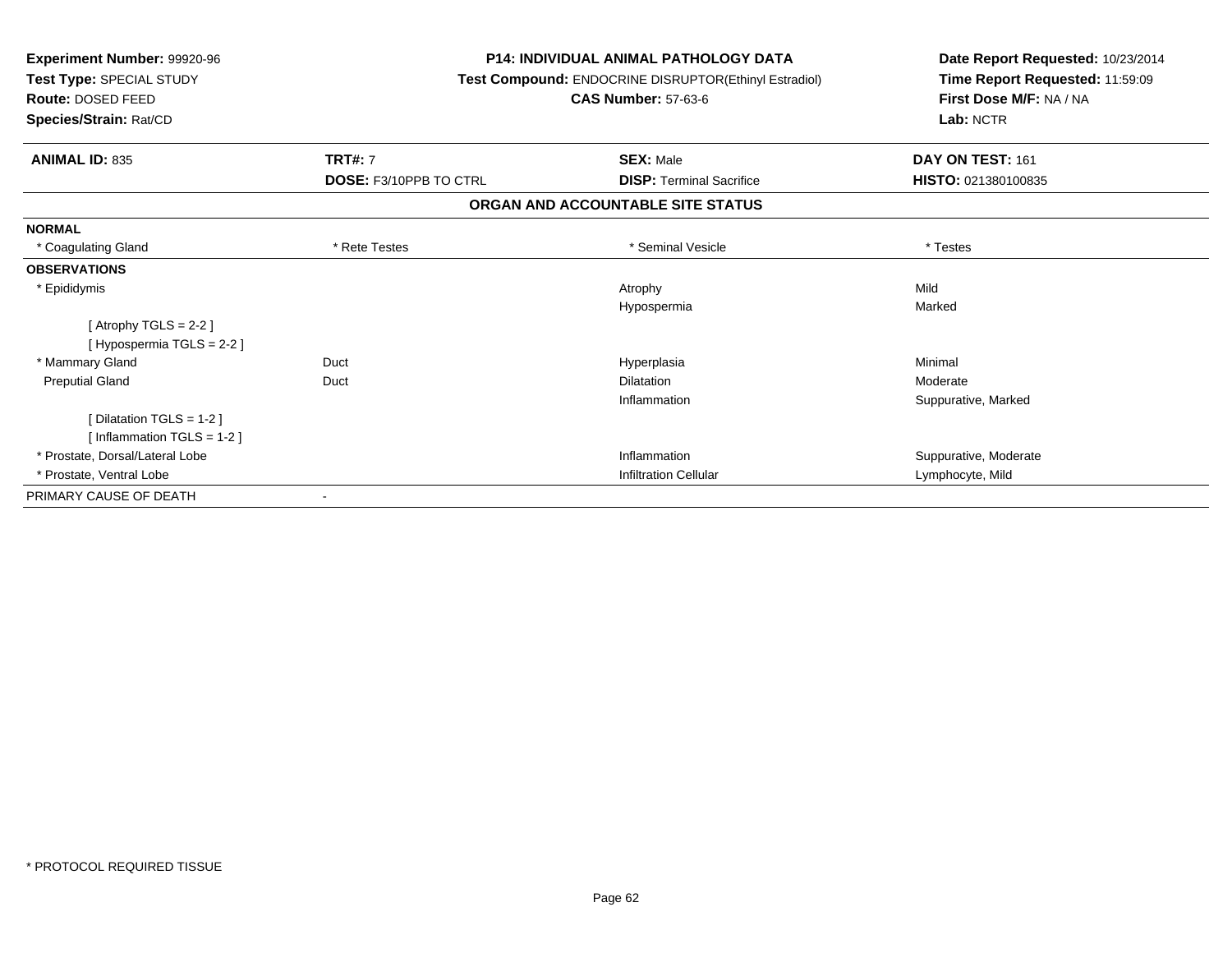**Experiment Number:** 99920-96
**Test Type:** SPECIAL STUDY
**Route:** DOSED FEED
**Species/Strain:** Rat/CD

**P14: INDIVIDUAL ANIMAL PATHOLOGY DATA**
**Test Compound:** ENDOCRINE DISRUPTOR(Ethinyl Estradiol)
**CAS Number:** 57-63-6

**Date Report Requested:** 10/23/2014
**Time Report Requested:** 11:59:09
**First Dose M/F:** NA / NA
**Lab:** NCTR

| **ANIMAL ID:** 835 | **TRT#:** 7 | **SEX:** Male | **DAY ON TEST:** 161 |
|---|---|---|---|
| | **DOSE:** F3/10PPB TO CTRL | **DISP:** Terminal Sacrifice | **HISTO:** 021380100835 |

## ORGAN AND ACCOUNTABLE SITE STATUS

| | | | |
|---|---|---|---|
| **NORMAL** | | | |
| * Coagulating Gland | * Rete Testes | * Seminal Vesicle | * Testes |
| **OBSERVATIONS** | | | |
| * Epididymis | | Atrophy | Mild |
| | | Hypospermia | Marked |
| [ Atrophy TGLS = 2-2 ] | | | |
| [ Hypospermia TGLS = 2-2 ] | | | |
| * Mammary Gland | Duct | Hyperplasia | Minimal |
| Preputial Gland | Duct | Dilatation | Moderate |
| | | Inflammation | Suppurative, Marked |
| [ Dilatation TGLS = 1-2 ] | | | |
| [ Inflammation TGLS = 1-2 ] | | | |
| * Prostate, Dorsal/Lateral Lobe | | Inflammation | Suppurative, Moderate |
| * Prostate, Ventral Lobe | | Infiltration Cellular | Lymphocyte, Mild |
| PRIMARY CAUSE OF DEATH | - | | |

* PROTOCOL REQUIRED TISSUE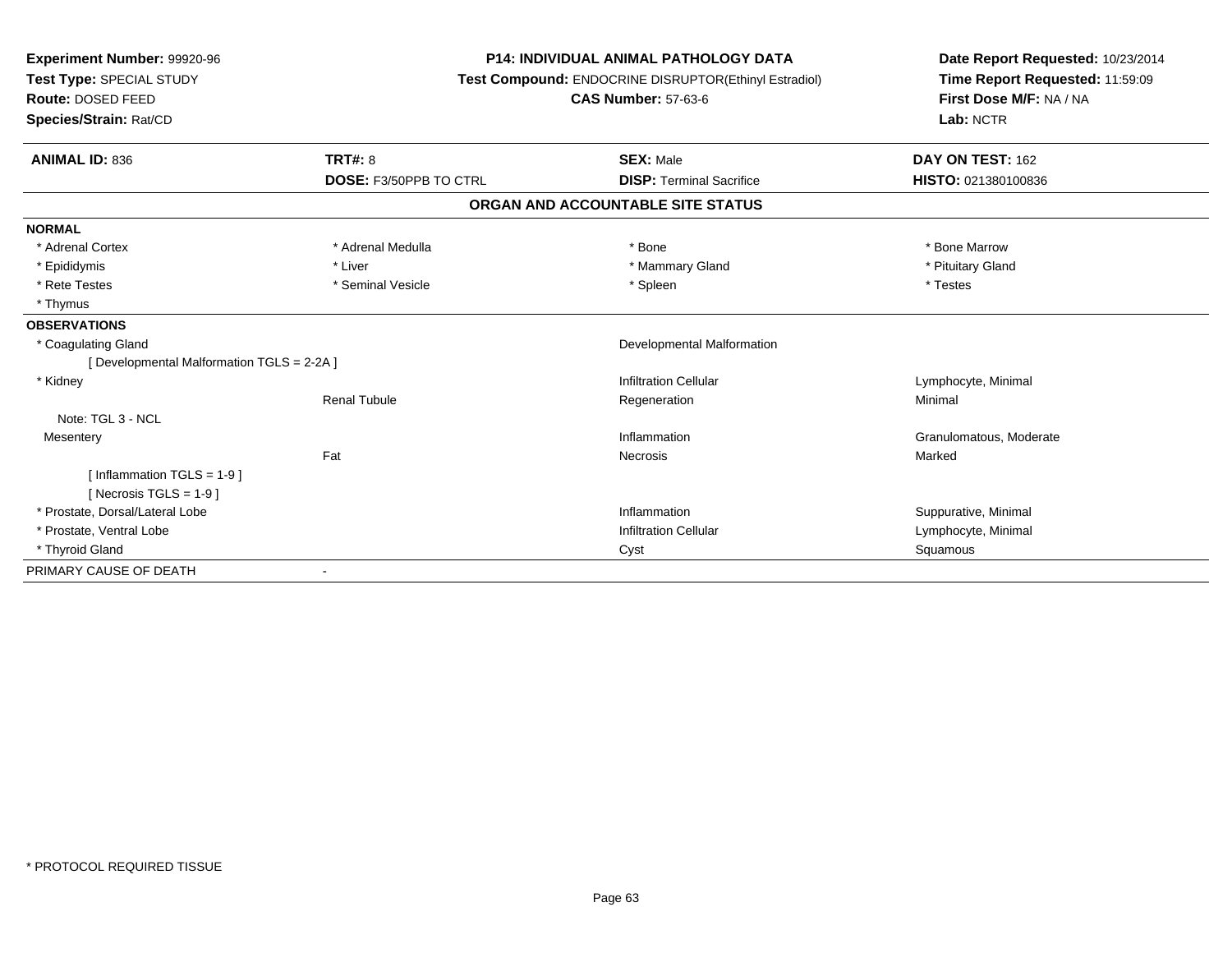**Experiment Number:** 99920-96
**Test Type:** SPECIAL STUDY
**Route:** DOSED FEED
**Species/Strain:** Rat/CD

**P14: INDIVIDUAL ANIMAL PATHOLOGY DATA**
**Test Compound:** ENDOCRINE DISRUPTOR(Ethinyl Estradiol)
**CAS Number:** 57-63-6

**Date Report Requested:** 10/23/2014
**Time Report Requested:** 11:59:09
**First Dose M/F:** NA / NA
**Lab:** NCTR

| **ANIMAL ID:** 836 | **TRT#:** 8 | **SEX:** Male | **DAY ON TEST:** 162 |
|---|---|---|---|
| | **DOSE:** F3/50PPB TO CTRL | **DISP:** Terminal Sacrifice | **HISTO:** 021380100836 |

## ORGAN AND ACCOUNTABLE SITE STATUS

| | | | |
|---|---|---|---|
| **NORMAL** | | | |
| * Adrenal Cortex | * Adrenal Medulla | * Bone | * Bone Marrow |
| * Epididymis | * Liver | * Mammary Gland | * Pituitary Gland |
| * Rete Testes | * Seminal Vesicle | * Spleen | * Testes |
| * Thymus | | | |
| **OBSERVATIONS** | | | |
| * Coagulating Gland | | Developmental Malformation | |
| [ Developmental Malformation TGLS = 2-2A ] | | | |
| * Kidney | | Infiltration Cellular | Lymphocyte, Minimal |
| | Renal Tubule | Regeneration | Minimal |
| Note: TGL 3 - NCL | | | |
| Mesentery | | Inflammation | Granulomatous, Moderate |
| | Fat | Necrosis | Marked |
| [ Inflammation TGLS = 1-9 ] | | | |
| [ Necrosis TGLS = 1-9 ] | | | |
| * Prostate, Dorsal/Lateral Lobe | | Inflammation | Suppurative, Minimal |
| * Prostate, Ventral Lobe | | Infiltration Cellular | Lymphocyte, Minimal |
| * Thyroid Gland | | Cyst | Squamous |
| PRIMARY CAUSE OF DEATH | - | | |

* PROTOCOL REQUIRED TISSUE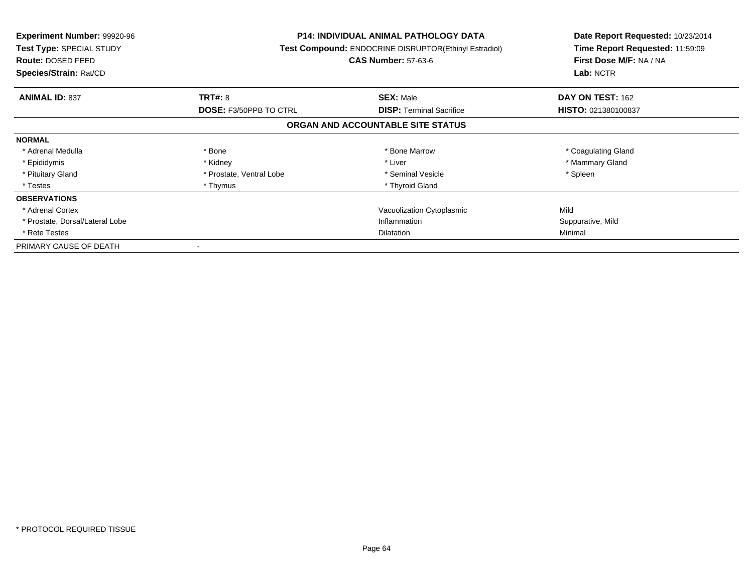**Experiment Number:** 99920-96
**Test Type:** SPECIAL STUDY
**Route:** DOSED FEED
**Species/Strain:** Rat/CD

**P14: INDIVIDUAL ANIMAL PATHOLOGY DATA**
**Test Compound:** ENDOCRINE DISRUPTOR(Ethinyl Estradiol)
**CAS Number:** 57-63-6

**Date Report Requested:** 10/23/2014
**Time Report Requested:** 11:59:09
**First Dose M/F:** NA / NA
**Lab:** NCTR

| **ANIMAL ID:** 837 | **TRT#:** 8 | **SEX:** Male | **DAY ON TEST:** 162 |
|---|---|---|---|
| | **DOSE:** F3/50PPB TO CTRL | **DISP:** Terminal Sacrifice | **HISTO:** 021380100837 |

**ORGAN AND ACCOUNTABLE SITE STATUS**

| | | | |
|---|---|---|---|
| **NORMAL** | | | |
| * Adrenal Medulla | * Bone | * Bone Marrow | * Coagulating Gland |
| * Epididymis | * Kidney | * Liver | * Mammary Gland |
| * Pituitary Gland | * Prostate, Ventral Lobe | * Seminal Vesicle | * Spleen |
| * Testes | * Thymus | * Thyroid Gland | |
| **OBSERVATIONS** | | | |
| * Adrenal Cortex | | Vacuolization Cytoplasmic | Mild |
| * Prostate, Dorsal/Lateral Lobe | | Inflammation | Suppurative, Mild |
| * Rete Testes | | Dilatation | Minimal |
| PRIMARY CAUSE OF DEATH | - | | |

* PROTOCOL REQUIRED TISSUE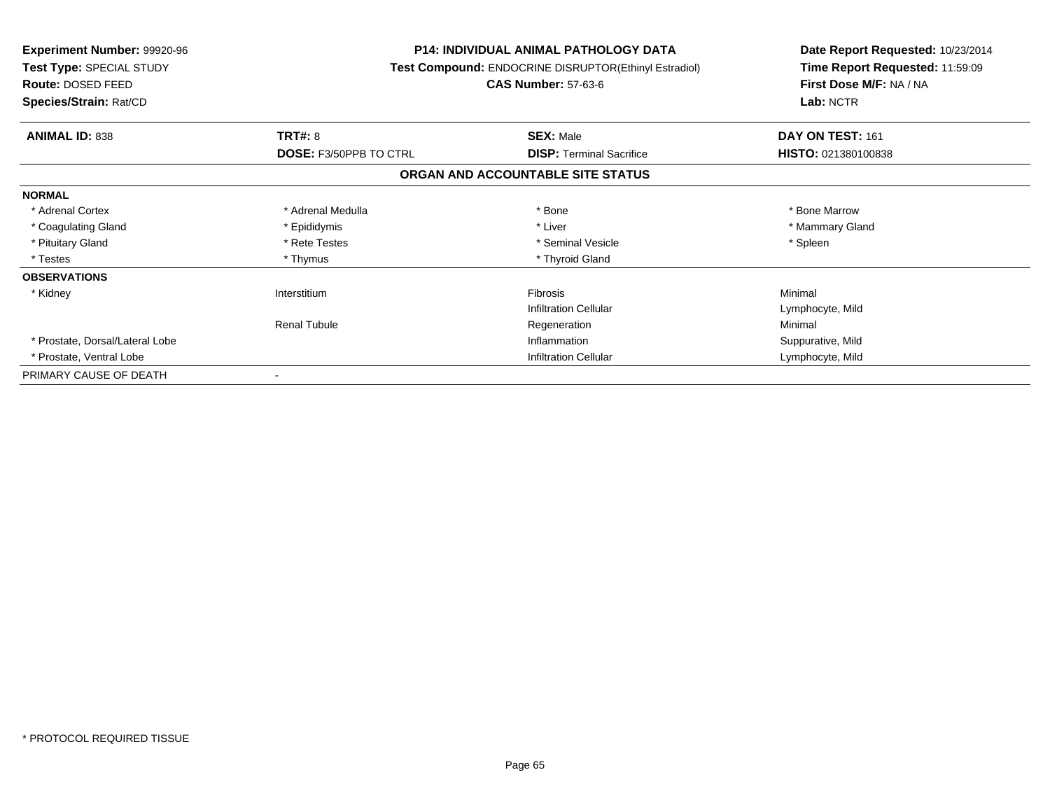**Experiment Number:** 99920-96
**Test Type:** SPECIAL STUDY
**Route:** DOSED FEED
**Species/Strain:** Rat/CD

**P14: INDIVIDUAL ANIMAL PATHOLOGY DATA**
**Test Compound:** ENDOCRINE DISRUPTOR(Ethinyl Estradiol)
**CAS Number:** 57-63-6

**Date Report Requested:** 10/23/2014
**Time Report Requested:** 11:59:09
**First Dose M/F:** NA / NA
**Lab:** NCTR

| **ANIMAL ID:** 838 | **TRT#:** 8 | **SEX:** Male | **DAY ON TEST:** 161 |
|---|---|---|---|
| | **DOSE:** F3/50PPB TO CTRL | **DISP:** Terminal Sacrifice | **HISTO:** 021380100838 |

**ORGAN AND ACCOUNTABLE SITE STATUS**

| | | | |
|---|---|---|---|
| **NORMAL** | | | |
| * Adrenal Cortex | * Adrenal Medulla | * Bone | * Bone Marrow |
| * Coagulating Gland | * Epididymis | * Liver | * Mammary Gland |
| * Pituitary Gland | * Rete Testes | * Seminal Vesicle | * Spleen |
| * Testes | * Thymus | * Thyroid Gland | |
| **OBSERVATIONS** | | | |
| * Kidney | Interstitium | Fibrosis | Minimal |
| | | Infiltration Cellular | Lymphocyte, Mild |
| | Renal Tubule | Regeneration | Minimal |
| * Prostate, Dorsal/Lateral Lobe | | Inflammation | Suppurative, Mild |
| * Prostate, Ventral Lobe | | Infiltration Cellular | Lymphocyte, Mild |
| PRIMARY CAUSE OF DEATH | - | | |

* PROTOCOL REQUIRED TISSUE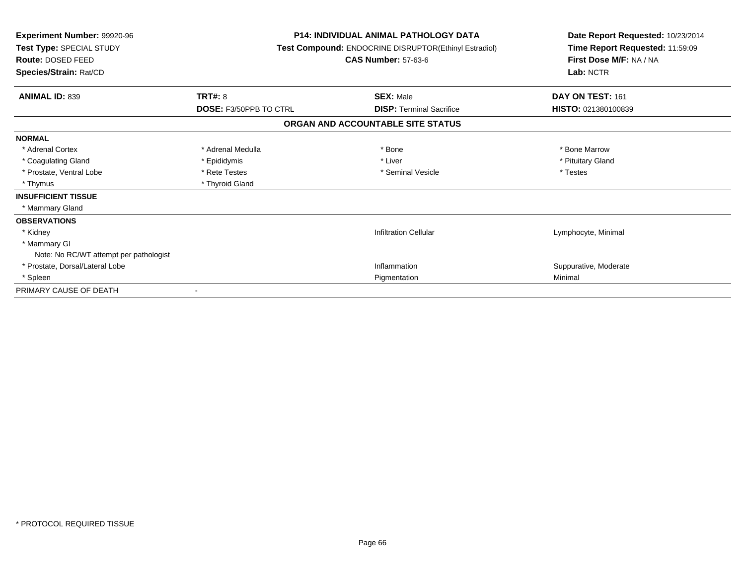**Experiment Number:** 99920-96
**Test Type:** SPECIAL STUDY
**Route:** DOSED FEED
**Species/Strain:** Rat/CD

**P14: INDIVIDUAL ANIMAL PATHOLOGY DATA**
**Test Compound:** ENDOCRINE DISRUPTOR(Ethinyl Estradiol)
**CAS Number:** 57-63-6

**Date Report Requested:** 10/23/2014
**Time Report Requested:** 11:59:09
**First Dose M/F:** NA / NA
**Lab:** NCTR

| **ANIMAL ID:** 839 | **TRT#:** 8 | **SEX:** Male | **DAY ON TEST:** 161 |
|---|---|---|---|
| | **DOSE:** F3/50PPB TO CTRL | **DISP:** Terminal Sacrifice | **HISTO:** 021380100839 |

**ORGAN AND ACCOUNTABLE SITE STATUS**

| | | | |
|---|---|---|---|
| **NORMAL** | | | |
| * Adrenal Cortex | * Adrenal Medulla | * Bone | * Bone Marrow |
| * Coagulating Gland | * Epididymis | * Liver | * Pituitary Gland |
| * Prostate, Ventral Lobe | * Rete Testes | * Seminal Vesicle | * Testes |
| * Thymus | * Thyroid Gland | | |
| **INSUFFICIENT TISSUE** | | | |
| * Mammary Gland | | | |
| **OBSERVATIONS** | | | |
| * Kidney | | Infiltration Cellular | Lymphocyte, Minimal |
| * Mammary Gl | | | |
| Note: No RC/WT attempt per pathologist | | | |
| * Prostate, Dorsal/Lateral Lobe | | Inflammation | Suppurative, Moderate |
| * Spleen | | Pigmentation | Minimal |
| PRIMARY CAUSE OF DEATH | - | | |

* PROTOCOL REQUIRED TISSUE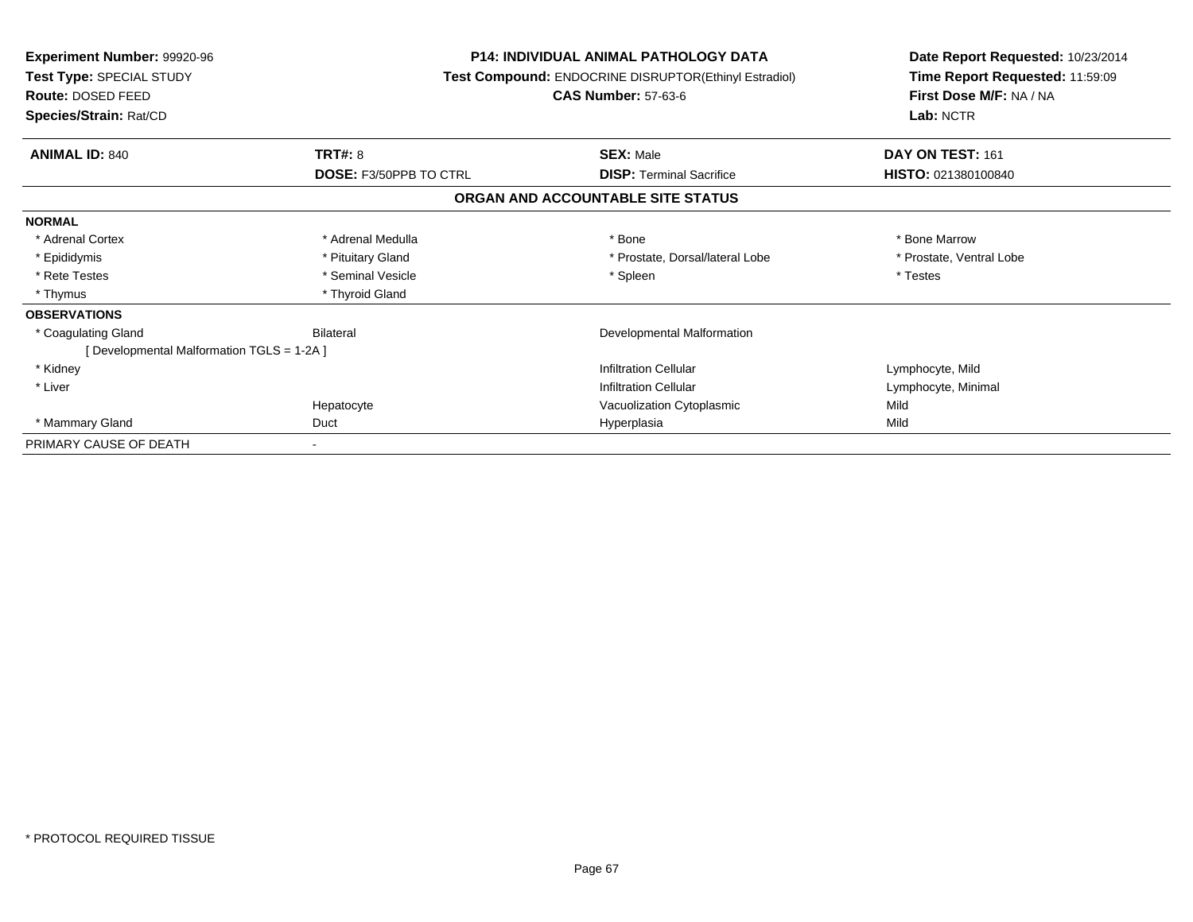**Experiment Number:** 99920-96
**Test Type:** SPECIAL STUDY
**Route:** DOSED FEED
**Species/Strain:** Rat/CD

**P14: INDIVIDUAL ANIMAL PATHOLOGY DATA**
**Test Compound:** ENDOCRINE DISRUPTOR(Ethinyl Estradiol)
**CAS Number:** 57-63-6

**Date Report Requested:** 10/23/2014
**Time Report Requested:** 11:59:09
**First Dose M/F:** NA / NA
**Lab:** NCTR

| **ANIMAL ID:** 840 | **TRT#:** 8 | **SEX:** Male | **DAY ON TEST:** 161 |
|---|---|---|---|
| | **DOSE:** F3/50PPB TO CTRL | **DISP:** Terminal Sacrifice | **HISTO:** 021380100840 |

## ORGAN AND ACCOUNTABLE SITE STATUS

| | | | |
|---|---|---|---|
| **NORMAL** | | | |
| * Adrenal Cortex | * Adrenal Medulla | * Bone | * Bone Marrow |
| * Epididymis | * Pituitary Gland | * Prostate, Dorsal/lateral Lobe | * Prostate, Ventral Lobe |
| * Rete Testes | * Seminal Vesicle | * Spleen | * Testes |
| * Thymus | * Thyroid Gland | | |
| **OBSERVATIONS** | | | |
| * Coagulating Gland | Bilateral | Developmental Malformation | |
| [ Developmental Malformation TGLS = 1-2A ] | | | |
| * Kidney | | Infiltration Cellular | Lymphocyte, Mild |
| * Liver | | Infiltration Cellular | Lymphocyte, Minimal |
| | Hepatocyte | Vacuolization Cytoplasmic | Mild |
| * Mammary Gland | Duct | Hyperplasia | Mild |
| PRIMARY CAUSE OF DEATH | - | | |

* PROTOCOL REQUIRED TISSUE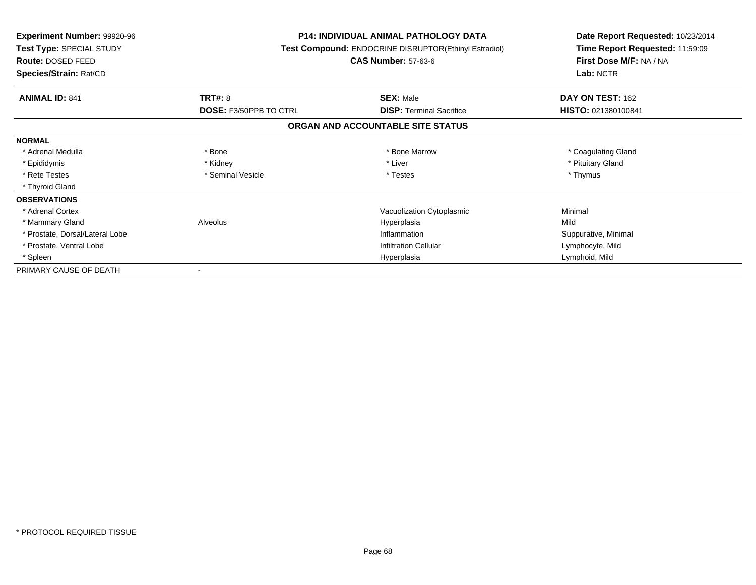**Experiment Number:** 99920-96
**Test Type:** SPECIAL STUDY
**Route:** DOSED FEED
**Species/Strain:** Rat/CD

**P14: INDIVIDUAL ANIMAL PATHOLOGY DATA**
**Test Compound:** ENDOCRINE DISRUPTOR(Ethinyl Estradiol)
**CAS Number:** 57-63-6

**Date Report Requested:** 10/23/2014
**Time Report Requested:** 11:59:09
**First Dose M/F:** NA / NA
**Lab:** NCTR

| **ANIMAL ID:** 841 | **TRT#:** 8 | **SEX:** Male | **DAY ON TEST:** 162 |
|---|---|---|---|
| | **DOSE:** F3/50PPB TO CTRL | **DISP:** Terminal Sacrifice | **HISTO:** 021380100841 |

## ORGAN AND ACCOUNTABLE SITE STATUS

| | | | |
|---|---|---|---|
| **NORMAL** | | | |
| * Adrenal Medulla | * Bone | * Bone Marrow | * Coagulating Gland |
| * Epididymis | * Kidney | * Liver | * Pituitary Gland |
| * Rete Testes | * Seminal Vesicle | * Testes | * Thymus |
| * Thyroid Gland | | | |
| **OBSERVATIONS** | | | |
| * Adrenal Cortex | | Vacuolization Cytoplasmic | Minimal |
| * Mammary Gland | Alveolus | Hyperplasia | Mild |
| * Prostate, Dorsal/Lateral Lobe | | Inflammation | Suppurative, Minimal |
| * Prostate, Ventral Lobe | | Infiltration Cellular | Lymphocyte, Mild |
| * Spleen | | Hyperplasia | Lymphoid, Mild |
| PRIMARY CAUSE OF DEATH | - | | |

* PROTOCOL REQUIRED TISSUE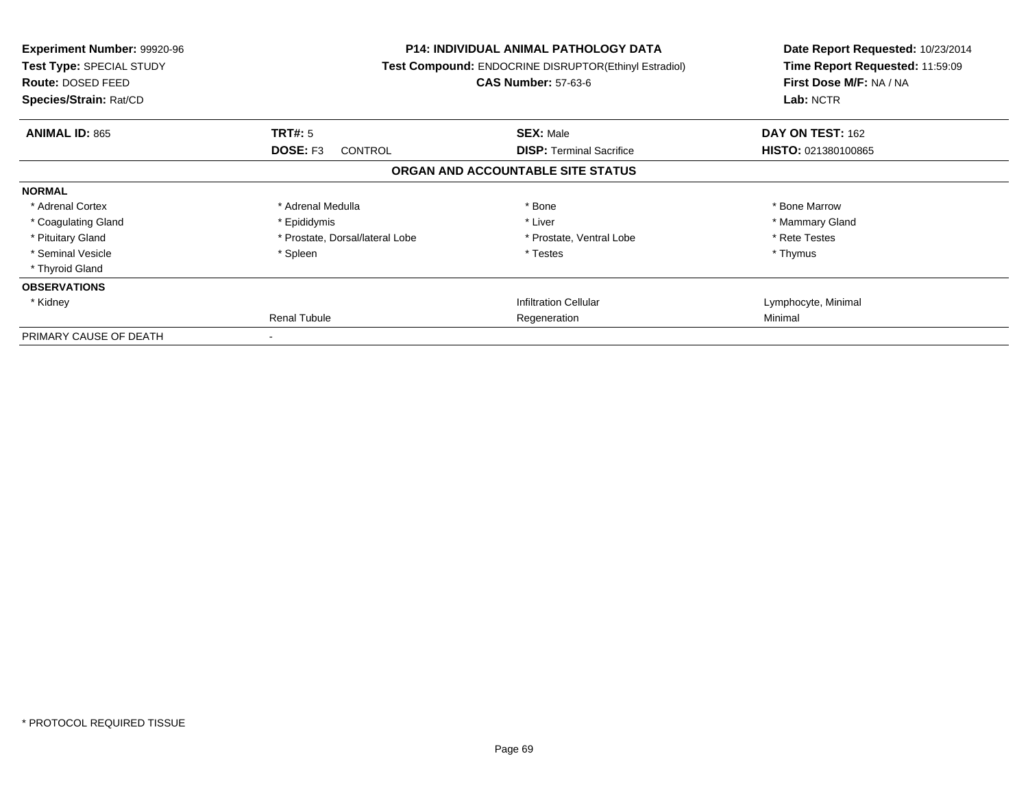**Experiment Number:** 99920-96
**Test Type:** SPECIAL STUDY
**Route:** DOSED FEED
**Species/Strain:** Rat/CD

**P14: INDIVIDUAL ANIMAL PATHOLOGY DATA**
**Test Compound:** ENDOCRINE DISRUPTOR(Ethinyl Estradiol)
**CAS Number:** 57-63-6

**Date Report Requested:** 10/23/2014
**Time Report Requested:** 11:59:09
**First Dose M/F:** NA / NA
**Lab:** NCTR

| **ANIMAL ID:** 865 | **TRT#:** 5 | **SEX:** Male | **DAY ON TEST:** 162 |
|---|---|---|---|
| | **DOSE:** F3 CONTROL | **DISP:** Terminal Sacrifice | **HISTO:** 021380100865 |

## ORGAN AND ACCOUNTABLE SITE STATUS

| | | | |
|---|---|---|---|
| **NORMAL** | | | |
| * Adrenal Cortex | * Adrenal Medulla | * Bone | * Bone Marrow |
| * Coagulating Gland | * Epididymis | * Liver | * Mammary Gland |
| * Pituitary Gland | * Prostate, Dorsal/lateral Lobe | * Prostate, Ventral Lobe | * Rete Testes |
| * Seminal Vesicle | * Spleen | * Testes | * Thymus |
| * Thyroid Gland | | | |
| **OBSERVATIONS** | | | |
| * Kidney | | Infiltration Cellular | Lymphocyte, Minimal |
| | Renal Tubule | Regeneration | Minimal |
| PRIMARY CAUSE OF DEATH | - | | |

* PROTOCOL REQUIRED TISSUE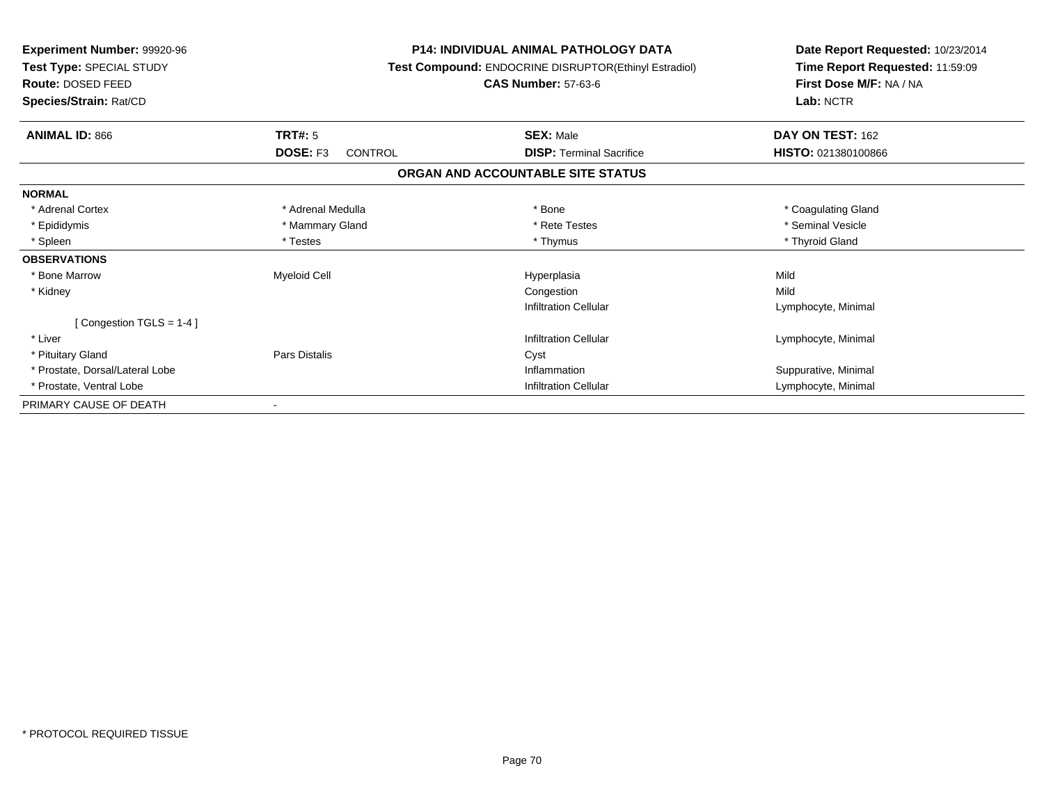**Experiment Number:** 99920-96
**Test Type:** SPECIAL STUDY
**Route:** DOSED FEED
**Species/Strain:** Rat/CD

**P14: INDIVIDUAL ANIMAL PATHOLOGY DATA**
**Test Compound:** ENDOCRINE DISRUPTOR(Ethinyl Estradiol)
**CAS Number:** 57-63-6

**Date Report Requested:** 10/23/2014
**Time Report Requested:** 11:59:09
**First Dose M/F:** NA / NA
**Lab:** NCTR

| **ANIMAL ID:** 866 | **TRT#:** 5 | **SEX:** Male | **DAY ON TEST:** 162 |
|---|---|---|---|
| | **DOSE:** F3 CONTROL | **DISP:** Terminal Sacrifice | **HISTO:** 021380100866 |

## ORGAN AND ACCOUNTABLE SITE STATUS

| | | | |
|---|---|---|---|
| **NORMAL** | | | |
| * Adrenal Cortex | * Adrenal Medulla | * Bone | * Coagulating Gland |
| * Epididymis | * Mammary Gland | * Rete Testes | * Seminal Vesicle |
| * Spleen | * Testes | * Thymus | * Thyroid Gland |
| **OBSERVATIONS** | | | |
| * Bone Marrow | Myeloid Cell | Hyperplasia | Mild |
| * Kidney | | Congestion | Mild |
| | | Infiltration Cellular | Lymphocyte, Minimal |
| [ Congestion TGLS = 1-4 ] | | | |
| * Liver | | Infiltration Cellular | Lymphocyte, Minimal |
| * Pituitary Gland | Pars Distalis | Cyst | |
| * Prostate, Dorsal/Lateral Lobe | | Inflammation | Suppurative, Minimal |
| * Prostate, Ventral Lobe | | Infiltration Cellular | Lymphocyte, Minimal |
| PRIMARY CAUSE OF DEATH | - | | |

* PROTOCOL REQUIRED TISSUE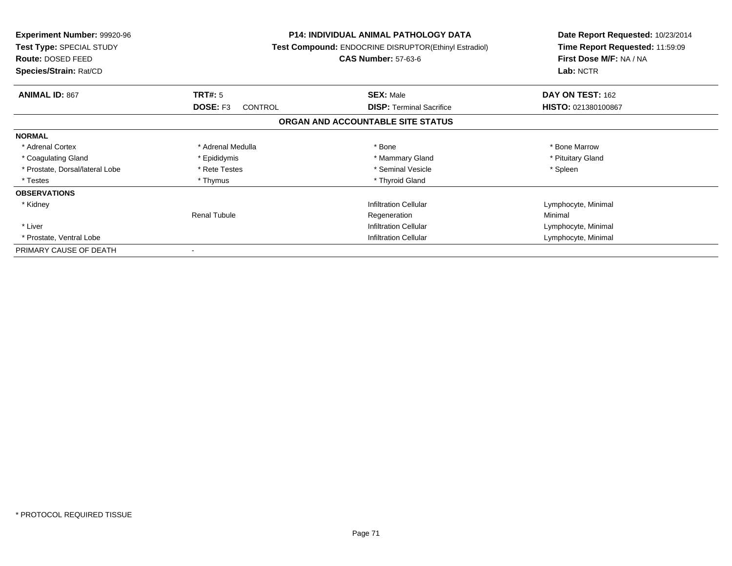**Experiment Number:** 99920-96
**Test Type:** SPECIAL STUDY
**Route:** DOSED FEED
**Species/Strain:** Rat/CD

**P14: INDIVIDUAL ANIMAL PATHOLOGY DATA**
**Test Compound:** ENDOCRINE DISRUPTOR(Ethinyl Estradiol)
**CAS Number:** 57-63-6

**Date Report Requested:** 10/23/2014
**Time Report Requested:** 11:59:09
**First Dose M/F:** NA / NA
**Lab:** NCTR

| **ANIMAL ID:** 867 | **TRT#:** 5 | **SEX:** Male | **DAY ON TEST:** 162 |
|---|---|---|---|
| | **DOSE:** F3 CONTROL | **DISP:** Terminal Sacrifice | **HISTO:** 021380100867 |

## ORGAN AND ACCOUNTABLE SITE STATUS

| | | | |
|---|---|---|---|
| **NORMAL** | | | |
| * Adrenal Cortex | * Adrenal Medulla | * Bone | * Bone Marrow |
| * Coagulating Gland | * Epididymis | * Mammary Gland | * Pituitary Gland |
| * Prostate, Dorsal/lateral Lobe | * Rete Testes | * Seminal Vesicle | * Spleen |
| * Testes | * Thymus | * Thyroid Gland | |
| **OBSERVATIONS** | | | |
| * Kidney | | Infiltration Cellular | Lymphocyte, Minimal |
| | Renal Tubule | Regeneration | Minimal |
| * Liver | | Infiltration Cellular | Lymphocyte, Minimal |
| * Prostate, Ventral Lobe | | Infiltration Cellular | Lymphocyte, Minimal |
| PRIMARY CAUSE OF DEATH | - | | |

* PROTOCOL REQUIRED TISSUE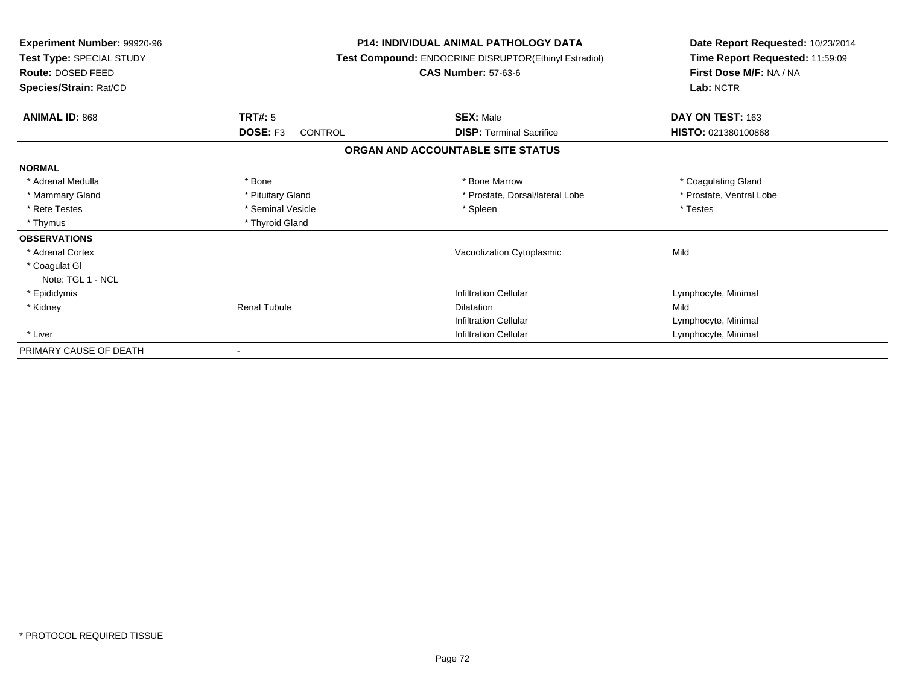**Experiment Number:** 99920-96
**Test Type:** SPECIAL STUDY
**Route:** DOSED FEED
**Species/Strain:** Rat/CD

**P14: INDIVIDUAL ANIMAL PATHOLOGY DATA**
**Test Compound:** ENDOCRINE DISRUPTOR(Ethinyl Estradiol)
**CAS Number:** 57-63-6

**Date Report Requested:** 10/23/2014
**Time Report Requested:** 11:59:09
**First Dose M/F:** NA / NA
**Lab:** NCTR

| **ANIMAL ID:** 868 | **TRT#:** 5 | **SEX:** Male | **DAY ON TEST:** 163 |
|---|---|---|---|
| | **DOSE:** F3 CONTROL | **DISP:** Terminal Sacrifice | **HISTO:** 021380100868 |

## ORGAN AND ACCOUNTABLE SITE STATUS

| | | | |
|---|---|---|---|
| **NORMAL** | | | |
| * Adrenal Medulla | * Bone | * Bone Marrow | * Coagulating Gland |
| * Mammary Gland | * Pituitary Gland | * Prostate, Dorsal/lateral Lobe | * Prostate, Ventral Lobe |
| * Rete Testes | * Seminal Vesicle | * Spleen | * Testes |
| * Thymus | * Thyroid Gland | | |
| **OBSERVATIONS** | | | |
| * Adrenal Cortex | | Vacuolization Cytoplasmic | Mild |
| * Coagulat Gl | | | |
| Note: TGL 1 - NCL | | | |
| * Epididymis | | Infiltration Cellular | Lymphocyte, Minimal |
| * Kidney | Renal Tubule | Dilatation | Mild |
| | | Infiltration Cellular | Lymphocyte, Minimal |
| * Liver | | Infiltration Cellular | Lymphocyte, Minimal |
| PRIMARY CAUSE OF DEATH | - | | |

* PROTOCOL REQUIRED TISSUE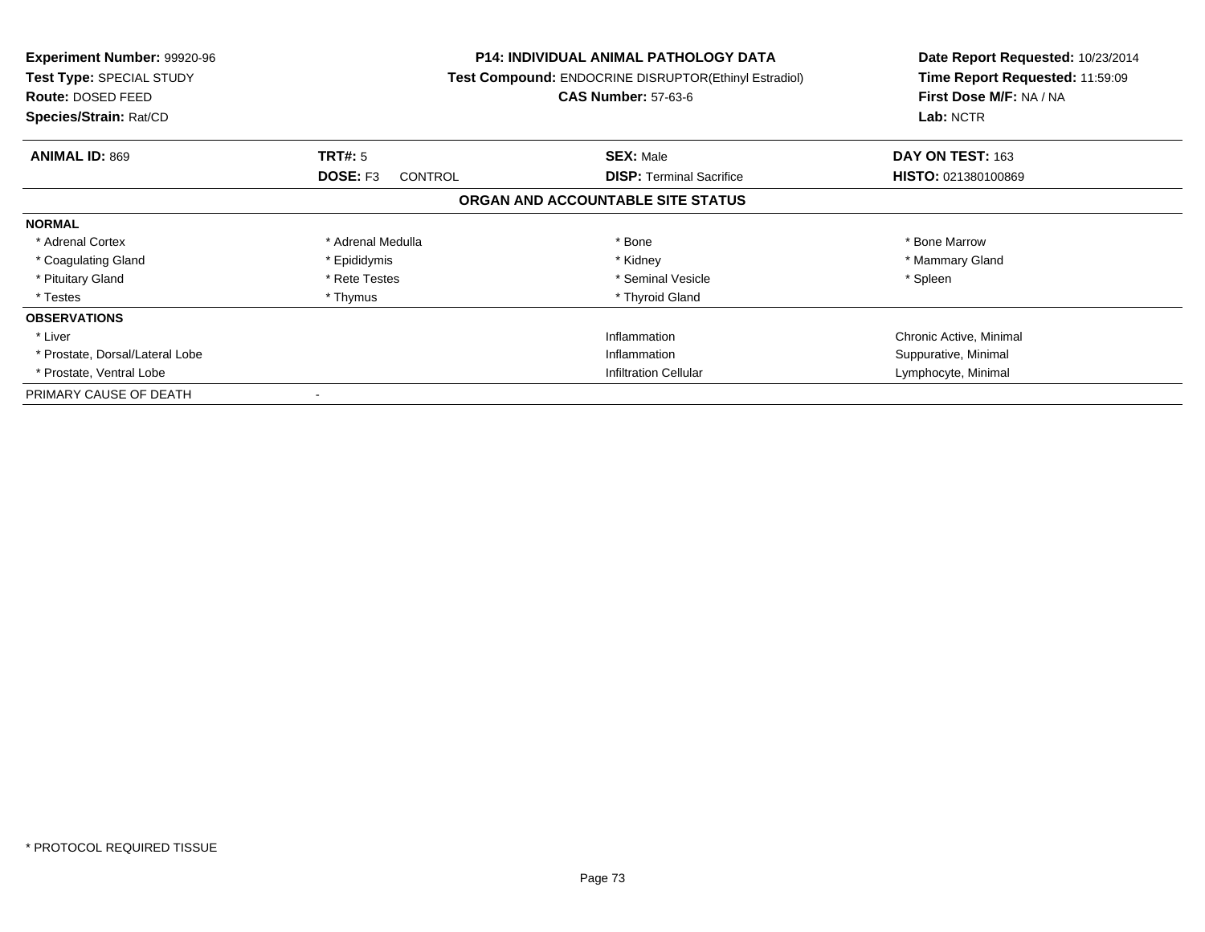**Experiment Number:** 99920-96
**Test Type:** SPECIAL STUDY
**Route:** DOSED FEED
**Species/Strain:** Rat/CD

**P14: INDIVIDUAL ANIMAL PATHOLOGY DATA**
**Test Compound:** ENDOCRINE DISRUPTOR(Ethinyl Estradiol)
**CAS Number:** 57-63-6

**Date Report Requested:** 10/23/2014
**Time Report Requested:** 11:59:09
**First Dose M/F:** NA / NA
**Lab:** NCTR

| **ANIMAL ID:** 869 | **TRT#:** 5 | **SEX:** Male | **DAY ON TEST:** 163 |
|---|---|---|---|
| | **DOSE:** F3 CONTROL | **DISP:** Terminal Sacrifice | **HISTO:** 021380100869 |

## ORGAN AND ACCOUNTABLE SITE STATUS

| **NORMAL** | | | |
|---|---|---|---|
| * Adrenal Cortex | * Adrenal Medulla | * Bone | * Bone Marrow |
| * Coagulating Gland | * Epididymis | * Kidney | * Mammary Gland |
| * Pituitary Gland | * Rete Testes | * Seminal Vesicle | * Spleen |
| * Testes | * Thymus | * Thyroid Gland | |
| **OBSERVATIONS** | | | |
| * Liver | | Inflammation | Chronic Active, Minimal |
| * Prostate, Dorsal/Lateral Lobe | | Inflammation | Suppurative, Minimal |
| * Prostate, Ventral Lobe | | Infiltration Cellular | Lymphocyte, Minimal |
| PRIMARY CAUSE OF DEATH | - | | |

* PROTOCOL REQUIRED TISSUE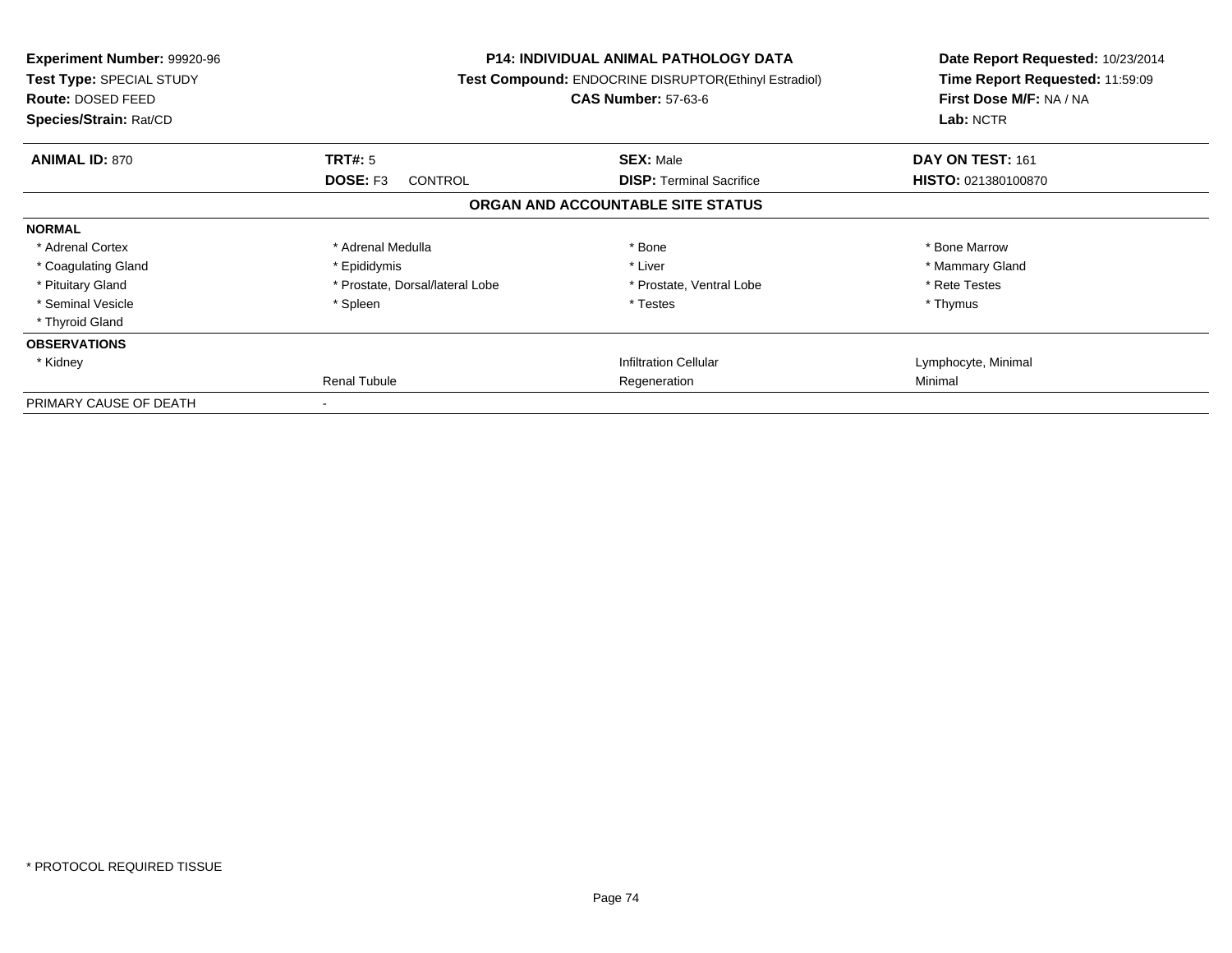**Experiment Number:** 99920-96
**Test Type:** SPECIAL STUDY
**Route:** DOSED FEED
**Species/Strain:** Rat/CD

**P14: INDIVIDUAL ANIMAL PATHOLOGY DATA**
**Test Compound:** ENDOCRINE DISRUPTOR(Ethinyl Estradiol)
**CAS Number:** 57-63-6

**Date Report Requested:** 10/23/2014
**Time Report Requested:** 11:59:09
**First Dose M/F:** NA / NA
**Lab:** NCTR

| **ANIMAL ID:** 870 | **TRT#:** 5 | **SEX:** Male | **DAY ON TEST:** 161 |
|---|---|---|---|
| | **DOSE:** F3 CONTROL | **DISP:** Terminal Sacrifice | **HISTO:** 021380100870 |

## ORGAN AND ACCOUNTABLE SITE STATUS

| | | | |
|---|---|---|---|
| **NORMAL** | | | |
| * Adrenal Cortex | * Adrenal Medulla | * Bone | * Bone Marrow |
| * Coagulating Gland | * Epididymis | * Liver | * Mammary Gland |
| * Pituitary Gland | * Prostate, Dorsal/lateral Lobe | * Prostate, Ventral Lobe | * Rete Testes |
| * Seminal Vesicle | * Spleen | * Testes | * Thymus |
| * Thyroid Gland | | | |
| **OBSERVATIONS** | | | |
| * Kidney | | Infiltration Cellular | Lymphocyte, Minimal |
| | Renal Tubule | Regeneration | Minimal |
| PRIMARY CAUSE OF DEATH | - | | |

* PROTOCOL REQUIRED TISSUE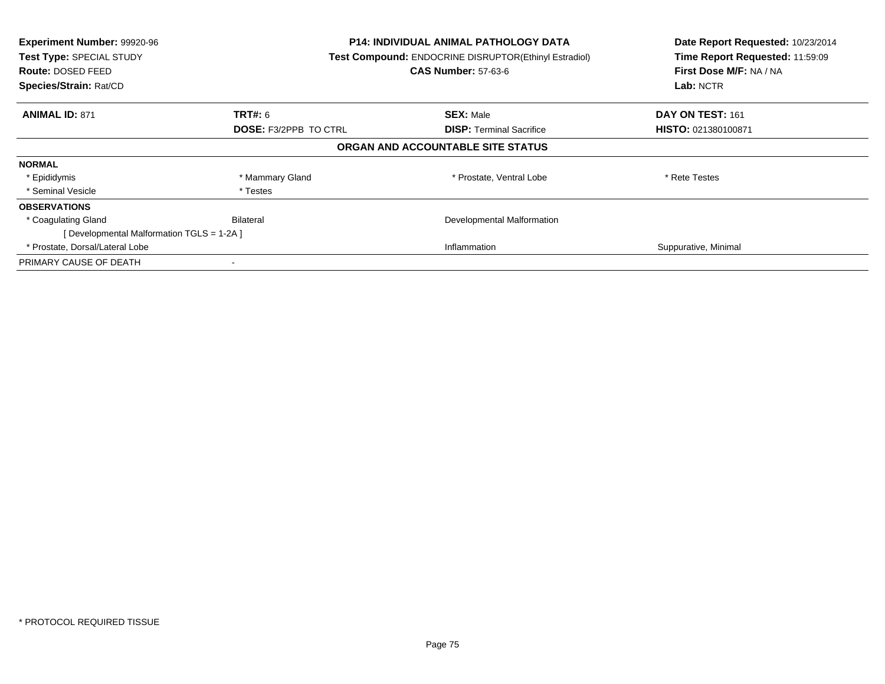**Experiment Number:** 99920-96
**Test Type:** SPECIAL STUDY
**Route:** DOSED FEED
**Species/Strain:** Rat/CD

**P14: INDIVIDUAL ANIMAL PATHOLOGY DATA**
**Test Compound:** ENDOCRINE DISRUPTOR(Ethinyl Estradiol)
**CAS Number:** 57-63-6

**Date Report Requested:** 10/23/2014
**Time Report Requested:** 11:59:09
**First Dose M/F:** NA / NA
**Lab:** NCTR

| **ANIMAL ID:** 871 | **TRT#:** 6 | **SEX:** Male | **DAY ON TEST:** 161 |
|---|---|---|---|
| | **DOSE:** F3/2PPB TO CTRL | **DISP:** Terminal Sacrifice | **HISTO:** 021380100871 |

## ORGAN AND ACCOUNTABLE SITE STATUS

| | | | |
|---|---|---|---|
| **NORMAL** | | | |
| * Epididymis | * Mammary Gland | * Prostate, Ventral Lobe | * Rete Testes |
| * Seminal Vesicle | * Testes | | |
| **OBSERVATIONS** | | | |
| * Coagulating Gland | Bilateral | Developmental Malformation | |
| [ Developmental Malformation TGLS = 1-2A ] | | | |
| * Prostate, Dorsal/Lateral Lobe | | Inflammation | Suppurative, Minimal |
| PRIMARY CAUSE OF DEATH | - | | |

* PROTOCOL REQUIRED TISSUE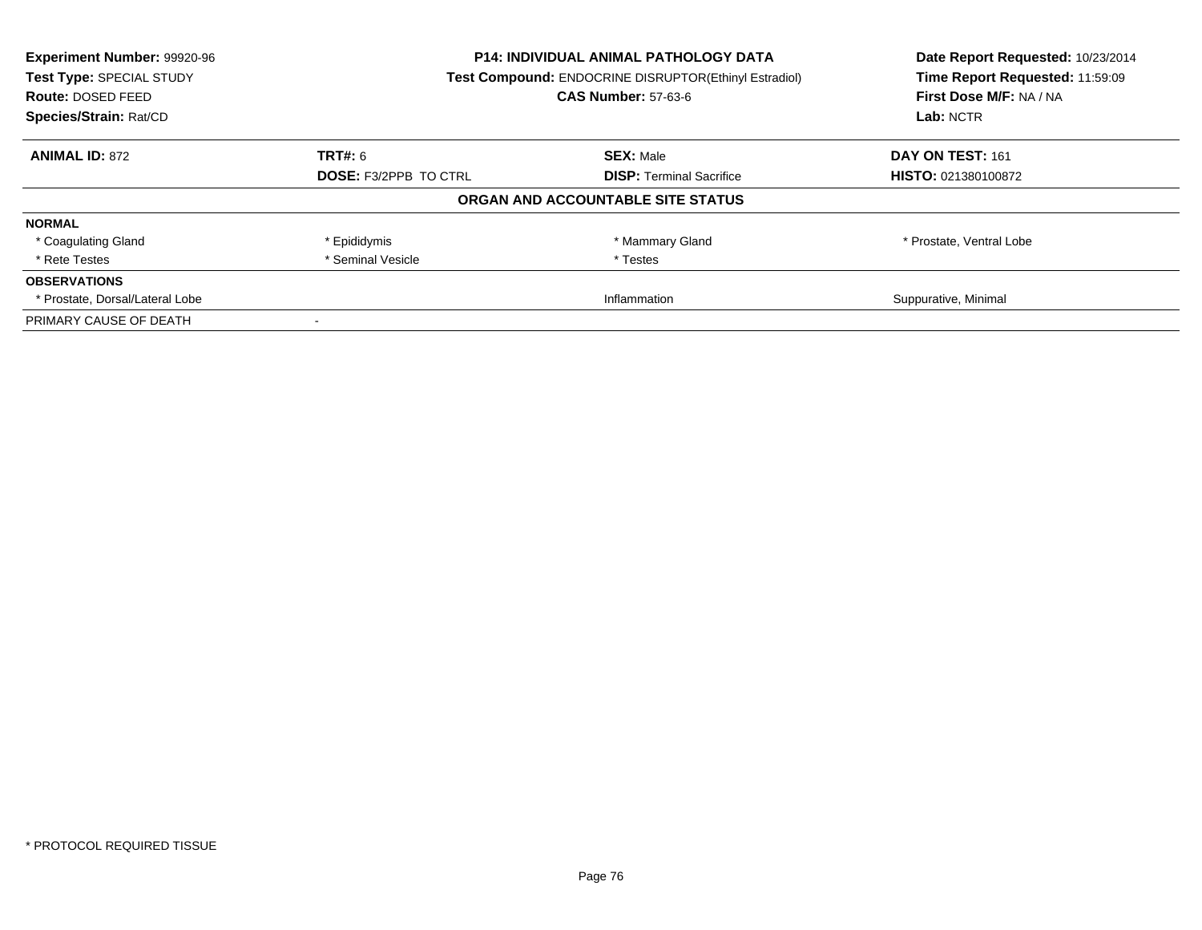**Experiment Number:** 99920-96
**Test Type:** SPECIAL STUDY
**Route:** DOSED FEED
**Species/Strain:** Rat/CD

**P14: INDIVIDUAL ANIMAL PATHOLOGY DATA**
**Test Compound:** ENDOCRINE DISRUPTOR(Ethinyl Estradiol)
**CAS Number:** 57-63-6

**Date Report Requested:** 10/23/2014
**Time Report Requested:** 11:59:09
**First Dose M/F:** NA / NA
**Lab:** NCTR

| **ANIMAL ID:** 872 | **TRT#:** 6 | **SEX:** Male | **DAY ON TEST:** 161 |
|---|---|---|---|
| | **DOSE:** F3/2PPB TO CTRL | **DISP:** Terminal Sacrifice | **HISTO:** 021380100872 |

**ORGAN AND ACCOUNTABLE SITE STATUS**

| | | | |
|---|---|---|---|
| **NORMAL** | | | |
| * Coagulating Gland | * Epididymis | * Mammary Gland | * Prostate, Ventral Lobe |
| * Rete Testes | * Seminal Vesicle | * Testes | |
| **OBSERVATIONS** | | | |
| * Prostate, Dorsal/Lateral Lobe | | Inflammation | Suppurative, Minimal |
| PRIMARY CAUSE OF DEATH | - | | |

* PROTOCOL REQUIRED TISSUE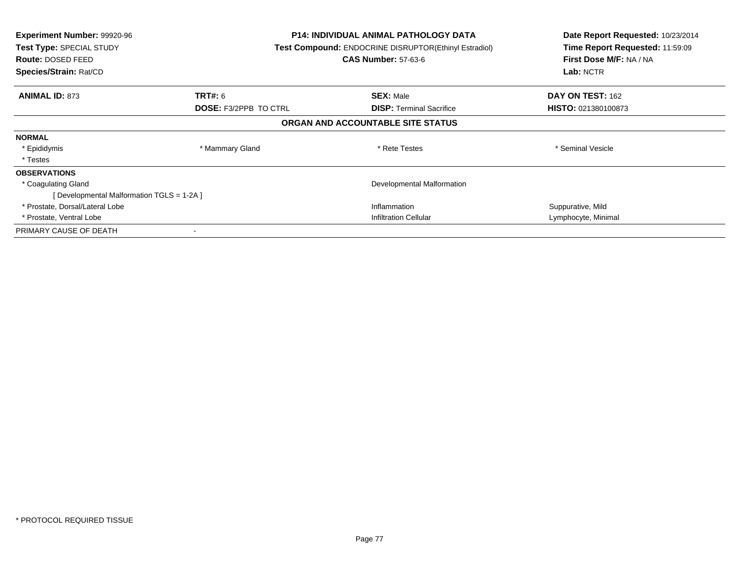**Experiment Number:** 99920-96
**Test Type:** SPECIAL STUDY
**Route:** DOSED FEED
**Species/Strain:** Rat/CD

**P14: INDIVIDUAL ANIMAL PATHOLOGY DATA**
**Test Compound:** ENDOCRINE DISRUPTOR(Ethinyl Estradiol)
**CAS Number:** 57-63-6

**Date Report Requested:** 10/23/2014
**Time Report Requested:** 11:59:09
**First Dose M/F:** NA / NA
**Lab:** NCTR

| **ANIMAL ID:** 873 | **TRT#:** 6 | **SEX:** Male | **DAY ON TEST:** 162 |
|---|---|---|---|
| | **DOSE:** F3/2PPB TO CTRL | **DISP:** Terminal Sacrifice | **HISTO:** 021380100873 |

## ORGAN AND ACCOUNTABLE SITE STATUS

| | | | |
|---|---|---|---|
| **NORMAL** | | | |
| * Epididymis | * Mammary Gland | * Rete Testes | * Seminal Vesicle |
| * Testes | | | |
| **OBSERVATIONS** | | | |
| * Coagulating Gland | | Developmental Malformation | |
| [ Developmental Malformation TGLS = 1-2A ] | | | |
| * Prostate, Dorsal/Lateral Lobe | | Inflammation | Suppurative, Mild |
| * Prostate, Ventral Lobe | | Infiltration Cellular | Lymphocyte, Minimal |
| PRIMARY CAUSE OF DEATH | - | | |

* PROTOCOL REQUIRED TISSUE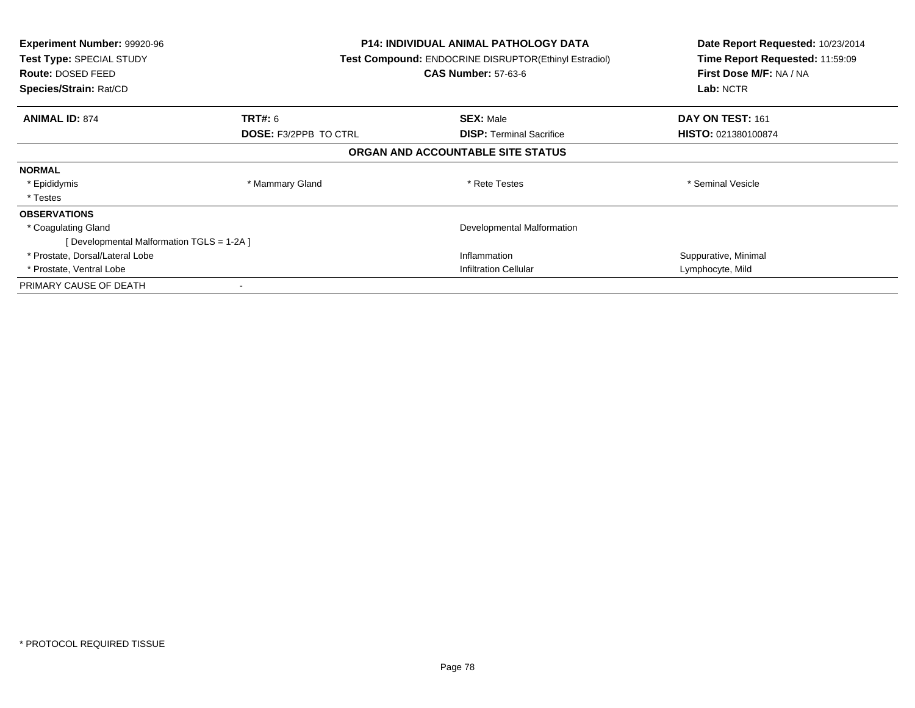**Experiment Number:** 99920-96
**Test Type:** SPECIAL STUDY
**Route:** DOSED FEED
**Species/Strain:** Rat/CD

**P14: INDIVIDUAL ANIMAL PATHOLOGY DATA**
**Test Compound:** ENDOCRINE DISRUPTOR(Ethinyl Estradiol)
**CAS Number:** 57-63-6

**Date Report Requested:** 10/23/2014
**Time Report Requested:** 11:59:09
**First Dose M/F:** NA / NA
**Lab:** NCTR

| **ANIMAL ID:** 874 | **TRT#:** 6 | **SEX:** Male | **DAY ON TEST:** 161 |
|---|---|---|---|
| | **DOSE:** F3/2PPB TO CTRL | **DISP:** Terminal Sacrifice | **HISTO:** 021380100874 |

**ORGAN AND ACCOUNTABLE SITE STATUS**

| | | | |
|---|---|---|---|
| **NORMAL** | | | |
| * Epididymis | * Mammary Gland | * Rete Testes | * Seminal Vesicle |
| * Testes | | | |
| **OBSERVATIONS** | | | |
| * Coagulating Gland | | Developmental Malformation | |
| [ Developmental Malformation TGLS = 1-2A ] | | | |
| * Prostate, Dorsal/Lateral Lobe | | Inflammation | Suppurative, Minimal |
| * Prostate, Ventral Lobe | | Infiltration Cellular | Lymphocyte, Mild |
| PRIMARY CAUSE OF DEATH | - | | |

* PROTOCOL REQUIRED TISSUE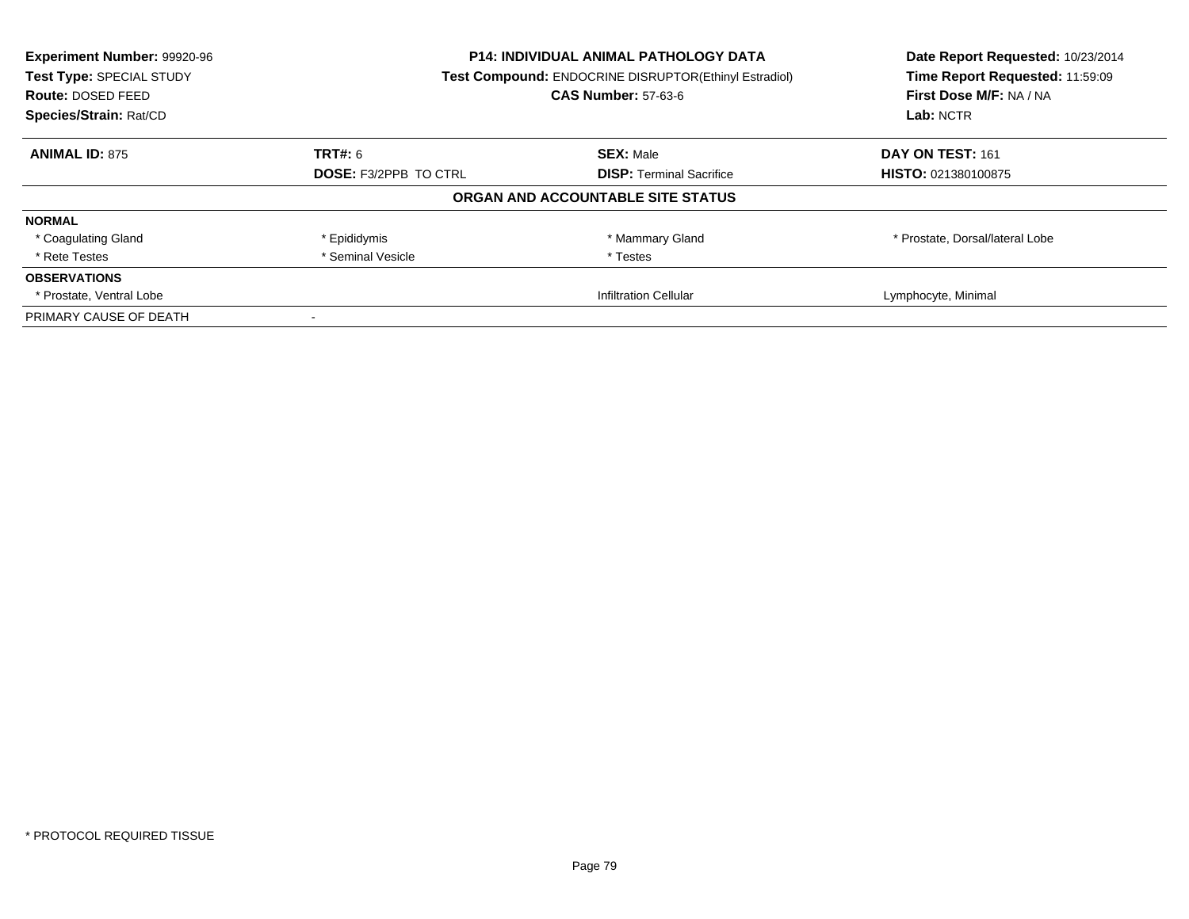**Experiment Number:** 99920-96
**Test Type:** SPECIAL STUDY
**Route:** DOSED FEED
**Species/Strain:** Rat/CD

**P14: INDIVIDUAL ANIMAL PATHOLOGY DATA**
**Test Compound:** ENDOCRINE DISRUPTOR(Ethinyl Estradiol)
**CAS Number:** 57-63-6

**Date Report Requested:** 10/23/2014
**Time Report Requested:** 11:59:09
**First Dose M/F:** NA / NA
**Lab:** NCTR

| **ANIMAL ID:** 875 | **TRT#:** 6 | **SEX:** Male | **DAY ON TEST:** 161 |
|---|---|---|---|
| | **DOSE:** F3/2PPB TO CTRL | **DISP:** Terminal Sacrifice | **HISTO:** 021380100875 |

## ORGAN AND ACCOUNTABLE SITE STATUS

| | | | |
|---|---|---|---|
| **NORMAL** | | | |
| * Coagulating Gland | * Epididymis | * Mammary Gland | * Prostate, Dorsal/lateral Lobe |
| * Rete Testes | * Seminal Vesicle | * Testes | |
| **OBSERVATIONS** | | | |
| * Prostate, Ventral Lobe | | Infiltration Cellular | Lymphocyte, Minimal |
| PRIMARY CAUSE OF DEATH | - | | |

* PROTOCOL REQUIRED TISSUE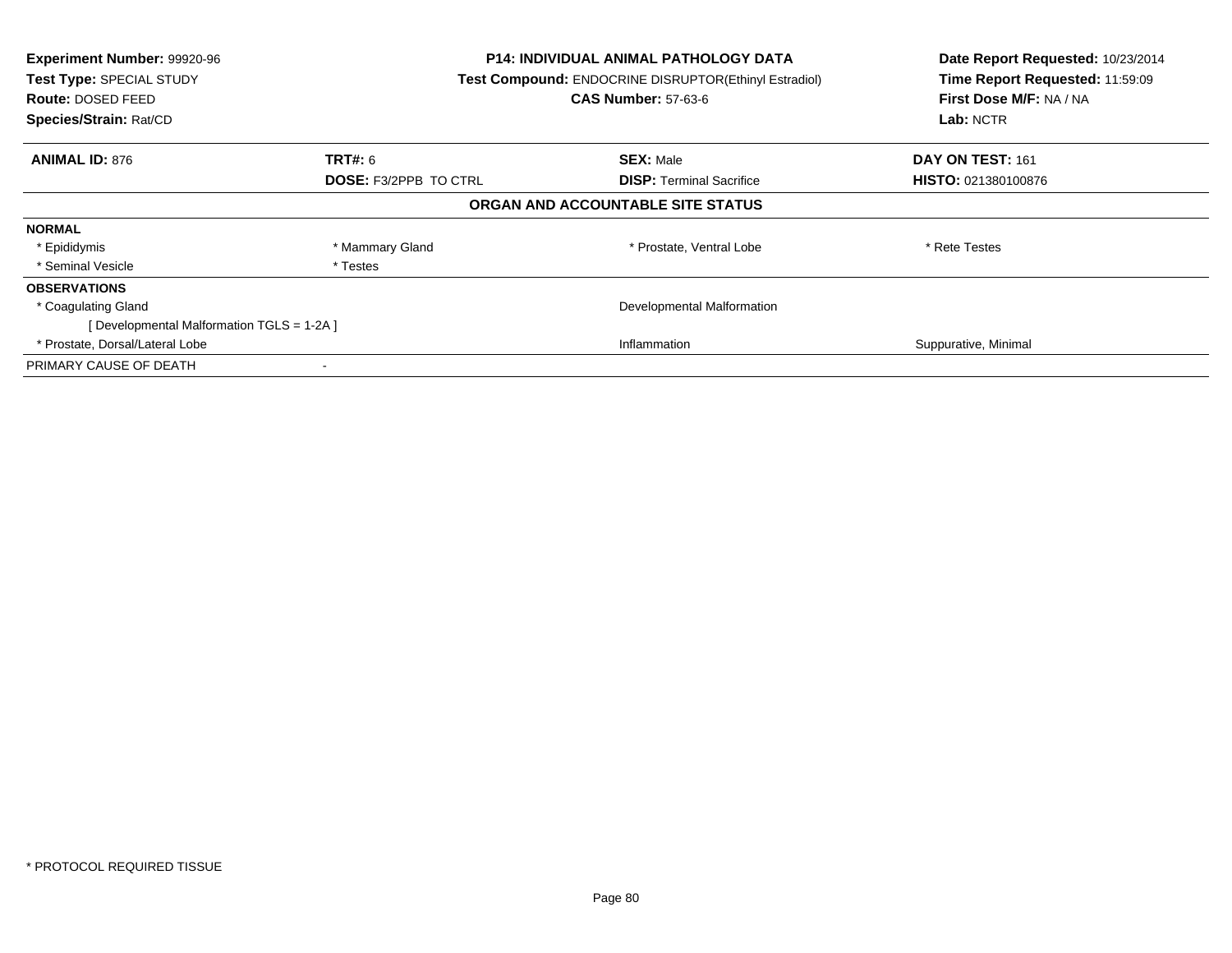**Experiment Number:** 99920-96
**Test Type:** SPECIAL STUDY
**Route:** DOSED FEED
**Species/Strain:** Rat/CD

**P14: INDIVIDUAL ANIMAL PATHOLOGY DATA**
**Test Compound:** ENDOCRINE DISRUPTOR(Ethinyl Estradiol)
**CAS Number:** 57-63-6

**Date Report Requested:** 10/23/2014
**Time Report Requested:** 11:59:09
**First Dose M/F:** NA / NA
**Lab:** NCTR

| **ANIMAL ID:** 876 | **TRT#:** 6 | **SEX:** Male | **DAY ON TEST:** 161 |
|---|---|---|---|
| | **DOSE:** F3/2PPB TO CTRL | **DISP:** Terminal Sacrifice | **HISTO:** 021380100876 |

## ORGAN AND ACCOUNTABLE SITE STATUS

| | | | |
|---|---|---|---|
| **NORMAL** | | | |
| * Epididymis | * Mammary Gland | * Prostate, Ventral Lobe | * Rete Testes |
| * Seminal Vesicle | * Testes | | |
| **OBSERVATIONS** | | | |
| * Coagulating Gland | | Developmental Malformation | |
| [ Developmental Malformation TGLS = 1-2A ] | | | |
| * Prostate, Dorsal/Lateral Lobe | | Inflammation | Suppurative, Minimal |
| PRIMARY CAUSE OF DEATH | - | | |

* PROTOCOL REQUIRED TISSUE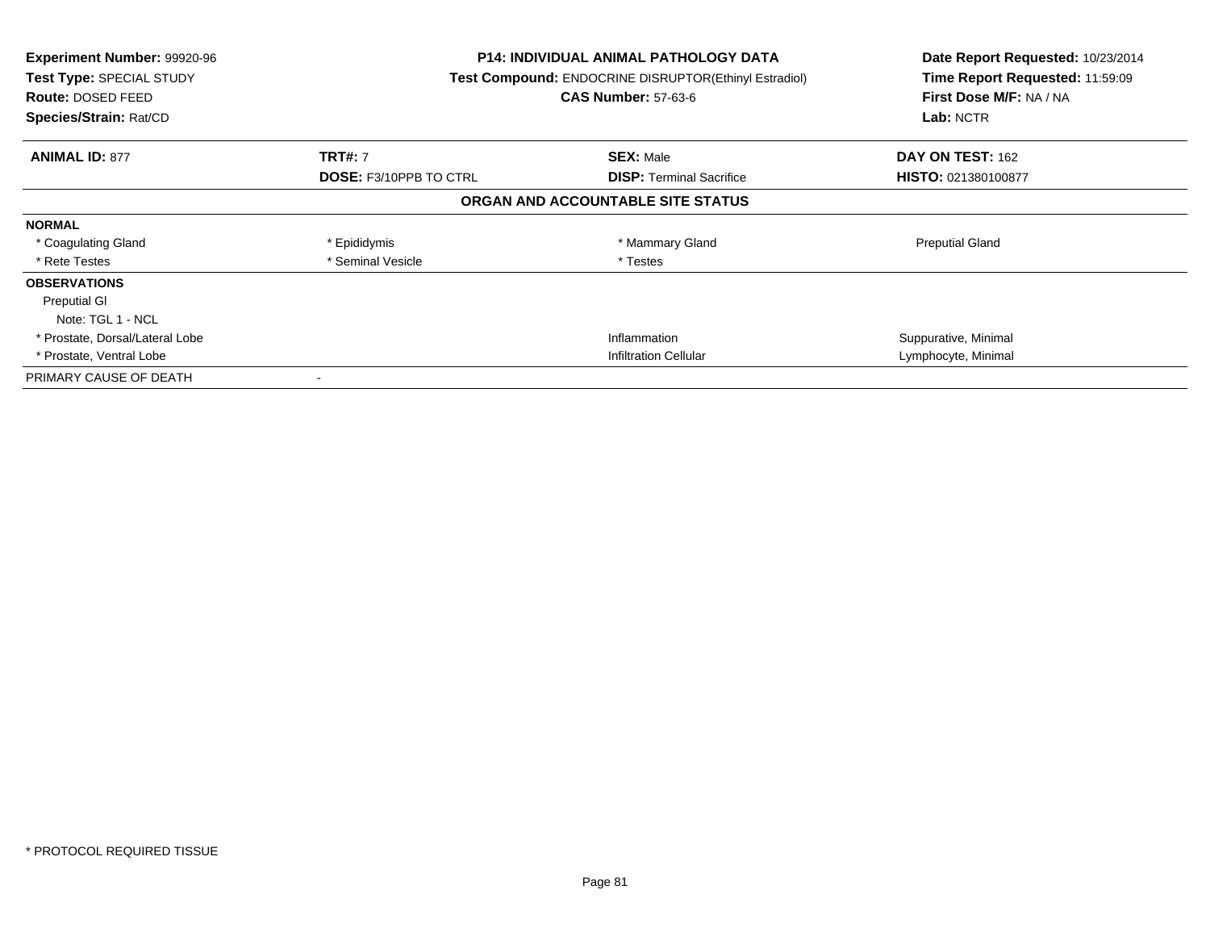**Experiment Number:** 99920-96
**Test Type:** SPECIAL STUDY
**Route:** DOSED FEED
**Species/Strain:** Rat/CD

**P14: INDIVIDUAL ANIMAL PATHOLOGY DATA**
**Test Compound:** ENDOCRINE DISRUPTOR(Ethinyl Estradiol)
**CAS Number:** 57-63-6

**Date Report Requested:** 10/23/2014
**Time Report Requested:** 11:59:09
**First Dose M/F:** NA / NA
**Lab:** NCTR

| **ANIMAL ID:** 877 | **TRT#:** 7 | **SEX:** Male | **DAY ON TEST:** 162 |
|---|---|---|---|
| | **DOSE:** F3/10PPB TO CTRL | **DISP:** Terminal Sacrifice | **HISTO:** 021380100877 |

**ORGAN AND ACCOUNTABLE SITE STATUS**

| | | | |
|---|---|---|---|
| **NORMAL** | | | |
| * Coagulating Gland | * Epididymis | * Mammary Gland | Preputial Gland |
| * Rete Testes | * Seminal Vesicle | * Testes | |
| **OBSERVATIONS** | | | |
| Preputial Gl | | | |
| Note: TGL 1 - NCL | | | |
| * Prostate, Dorsal/Lateral Lobe | | Inflammation | Suppurative, Minimal |
| * Prostate, Ventral Lobe | | Infiltration Cellular | Lymphocyte, Minimal |
| PRIMARY CAUSE OF DEATH | - | | |

* PROTOCOL REQUIRED TISSUE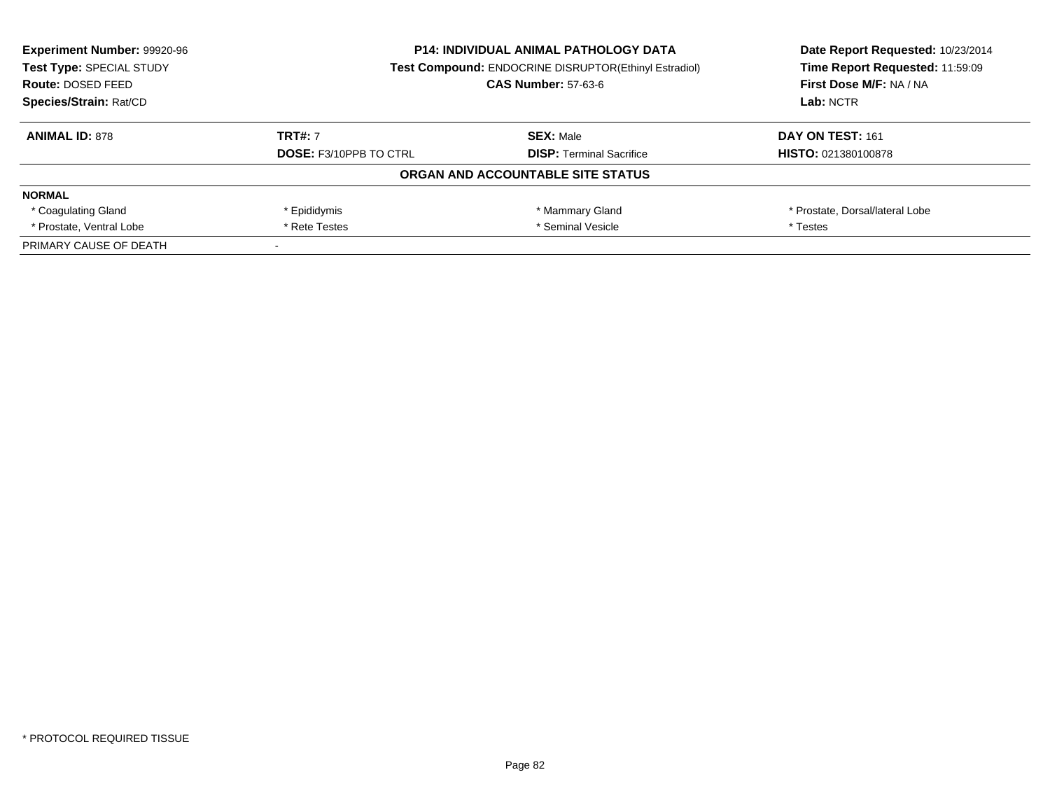**Experiment Number:** 99920-96
**Test Type:** SPECIAL STUDY
**Route:** DOSED FEED
**Species/Strain:** Rat/CD

**P14: INDIVIDUAL ANIMAL PATHOLOGY DATA**
**Test Compound:** ENDOCRINE DISRUPTOR(Ethinyl Estradiol)
**CAS Number:** 57-63-6

**Date Report Requested:** 10/23/2014
**Time Report Requested:** 11:59:09
**First Dose M/F:** NA / NA
**Lab:** NCTR

| **ANIMAL ID:** 878 | **TRT#:** 7 | **SEX:** Male | **DAY ON TEST:** 161 |
|---|---|---|---|
| | **DOSE:** F3/10PPB TO CTRL | **DISP:** Terminal Sacrifice | **HISTO:** 021380100878 |

### ORGAN AND ACCOUNTABLE SITE STATUS

| **NORMAL** | | | |
|---|---|---|---|
| * Coagulating Gland | * Epididymis | * Mammary Gland | * Prostate, Dorsal/lateral Lobe |
| * Prostate, Ventral Lobe | * Rete Testes | * Seminal Vesicle | * Testes |
| PRIMARY CAUSE OF DEATH | - | | |

* PROTOCOL REQUIRED TISSUE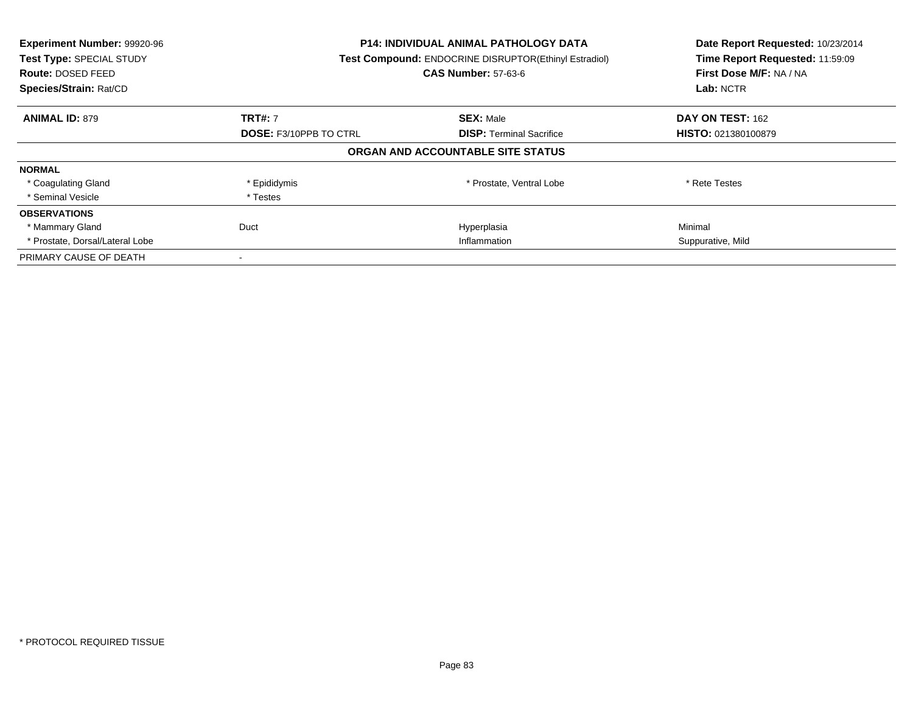**Experiment Number:** 99920-96
**Test Type:** SPECIAL STUDY
**Route:** DOSED FEED
**Species/Strain:** Rat/CD

**P14: INDIVIDUAL ANIMAL PATHOLOGY DATA**
**Test Compound:** ENDOCRINE DISRUPTOR(Ethinyl Estradiol)
**CAS Number:** 57-63-6

**Date Report Requested:** 10/23/2014
**Time Report Requested:** 11:59:09
**First Dose M/F:** NA / NA
**Lab:** NCTR

| **ANIMAL ID:** 879 | **TRT#:** 7 | **SEX:** Male | **DAY ON TEST:** 162 |
|---|---|---|---|
| | **DOSE:** F3/10PPB TO CTRL | **DISP:** Terminal Sacrifice | **HISTO:** 021380100879 |

**ORGAN AND ACCOUNTABLE SITE STATUS**

| | | | |
|---|---|---|---|
| **NORMAL** | | | |
| * Coagulating Gland | * Epididymis | * Prostate, Ventral Lobe | * Rete Testes |
| * Seminal Vesicle | * Testes | | |
| **OBSERVATIONS** | | | |
| * Mammary Gland | Duct | Hyperplasia | Minimal |
| * Prostate, Dorsal/Lateral Lobe | | Inflammation | Suppurative, Mild |
| PRIMARY CAUSE OF DEATH | - | | |

* PROTOCOL REQUIRED TISSUE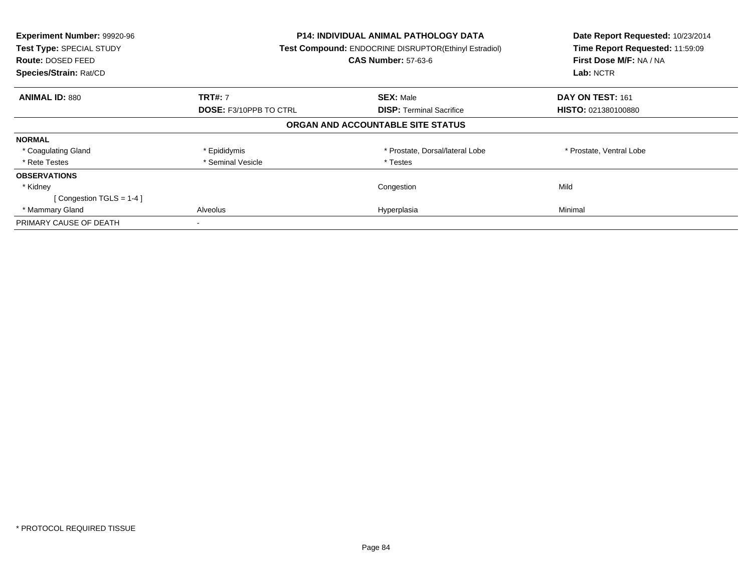**Experiment Number:** 99920-96
**Test Type:** SPECIAL STUDY
**Route:** DOSED FEED
**Species/Strain:** Rat/CD

**P14: INDIVIDUAL ANIMAL PATHOLOGY DATA**
**Test Compound:** ENDOCRINE DISRUPTOR(Ethinyl Estradiol)
**CAS Number:** 57-63-6

**Date Report Requested:** 10/23/2014
**Time Report Requested:** 11:59:09
**First Dose M/F:** NA / NA
**Lab:** NCTR

| **ANIMAL ID:** 880 | **TRT#:** 7 | **SEX:** Male | **DAY ON TEST:** 161 |
|---|---|---|---|
| | **DOSE:** F3/10PPB TO CTRL | **DISP:** Terminal Sacrifice | **HISTO:** 021380100880 |

**ORGAN AND ACCOUNTABLE SITE STATUS**

| | | | |
|---|---|---|---|
| **NORMAL** | | | |
| * Coagulating Gland | * Epididymis | * Prostate, Dorsal/lateral Lobe | * Prostate, Ventral Lobe |
| * Rete Testes | * Seminal Vesicle | * Testes | |
| **OBSERVATIONS** | | | |
| * Kidney | | Congestion | Mild |
| [ Congestion TGLS = 1-4 ] | | | |
| * Mammary Gland | Alveolus | Hyperplasia | Minimal |
| PRIMARY CAUSE OF DEATH | - | | |

* PROTOCOL REQUIRED TISSUE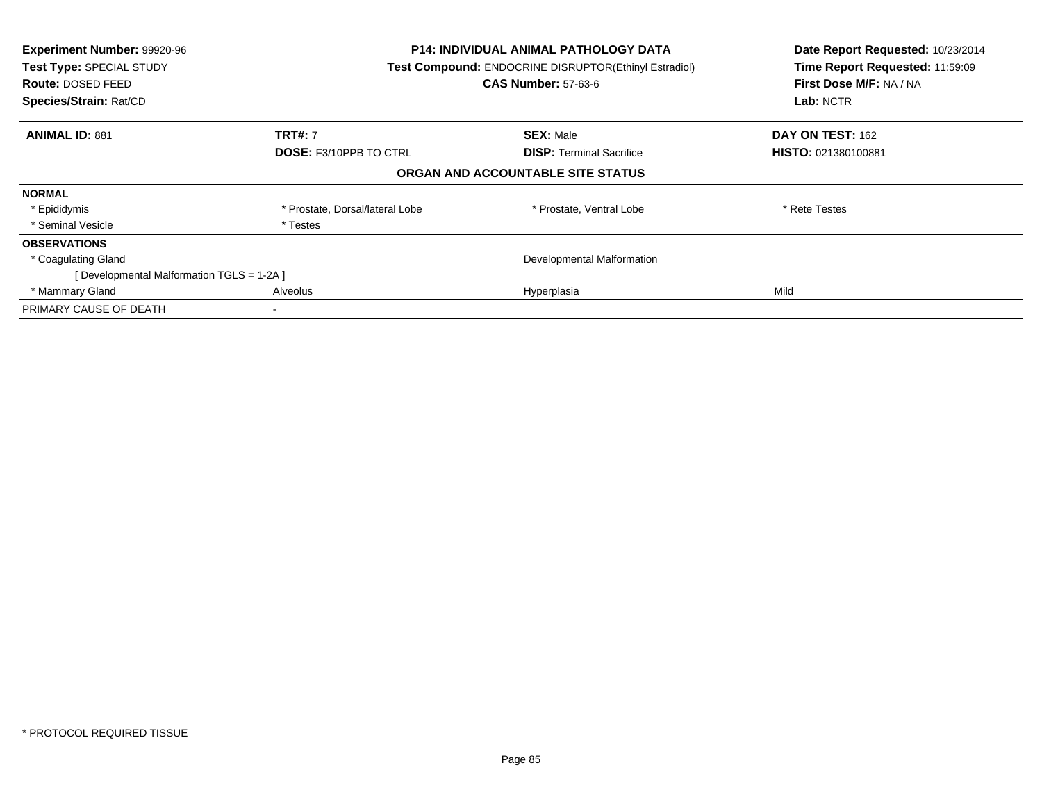**Experiment Number:** 99920-96
**Test Type:** SPECIAL STUDY
**Route:** DOSED FEED
**Species/Strain:** Rat/CD

**P14: INDIVIDUAL ANIMAL PATHOLOGY DATA**
**Test Compound:** ENDOCRINE DISRUPTOR(Ethinyl Estradiol)
**CAS Number:** 57-63-6

**Date Report Requested:** 10/23/2014
**Time Report Requested:** 11:59:09
**First Dose M/F:** NA / NA
**Lab:** NCTR

| **ANIMAL ID:** 881 | **TRT#:** 7 | **SEX:** Male | **DAY ON TEST:** 162 |
|---|---|---|---|
| | **DOSE:** F3/10PPB TO CTRL | **DISP:** Terminal Sacrifice | **HISTO:** 021380100881 |

**ORGAN AND ACCOUNTABLE SITE STATUS**

| | | | |
|---|---|---|---|
| **NORMAL** | | | |
| * Epididymis | * Prostate, Dorsal/lateral Lobe | * Prostate, Ventral Lobe | * Rete Testes |
| * Seminal Vesicle | * Testes | | |
| **OBSERVATIONS** | | | |
| * Coagulating Gland | | Developmental Malformation | |
| [ Developmental Malformation TGLS = 1-2A ] | | | |
| * Mammary Gland | Alveolus | Hyperplasia | Mild |
| PRIMARY CAUSE OF DEATH | - | | |

* PROTOCOL REQUIRED TISSUE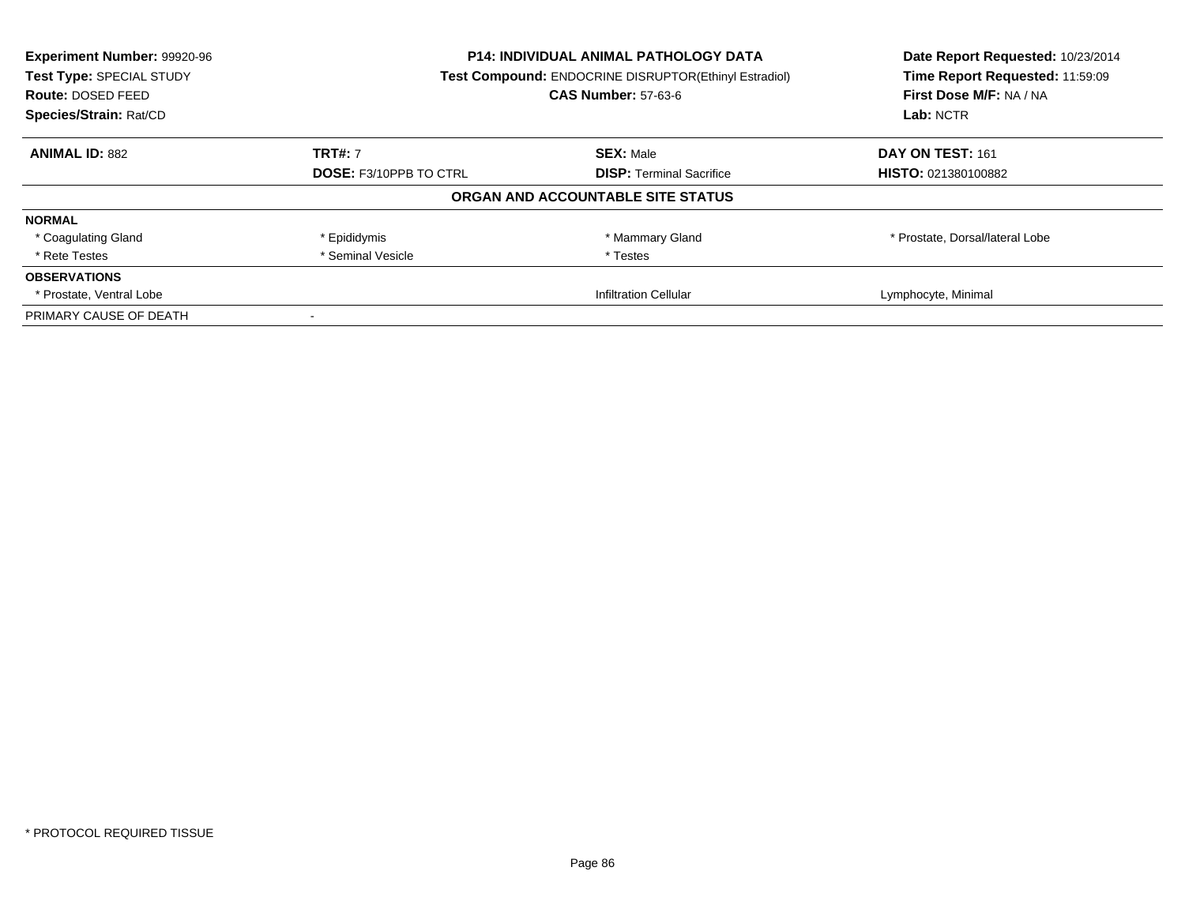**Experiment Number:** 99920-96
**Test Type:** SPECIAL STUDY
**Route:** DOSED FEED
**Species/Strain:** Rat/CD

**P14: INDIVIDUAL ANIMAL PATHOLOGY DATA**
**Test Compound:** ENDOCRINE DISRUPTOR(Ethinyl Estradiol)
**CAS Number:** 57-63-6

**Date Report Requested:** 10/23/2014
**Time Report Requested:** 11:59:09
**First Dose M/F:** NA / NA
**Lab:** NCTR

| **ANIMAL ID:** 882 | **TRT#:** 7 | **SEX:** Male | **DAY ON TEST:** 161 |
|---|---|---|---|
| | **DOSE:** F3/10PPB TO CTRL | **DISP:** Terminal Sacrifice | **HISTO:** 021380100882 |

**ORGAN AND ACCOUNTABLE SITE STATUS**

| | | | |
|---|---|---|---|
| **NORMAL** | | | |
| * Coagulating Gland | * Epididymis | * Mammary Gland | * Prostate, Dorsal/lateral Lobe |
| * Rete Testes | * Seminal Vesicle | * Testes | |
| **OBSERVATIONS** | | | |
| * Prostate, Ventral Lobe | | Infiltration Cellular | Lymphocyte, Minimal |
| PRIMARY CAUSE OF DEATH | - | | |

* PROTOCOL REQUIRED TISSUE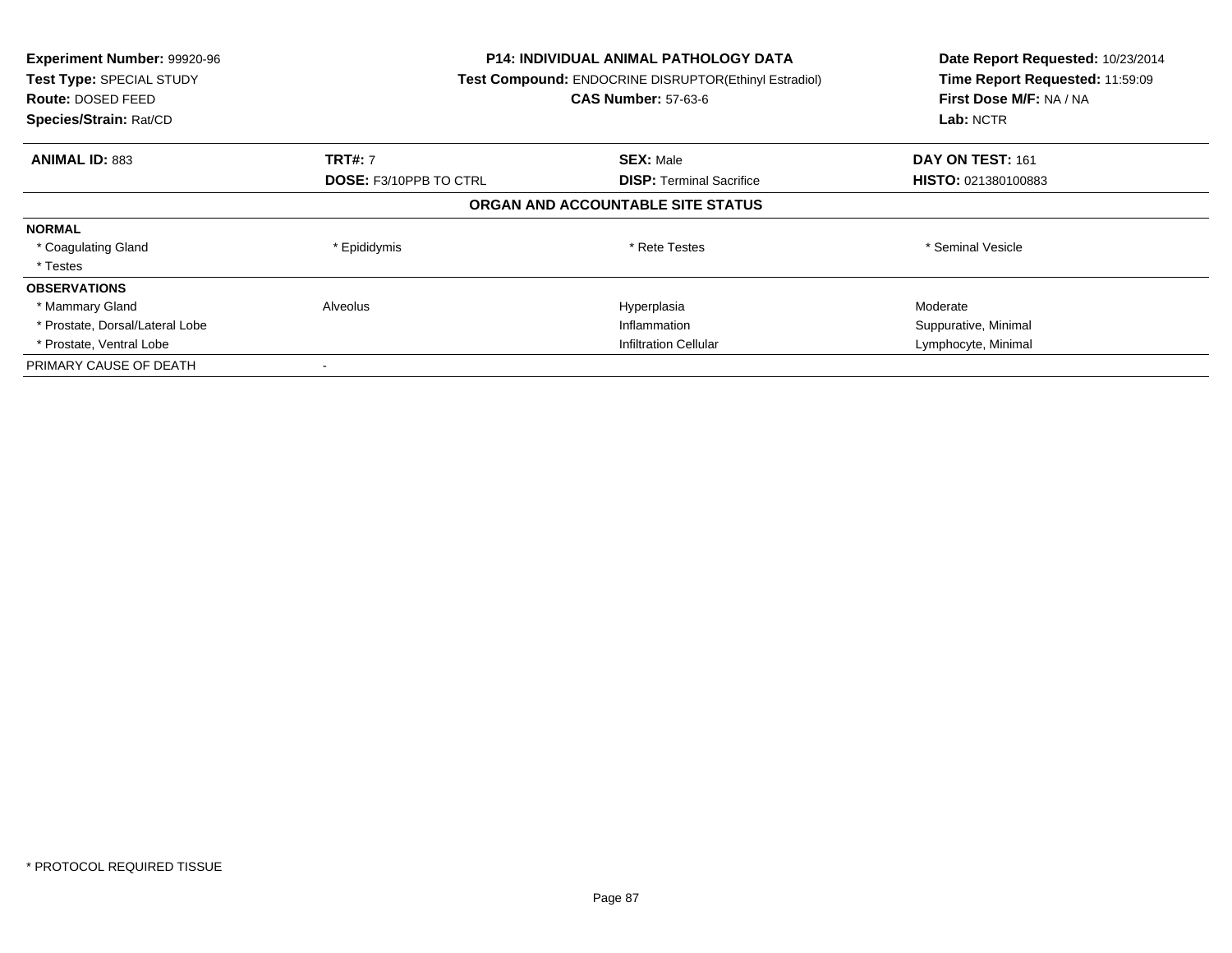**Experiment Number:** 99920-96
**Test Type:** SPECIAL STUDY
**Route:** DOSED FEED
**Species/Strain:** Rat/CD

**P14: INDIVIDUAL ANIMAL PATHOLOGY DATA**
**Test Compound:** ENDOCRINE DISRUPTOR(Ethinyl Estradiol)
**CAS Number:** 57-63-6

**Date Report Requested:** 10/23/2014
**Time Report Requested:** 11:59:09
**First Dose M/F:** NA / NA
**Lab:** NCTR

| **ANIMAL ID:** 883 | **TRT#:** 7 | **SEX:** Male | **DAY ON TEST:** 161 |
|---|---|---|---|
| | **DOSE:** F3/10PPB TO CTRL | **DISP:** Terminal Sacrifice | **HISTO:** 021380100883 |

## ORGAN AND ACCOUNTABLE SITE STATUS

| | | | |
|---|---|---|---|
| **NORMAL** | | | |
| * Coagulating Gland | * Epididymis | * Rete Testes | * Seminal Vesicle |
| * Testes | | | |
| **OBSERVATIONS** | | | |
| * Mammary Gland | Alveolus | Hyperplasia | Moderate |
| * Prostate, Dorsal/Lateral Lobe | | Inflammation | Suppurative, Minimal |
| * Prostate, Ventral Lobe | | Infiltration Cellular | Lymphocyte, Minimal |
| PRIMARY CAUSE OF DEATH | - | | |

* PROTOCOL REQUIRED TISSUE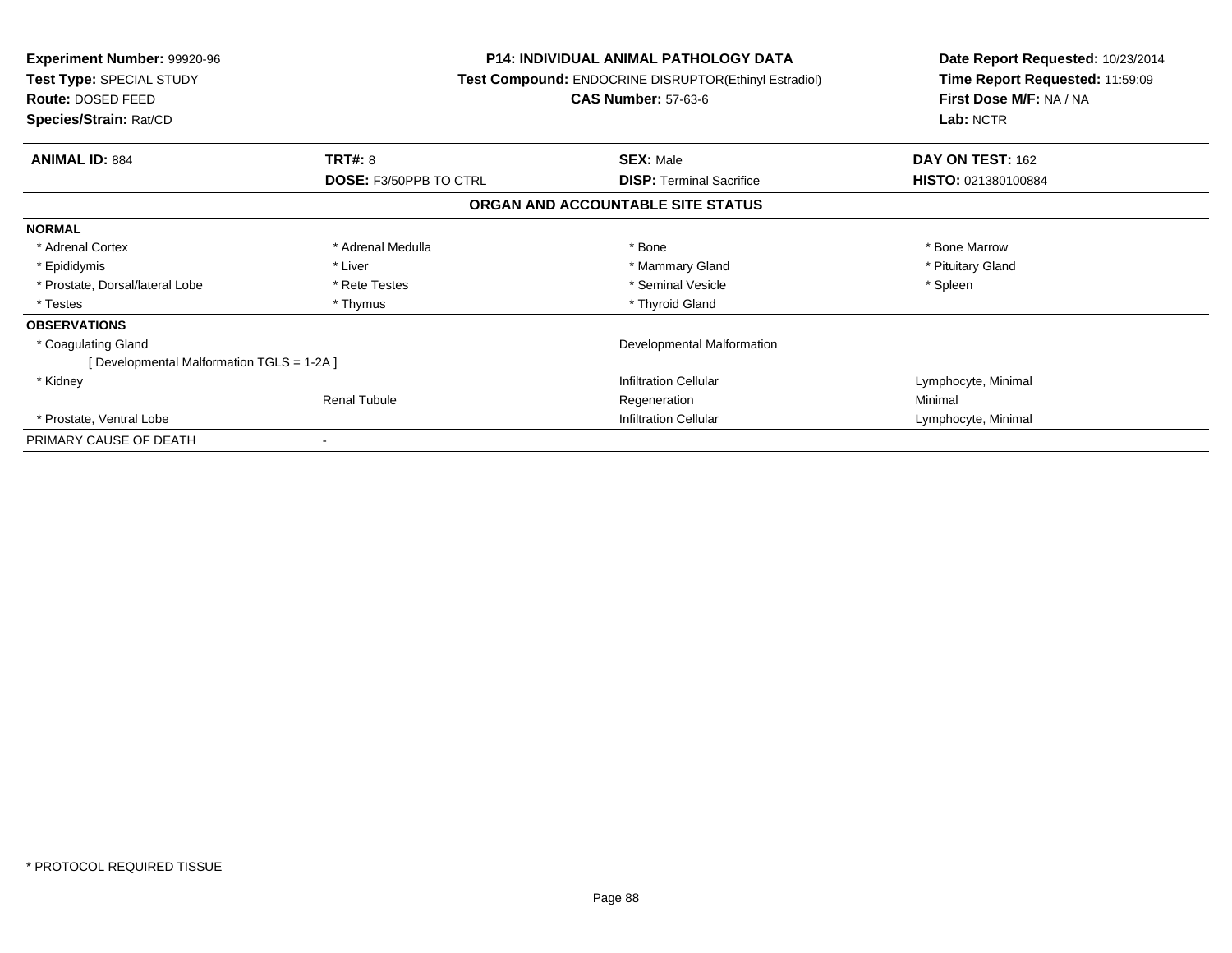**Experiment Number:** 99920-96
**Test Type:** SPECIAL STUDY
**Route:** DOSED FEED
**Species/Strain:** Rat/CD

**P14: INDIVIDUAL ANIMAL PATHOLOGY DATA**
**Test Compound:** ENDOCRINE DISRUPTOR(Ethinyl Estradiol)
**CAS Number:** 57-63-6

**Date Report Requested:** 10/23/2014
**Time Report Requested:** 11:59:09
**First Dose M/F:** NA / NA
**Lab:** NCTR

| **ANIMAL ID:** 884 | **TRT#:** 8 | **SEX:** Male | **DAY ON TEST:** 162 |
|---|---|---|---|
| | **DOSE:** F3/50PPB TO CTRL | **DISP:** Terminal Sacrifice | **HISTO:** 021380100884 |

**ORGAN AND ACCOUNTABLE SITE STATUS**

| | | | |
|---|---|---|---|
| **NORMAL** | | | |
| * Adrenal Cortex | * Adrenal Medulla | * Bone | * Bone Marrow |
| * Epididymis | * Liver | * Mammary Gland | * Pituitary Gland |
| * Prostate, Dorsal/lateral Lobe | * Rete Testes | * Seminal Vesicle | * Spleen |
| * Testes | * Thymus | * Thyroid Gland | |
| **OBSERVATIONS** | | | |
| * Coagulating Gland | | Developmental Malformation | |
| [ Developmental Malformation TGLS = 1-2A ] | | | |
| * Kidney | | Infiltration Cellular | Lymphocyte, Minimal |
| | Renal Tubule | Regeneration | Minimal |
| * Prostate, Ventral Lobe | | Infiltration Cellular | Lymphocyte, Minimal |
| PRIMARY CAUSE OF DEATH | - | | |

* PROTOCOL REQUIRED TISSUE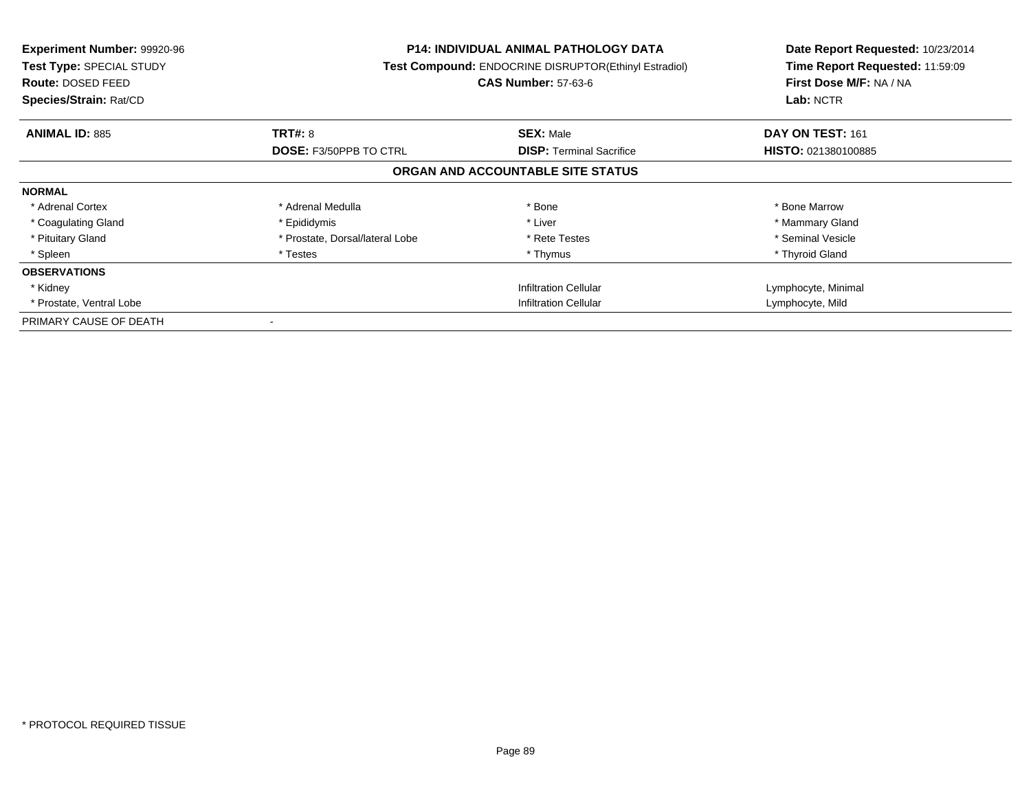**Experiment Number:** 99920-96
**Test Type:** SPECIAL STUDY
**Route:** DOSED FEED
**Species/Strain:** Rat/CD

**P14: INDIVIDUAL ANIMAL PATHOLOGY DATA**
**Test Compound:** ENDOCRINE DISRUPTOR(Ethinyl Estradiol)
**CAS Number:** 57-63-6

**Date Report Requested:** 10/23/2014
**Time Report Requested:** 11:59:09
**First Dose M/F:** NA / NA
**Lab:** NCTR

| **ANIMAL ID:** 885 | **TRT#:** 8 | **SEX:** Male | **DAY ON TEST:** 161 |
|---|---|---|---|
| | **DOSE:** F3/50PPB TO CTRL | **DISP:** Terminal Sacrifice | **HISTO:** 021380100885 |

### ORGAN AND ACCOUNTABLE SITE STATUS

| | | | |
|---|---|---|---|
| **NORMAL** | | | |
| * Adrenal Cortex | * Adrenal Medulla | * Bone | * Bone Marrow |
| * Coagulating Gland | * Epididymis | * Liver | * Mammary Gland |
| * Pituitary Gland | * Prostate, Dorsal/lateral Lobe | * Rete Testes | * Seminal Vesicle |
| * Spleen | * Testes | * Thymus | * Thyroid Gland |
| **OBSERVATIONS** | | | |
| * Kidney | | Infiltration Cellular | Lymphocyte, Minimal |
| * Prostate, Ventral Lobe | | Infiltration Cellular | Lymphocyte, Mild |
| PRIMARY CAUSE OF DEATH | - | | |

* PROTOCOL REQUIRED TISSUE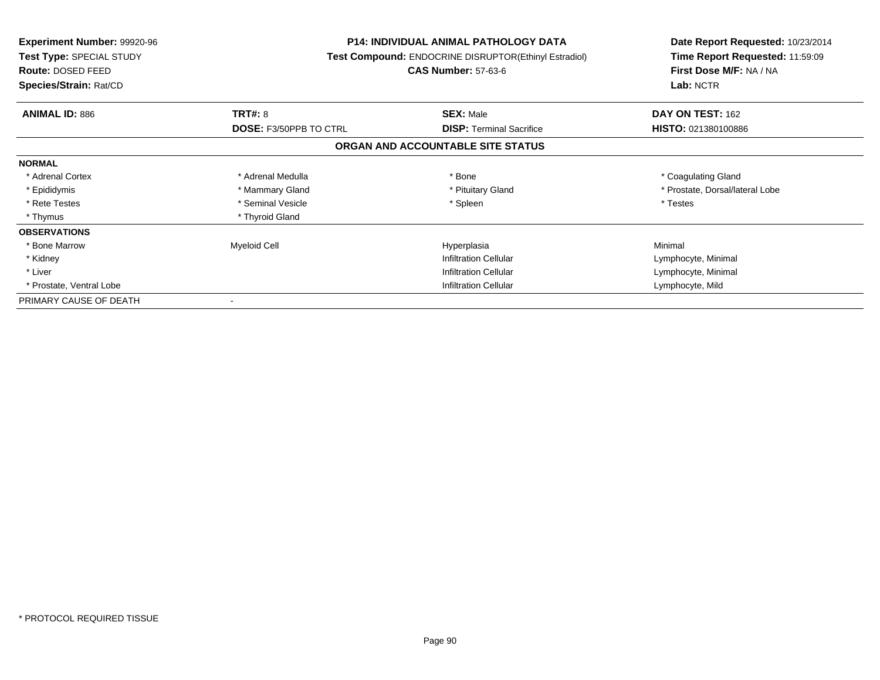**Experiment Number:** 99920-96
**Test Type:** SPECIAL STUDY
**Route:** DOSED FEED
**Species/Strain:** Rat/CD

**P14: INDIVIDUAL ANIMAL PATHOLOGY DATA**
**Test Compound:** ENDOCRINE DISRUPTOR(Ethinyl Estradiol)
**CAS Number:** 57-63-6

**Date Report Requested:** 10/23/2014
**Time Report Requested:** 11:59:09
**First Dose M/F:** NA / NA
**Lab:** NCTR

| **ANIMAL ID:** 886 | **TRT#:** 8 | **SEX:** Male | **DAY ON TEST:** 162 |
|---|---|---|---|
| | **DOSE:** F3/50PPB TO CTRL | **DISP:** Terminal Sacrifice | **HISTO:** 021380100886 |

## ORGAN AND ACCOUNTABLE SITE STATUS

| | | | |
|---|---|---|---|
| **NORMAL** | | | |
| * Adrenal Cortex | * Adrenal Medulla | * Bone | * Coagulating Gland |
| * Epididymis | * Mammary Gland | * Pituitary Gland | * Prostate, Dorsal/lateral Lobe |
| * Rete Testes | * Seminal Vesicle | * Spleen | * Testes |
| * Thymus | * Thyroid Gland | | |
| **OBSERVATIONS** | | | |
| * Bone Marrow | Myeloid Cell | Hyperplasia | Minimal |
| * Kidney | | Infiltration Cellular | Lymphocyte, Minimal |
| * Liver | | Infiltration Cellular | Lymphocyte, Minimal |
| * Prostate, Ventral Lobe | | Infiltration Cellular | Lymphocyte, Mild |
| PRIMARY CAUSE OF DEATH | - | | |

\* PROTOCOL REQUIRED TISSUE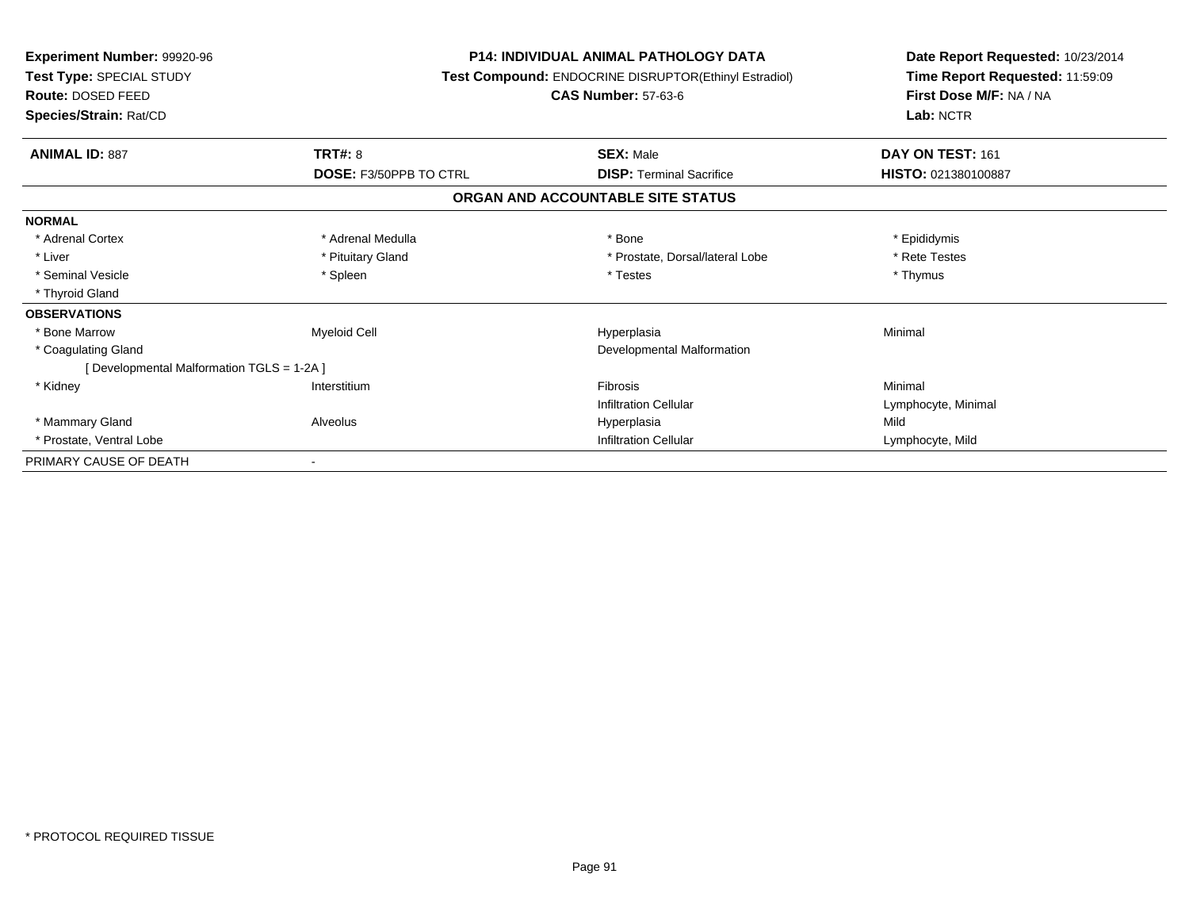**Experiment Number:** 99920-96
**Test Type:** SPECIAL STUDY
**Route:** DOSED FEED
**Species/Strain:** Rat/CD

**P14: INDIVIDUAL ANIMAL PATHOLOGY DATA**
**Test Compound:** ENDOCRINE DISRUPTOR(Ethinyl Estradiol)
**CAS Number:** 57-63-6

**Date Report Requested:** 10/23/2014
**Time Report Requested:** 11:59:09
**First Dose M/F:** NA / NA
**Lab:** NCTR

| **ANIMAL ID:** 887 | **TRT#:** 8 | **SEX:** Male | **DAY ON TEST:** 161 |
|---|---|---|---|
| | **DOSE:** F3/50PPB TO CTRL | **DISP:** Terminal Sacrifice | **HISTO:** 021380100887 |

**ORGAN AND ACCOUNTABLE SITE STATUS**

| | | | |
|---|---|---|---|
| **NORMAL** | | | |
| * Adrenal Cortex | * Adrenal Medulla | * Bone | * Epididymis |
| * Liver | * Pituitary Gland | * Prostate, Dorsal/lateral Lobe | * Rete Testes |
| * Seminal Vesicle | * Spleen | * Testes | * Thymus |
| * Thyroid Gland | | | |
| **OBSERVATIONS** | | | |
| * Bone Marrow | Myeloid Cell | Hyperplasia | Minimal |
| * Coagulating Gland | | Developmental Malformation | |
| [ Developmental Malformation TGLS = 1-2A ] | | | |
| * Kidney | Interstitium | Fibrosis | Minimal |
| | | Infiltration Cellular | Lymphocyte, Minimal |
| * Mammary Gland | Alveolus | Hyperplasia | Mild |
| * Prostate, Ventral Lobe | | Infiltration Cellular | Lymphocyte, Mild |
| PRIMARY CAUSE OF DEATH | - | | |

* PROTOCOL REQUIRED TISSUE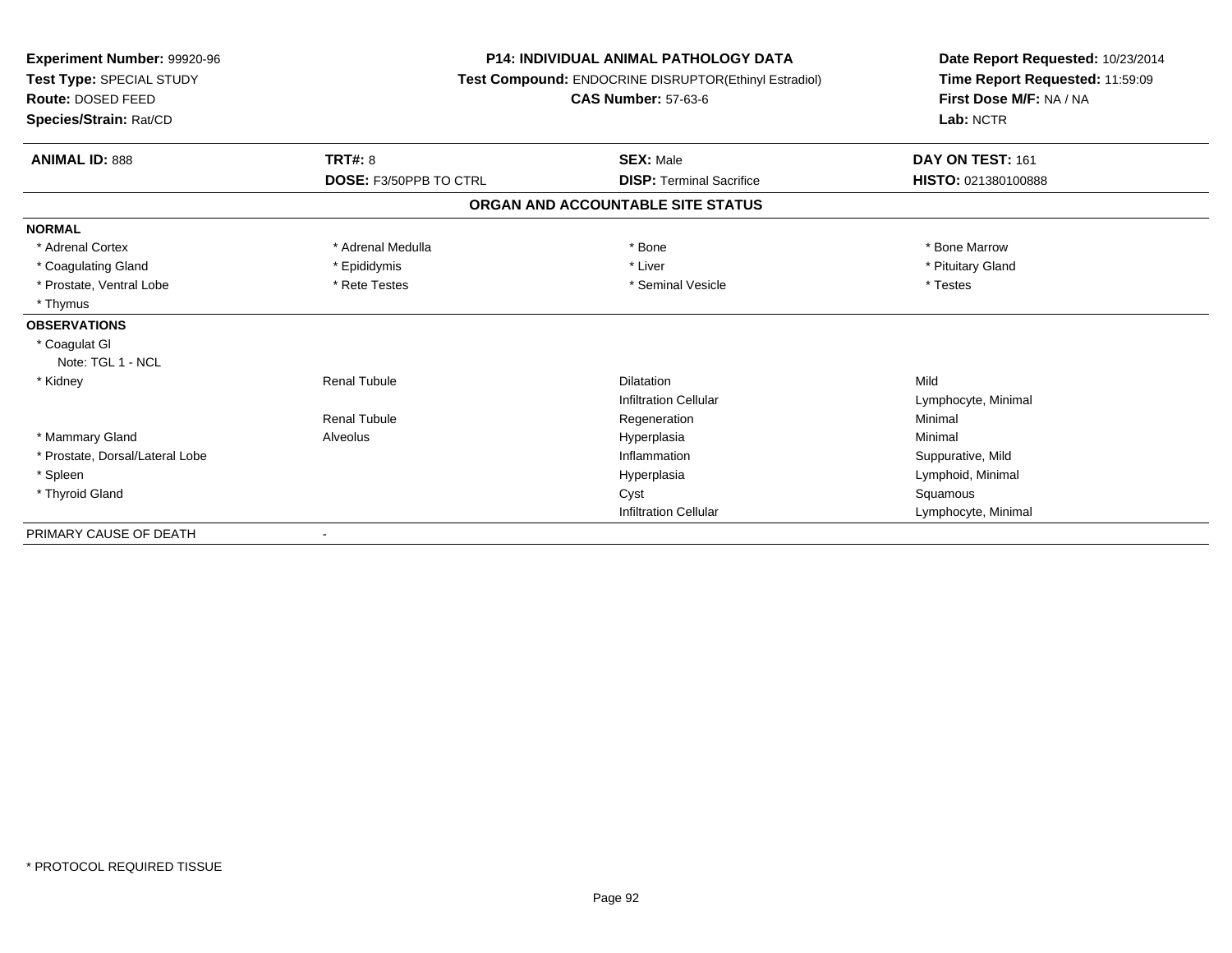**Experiment Number:** 99920-96
**Test Type:** SPECIAL STUDY
**Route:** DOSED FEED
**Species/Strain:** Rat/CD

**P14: INDIVIDUAL ANIMAL PATHOLOGY DATA**
**Test Compound:** ENDOCRINE DISRUPTOR(Ethinyl Estradiol)
**CAS Number:** 57-63-6

**Date Report Requested:** 10/23/2014
**Time Report Requested:** 11:59:09
**First Dose M/F:** NA / NA
**Lab:** NCTR

| **ANIMAL ID:** 888 | **TRT#:** 8 | **SEX:** Male | **DAY ON TEST:** 161 |
|---|---|---|---|
| | **DOSE:** F3/50PPB TO CTRL | **DISP:** Terminal Sacrifice | **HISTO:** 021380100888 |

## ORGAN AND ACCOUNTABLE SITE STATUS

| | | | |
|---|---|---|---|
| **NORMAL** | | | |
| * Adrenal Cortex | * Adrenal Medulla | * Bone | * Bone Marrow |
| * Coagulating Gland | * Epididymis | * Liver | * Pituitary Gland |
| * Prostate, Ventral Lobe | * Rete Testes | * Seminal Vesicle | * Testes |
| * Thymus | | | |
| **OBSERVATIONS** | | | |
| * Coagulat Gl | | | |
| Note: TGL 1 - NCL | | | |
| * Kidney | Renal Tubule | Dilatation | Mild |
| | | Infiltration Cellular | Lymphocyte, Minimal |
| | Renal Tubule | Regeneration | Minimal |
| * Mammary Gland | Alveolus | Hyperplasia | Minimal |
| * Prostate, Dorsal/Lateral Lobe | | Inflammation | Suppurative, Mild |
| * Spleen | | Hyperplasia | Lymphoid, Minimal |
| * Thyroid Gland | | Cyst | Squamous |
| | | Infiltration Cellular | Lymphocyte, Minimal |
| PRIMARY CAUSE OF DEATH | - | | |

* PROTOCOL REQUIRED TISSUE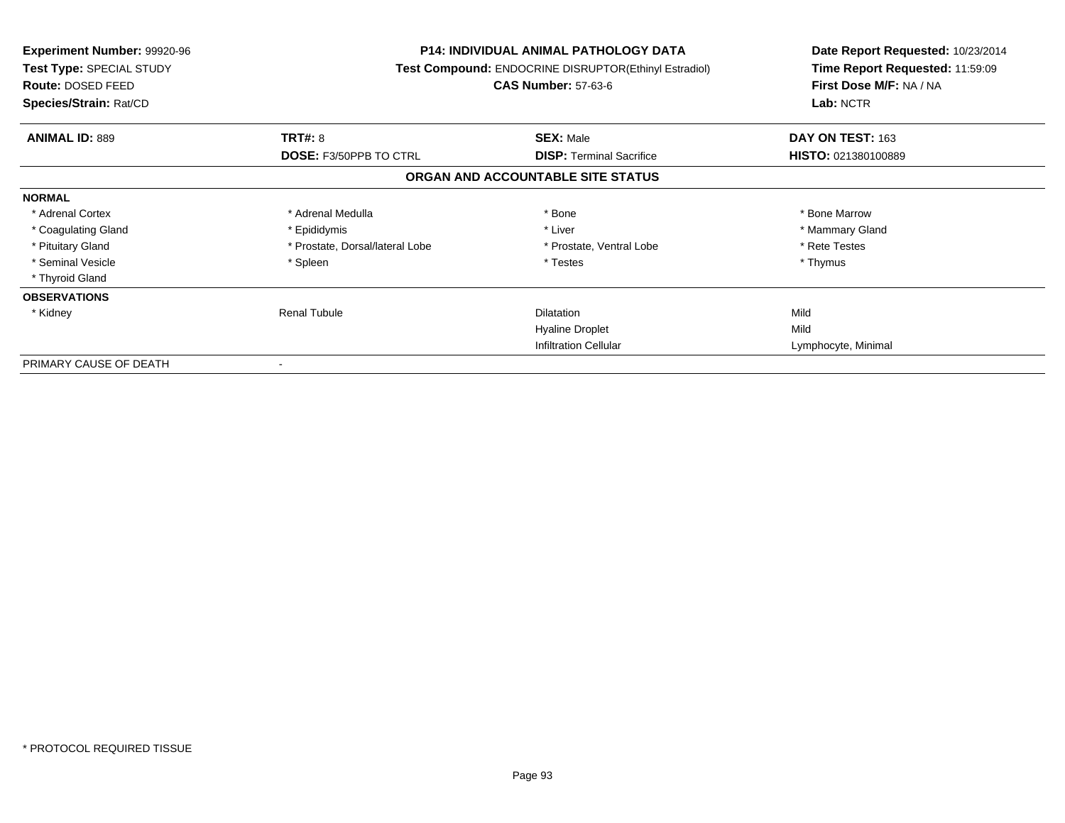**Experiment Number:** 99920-96
**Test Type:** SPECIAL STUDY
**Route:** DOSED FEED
**Species/Strain:** Rat/CD

**P14: INDIVIDUAL ANIMAL PATHOLOGY DATA**
**Test Compound:** ENDOCRINE DISRUPTOR(Ethinyl Estradiol)
**CAS Number:** 57-63-6

**Date Report Requested:** 10/23/2014
**Time Report Requested:** 11:59:09
**First Dose M/F:** NA / NA
**Lab:** NCTR

| **ANIMAL ID:** 889 | **TRT#:** 8 | **SEX:** Male | **DAY ON TEST:** 163 |
|---|---|---|---|
| | **DOSE:** F3/50PPB TO CTRL | **DISP:** Terminal Sacrifice | **HISTO:** 021380100889 |

## ORGAN AND ACCOUNTABLE SITE STATUS

| | | | |
|---|---|---|---|
| **NORMAL** | | | |
| * Adrenal Cortex | * Adrenal Medulla | * Bone | * Bone Marrow |
| * Coagulating Gland | * Epididymis | * Liver | * Mammary Gland |
| * Pituitary Gland | * Prostate, Dorsal/lateral Lobe | * Prostate, Ventral Lobe | * Rete Testes |
| * Seminal Vesicle | * Spleen | * Testes | * Thymus |
| * Thyroid Gland | | | |
| **OBSERVATIONS** | | | |
| * Kidney | Renal Tubule | Dilatation | Mild |
| | | Hyaline Droplet | Mild |
| | | Infiltration Cellular | Lymphocyte, Minimal |
| PRIMARY CAUSE OF DEATH | - | | |

* PROTOCOL REQUIRED TISSUE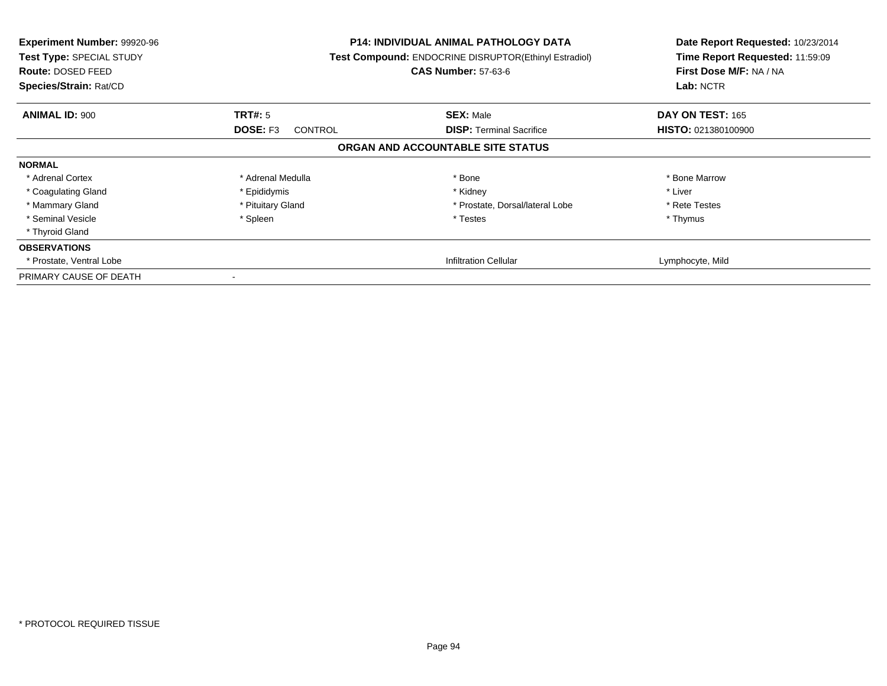**Experiment Number:** 99920-96
**Test Type:** SPECIAL STUDY
**Route:** DOSED FEED
**Species/Strain:** Rat/CD

**P14: INDIVIDUAL ANIMAL PATHOLOGY DATA**
**Test Compound:** ENDOCRINE DISRUPTOR(Ethinyl Estradiol)
**CAS Number:** 57-63-6

**Date Report Requested:** 10/23/2014
**Time Report Requested:** 11:59:09
**First Dose M/F:** NA / NA
**Lab:** NCTR

| **ANIMAL ID:** 900 | **TRT#:** 5 | **SEX:** Male | **DAY ON TEST:** 165 |
|---|---|---|---|
| | **DOSE:** F3 CONTROL | **DISP:** Terminal Sacrifice | **HISTO:** 021380100900 |

## ORGAN AND ACCOUNTABLE SITE STATUS

| | | | |
|---|---|---|---|
| **NORMAL** | | | |
| * Adrenal Cortex | * Adrenal Medulla | * Bone | * Bone Marrow |
| * Coagulating Gland | * Epididymis | * Kidney | * Liver |
| * Mammary Gland | * Pituitary Gland | * Prostate, Dorsal/lateral Lobe | * Rete Testes |
| * Seminal Vesicle | * Spleen | * Testes | * Thymus |
| * Thyroid Gland | | | |
| **OBSERVATIONS** | | | |
| * Prostate, Ventral Lobe | | Infiltration Cellular | Lymphocyte, Mild |
| PRIMARY CAUSE OF DEATH | - | | |

\* PROTOCOL REQUIRED TISSUE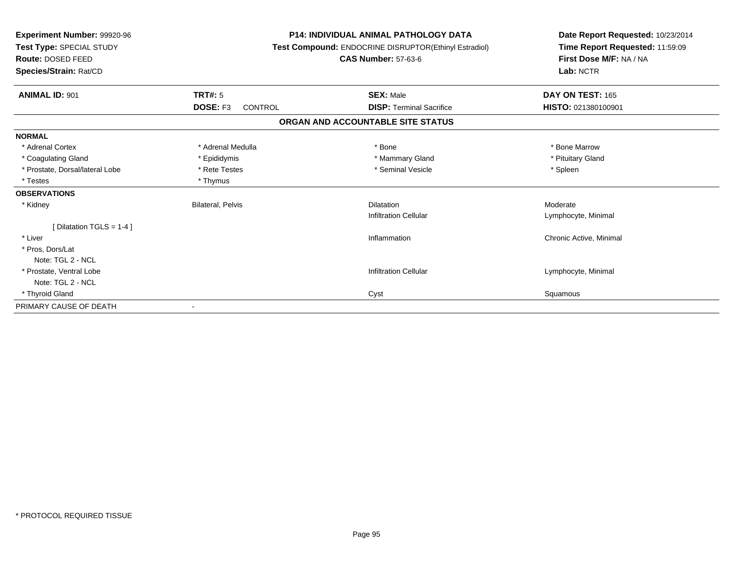**Experiment Number:** 99920-96
**Test Type:** SPECIAL STUDY
**Route:** DOSED FEED
**Species/Strain:** Rat/CD

**P14: INDIVIDUAL ANIMAL PATHOLOGY DATA**
**Test Compound:** ENDOCRINE DISRUPTOR(Ethinyl Estradiol)
**CAS Number:** 57-63-6

**Date Report Requested:** 10/23/2014
**Time Report Requested:** 11:59:09
**First Dose M/F:** NA / NA
**Lab:** NCTR

| **ANIMAL ID:** 901 | **TRT#:** 5 | **SEX:** Male | **DAY ON TEST:** 165 |
|---|---|---|---|
| | **DOSE:** F3 CONTROL | **DISP:** Terminal Sacrifice | **HISTO:** 021380100901 |

**ORGAN AND ACCOUNTABLE SITE STATUS**

| | | | |
|---|---|---|---|
| **NORMAL** | | | |
| * Adrenal Cortex | * Adrenal Medulla | * Bone | * Bone Marrow |
| * Coagulating Gland | * Epididymis | * Mammary Gland | * Pituitary Gland |
| * Prostate, Dorsal/lateral Lobe | * Rete Testes | * Seminal Vesicle | * Spleen |
| * Testes | * Thymus | | |
| **OBSERVATIONS** | | | |
| * Kidney | Bilateral, Pelvis | Dilatation | Moderate |
| | | Infiltration Cellular | Lymphocyte, Minimal |
| [ Dilatation TGLS = 1-4 ] | | | |
| * Liver | | Inflammation | Chronic Active, Minimal |
| * Pros, Dors/Lat | | | |
| Note: TGL 2 - NCL | | | |
| * Prostate, Ventral Lobe | | Infiltration Cellular | Lymphocyte, Minimal |
| Note: TGL 2 - NCL | | | |
| * Thyroid Gland | | Cyst | Squamous |
| PRIMARY CAUSE OF DEATH | - | | |

* PROTOCOL REQUIRED TISSUE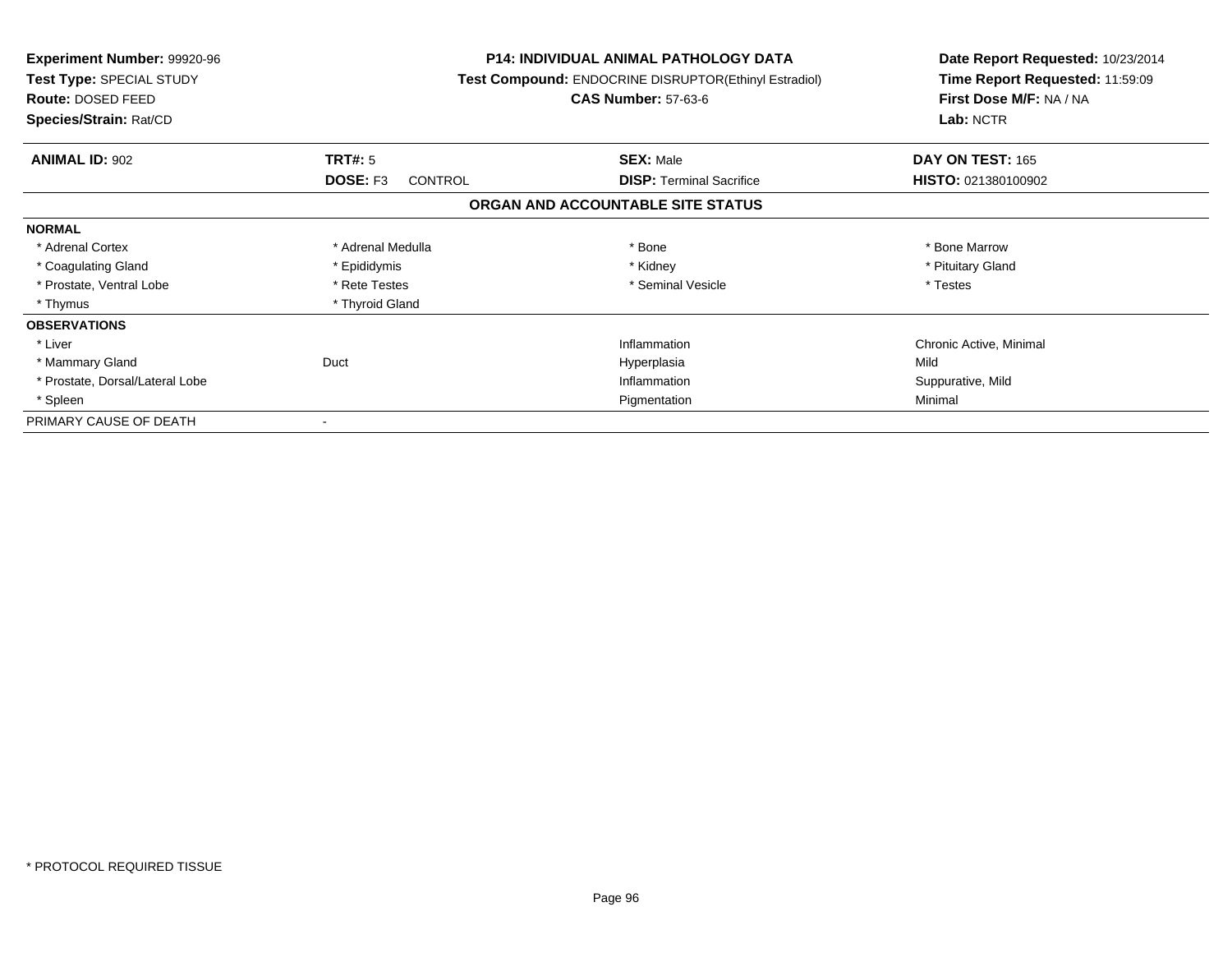**Experiment Number:** 99920-96
**Test Type:** SPECIAL STUDY
**Route:** DOSED FEED
**Species/Strain:** Rat/CD

**P14: INDIVIDUAL ANIMAL PATHOLOGY DATA**
**Test Compound:** ENDOCRINE DISRUPTOR(Ethinyl Estradiol)
**CAS Number:** 57-63-6

**Date Report Requested:** 10/23/2014
**Time Report Requested:** 11:59:09
**First Dose M/F:** NA / NA
**Lab:** NCTR

| **ANIMAL ID:** 902 | **TRT#:** 5 | **SEX:** Male | **DAY ON TEST:** 165 |
|---|---|---|---|
| | **DOSE:** F3 CONTROL | **DISP:** Terminal Sacrifice | **HISTO:** 021380100902 |

**ORGAN AND ACCOUNTABLE SITE STATUS**

| | | | |
|---|---|---|---|
| **NORMAL** | | | |
| * Adrenal Cortex | * Adrenal Medulla | * Bone | * Bone Marrow |
| * Coagulating Gland | * Epididymis | * Kidney | * Pituitary Gland |
| * Prostate, Ventral Lobe | * Rete Testes | * Seminal Vesicle | * Testes |
| * Thymus | * Thyroid Gland | | |
| **OBSERVATIONS** | | | |
| * Liver | | Inflammation | Chronic Active, Minimal |
| * Mammary Gland | Duct | Hyperplasia | Mild |
| * Prostate, Dorsal/Lateral Lobe | | Inflammation | Suppurative, Mild |
| * Spleen | | Pigmentation | Minimal |
| PRIMARY CAUSE OF DEATH | - | | |

* PROTOCOL REQUIRED TISSUE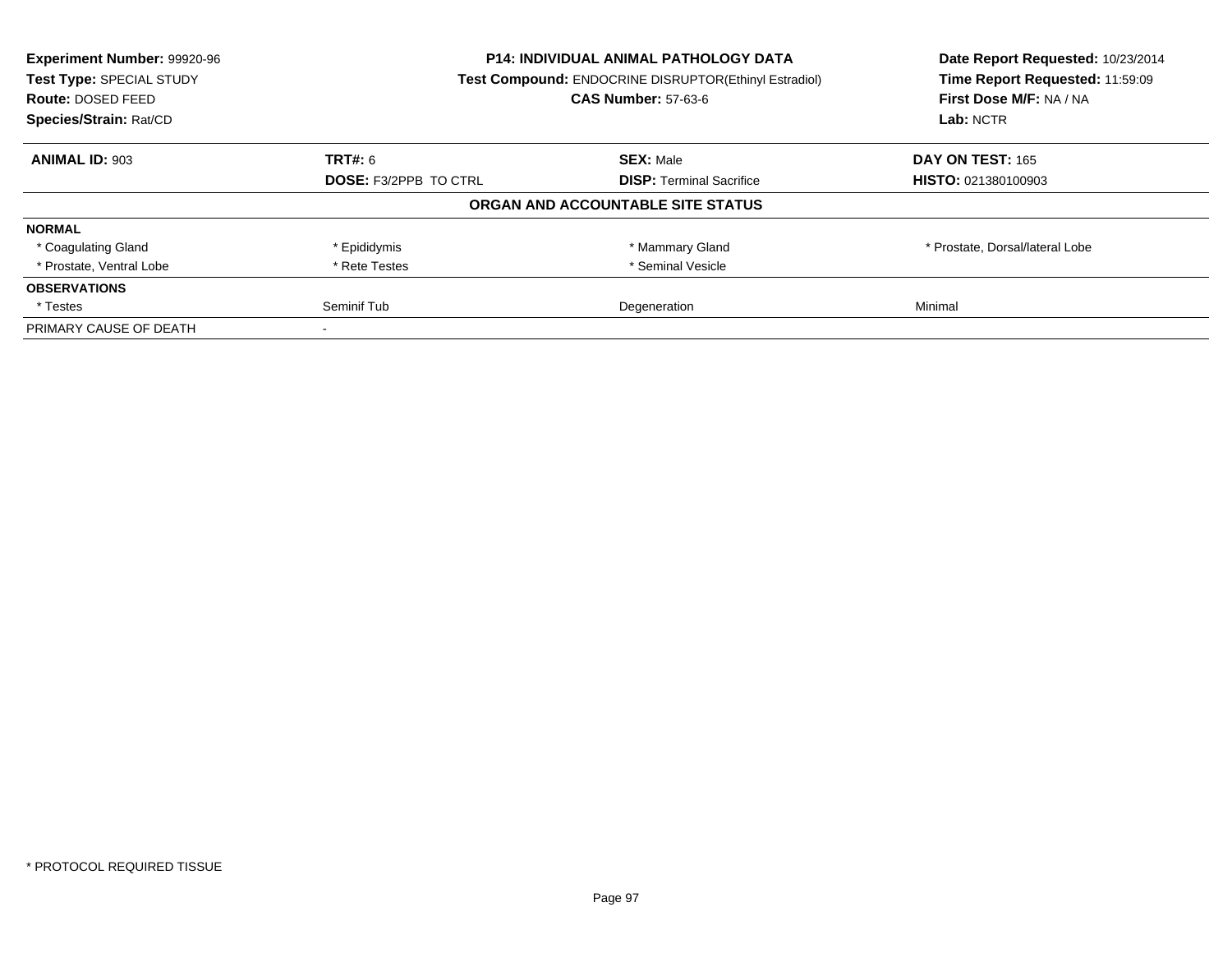**Experiment Number:** 99920-96
**Test Type:** SPECIAL STUDY
**Route:** DOSED FEED
**Species/Strain:** Rat/CD

**P14: INDIVIDUAL ANIMAL PATHOLOGY DATA**
**Test Compound:** ENDOCRINE DISRUPTOR(Ethinyl Estradiol)
**CAS Number:** 57-63-6

**Date Report Requested:** 10/23/2014
**Time Report Requested:** 11:59:09
**First Dose M/F:** NA / NA
**Lab:** NCTR

| **ANIMAL ID:** 903 | **TRT#:** 6 | **SEX:** Male | **DAY ON TEST:** 165 |
|---|---|---|---|
| | **DOSE:** F3/2PPB TO CTRL | **DISP:** Terminal Sacrifice | **HISTO:** 021380100903 |

## ORGAN AND ACCOUNTABLE SITE STATUS

| | | | |
|---|---|---|---|
| **NORMAL** | | | |
| * Coagulating Gland | * Epididymis | * Mammary Gland | * Prostate, Dorsal/lateral Lobe |
| * Prostate, Ventral Lobe | * Rete Testes | * Seminal Vesicle | |
| **OBSERVATIONS** | | | |
| * Testes | Seminif Tub | Degeneration | Minimal |
| PRIMARY CAUSE OF DEATH | - | | |

* PROTOCOL REQUIRED TISSUE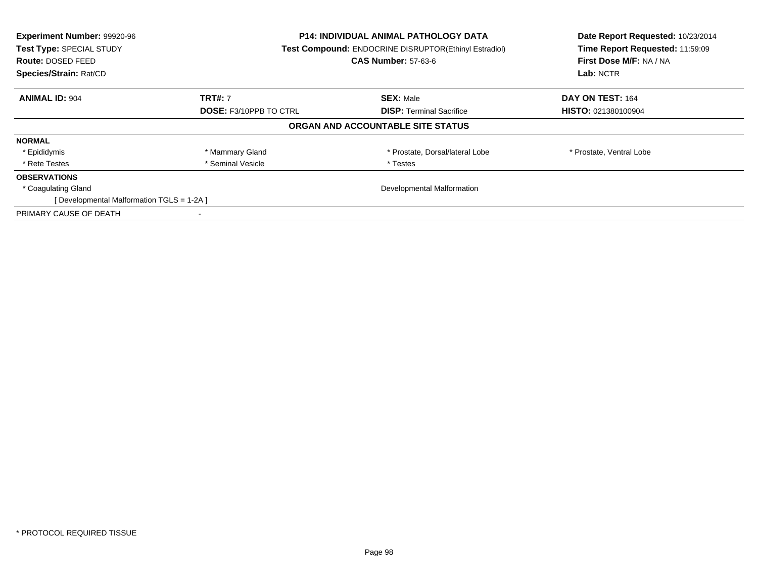**Experiment Number:** 99920-96
**Test Type:** SPECIAL STUDY
**Route:** DOSED FEED
**Species/Strain:** Rat/CD

**P14: INDIVIDUAL ANIMAL PATHOLOGY DATA**
**Test Compound:** ENDOCRINE DISRUPTOR(Ethinyl Estradiol)
**CAS Number:** 57-63-6

**Date Report Requested:** 10/23/2014
**Time Report Requested:** 11:59:09
**First Dose M/F:** NA / NA
**Lab:** NCTR

| **ANIMAL ID:** 904 | **TRT#:** 7 | **SEX:** Male | **DAY ON TEST:** 164 |
|---|---|---|---|
| | **DOSE:** F3/10PPB TO CTRL | **DISP:** Terminal Sacrifice | **HISTO:** 021380100904 |

**ORGAN AND ACCOUNTABLE SITE STATUS**

| | | | |
|---|---|---|---|
| **NORMAL** | | | |
| * Epididymis | * Mammary Gland | * Prostate, Dorsal/lateral Lobe | * Prostate, Ventral Lobe |
| * Rete Testes | * Seminal Vesicle | * Testes | |
| **OBSERVATIONS** | | | |
| * Coagulating Gland | | Developmental Malformation | |
| [ Developmental Malformation TGLS = 1-2A ] | | | |
| PRIMARY CAUSE OF DEATH | - | | |

* PROTOCOL REQUIRED TISSUE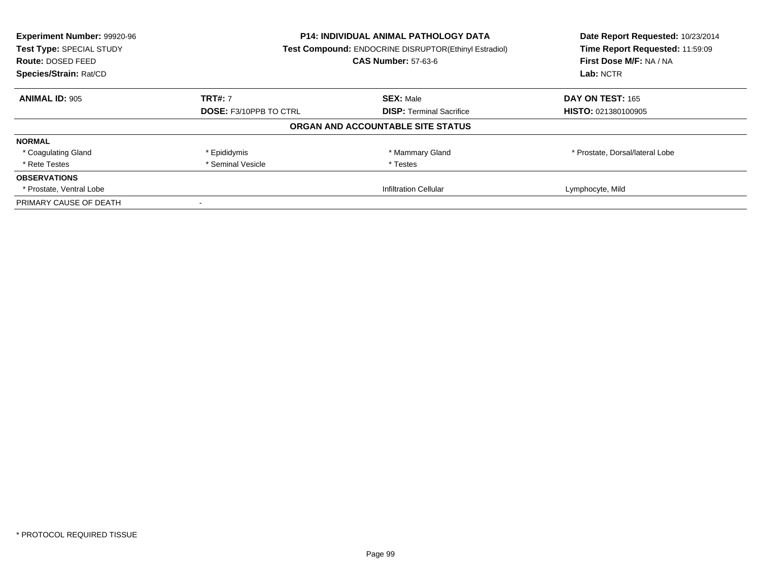**Experiment Number:** 99920-96
**Test Type:** SPECIAL STUDY
**Route:** DOSED FEED
**Species/Strain:** Rat/CD

**P14: INDIVIDUAL ANIMAL PATHOLOGY DATA**
**Test Compound:** ENDOCRINE DISRUPTOR(Ethinyl Estradiol)
**CAS Number:** 57-63-6

**Date Report Requested:** 10/23/2014
**Time Report Requested:** 11:59:09
**First Dose M/F:** NA / NA
**Lab:** NCTR

| **ANIMAL ID:** 905 | **TRT#:** 7 | **SEX:** Male | **DAY ON TEST:** 165 |
|---|---|---|---|
| | **DOSE:** F3/10PPB TO CTRL | **DISP:** Terminal Sacrifice | **HISTO:** 021380100905 |

## ORGAN AND ACCOUNTABLE SITE STATUS

| | | | |
|---|---|---|---|
| **NORMAL** | | | |
| * Coagulating Gland | * Epididymis | * Mammary Gland | * Prostate, Dorsal/lateral Lobe |
| * Rete Testes | * Seminal Vesicle | * Testes | |
| **OBSERVATIONS** | | | |
| * Prostate, Ventral Lobe | | Infiltration Cellular | Lymphocyte, Mild |
| PRIMARY CAUSE OF DEATH | - | | |

* PROTOCOL REQUIRED TISSUE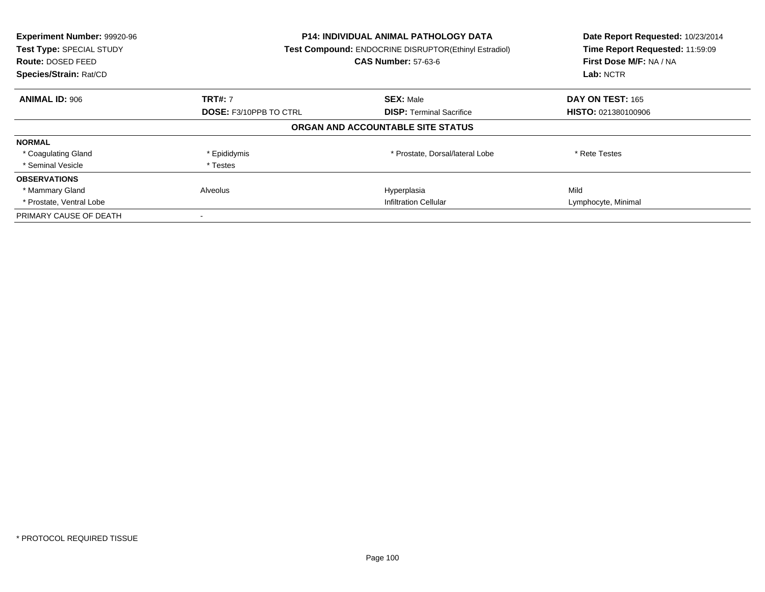**Experiment Number:** 99920-96
**Test Type:** SPECIAL STUDY
**Route:** DOSED FEED
**Species/Strain:** Rat/CD

**P14: INDIVIDUAL ANIMAL PATHOLOGY DATA**
**Test Compound:** ENDOCRINE DISRUPTOR(Ethinyl Estradiol)
**CAS Number:** 57-63-6

**Date Report Requested:** 10/23/2014
**Time Report Requested:** 11:59:09
**First Dose M/F:** NA / NA
**Lab:** NCTR

| **ANIMAL ID:** 906 | **TRT#:** 7 | **SEX:** Male | **DAY ON TEST:** 165 |
|---|---|---|---|
| | **DOSE:** F3/10PPB TO CTRL | **DISP:** Terminal Sacrifice | **HISTO:** 021380100906 |

### ORGAN AND ACCOUNTABLE SITE STATUS

| | | | |
|---|---|---|---|
| **NORMAL** | | | |
| * Coagulating Gland | * Epididymis | * Prostate, Dorsal/lateral Lobe | * Rete Testes |
| * Seminal Vesicle | * Testes | | |
| **OBSERVATIONS** | | | |
| * Mammary Gland | Alveolus | Hyperplasia | Mild |
| * Prostate, Ventral Lobe | | Infiltration Cellular | Lymphocyte, Minimal |
| PRIMARY CAUSE OF DEATH | - | | |

* PROTOCOL REQUIRED TISSUE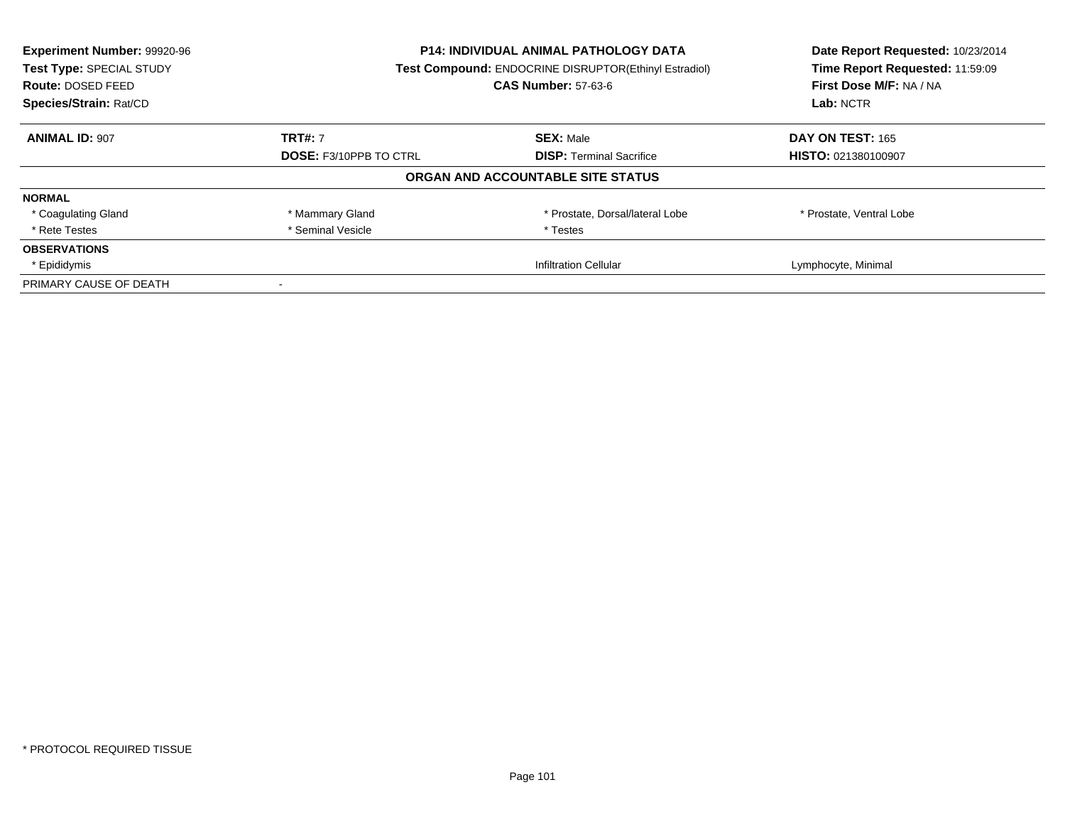**Experiment Number:** 99920-96
**Test Type:** SPECIAL STUDY
**Route:** DOSED FEED
**Species/Strain:** Rat/CD

**P14: INDIVIDUAL ANIMAL PATHOLOGY DATA**
**Test Compound:** ENDOCRINE DISRUPTOR(Ethinyl Estradiol)
**CAS Number:** 57-63-6

**Date Report Requested:** 10/23/2014
**Time Report Requested:** 11:59:09
**First Dose M/F:** NA / NA
**Lab:** NCTR

| **ANIMAL ID:** 907 | **TRT#:** 7 | **SEX:** Male | **DAY ON TEST:** 165 |
|---|---|---|---|
| | **DOSE:** F3/10PPB TO CTRL | **DISP:** Terminal Sacrifice | **HISTO:** 021380100907 |

**ORGAN AND ACCOUNTABLE SITE STATUS**

| | | | |
|---|---|---|---|
| **NORMAL** | | | |
| * Coagulating Gland | * Mammary Gland | * Prostate, Dorsal/lateral Lobe | * Prostate, Ventral Lobe |
| * Rete Testes | * Seminal Vesicle | * Testes | |
| **OBSERVATIONS** | | | |
| * Epididymis | | Infiltration Cellular | Lymphocyte, Minimal |
| PRIMARY CAUSE OF DEATH | - | | |

* PROTOCOL REQUIRED TISSUE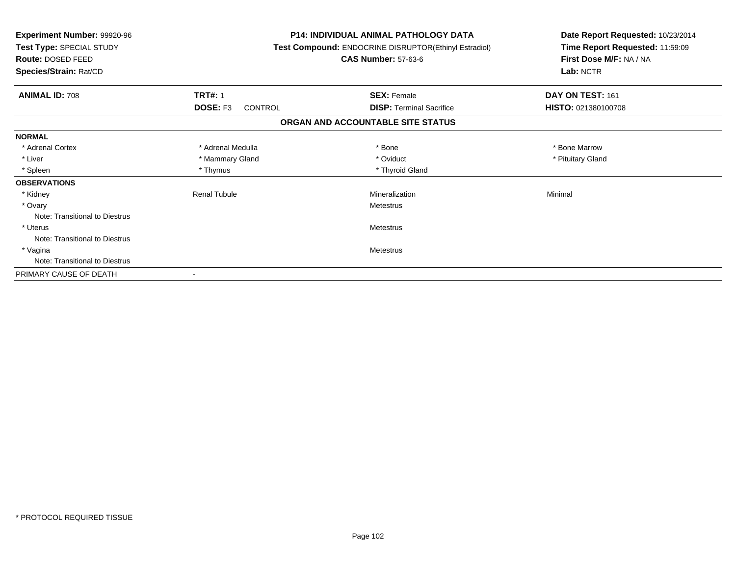**Experiment Number:** 99920-96
**Test Type:** SPECIAL STUDY
**Route:** DOSED FEED
**Species/Strain:** Rat/CD

**P14: INDIVIDUAL ANIMAL PATHOLOGY DATA**
**Test Compound:** ENDOCRINE DISRUPTOR(Ethinyl Estradiol)
**CAS Number:** 57-63-6

**Date Report Requested:** 10/23/2014
**Time Report Requested:** 11:59:09
**First Dose M/F:** NA / NA
**Lab:** NCTR

| **ANIMAL ID:** 708 | **TRT#:** 1 | **SEX:** Female | **DAY ON TEST:** 161 |
|---|---|---|---|
| | **DOSE:** F3 CONTROL | **DISP:** Terminal Sacrifice | **HISTO:** 021380100708 |

## ORGAN AND ACCOUNTABLE SITE STATUS

| | | | |
|---|---|---|---|
| **NORMAL** | | | |
| * Adrenal Cortex | * Adrenal Medulla | * Bone | * Bone Marrow |
| * Liver | * Mammary Gland | * Oviduct | * Pituitary Gland |
| * Spleen | * Thymus | * Thyroid Gland | |
| **OBSERVATIONS** | | | |
| * Kidney | Renal Tubule | Mineralization | Minimal |
| * Ovary | | Metestrus | |
| Note: Transitional to Diestrus | | | |
| * Uterus | | Metestrus | |
| Note: Transitional to Diestrus | | | |
| * Vagina | | Metestrus | |
| Note: Transitional to Diestrus | | | |
| PRIMARY CAUSE OF DEATH | - | | |

* PROTOCOL REQUIRED TISSUE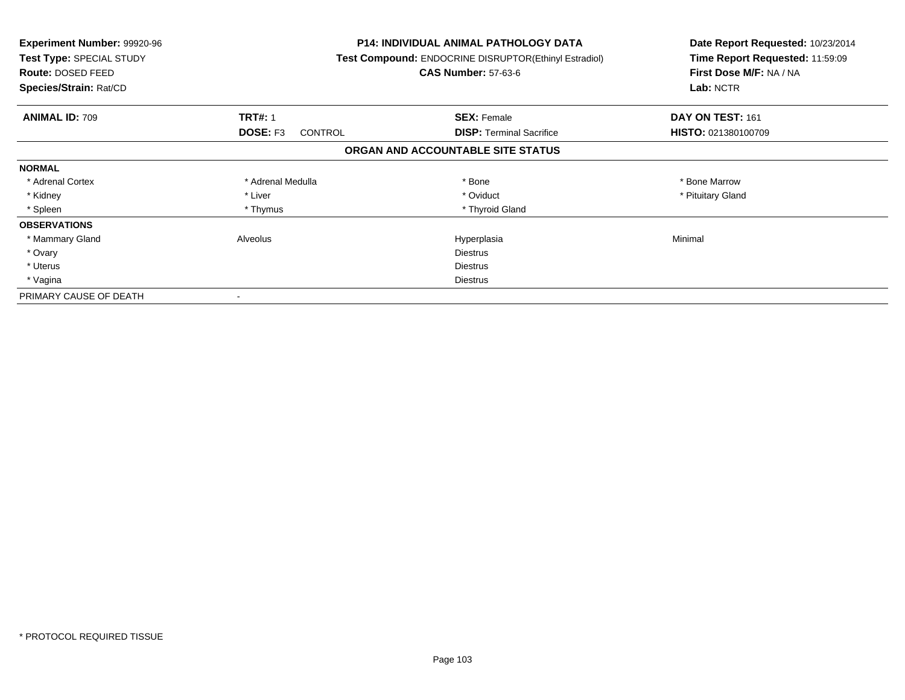**Experiment Number:** 99920-96
**Test Type:** SPECIAL STUDY
**Route:** DOSED FEED
**Species/Strain:** Rat/CD

**P14: INDIVIDUAL ANIMAL PATHOLOGY DATA**
**Test Compound:** ENDOCRINE DISRUPTOR(Ethinyl Estradiol)
**CAS Number:** 57-63-6

**Date Report Requested:** 10/23/2014
**Time Report Requested:** 11:59:09
**First Dose M/F:** NA / NA
**Lab:** NCTR

| **ANIMAL ID:** 709 | **TRT#:** 1 | **SEX:** Female | **DAY ON TEST:** 161 |
|---|---|---|---|
| | **DOSE:** F3 CONTROL | **DISP:** Terminal Sacrifice | **HISTO:** 021380100709 |

## ORGAN AND ACCOUNTABLE SITE STATUS

| | | | |
|---|---|---|---|
| **NORMAL** | | | |
| * Adrenal Cortex | * Adrenal Medulla | * Bone | * Bone Marrow |
| * Kidney | * Liver | * Oviduct | * Pituitary Gland |
| * Spleen | * Thymus | * Thyroid Gland | |
| **OBSERVATIONS** | | | |
| * Mammary Gland | Alveolus | Hyperplasia | Minimal |
| * Ovary | | Diestrus | |
| * Uterus | | Diestrus | |
| * Vagina | | Diestrus | |
| PRIMARY CAUSE OF DEATH | - | | |

* PROTOCOL REQUIRED TISSUE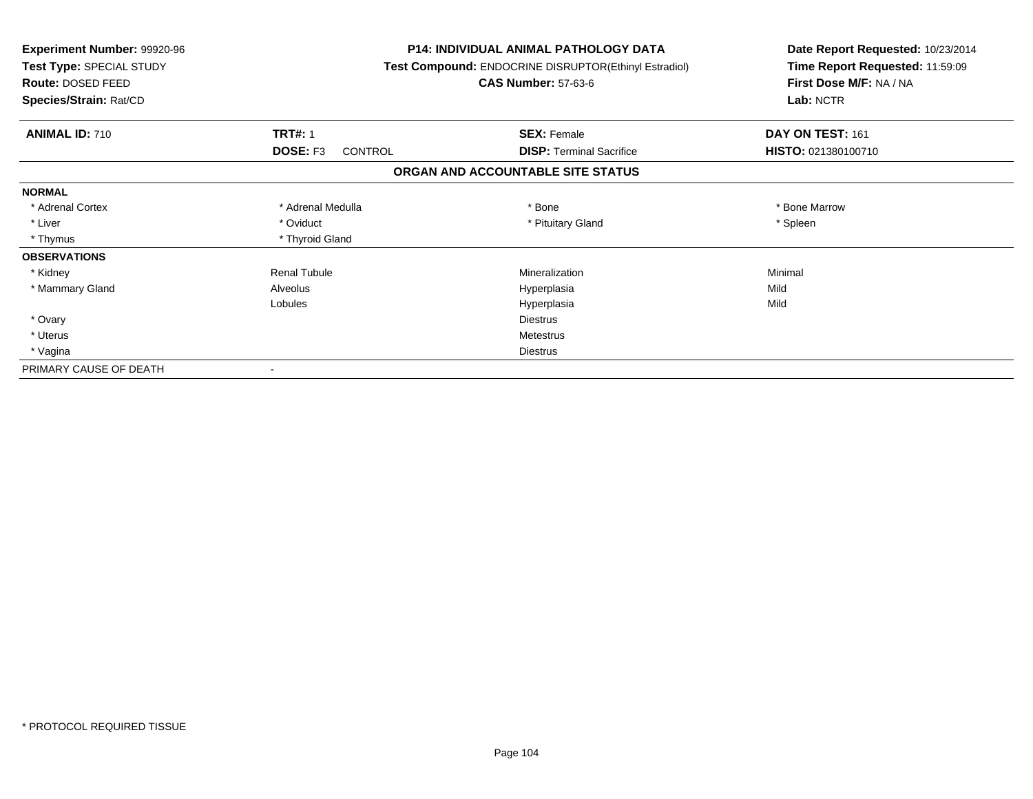**Experiment Number:** 99920-96
**Test Type:** SPECIAL STUDY
**Route:** DOSED FEED
**Species/Strain:** Rat/CD

**P14: INDIVIDUAL ANIMAL PATHOLOGY DATA**
**Test Compound:** ENDOCRINE DISRUPTOR(Ethinyl Estradiol)
**CAS Number:** 57-63-6

**Date Report Requested:** 10/23/2014
**Time Report Requested:** 11:59:09
**First Dose M/F:** NA / NA
**Lab:** NCTR

| **ANIMAL ID:** 710 | **TRT#:** 1 | **SEX:** Female | **DAY ON TEST:** 161 |
|---|---|---|---|
| | **DOSE:** F3 CONTROL | **DISP:** Terminal Sacrifice | **HISTO:** 021380100710 |

## ORGAN AND ACCOUNTABLE SITE STATUS

| | | | |
|---|---|---|---|
| **NORMAL** | | | |
| * Adrenal Cortex | * Adrenal Medulla | * Bone | * Bone Marrow |
| * Liver | * Oviduct | * Pituitary Gland | * Spleen |
| * Thymus | * Thyroid Gland | | |
| **OBSERVATIONS** | | | |
| * Kidney | Renal Tubule | Mineralization | Minimal |
| * Mammary Gland | Alveolus | Hyperplasia | Mild |
| | Lobules | Hyperplasia | Mild |
| * Ovary | | Diestrus | |
| * Uterus | | Metestrus | |
| * Vagina | | Diestrus | |
| PRIMARY CAUSE OF DEATH | - | | |

* PROTOCOL REQUIRED TISSUE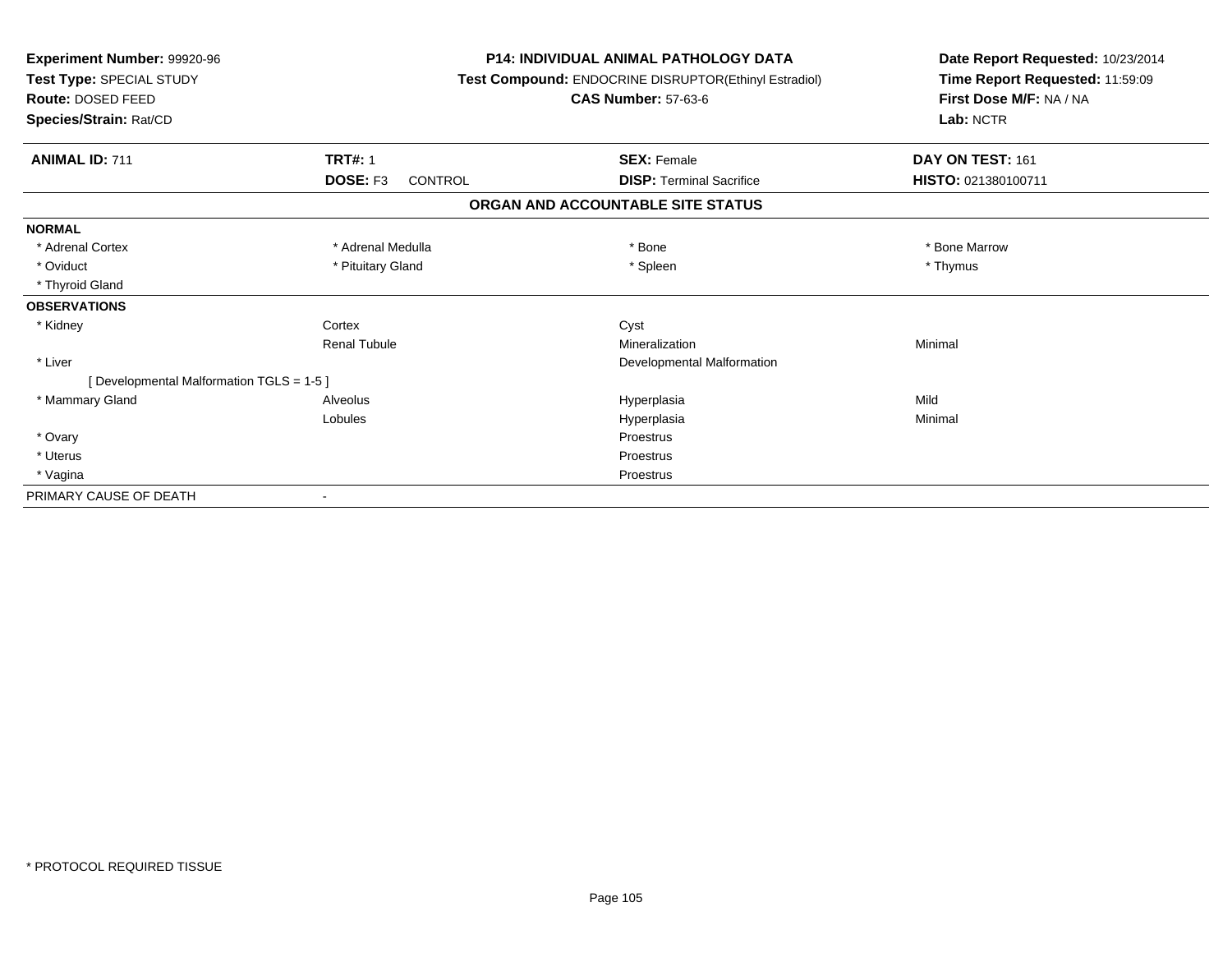**Experiment Number:** 99920-96
**Test Type:** SPECIAL STUDY
**Route:** DOSED FEED
**Species/Strain:** Rat/CD

**P14: INDIVIDUAL ANIMAL PATHOLOGY DATA**
**Test Compound:** ENDOCRINE DISRUPTOR(Ethinyl Estradiol)
**CAS Number:** 57-63-6

**Date Report Requested:** 10/23/2014
**Time Report Requested:** 11:59:09
**First Dose M/F:** NA / NA
**Lab:** NCTR

| **ANIMAL ID:** 711 | **TRT#:** 1 | **SEX:** Female | **DAY ON TEST:** 161 |
|---|---|---|---|
| | **DOSE:** F3 CONTROL | **DISP:** Terminal Sacrifice | **HISTO:** 021380100711 |

## ORGAN AND ACCOUNTABLE SITE STATUS

| | | | |
|---|---|---|---|
| **NORMAL** | | | |
| * Adrenal Cortex | * Adrenal Medulla | * Bone | * Bone Marrow |
| * Oviduct | * Pituitary Gland | * Spleen | * Thymus |
| * Thyroid Gland | | | |
| **OBSERVATIONS** | | | |
| * Kidney | Cortex | Cyst | |
| | Renal Tubule | Mineralization | Minimal |
| * Liver | | Developmental Malformation | |
| [ Developmental Malformation TGLS = 1-5 ] | | | |
| * Mammary Gland | Alveolus | Hyperplasia | Mild |
| | Lobules | Hyperplasia | Minimal |
| * Ovary | | Proestrus | |
| * Uterus | | Proestrus | |
| * Vagina | | Proestrus | |
| PRIMARY CAUSE OF DEATH | - | | |

* PROTOCOL REQUIRED TISSUE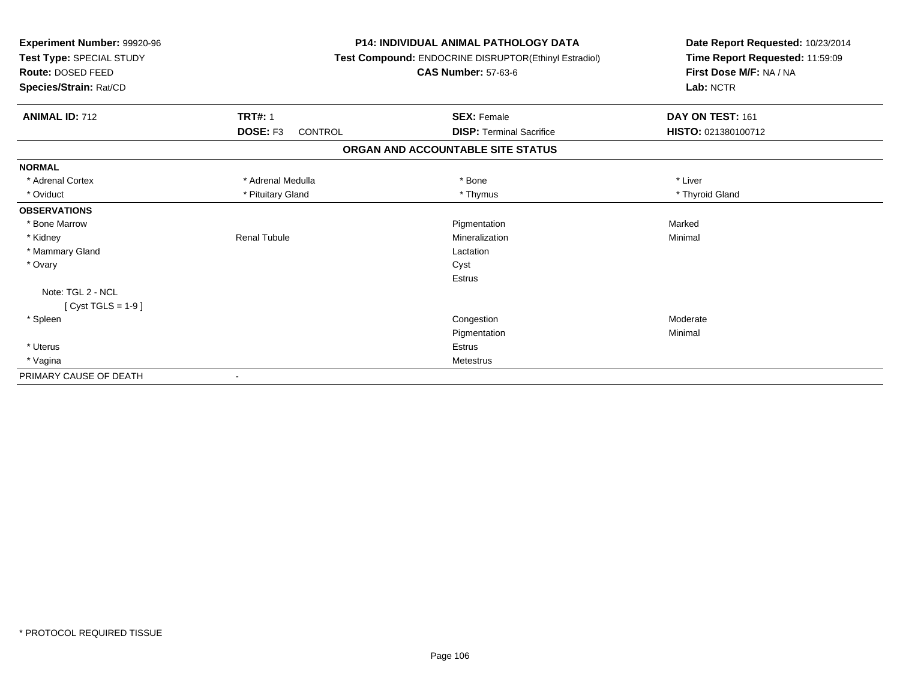**Experiment Number:** 99920-96
**Test Type:** SPECIAL STUDY
**Route:** DOSED FEED
**Species/Strain:** Rat/CD

**P14: INDIVIDUAL ANIMAL PATHOLOGY DATA**
**Test Compound:** ENDOCRINE DISRUPTOR(Ethinyl Estradiol)
**CAS Number:** 57-63-6

**Date Report Requested:** 10/23/2014
**Time Report Requested:** 11:59:09
**First Dose M/F:** NA / NA
**Lab:** NCTR

| **ANIMAL ID:** 712 | **TRT#:** 1 | **SEX:** Female | **DAY ON TEST:** 161 |
|---|---|---|---|
| | **DOSE:** F3 CONTROL | **DISP:** Terminal Sacrifice | **HISTO:** 021380100712 |

**ORGAN AND ACCOUNTABLE SITE STATUS**

| | | | |
|---|---|---|---|
| **NORMAL** | | | |
| * Adrenal Cortex | * Adrenal Medulla | * Bone | * Liver |
| * Oviduct | * Pituitary Gland | * Thymus | * Thyroid Gland |
| **OBSERVATIONS** | | | |
| * Bone Marrow | | Pigmentation | Marked |
| * Kidney | Renal Tubule | Mineralization | Minimal |
| * Mammary Gland | | Lactation | |
| * Ovary | | Cyst | |
| | | Estrus | |
| Note: TGL 2 - NCL | | | |
| [ Cyst TGLS = 1-9 ] | | | |
| * Spleen | | Congestion | Moderate |
| | | Pigmentation | Minimal |
| * Uterus | | Estrus | |
| * Vagina | | Metestrus | |
| PRIMARY CAUSE OF DEATH | - | | |

* PROTOCOL REQUIRED TISSUE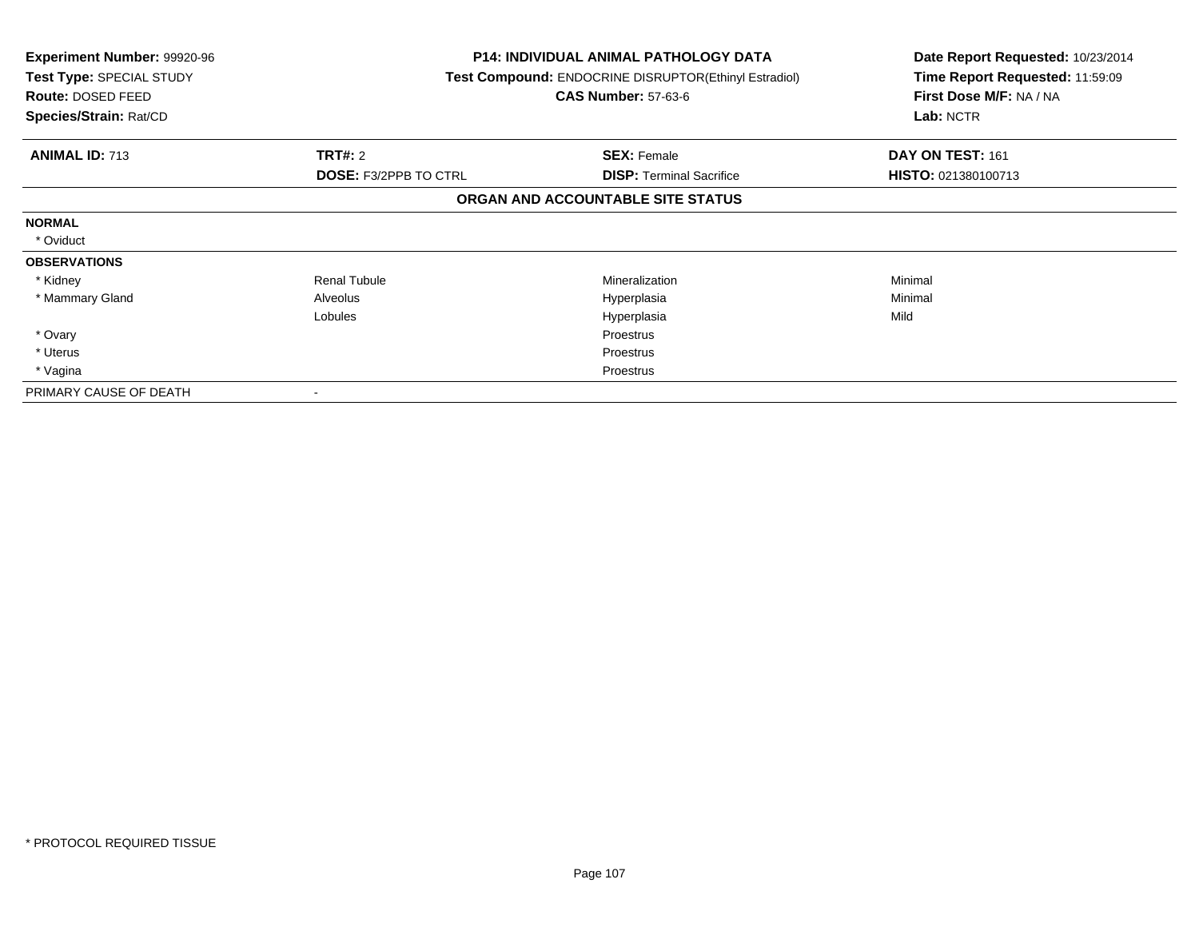**Experiment Number:** 99920-96
**Test Type:** SPECIAL STUDY
**Route:** DOSED FEED
**Species/Strain:** Rat/CD

**P14: INDIVIDUAL ANIMAL PATHOLOGY DATA**
**Test Compound:** ENDOCRINE DISRUPTOR(Ethinyl Estradiol)
**CAS Number:** 57-63-6

**Date Report Requested:** 10/23/2014
**Time Report Requested:** 11:59:09
**First Dose M/F:** NA / NA
**Lab:** NCTR

| **ANIMAL ID:** 713 | **TRT#:** 2 | **SEX:** Female | **DAY ON TEST:** 161 |
|---|---|---|---|
| | **DOSE:** F3/2PPB TO CTRL | **DISP:** Terminal Sacrifice | **HISTO:** 021380100713 |

**ORGAN AND ACCOUNTABLE SITE STATUS**

| | | | |
|---|---|---|---|
| **NORMAL** | | | |
| * Oviduct | | | |
| **OBSERVATIONS** | | | |
| * Kidney | Renal Tubule | Mineralization | Minimal |
| * Mammary Gland | Alveolus | Hyperplasia | Minimal |
| | Lobules | Hyperplasia | Mild |
| * Ovary | | Proestrus | |
| * Uterus | | Proestrus | |
| * Vagina | | Proestrus | |
| PRIMARY CAUSE OF DEATH | - | | |

* PROTOCOL REQUIRED TISSUE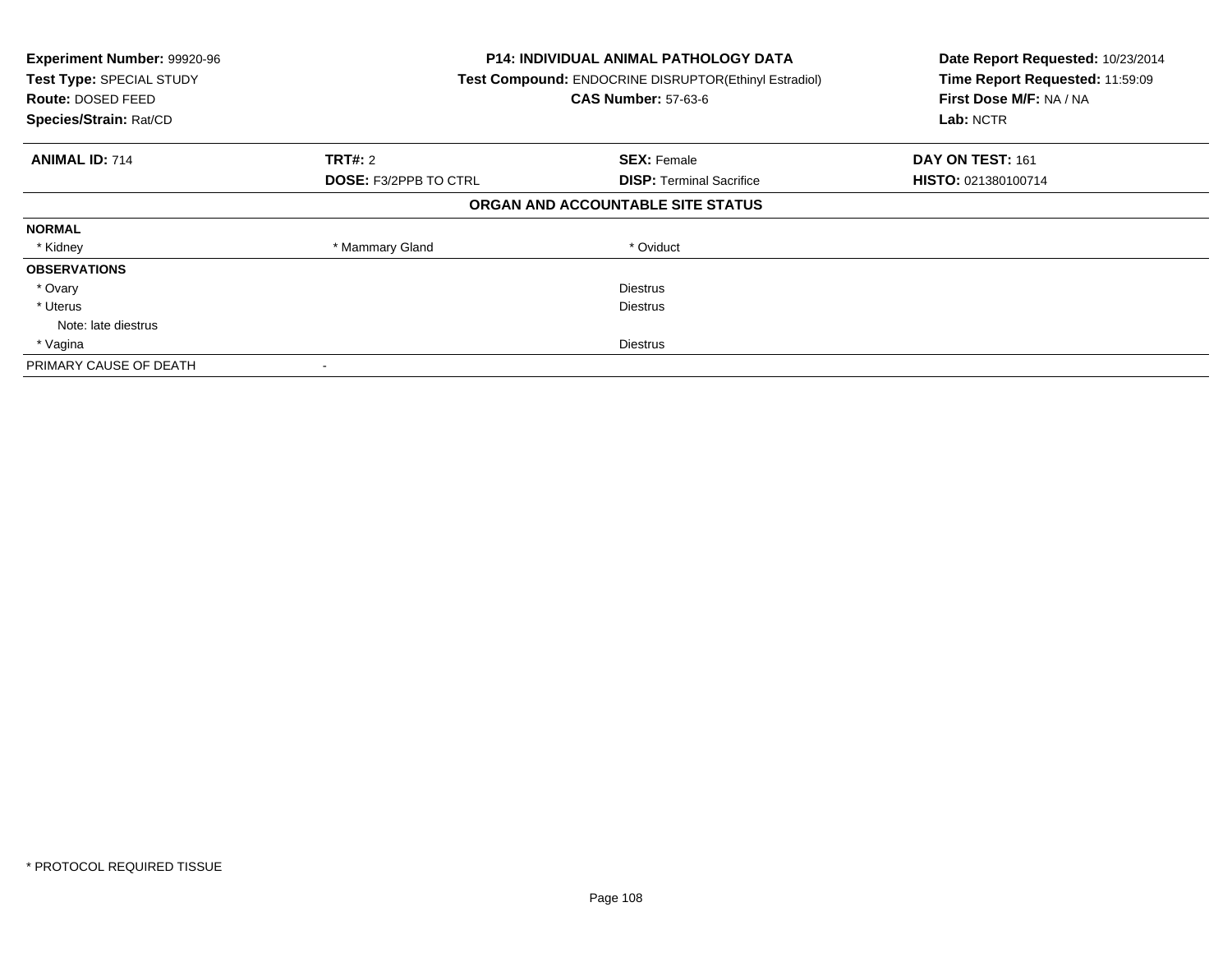**Experiment Number:** 99920-96
**Test Type:** SPECIAL STUDY
**Route:** DOSED FEED
**Species/Strain:** Rat/CD

**P14: INDIVIDUAL ANIMAL PATHOLOGY DATA**
**Test Compound:** ENDOCRINE DISRUPTOR(Ethinyl Estradiol)
**CAS Number:** 57-63-6

**Date Report Requested:** 10/23/2014
**Time Report Requested:** 11:59:09
**First Dose M/F:** NA / NA
**Lab:** NCTR

| **ANIMAL ID:** 714 | **TRT#:** 2 | **SEX:** Female | **DAY ON TEST:** 161 |
|---|---|---|---|
| | **DOSE:** F3/2PPB TO CTRL | **DISP:** Terminal Sacrifice | **HISTO:** 021380100714 |

## ORGAN AND ACCOUNTABLE SITE STATUS

| | | | |
|---|---|---|---|
| **NORMAL** | | | |
| * Kidney | * Mammary Gland | * Oviduct | |
| **OBSERVATIONS** | | | |
| * Ovary | | Diestrus | |
| * Uterus | | Diestrus | |
| Note: late diestrus | | | |
| * Vagina | | Diestrus | |
| PRIMARY CAUSE OF DEATH | - | | |

* PROTOCOL REQUIRED TISSUE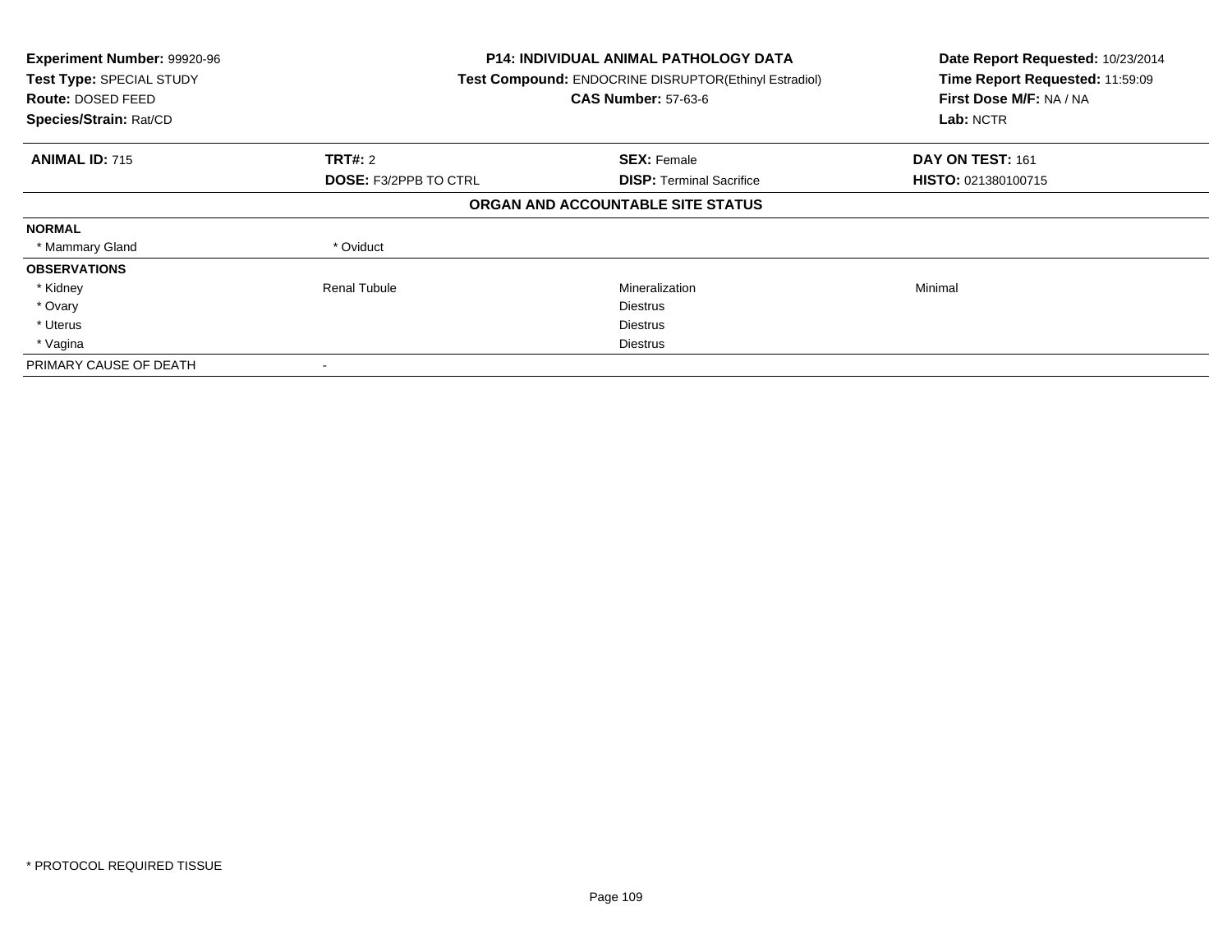**Experiment Number:** 99920-96
**Test Type:** SPECIAL STUDY
**Route:** DOSED FEED
**Species/Strain:** Rat/CD

**P14: INDIVIDUAL ANIMAL PATHOLOGY DATA**
**Test Compound:** ENDOCRINE DISRUPTOR(Ethinyl Estradiol)
**CAS Number:** 57-63-6

**Date Report Requested:** 10/23/2014
**Time Report Requested:** 11:59:09
**First Dose M/F:** NA / NA
**Lab:** NCTR

| **ANIMAL ID:** 715 | **TRT#:** 2 | **SEX:** Female | **DAY ON TEST:** 161 |
|---|---|---|---|
| | **DOSE:** F3/2PPB TO CTRL | **DISP:** Terminal Sacrifice | **HISTO:** 021380100715 |

**ORGAN AND ACCOUNTABLE SITE STATUS**

| | | | |
|---|---|---|---|
| **NORMAL** | | | |
| * Mammary Gland | * Oviduct | | |
| **OBSERVATIONS** | | | |
| * Kidney | Renal Tubule | Mineralization | Minimal |
| * Ovary | | Diestrus | |
| * Uterus | | Diestrus | |
| * Vagina | | Diestrus | |
| PRIMARY CAUSE OF DEATH | - | | |

* PROTOCOL REQUIRED TISSUE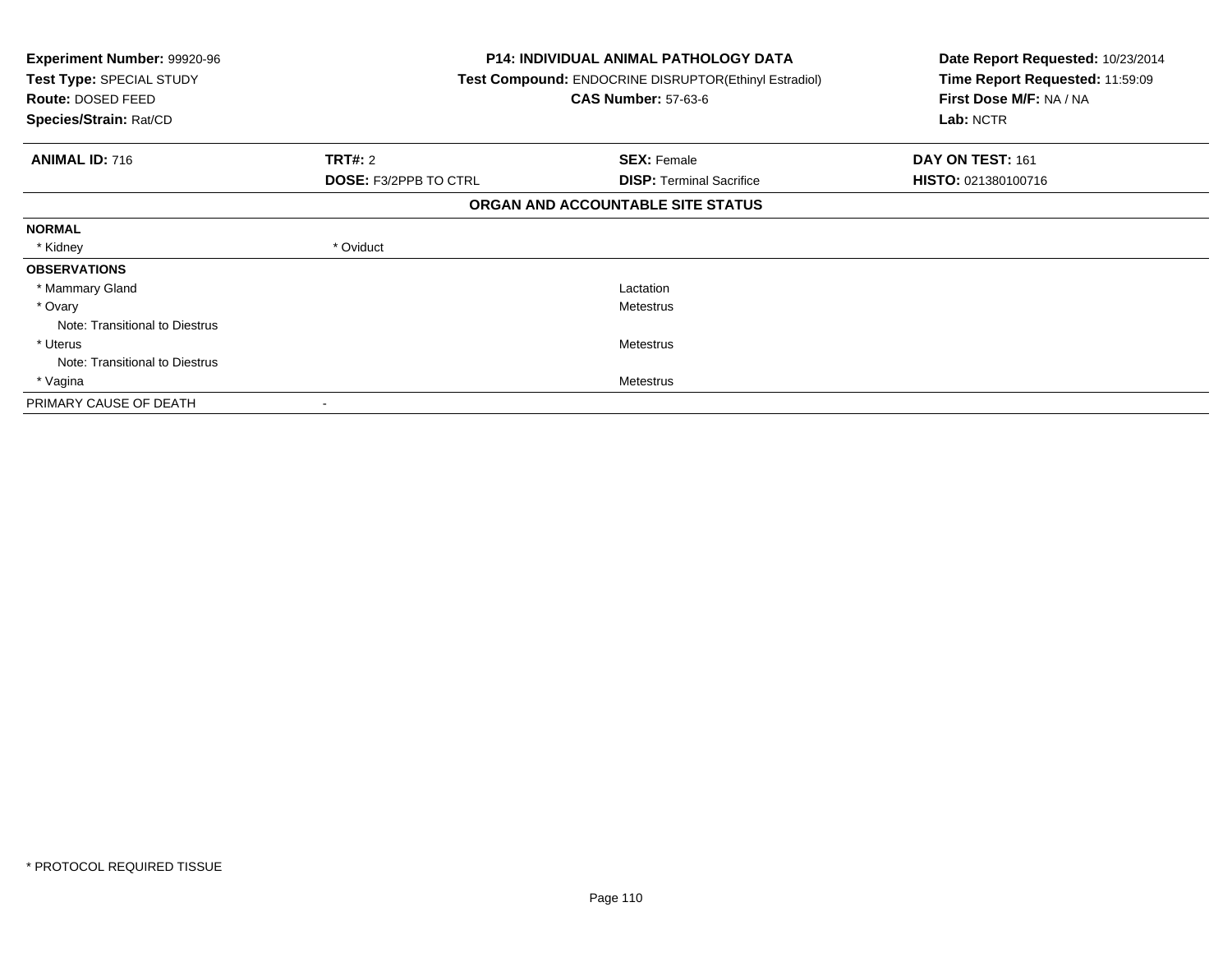**Experiment Number:** 99920-96
**Test Type:** SPECIAL STUDY
**Route:** DOSED FEED
**Species/Strain:** Rat/CD

**P14: INDIVIDUAL ANIMAL PATHOLOGY DATA**
**Test Compound:** ENDOCRINE DISRUPTOR(Ethinyl Estradiol)
**CAS Number:** 57-63-6

**Date Report Requested:** 10/23/2014
**Time Report Requested:** 11:59:09
**First Dose M/F:** NA / NA
**Lab:** NCTR

| **ANIMAL ID:** 716 | **TRT#:** 2 | **SEX:** Female | **DAY ON TEST:** 161 |
|---|---|---|---|
| | **DOSE:** F3/2PPB TO CTRL | **DISP:** Terminal Sacrifice | **HISTO:** 021380100716 |

**ORGAN AND ACCOUNTABLE SITE STATUS**

**NORMAL**

| | |
|---|---|
| * Kidney | * Oviduct |

**OBSERVATIONS**

| | |
|---|---|
| * Mammary Gland | Lactation |
| * Ovary | Metestrus |
| Note: Transitional to Diestrus | |
| * Uterus | Metestrus |
| Note: Transitional to Diestrus | |
| * Vagina | Metestrus |

PRIMARY CAUSE OF DEATH -

* PROTOCOL REQUIRED TISSUE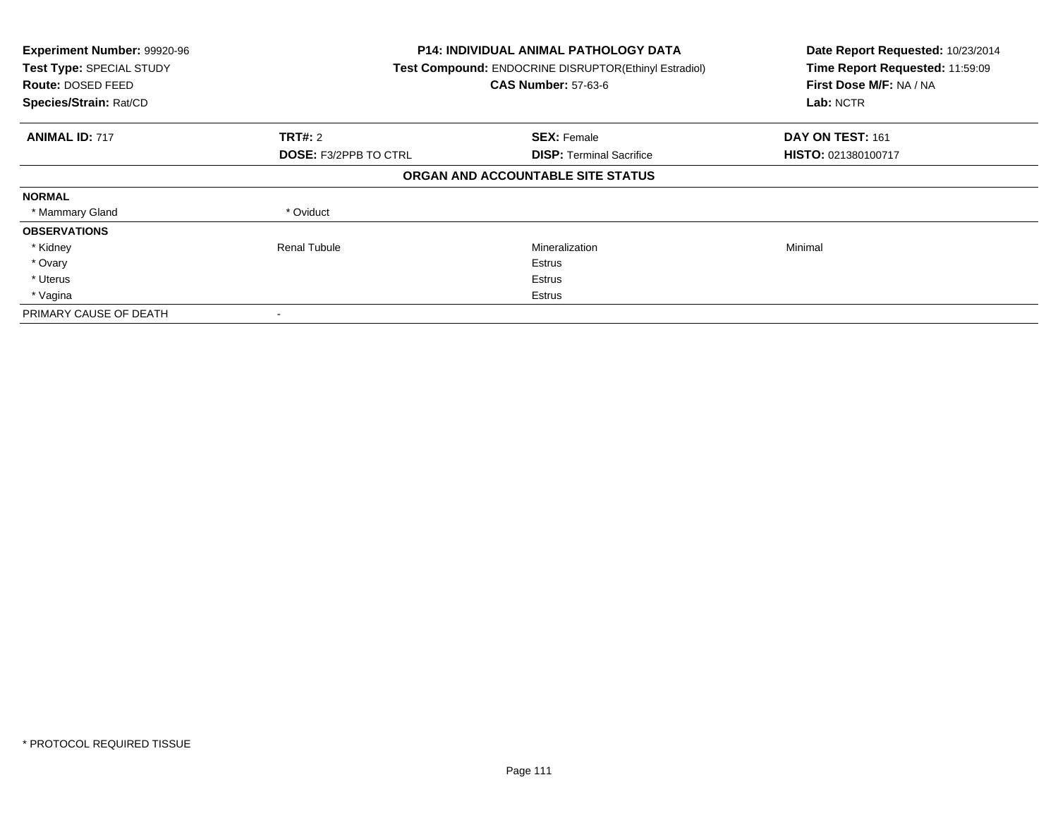**Experiment Number:** 99920-96
**Test Type:** SPECIAL STUDY
**Route:** DOSED FEED
**Species/Strain:** Rat/CD

**P14: INDIVIDUAL ANIMAL PATHOLOGY DATA**
**Test Compound:** ENDOCRINE DISRUPTOR(Ethinyl Estradiol)
**CAS Number:** 57-63-6

**Date Report Requested:** 10/23/2014
**Time Report Requested:** 11:59:09
**First Dose M/F:** NA / NA
**Lab:** NCTR

| **ANIMAL ID:** 717 | **TRT#:** 2 | **SEX:** Female | **DAY ON TEST:** 161 |
|---|---|---|---|
| | **DOSE:** F3/2PPB TO CTRL | **DISP:** Terminal Sacrifice | **HISTO:** 021380100717 |

### ORGAN AND ACCOUNTABLE SITE STATUS

| | | | |
|---|---|---|---|
| **NORMAL** | | | |
| * Mammary Gland | * Oviduct | | |
| **OBSERVATIONS** | | | |
| * Kidney | Renal Tubule | Mineralization | Minimal |
| * Ovary | | Estrus | |
| * Uterus | | Estrus | |
| * Vagina | | Estrus | |
| PRIMARY CAUSE OF DEATH | - | | |

* PROTOCOL REQUIRED TISSUE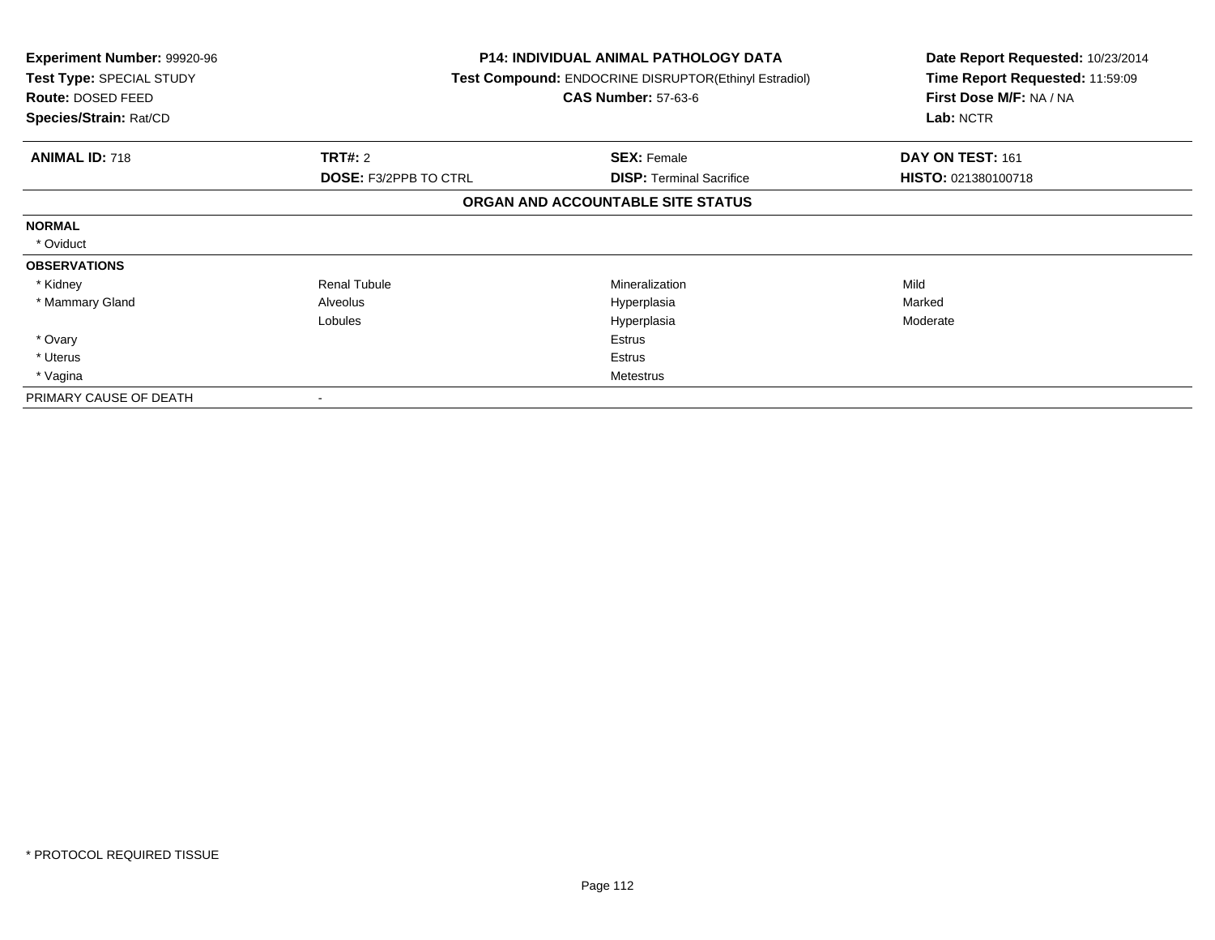**Experiment Number:** 99920-96
**Test Type:** SPECIAL STUDY
**Route:** DOSED FEED
**Species/Strain:** Rat/CD

**P14: INDIVIDUAL ANIMAL PATHOLOGY DATA**
**Test Compound:** ENDOCRINE DISRUPTOR(Ethinyl Estradiol)
**CAS Number:** 57-63-6

**Date Report Requested:** 10/23/2014
**Time Report Requested:** 11:59:09
**First Dose M/F:** NA / NA
**Lab:** NCTR

| **ANIMAL ID:** 718 | **TRT#:** 2 | **SEX:** Female | **DAY ON TEST:** 161 |
|---|---|---|---|
| | **DOSE:** F3/2PPB TO CTRL | **DISP:** Terminal Sacrifice | **HISTO:** 021380100718 |

**ORGAN AND ACCOUNTABLE SITE STATUS**

| | | | |
|---|---|---|---|
| **NORMAL** | | | |
| * Oviduct | | | |
| **OBSERVATIONS** | | | |
| * Kidney | Renal Tubule | Mineralization | Mild |
| * Mammary Gland | Alveolus | Hyperplasia | Marked |
| | Lobules | Hyperplasia | Moderate |
| * Ovary | | Estrus | |
| * Uterus | | Estrus | |
| * Vagina | | Metestrus | |
| PRIMARY CAUSE OF DEATH | - | | |

* PROTOCOL REQUIRED TISSUE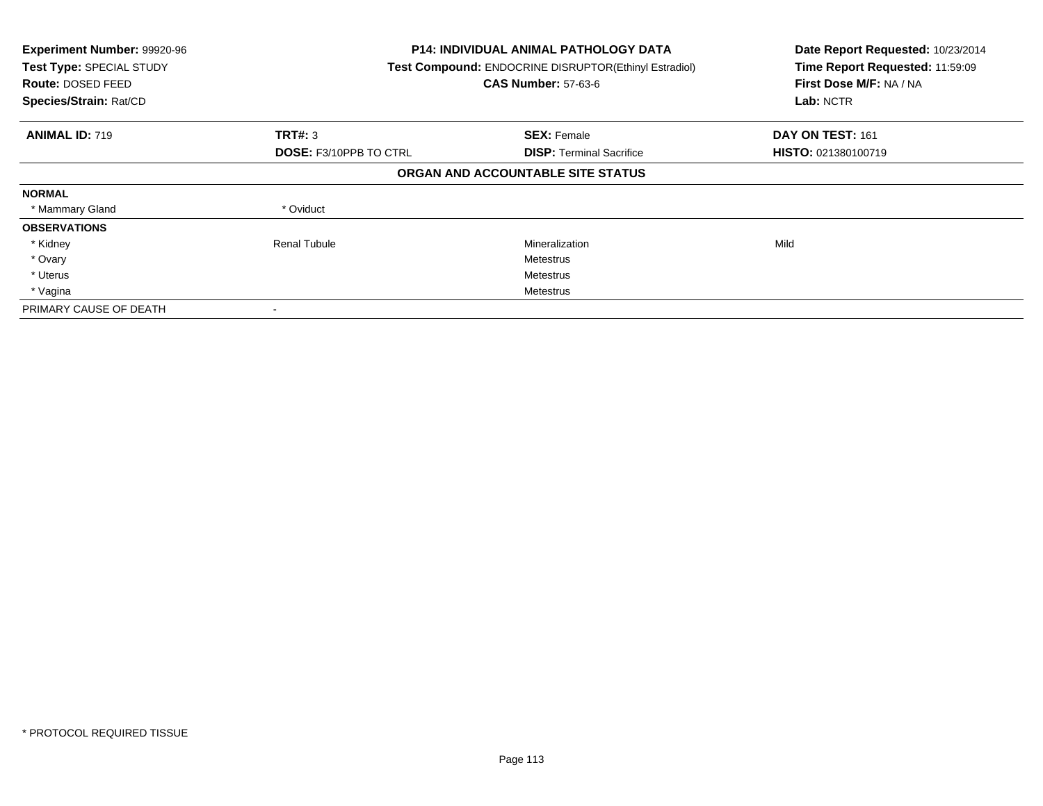**Experiment Number:** 99920-96
**Test Type:** SPECIAL STUDY
**Route:** DOSED FEED
**Species/Strain:** Rat/CD

**P14: INDIVIDUAL ANIMAL PATHOLOGY DATA**
**Test Compound:** ENDOCRINE DISRUPTOR(Ethinyl Estradiol)
**CAS Number:** 57-63-6

**Date Report Requested:** 10/23/2014
**Time Report Requested:** 11:59:09
**First Dose M/F:** NA / NA
**Lab:** NCTR

| **ANIMAL ID:** 719 | **TRT#:** 3 | **SEX:** Female | **DAY ON TEST:** 161 |
|---|---|---|---|
| | **DOSE:** F3/10PPB TO CTRL | **DISP:** Terminal Sacrifice | **HISTO:** 021380100719 |

**ORGAN AND ACCOUNTABLE SITE STATUS**

| | | | |
|---|---|---|---|
| **NORMAL** | | | |
| * Mammary Gland | * Oviduct | | |
| **OBSERVATIONS** | | | |
| * Kidney | Renal Tubule | Mineralization | Mild |
| * Ovary | | Metestrus | |
| * Uterus | | Metestrus | |
| * Vagina | | Metestrus | |
| PRIMARY CAUSE OF DEATH | - | | |

* PROTOCOL REQUIRED TISSUE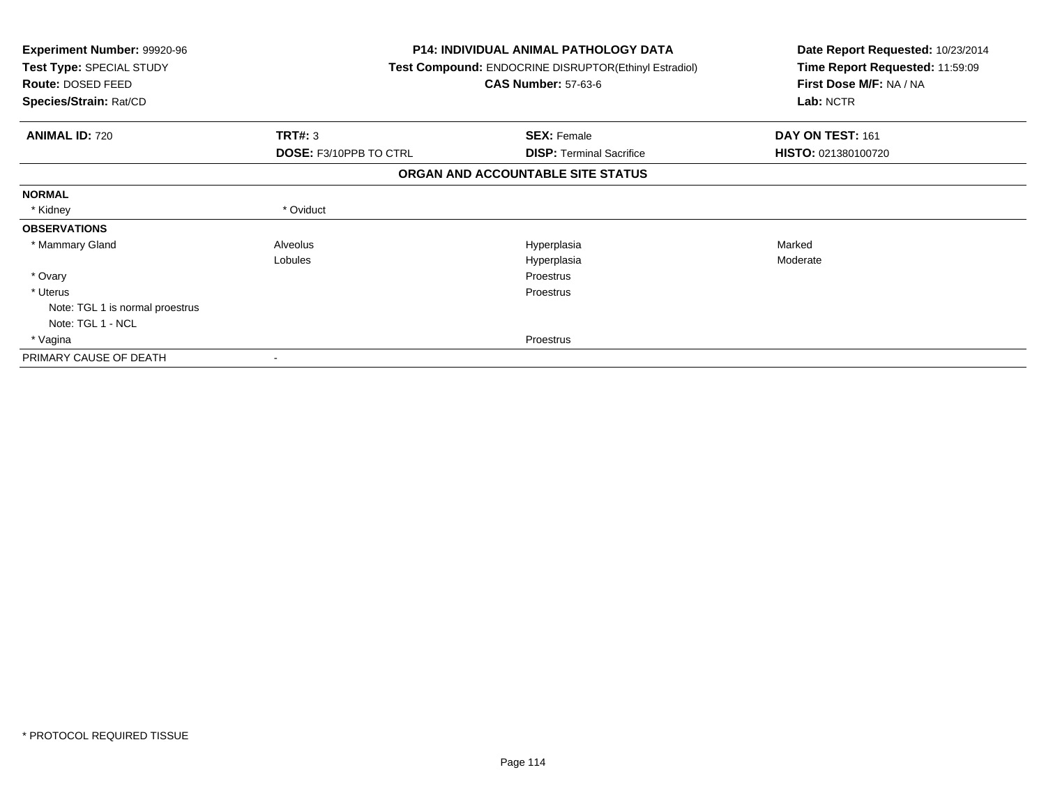**Experiment Number:** 99920-96
**Test Type:** SPECIAL STUDY
**Route:** DOSED FEED
**Species/Strain:** Rat/CD

**P14: INDIVIDUAL ANIMAL PATHOLOGY DATA**
**Test Compound:** ENDOCRINE DISRUPTOR(Ethinyl Estradiol)
**CAS Number:** 57-63-6

**Date Report Requested:** 10/23/2014
**Time Report Requested:** 11:59:09
**First Dose M/F:** NA / NA
**Lab:** NCTR

| **ANIMAL ID:** 720 | **TRT#:** 3 | **SEX:** Female | **DAY ON TEST:** 161 |
|---|---|---|---|
| | **DOSE:** F3/10PPB TO CTRL | **DISP:** Terminal Sacrifice | **HISTO:** 021380100720 |

**ORGAN AND ACCOUNTABLE SITE STATUS**

| | | | |
|---|---|---|---|
| **NORMAL** | | | |
| * Kidney | * Oviduct | | |
| **OBSERVATIONS** | | | |
| * Mammary Gland | Alveolus | Hyperplasia | Marked |
| | Lobules | Hyperplasia | Moderate |
| * Ovary | | Proestrus | |
| * Uterus | | Proestrus | |
| Note: TGL 1 is normal proestrus | | | |
| Note: TGL 1 - NCL | | | |
| * Vagina | | Proestrus | |
| PRIMARY CAUSE OF DEATH | - | | |

* PROTOCOL REQUIRED TISSUE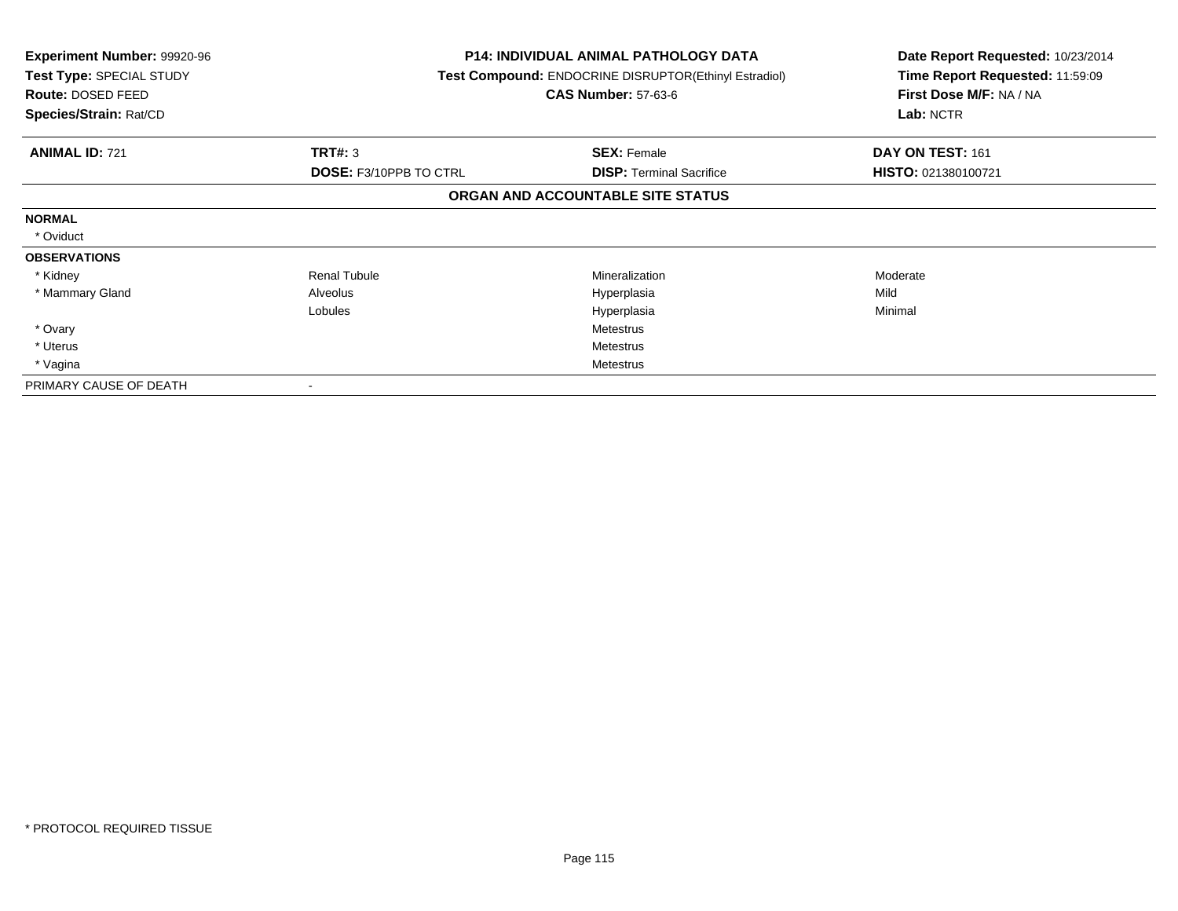| **Experiment Number:** 99920-96 | **P14: INDIVIDUAL ANIMAL PATHOLOGY DATA** | | **Date Report Requested:** 10/23/2014 |
|---|---|---|---|
| **Test Type:** SPECIAL STUDY | **Test Compound:** ENDOCRINE DISRUPTOR(Ethinyl Estradiol) | | **Time Report Requested:** 11:59:09 |
| **Route:** DOSED FEED | **CAS Number:** 57-63-6 | | **First Dose M/F:** NA / NA |
| **Species/Strain:** Rat/CD | | | **Lab:** NCTR |

| **ANIMAL ID:** 721 | **TRT#:** 3 | **SEX:** Female | **DAY ON TEST:** 161 |
|---|---|---|---|
| | **DOSE:** F3/10PPB TO CTRL | **DISP:** Terminal Sacrifice | **HISTO:** 021380100721 |

**ORGAN AND ACCOUNTABLE SITE STATUS**

| | | | |
|---|---|---|---|
| **NORMAL** | | | |
| * Oviduct | | | |
| **OBSERVATIONS** | | | |
| * Kidney | Renal Tubule | Mineralization | Moderate |
| * Mammary Gland | Alveolus | Hyperplasia | Mild |
| | Lobules | Hyperplasia | Minimal |
| * Ovary | | Metestrus | |
| * Uterus | | Metestrus | |
| * Vagina | | Metestrus | |
| PRIMARY CAUSE OF DEATH | - | | |

* PROTOCOL REQUIRED TISSUE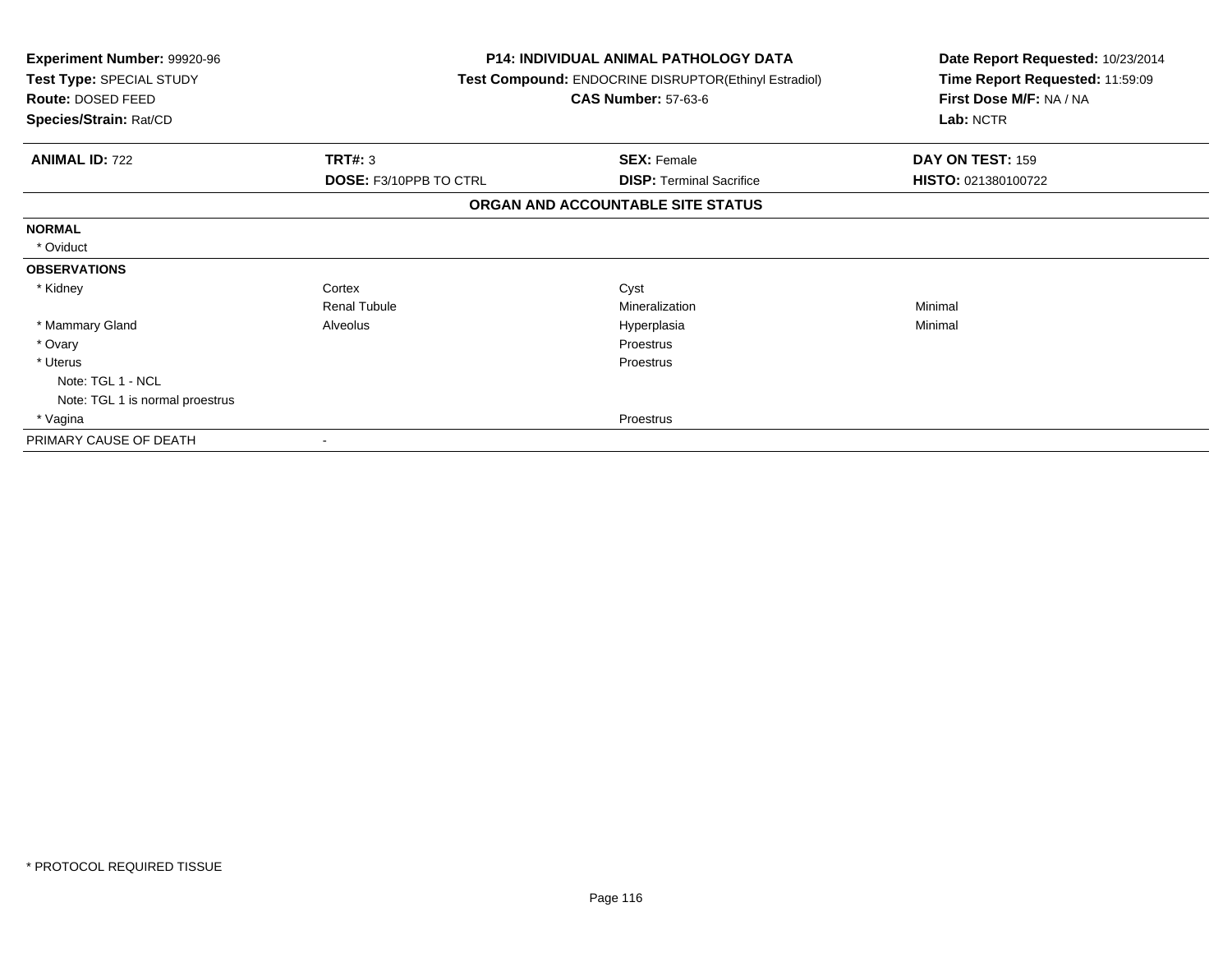**Experiment Number:** 99920-96
**Test Type:** SPECIAL STUDY
**Route:** DOSED FEED
**Species/Strain:** Rat/CD

**P14: INDIVIDUAL ANIMAL PATHOLOGY DATA**
**Test Compound:** ENDOCRINE DISRUPTOR(Ethinyl Estradiol)
**CAS Number:** 57-63-6

**Date Report Requested:** 10/23/2014
**Time Report Requested:** 11:59:09
**First Dose M/F:** NA / NA
**Lab:** NCTR

| **ANIMAL ID:** 722 | **TRT#:** 3 | **SEX:** Female | **DAY ON TEST:** 159 |
|---|---|---|---|
| | **DOSE:** F3/10PPB TO CTRL | **DISP:** Terminal Sacrifice | **HISTO:** 021380100722 |

## ORGAN AND ACCOUNTABLE SITE STATUS

| | | | |
|---|---|---|---|
| **NORMAL** | | | |
| * Oviduct | | | |
| **OBSERVATIONS** | | | |
| * Kidney | Cortex | Cyst | |
| | Renal Tubule | Mineralization | Minimal |
| * Mammary Gland | Alveolus | Hyperplasia | Minimal |
| * Ovary | | Proestrus | |
| * Uterus | | Proestrus | |
| Note: TGL 1 - NCL | | | |
| Note: TGL 1 is normal proestrus | | | |
| * Vagina | | Proestrus | |
| PRIMARY CAUSE OF DEATH | - | | |

* PROTOCOL REQUIRED TISSUE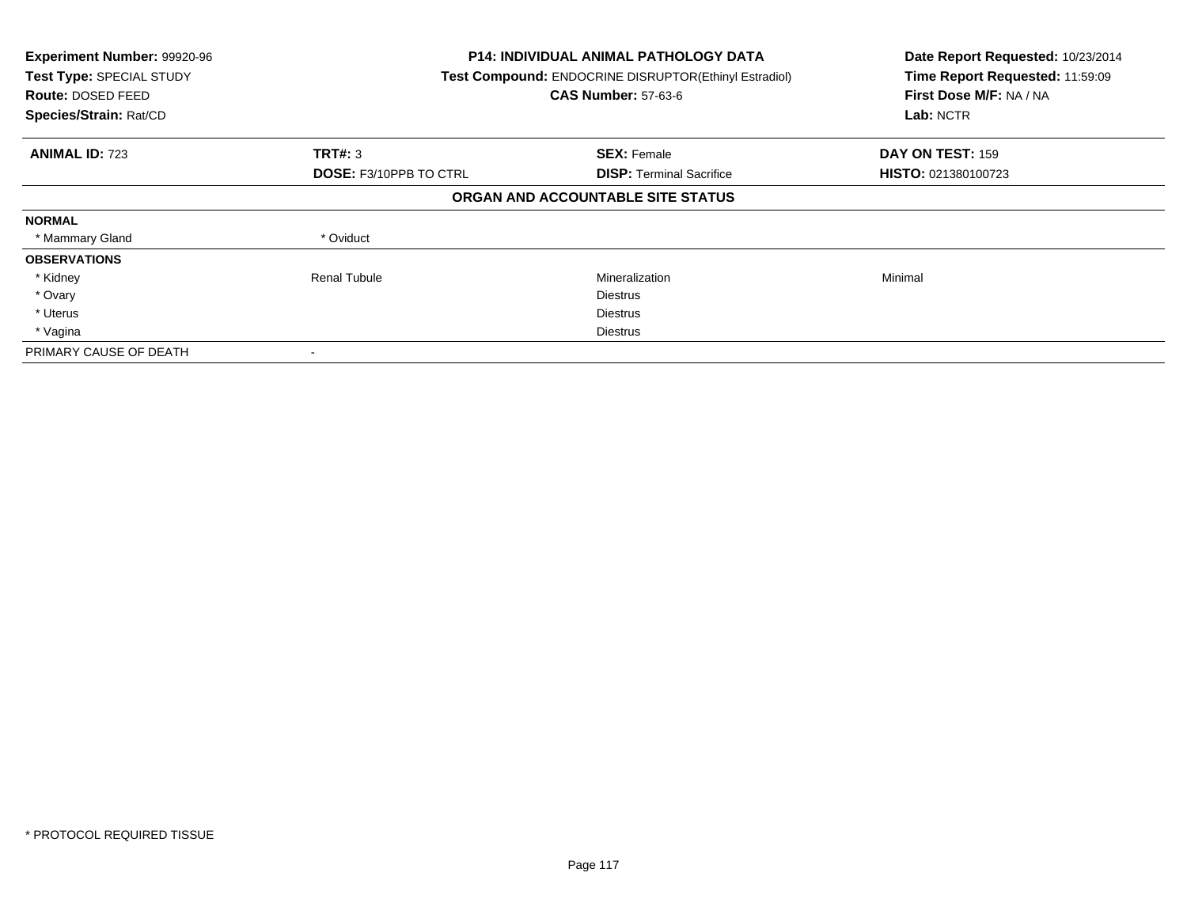| **Experiment Number:** 99920-96 | **P14: INDIVIDUAL ANIMAL PATHOLOGY DATA** | | **Date Report Requested:** 10/23/2014 |
|---|---|---|---|
| **Test Type:** SPECIAL STUDY | **Test Compound:** ENDOCRINE DISRUPTOR(Ethinyl Estradiol) | | **Time Report Requested:** 11:59:09 |
| **Route:** DOSED FEED | **CAS Number:** 57-63-6 | | **First Dose M/F:** NA / NA |
| **Species/Strain:** Rat/CD | | | **Lab:** NCTR |

| **ANIMAL ID:** 723 | **TRT#:** 3 | **SEX:** Female | **DAY ON TEST:** 159 |
|---|---|---|---|
| | **DOSE:** F3/10PPB TO CTRL | **DISP:** Terminal Sacrifice | **HISTO:** 021380100723 |

**ORGAN AND ACCOUNTABLE SITE STATUS**

| | | | |
|---|---|---|---|
| **NORMAL** | | | |
| * Mammary Gland | * Oviduct | | |
| **OBSERVATIONS** | | | |
| * Kidney | Renal Tubule | Mineralization | Minimal |
| * Ovary | | Diestrus | |
| * Uterus | | Diestrus | |
| * Vagina | | Diestrus | |
| PRIMARY CAUSE OF DEATH | - | | |

* PROTOCOL REQUIRED TISSUE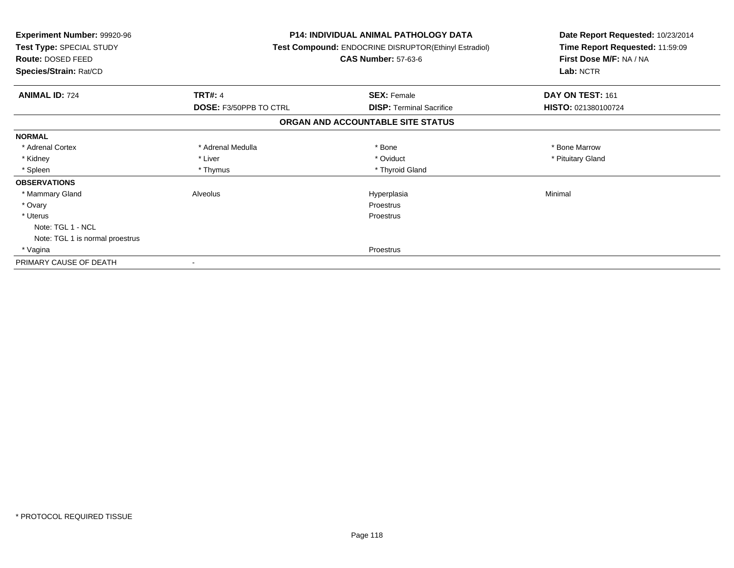**Experiment Number:** 99920-96
**Test Type:** SPECIAL STUDY
**Route:** DOSED FEED
**Species/Strain:** Rat/CD

**P14: INDIVIDUAL ANIMAL PATHOLOGY DATA**
**Test Compound:** ENDOCRINE DISRUPTOR(Ethinyl Estradiol)
**CAS Number:** 57-63-6

**Date Report Requested:** 10/23/2014
**Time Report Requested:** 11:59:09
**First Dose M/F:** NA / NA
**Lab:** NCTR

| **ANIMAL ID:** 724 | **TRT#:** 4 | **SEX:** Female | **DAY ON TEST:** 161 |
|---|---|---|---|
| | **DOSE:** F3/50PPB TO CTRL | **DISP:** Terminal Sacrifice | **HISTO:** 021380100724 |

## ORGAN AND ACCOUNTABLE SITE STATUS

| | | | |
|---|---|---|---|
| **NORMAL** | | | |
| * Adrenal Cortex | * Adrenal Medulla | * Bone | * Bone Marrow |
| * Kidney | * Liver | * Oviduct | * Pituitary Gland |
| * Spleen | * Thymus | * Thyroid Gland | |
| **OBSERVATIONS** | | | |
| * Mammary Gland | Alveolus | Hyperplasia | Minimal |
| * Ovary | | Proestrus | |
| * Uterus | | Proestrus | |
| Note: TGL 1 - NCL | | | |
| Note: TGL 1 is normal proestrus | | | |
| * Vagina | | Proestrus | |
| PRIMARY CAUSE OF DEATH | - | | |

* PROTOCOL REQUIRED TISSUE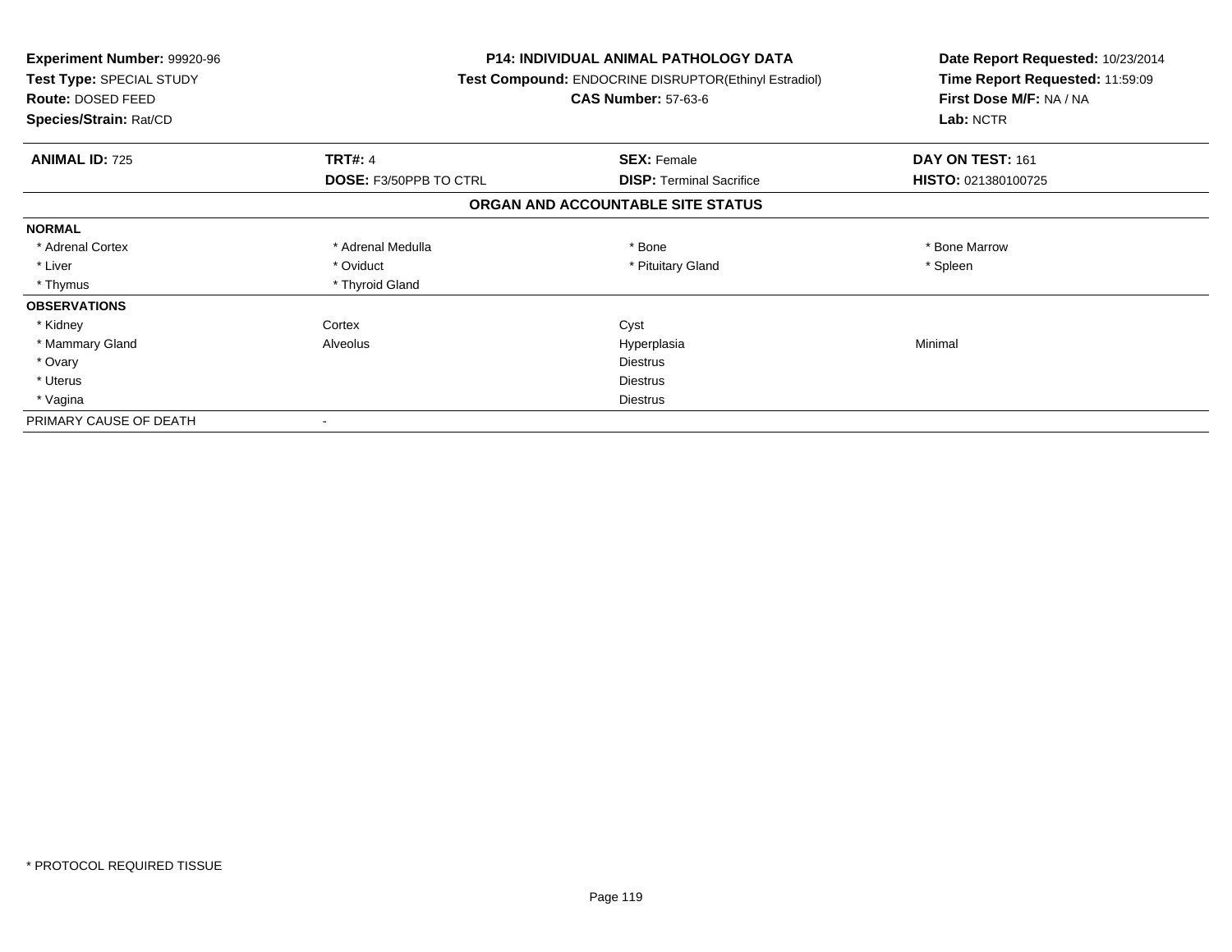**Experiment Number:** 99920-96
**Test Type:** SPECIAL STUDY
**Route:** DOSED FEED
**Species/Strain:** Rat/CD

**P14: INDIVIDUAL ANIMAL PATHOLOGY DATA**
**Test Compound:** ENDOCRINE DISRUPTOR(Ethinyl Estradiol)
**CAS Number:** 57-63-6

**Date Report Requested:** 10/23/2014
**Time Report Requested:** 11:59:09
**First Dose M/F:** NA / NA
**Lab:** NCTR

| **ANIMAL ID:** 725 | **TRT#:** 4 | **SEX:** Female | **DAY ON TEST:** 161 |
|---|---|---|---|
| | **DOSE:** F3/50PPB TO CTRL | **DISP:** Terminal Sacrifice | **HISTO:** 021380100725 |

## ORGAN AND ACCOUNTABLE SITE STATUS

| | | | |
|---|---|---|---|
| **NORMAL** | | | |
| * Adrenal Cortex | * Adrenal Medulla | * Bone | * Bone Marrow |
| * Liver | * Oviduct | * Pituitary Gland | * Spleen |
| * Thymus | * Thyroid Gland | | |
| **OBSERVATIONS** | | | |
| * Kidney | Cortex | Cyst | |
| * Mammary Gland | Alveolus | Hyperplasia | Minimal |
| * Ovary | | Diestrus | |
| * Uterus | | Diestrus | |
| * Vagina | | Diestrus | |
| PRIMARY CAUSE OF DEATH | - | | |

* PROTOCOL REQUIRED TISSUE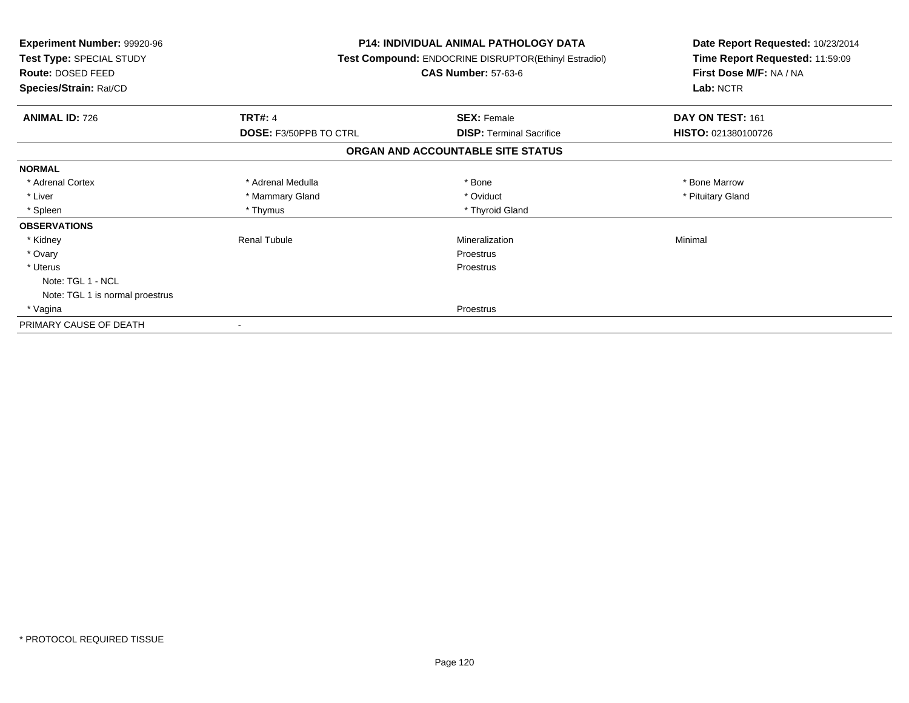**Experiment Number:** 99920-96
**Test Type:** SPECIAL STUDY
**Route:** DOSED FEED
**Species/Strain:** Rat/CD

**P14: INDIVIDUAL ANIMAL PATHOLOGY DATA**
**Test Compound:** ENDOCRINE DISRUPTOR(Ethinyl Estradiol)
**CAS Number:** 57-63-6

**Date Report Requested:** 10/23/2014
**Time Report Requested:** 11:59:09
**First Dose M/F:** NA / NA
**Lab:** NCTR

| **ANIMAL ID:** 726 | **TRT#:** 4 | **SEX:** Female | **DAY ON TEST:** 161 |
|---|---|---|---|
| | **DOSE:** F3/50PPB TO CTRL | **DISP:** Terminal Sacrifice | **HISTO:** 021380100726 |

## ORGAN AND ACCOUNTABLE SITE STATUS

| | | | |
|---|---|---|---|
| **NORMAL** | | | |
| * Adrenal Cortex | * Adrenal Medulla | * Bone | * Bone Marrow |
| * Liver | * Mammary Gland | * Oviduct | * Pituitary Gland |
| * Spleen | * Thymus | * Thyroid Gland | |
| **OBSERVATIONS** | | | |
| * Kidney | Renal Tubule | Mineralization | Minimal |
| * Ovary | | Proestrus | |
| * Uterus | | Proestrus | |
| Note: TGL 1 - NCL | | | |
| Note: TGL 1 is normal proestrus | | | |
| * Vagina | | Proestrus | |
| PRIMARY CAUSE OF DEATH | - | | |

\* PROTOCOL REQUIRED TISSUE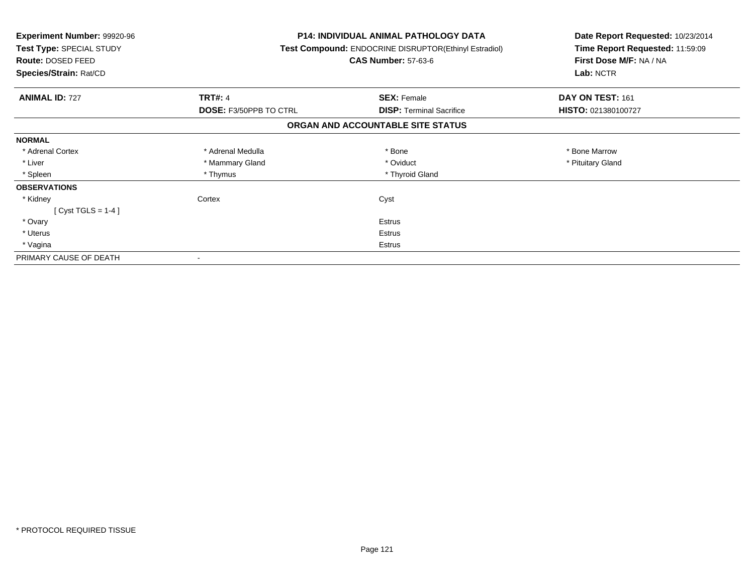**Experiment Number:** 99920-96
**Test Type:** SPECIAL STUDY
**Route:** DOSED FEED
**Species/Strain:** Rat/CD

**P14: INDIVIDUAL ANIMAL PATHOLOGY DATA**
**Test Compound:** ENDOCRINE DISRUPTOR(Ethinyl Estradiol)
**CAS Number:** 57-63-6

**Date Report Requested:** 10/23/2014
**Time Report Requested:** 11:59:09
**First Dose M/F:** NA / NA
**Lab:** NCTR

| **ANIMAL ID:** 727 | **TRT#:** 4 | **SEX:** Female | **DAY ON TEST:** 161 |
|---|---|---|---|
| | **DOSE:** F3/50PPB TO CTRL | **DISP:** Terminal Sacrifice | **HISTO:** 021380100727 |

## ORGAN AND ACCOUNTABLE SITE STATUS

| | | | |
|---|---|---|---|
| **NORMAL** | | | |
| * Adrenal Cortex | * Adrenal Medulla | * Bone | * Bone Marrow |
| * Liver | * Mammary Gland | * Oviduct | * Pituitary Gland |
| * Spleen | * Thymus | * Thyroid Gland | |
| **OBSERVATIONS** | | | |
| * Kidney | Cortex | Cyst | |
| [ Cyst TGLS = 1-4 ] | | | |
| * Ovary | | Estrus | |
| * Uterus | | Estrus | |
| * Vagina | | Estrus | |
| PRIMARY CAUSE OF DEATH | - | | |

* PROTOCOL REQUIRED TISSUE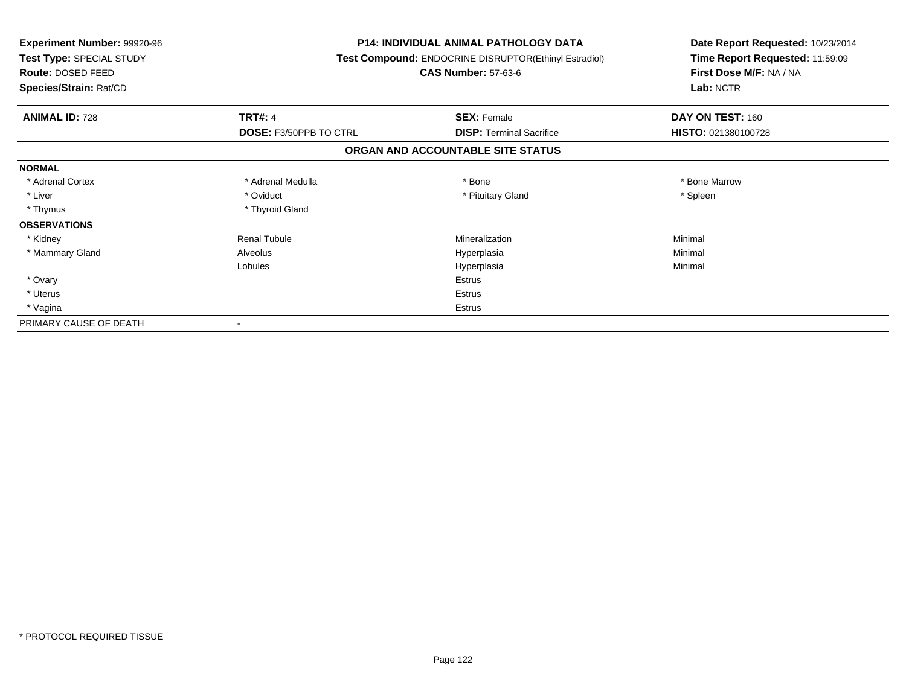**Experiment Number:** 99920-96
**Test Type:** SPECIAL STUDY
**Route:** DOSED FEED
**Species/Strain:** Rat/CD

**P14: INDIVIDUAL ANIMAL PATHOLOGY DATA**
**Test Compound:** ENDOCRINE DISRUPTOR(Ethinyl Estradiol)
**CAS Number:** 57-63-6

**Date Report Requested:** 10/23/2014
**Time Report Requested:** 11:59:09
**First Dose M/F:** NA / NA
**Lab:** NCTR

| **ANIMAL ID:** 728 | **TRT#:** 4 | **SEX:** Female | **DAY ON TEST:** 160 |
|---|---|---|---|
| | **DOSE:** F3/50PPB TO CTRL | **DISP:** Terminal Sacrifice | **HISTO:** 021380100728 |

## ORGAN AND ACCOUNTABLE SITE STATUS

| | | | |
|---|---|---|---|
| **NORMAL** | | | |
| * Adrenal Cortex | * Adrenal Medulla | * Bone | * Bone Marrow |
| * Liver | * Oviduct | * Pituitary Gland | * Spleen |
| * Thymus | * Thyroid Gland | | |
| **OBSERVATIONS** | | | |
| * Kidney | Renal Tubule | Mineralization | Minimal |
| * Mammary Gland | Alveolus | Hyperplasia | Minimal |
| | Lobules | Hyperplasia | Minimal |
| * Ovary | | Estrus | |
| * Uterus | | Estrus | |
| * Vagina | | Estrus | |
| PRIMARY CAUSE OF DEATH | - | | |

* PROTOCOL REQUIRED TISSUE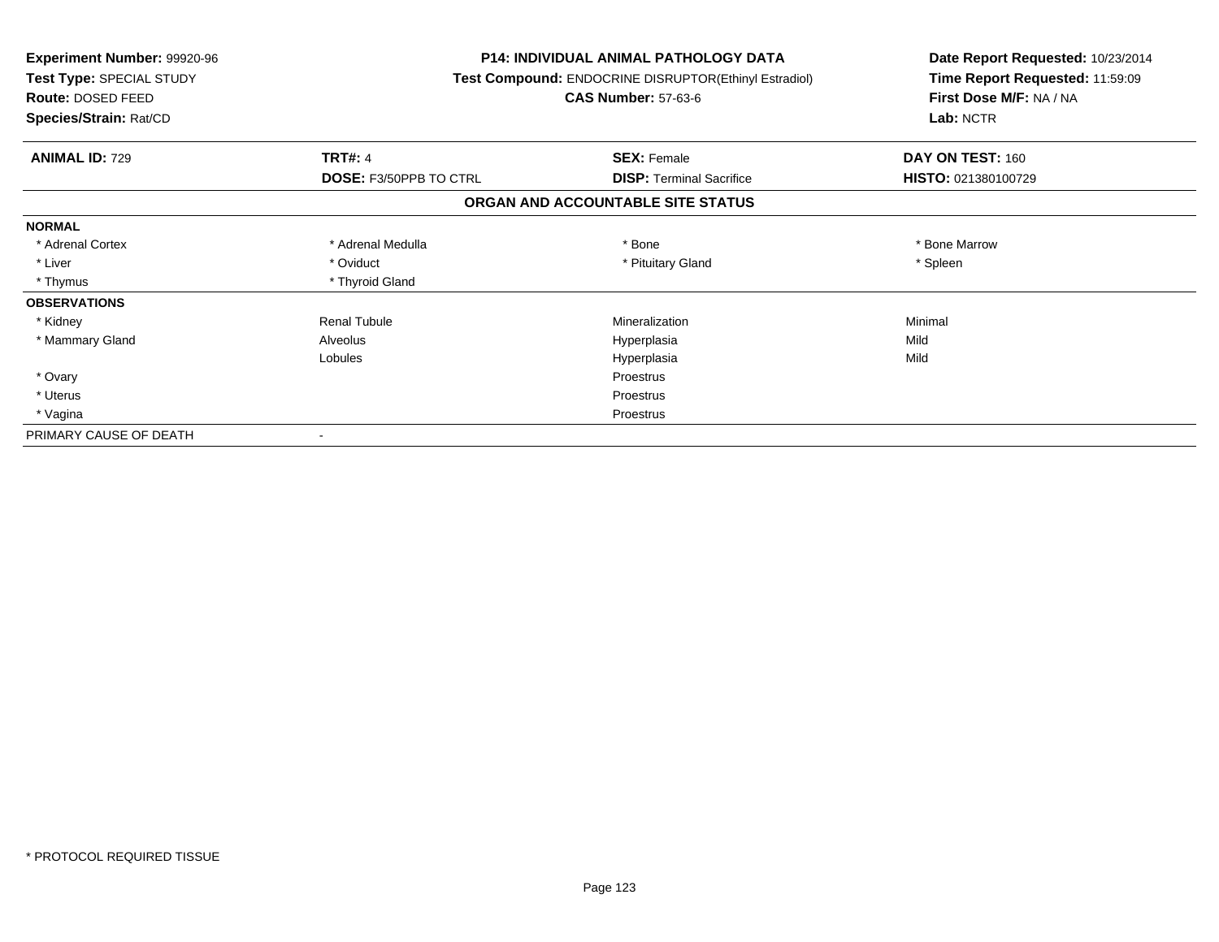**Experiment Number:** 99920-96
**Test Type:** SPECIAL STUDY
**Route:** DOSED FEED
**Species/Strain:** Rat/CD

**P14: INDIVIDUAL ANIMAL PATHOLOGY DATA**
**Test Compound:** ENDOCRINE DISRUPTOR(Ethinyl Estradiol)
**CAS Number:** 57-63-6

**Date Report Requested:** 10/23/2014
**Time Report Requested:** 11:59:09
**First Dose M/F:** NA / NA
**Lab:** NCTR

| **ANIMAL ID:** 729 | **TRT#:** 4 | **SEX:** Female | **DAY ON TEST:** 160 |
|---|---|---|---|
| | **DOSE:** F3/50PPB TO CTRL | **DISP:** Terminal Sacrifice | **HISTO:** 021380100729 |

## ORGAN AND ACCOUNTABLE SITE STATUS

| | | | |
|---|---|---|---|
| **NORMAL** | | | |
| * Adrenal Cortex | * Adrenal Medulla | * Bone | * Bone Marrow |
| * Liver | * Oviduct | * Pituitary Gland | * Spleen |
| * Thymus | * Thyroid Gland | | |
| **OBSERVATIONS** | | | |
| * Kidney | Renal Tubule | Mineralization | Minimal |
| * Mammary Gland | Alveolus | Hyperplasia | Mild |
| | Lobules | Hyperplasia | Mild |
| * Ovary | | Proestrus | |
| * Uterus | | Proestrus | |
| * Vagina | | Proestrus | |
| PRIMARY CAUSE OF DEATH | - | | |

* PROTOCOL REQUIRED TISSUE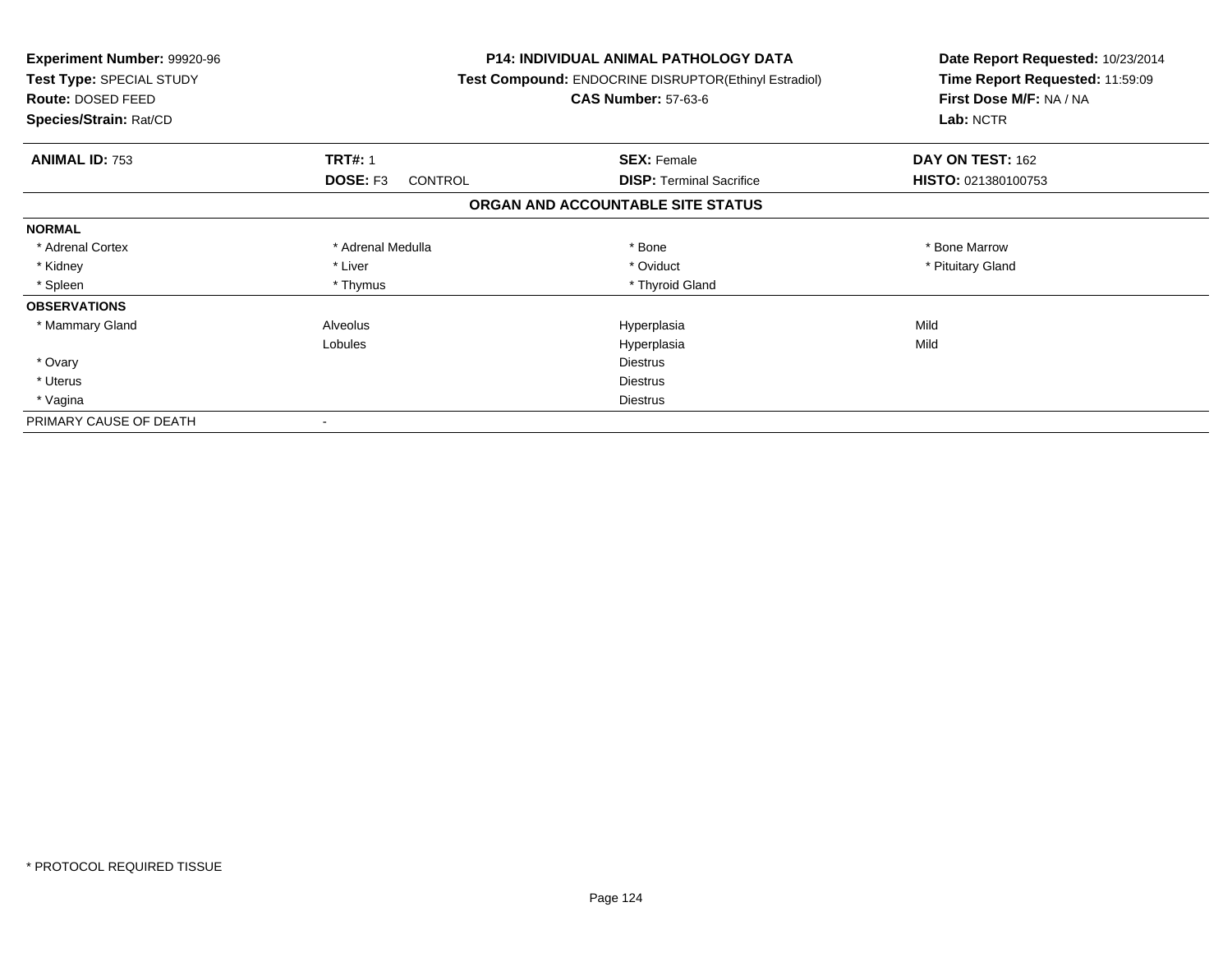**Experiment Number:** 99920-96
**Test Type:** SPECIAL STUDY
**Route:** DOSED FEED
**Species/Strain:** Rat/CD

**P14: INDIVIDUAL ANIMAL PATHOLOGY DATA**
**Test Compound:** ENDOCRINE DISRUPTOR(Ethinyl Estradiol)
**CAS Number:** 57-63-6

**Date Report Requested:** 10/23/2014
**Time Report Requested:** 11:59:09
**First Dose M/F:** NA / NA
**Lab:** NCTR

| **ANIMAL ID:** 753 | **TRT#:** 1 | **SEX:** Female | **DAY ON TEST:** 162 |
|---|---|---|---|
| | **DOSE:** F3 CONTROL | **DISP:** Terminal Sacrifice | **HISTO:** 021380100753 |

**ORGAN AND ACCOUNTABLE SITE STATUS**

| | | | |
|---|---|---|---|
| **NORMAL** | | | |
| * Adrenal Cortex | * Adrenal Medulla | * Bone | * Bone Marrow |
| * Kidney | * Liver | * Oviduct | * Pituitary Gland |
| * Spleen | * Thymus | * Thyroid Gland | |
| **OBSERVATIONS** | | | |
| * Mammary Gland | Alveolus | Hyperplasia | Mild |
| | Lobules | Hyperplasia | Mild |
| * Ovary | | Diestrus | |
| * Uterus | | Diestrus | |
| * Vagina | | Diestrus | |
| PRIMARY CAUSE OF DEATH | - | | |

* PROTOCOL REQUIRED TISSUE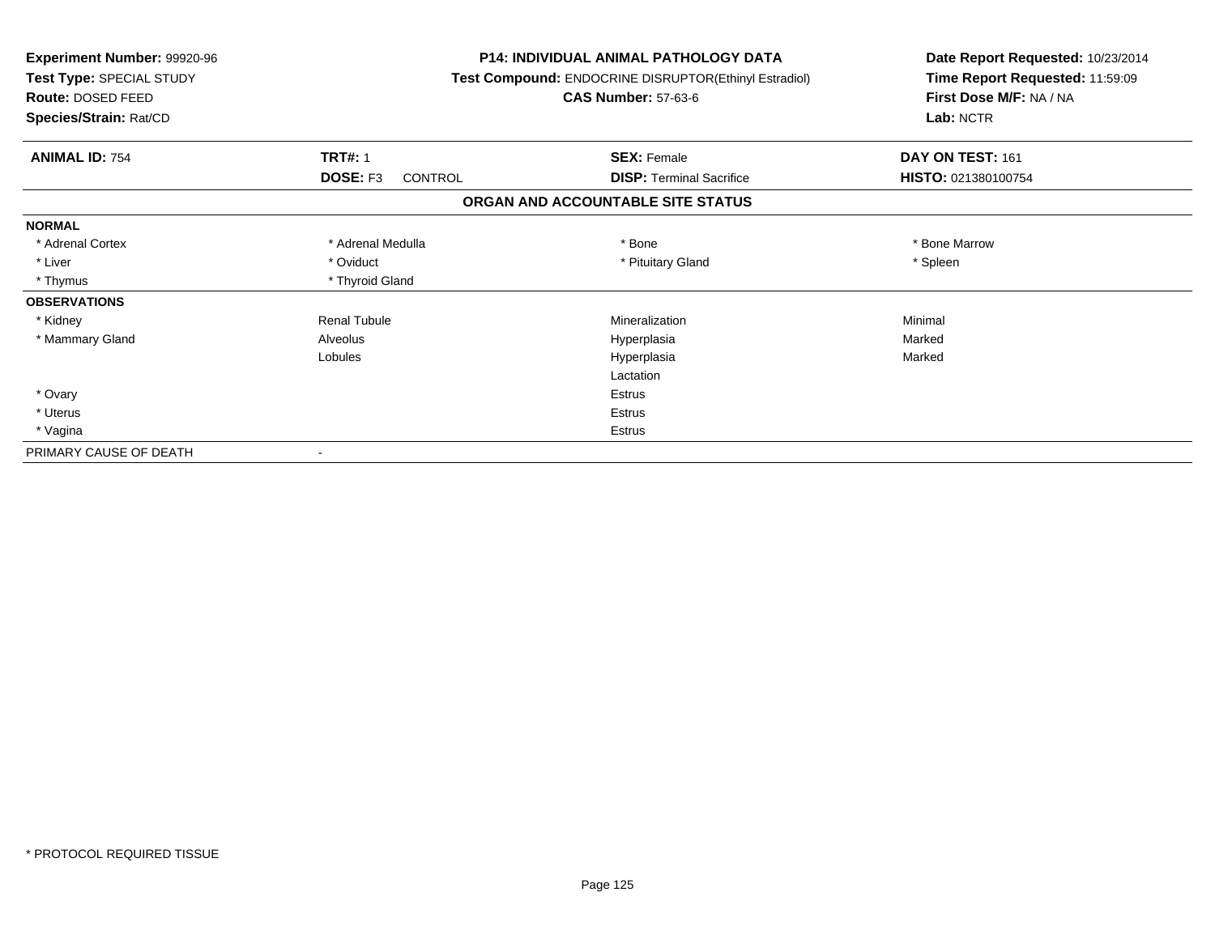**Experiment Number:** 99920-96
**Test Type:** SPECIAL STUDY
**Route:** DOSED FEED
**Species/Strain:** Rat/CD

**P14: INDIVIDUAL ANIMAL PATHOLOGY DATA**
**Test Compound:** ENDOCRINE DISRUPTOR(Ethinyl Estradiol)
**CAS Number:** 57-63-6

**Date Report Requested:** 10/23/2014
**Time Report Requested:** 11:59:09
**First Dose M/F:** NA / NA
**Lab:** NCTR

| **ANIMAL ID:** 754 | **TRT#:** 1 | **SEX:** Female | **DAY ON TEST:** 161 |
|---|---|---|---|
| | **DOSE:** F3 CONTROL | **DISP:** Terminal Sacrifice | **HISTO:** 021380100754 |

## ORGAN AND ACCOUNTABLE SITE STATUS

| | | | |
|---|---|---|---|
| **NORMAL** | | | |
| * Adrenal Cortex | * Adrenal Medulla | * Bone | * Bone Marrow |
| * Liver | * Oviduct | * Pituitary Gland | * Spleen |
| * Thymus | * Thyroid Gland | | |
| **OBSERVATIONS** | | | |
| * Kidney | Renal Tubule | Mineralization | Minimal |
| * Mammary Gland | Alveolus | Hyperplasia | Marked |
| | Lobules | Hyperplasia | Marked |
| | | Lactation | |
| * Ovary | | Estrus | |
| * Uterus | | Estrus | |
| * Vagina | | Estrus | |
| PRIMARY CAUSE OF DEATH | - | | |

* PROTOCOL REQUIRED TISSUE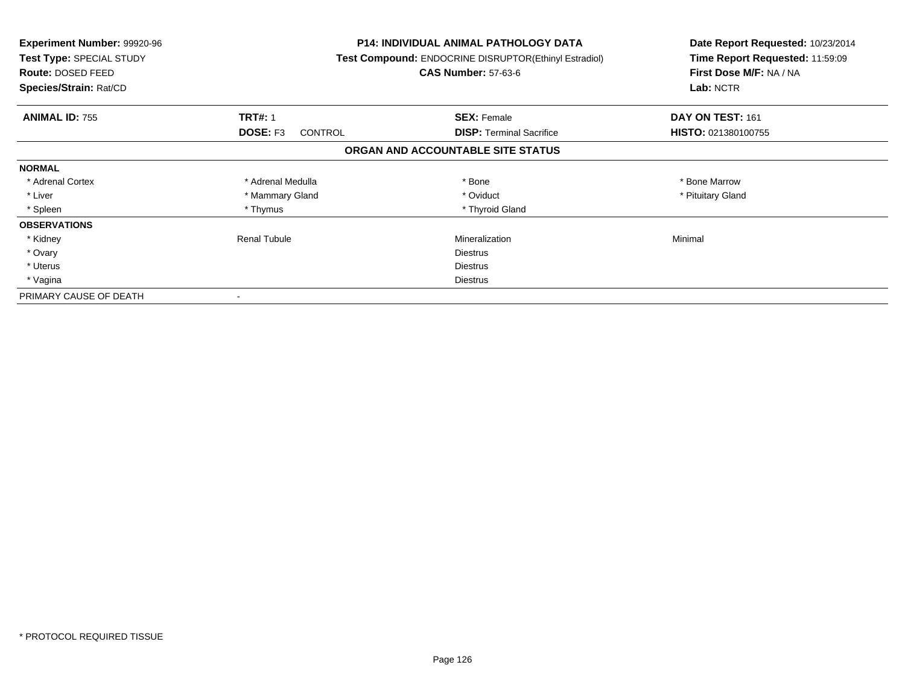**Experiment Number:** 99920-96
**Test Type:** SPECIAL STUDY
**Route:** DOSED FEED
**Species/Strain:** Rat/CD

**P14: INDIVIDUAL ANIMAL PATHOLOGY DATA**
**Test Compound:** ENDOCRINE DISRUPTOR(Ethinyl Estradiol)
**CAS Number:** 57-63-6

**Date Report Requested:** 10/23/2014
**Time Report Requested:** 11:59:09
**First Dose M/F:** NA / NA
**Lab:** NCTR

| **ANIMAL ID:** 755 | **TRT#:** 1 | **SEX:** Female | **DAY ON TEST:** 161 |
|---|---|---|---|
| | **DOSE:** F3 CONTROL | **DISP:** Terminal Sacrifice | **HISTO:** 021380100755 |

**ORGAN AND ACCOUNTABLE SITE STATUS**

| | | | |
|---|---|---|---|
| **NORMAL** | | | |
| * Adrenal Cortex | * Adrenal Medulla | * Bone | * Bone Marrow |
| * Liver | * Mammary Gland | * Oviduct | * Pituitary Gland |
| * Spleen | * Thymus | * Thyroid Gland | |
| **OBSERVATIONS** | | | |
| * Kidney | Renal Tubule | Mineralization | Minimal |
| * Ovary | | Diestrus | |
| * Uterus | | Diestrus | |
| * Vagina | | Diestrus | |
| PRIMARY CAUSE OF DEATH | - | | |

\* PROTOCOL REQUIRED TISSUE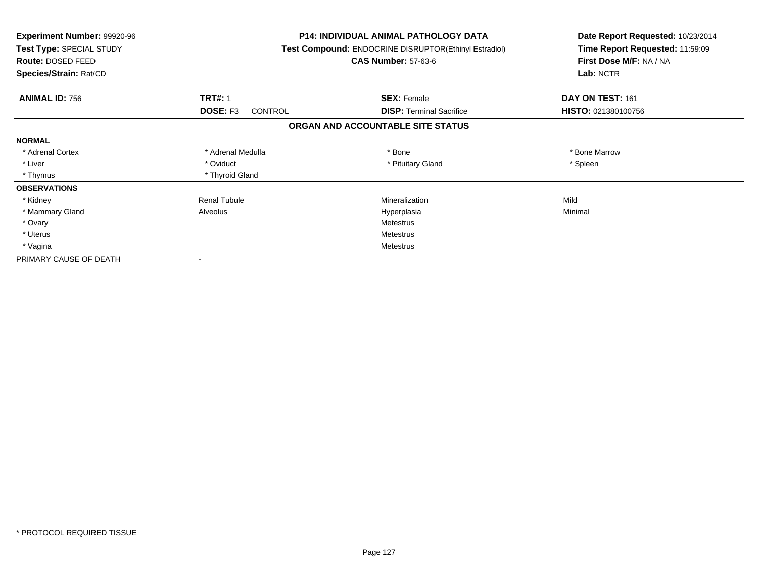**Experiment Number:** 99920-96
**Test Type:** SPECIAL STUDY
**Route:** DOSED FEED
**Species/Strain:** Rat/CD

**P14: INDIVIDUAL ANIMAL PATHOLOGY DATA**
**Test Compound:** ENDOCRINE DISRUPTOR(Ethinyl Estradiol)
**CAS Number:** 57-63-6

**Date Report Requested:** 10/23/2014
**Time Report Requested:** 11:59:09
**First Dose M/F:** NA / NA
**Lab:** NCTR

| **ANIMAL ID:** 756 | **TRT#:** 1 | **SEX:** Female | **DAY ON TEST:** 161 |
|---|---|---|---|
| | **DOSE:** F3 CONTROL | **DISP:** Terminal Sacrifice | **HISTO:** 021380100756 |

## ORGAN AND ACCOUNTABLE SITE STATUS

| | | | |
|---|---|---|---|
| **NORMAL** | | | |
| * Adrenal Cortex | * Adrenal Medulla | * Bone | * Bone Marrow |
| * Liver | * Oviduct | * Pituitary Gland | * Spleen |
| * Thymus | * Thyroid Gland | | |
| **OBSERVATIONS** | | | |
| * Kidney | Renal Tubule | Mineralization | Mild |
| * Mammary Gland | Alveolus | Hyperplasia | Minimal |
| * Ovary | | Metestrus | |
| * Uterus | | Metestrus | |
| * Vagina | | Metestrus | |
| PRIMARY CAUSE OF DEATH | - | | |

* PROTOCOL REQUIRED TISSUE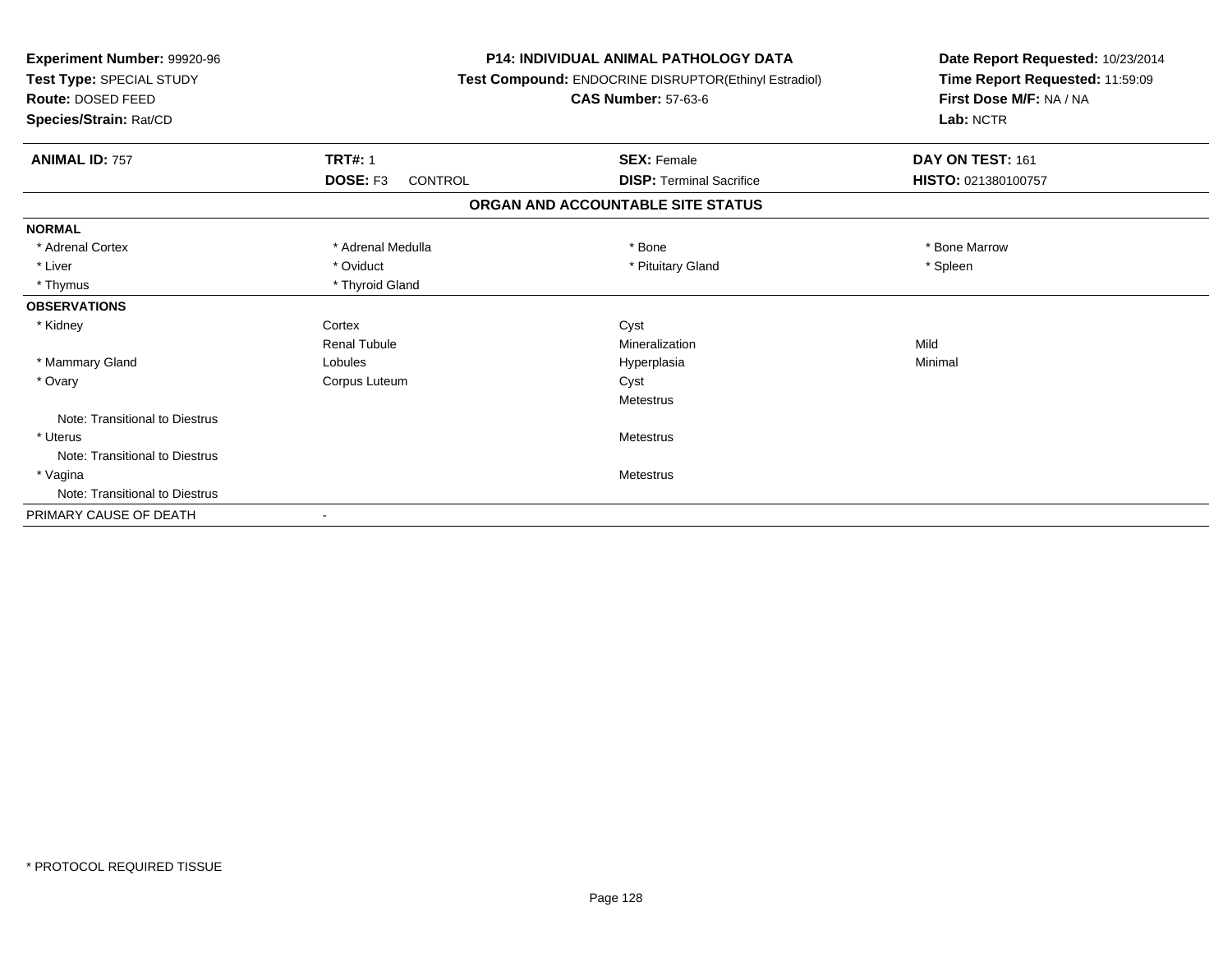**Experiment Number:** 99920-96
**Test Type:** SPECIAL STUDY
**Route:** DOSED FEED
**Species/Strain:** Rat/CD

**P14: INDIVIDUAL ANIMAL PATHOLOGY DATA**
**Test Compound:** ENDOCRINE DISRUPTOR(Ethinyl Estradiol)
**CAS Number:** 57-63-6

**Date Report Requested:** 10/23/2014
**Time Report Requested:** 11:59:09
**First Dose M/F:** NA / NA
**Lab:** NCTR

| **ANIMAL ID:** 757 | **TRT#:** 1 | **SEX:** Female | **DAY ON TEST:** 161 |
|---|---|---|---|
| | **DOSE:** F3 CONTROL | **DISP:** Terminal Sacrifice | **HISTO:** 021380100757 |

## ORGAN AND ACCOUNTABLE SITE STATUS

| | | | |
|---|---|---|---|
| **NORMAL** | | | |
| * Adrenal Cortex | * Adrenal Medulla | * Bone | * Bone Marrow |
| * Liver | * Oviduct | * Pituitary Gland | * Spleen |
| * Thymus | * Thyroid Gland | | |
| **OBSERVATIONS** | | | |
| * Kidney | Cortex | Cyst | |
| | Renal Tubule | Mineralization | Mild |
| * Mammary Gland | Lobules | Hyperplasia | Minimal |
| * Ovary | Corpus Luteum | Cyst | |
| | | Metestrus | |
| Note: Transitional to Diestrus | | | |
| * Uterus | | Metestrus | |
| Note: Transitional to Diestrus | | | |
| * Vagina | | Metestrus | |
| Note: Transitional to Diestrus | | | |
| PRIMARY CAUSE OF DEATH | - | | |

* PROTOCOL REQUIRED TISSUE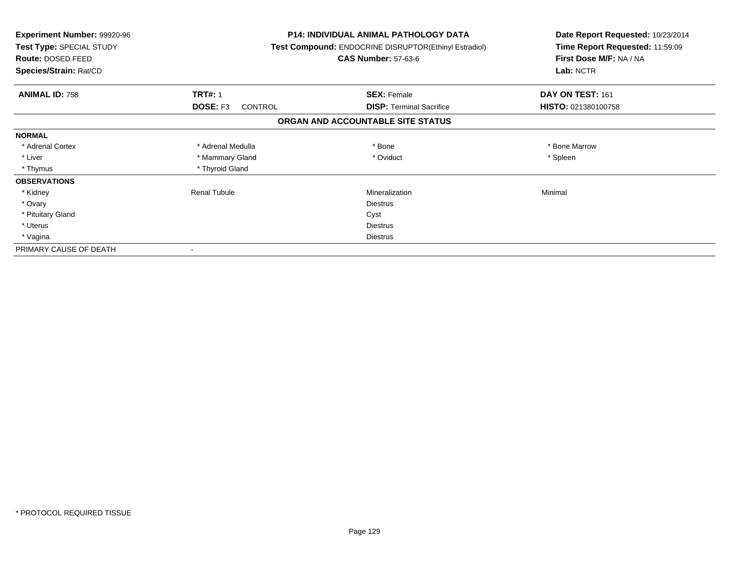**Experiment Number:** 99920-96
**Test Type:** SPECIAL STUDY
**Route:** DOSED FEED
**Species/Strain:** Rat/CD

**P14: INDIVIDUAL ANIMAL PATHOLOGY DATA**
**Test Compound:** ENDOCRINE DISRUPTOR(Ethinyl Estradiol)
**CAS Number:** 57-63-6

**Date Report Requested:** 10/23/2014
**Time Report Requested:** 11:59:09
**First Dose M/F:** NA / NA
**Lab:** NCTR

| **ANIMAL ID:** 758 | **TRT#:** 1 | **SEX:** Female | **DAY ON TEST:** 161 |
|---|---|---|---|
| | **DOSE:** F3 CONTROL | **DISP:** Terminal Sacrifice | **HISTO:** 021380100758 |

## ORGAN AND ACCOUNTABLE SITE STATUS

| | | | |
|---|---|---|---|
| **NORMAL** | | | |
| * Adrenal Cortex | * Adrenal Medulla | * Bone | * Bone Marrow |
| * Liver | * Mammary Gland | * Oviduct | * Spleen |
| * Thymus | * Thyroid Gland | | |
| **OBSERVATIONS** | | | |
| * Kidney | Renal Tubule | Mineralization | Minimal |
| * Ovary | | Diestrus | |
| * Pituitary Gland | | Cyst | |
| * Uterus | | Diestrus | |
| * Vagina | | Diestrus | |
| PRIMARY CAUSE OF DEATH | - | | |

\* PROTOCOL REQUIRED TISSUE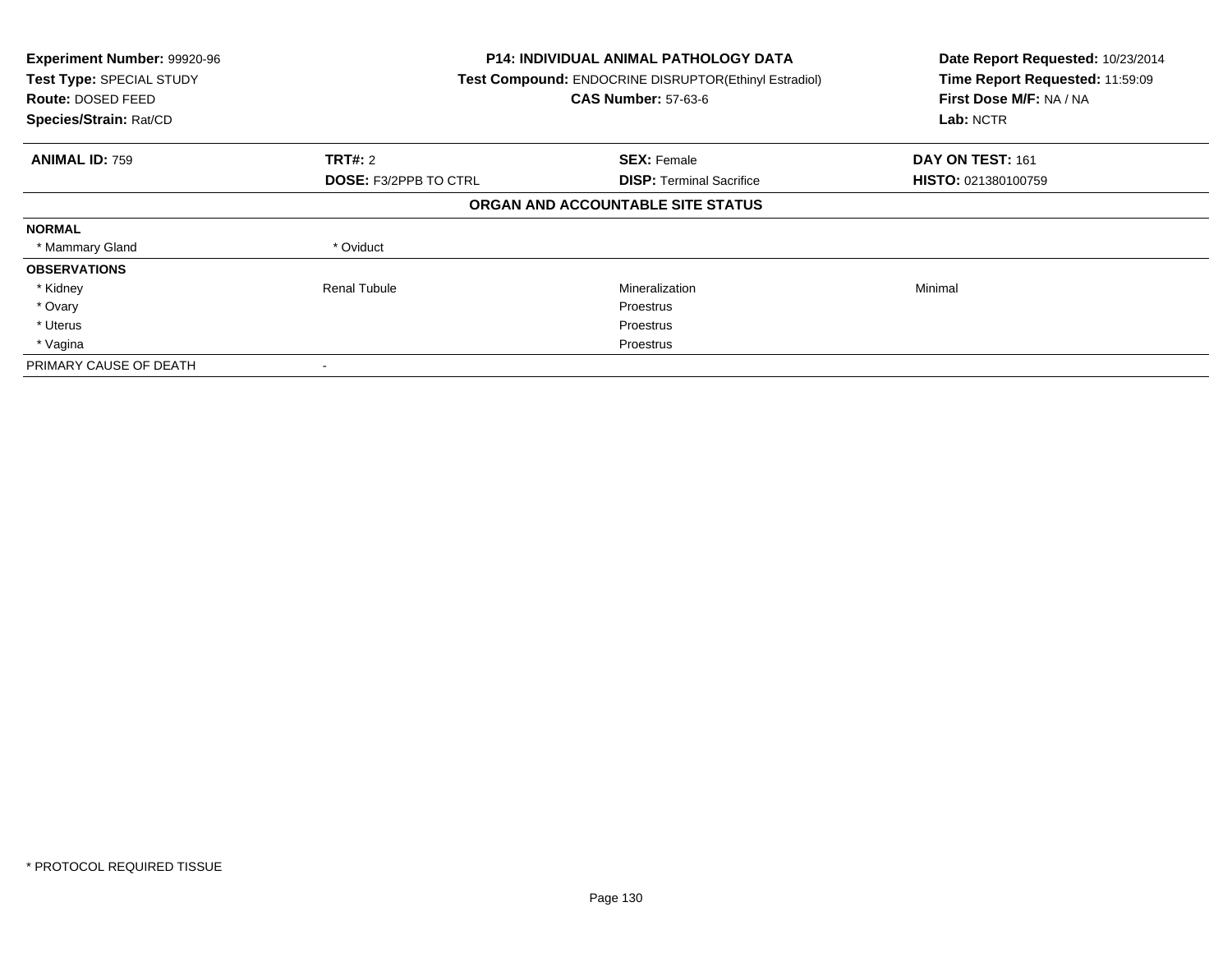**Experiment Number:** 99920-96
**Test Type:** SPECIAL STUDY
**Route:** DOSED FEED
**Species/Strain:** Rat/CD

**P14: INDIVIDUAL ANIMAL PATHOLOGY DATA**
**Test Compound:** ENDOCRINE DISRUPTOR(Ethinyl Estradiol)
**CAS Number:** 57-63-6

**Date Report Requested:** 10/23/2014
**Time Report Requested:** 11:59:09
**First Dose M/F:** NA / NA
**Lab:** NCTR

| **ANIMAL ID:** 759 | **TRT#:** 2 | **SEX:** Female | **DAY ON TEST:** 161 |
|---|---|---|---|
| | **DOSE:** F3/2PPB TO CTRL | **DISP:** Terminal Sacrifice | **HISTO:** 021380100759 |

**ORGAN AND ACCOUNTABLE SITE STATUS**

| | | | |
|---|---|---|---|
| **NORMAL** | | | |
| * Mammary Gland | * Oviduct | | |
| **OBSERVATIONS** | | | |
| * Kidney | Renal Tubule | Mineralization | Minimal |
| * Ovary | | Proestrus | |
| * Uterus | | Proestrus | |
| * Vagina | | Proestrus | |
| PRIMARY CAUSE OF DEATH | - | | |

* PROTOCOL REQUIRED TISSUE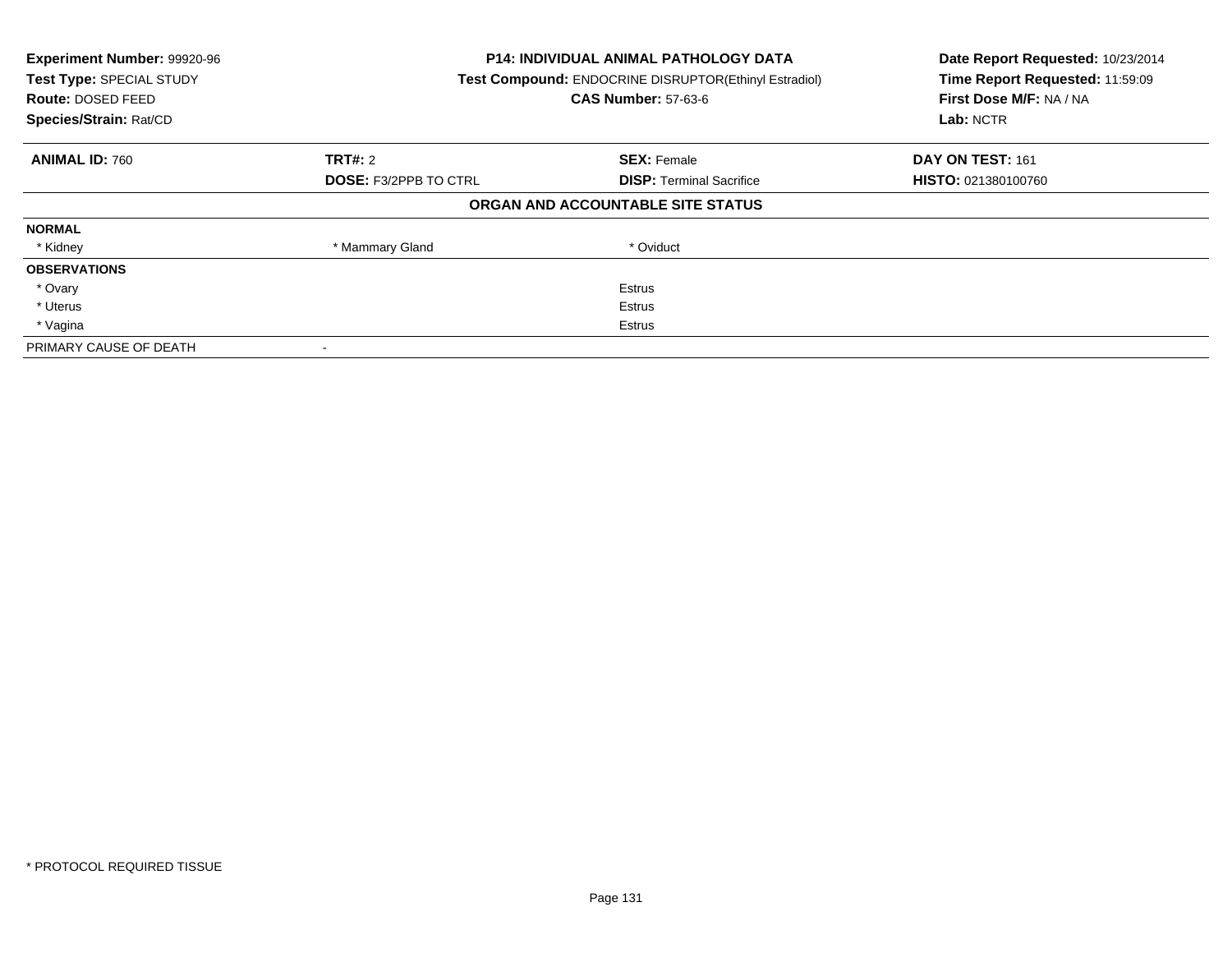**Experiment Number:** 99920-96
**Test Type:** SPECIAL STUDY
**Route:** DOSED FEED
**Species/Strain:** Rat/CD

**P14: INDIVIDUAL ANIMAL PATHOLOGY DATA**
**Test Compound:** ENDOCRINE DISRUPTOR(Ethinyl Estradiol)
**CAS Number:** 57-63-6

**Date Report Requested:** 10/23/2014
**Time Report Requested:** 11:59:09
**First Dose M/F:** NA / NA
**Lab:** NCTR

| **ANIMAL ID:** 760 | **TRT#:** 2 | **SEX:** Female | **DAY ON TEST:** 161 |
|---|---|---|---|
| | **DOSE:** F3/2PPB TO CTRL | **DISP:** Terminal Sacrifice | **HISTO:** 021380100760 |

## ORGAN AND ACCOUNTABLE SITE STATUS

| | | | |
|---|---|---|---|
| **NORMAL** | | | |
| * Kidney | * Mammary Gland | * Oviduct | |
| **OBSERVATIONS** | | | |
| * Ovary | | Estrus | |
| * Uterus | | Estrus | |
| * Vagina | | Estrus | |
| PRIMARY CAUSE OF DEATH | - | | |

* PROTOCOL REQUIRED TISSUE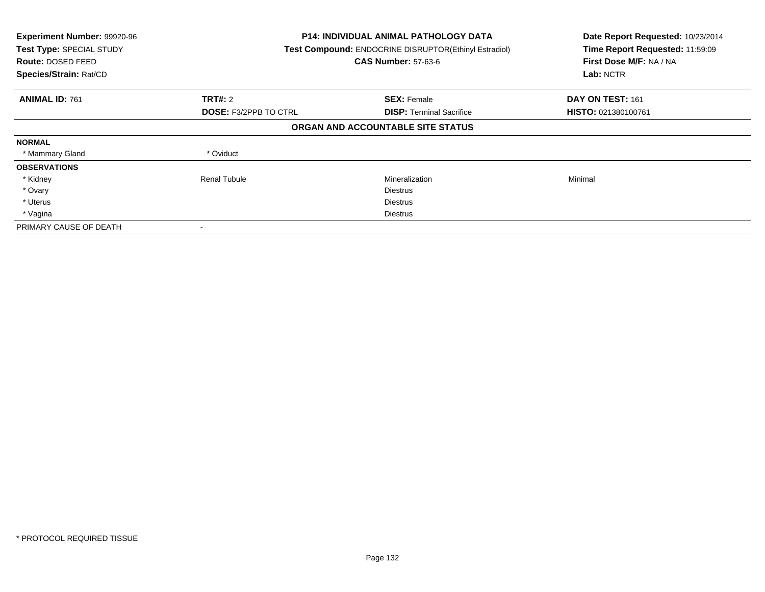**Experiment Number:** 99920-96
**Test Type:** SPECIAL STUDY
**Route:** DOSED FEED
**Species/Strain:** Rat/CD

**P14: INDIVIDUAL ANIMAL PATHOLOGY DATA**
**Test Compound:** ENDOCRINE DISRUPTOR(Ethinyl Estradiol)
**CAS Number:** 57-63-6

**Date Report Requested:** 10/23/2014
**Time Report Requested:** 11:59:09
**First Dose M/F:** NA / NA
**Lab:** NCTR

| **ANIMAL ID:** 761 | **TRT#:** 2 | **SEX:** Female | **DAY ON TEST:** 161 |
|---|---|---|---|
| | **DOSE:** F3/2PPB TO CTRL | **DISP:** Terminal Sacrifice | **HISTO:** 021380100761 |

**ORGAN AND ACCOUNTABLE SITE STATUS**

| | | | |
|---|---|---|---|
| **NORMAL** | | | |
| * Mammary Gland | * Oviduct | | |
| **OBSERVATIONS** | | | |
| * Kidney | Renal Tubule | Mineralization | Minimal |
| * Ovary | | Diestrus | |
| * Uterus | | Diestrus | |
| * Vagina | | Diestrus | |
| PRIMARY CAUSE OF DEATH | - | | |

* PROTOCOL REQUIRED TISSUE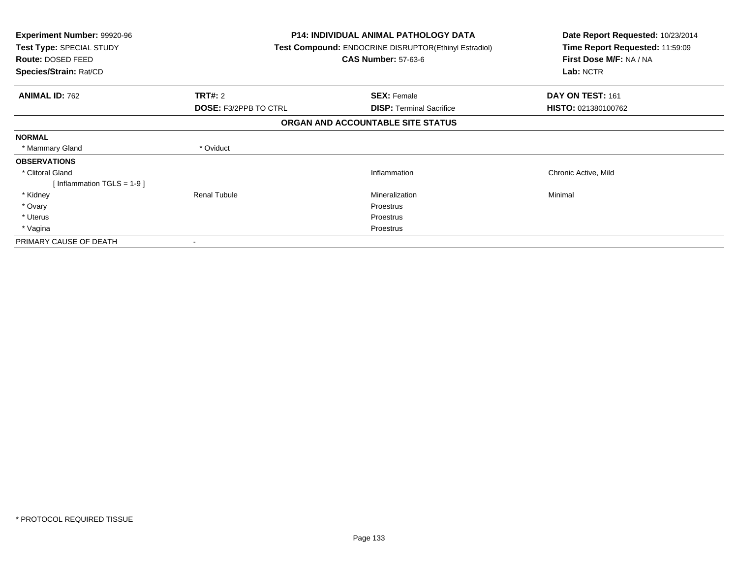**Experiment Number:** 99920-96
**Test Type:** SPECIAL STUDY
**Route:** DOSED FEED
**Species/Strain:** Rat/CD

**P14: INDIVIDUAL ANIMAL PATHOLOGY DATA**
**Test Compound:** ENDOCRINE DISRUPTOR(Ethinyl Estradiol)
**CAS Number:** 57-63-6

**Date Report Requested:** 10/23/2014
**Time Report Requested:** 11:59:09
**First Dose M/F:** NA / NA
**Lab:** NCTR

| **ANIMAL ID:** 762 | **TRT#:** 2 | **SEX:** Female | **DAY ON TEST:** 161 |
|---|---|---|---|
| | **DOSE:** F3/2PPB TO CTRL | **DISP:** Terminal Sacrifice | **HISTO:** 021380100762 |

## ORGAN AND ACCOUNTABLE SITE STATUS

| | | | |
|---|---|---|---|
| **NORMAL** | | | |
| * Mammary Gland | * Oviduct | | |
| **OBSERVATIONS** | | | |
| * Clitoral Gland | | Inflammation | Chronic Active, Mild |
| [ Inflammation TGLS = 1-9 ] | | | |
| * Kidney | Renal Tubule | Mineralization | Minimal |
| * Ovary | | Proestrus | |
| * Uterus | | Proestrus | |
| * Vagina | | Proestrus | |
| PRIMARY CAUSE OF DEATH | - | | |

* PROTOCOL REQUIRED TISSUE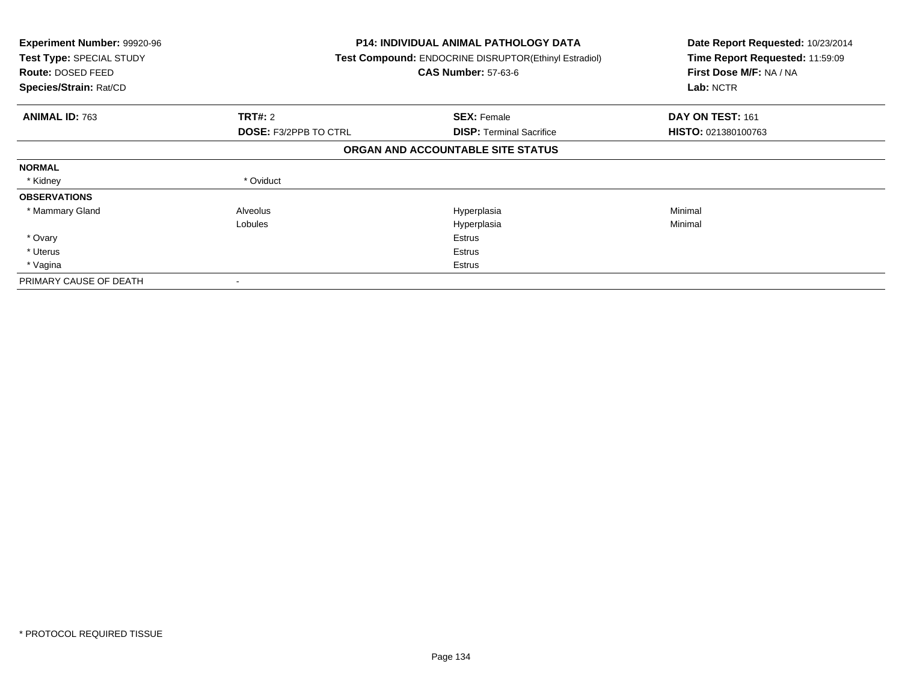**Experiment Number:** 99920-96
**Test Type:** SPECIAL STUDY
**Route:** DOSED FEED
**Species/Strain:** Rat/CD

**P14: INDIVIDUAL ANIMAL PATHOLOGY DATA**
**Test Compound:** ENDOCRINE DISRUPTOR(Ethinyl Estradiol)
**CAS Number:** 57-63-6

**Date Report Requested:** 10/23/2014
**Time Report Requested:** 11:59:09
**First Dose M/F:** NA / NA
**Lab:** NCTR

| **ANIMAL ID:** 763 | **TRT#:** 2 | **SEX:** Female | **DAY ON TEST:** 161 |
|---|---|---|---|
| | **DOSE:** F3/2PPB TO CTRL | **DISP:** Terminal Sacrifice | **HISTO:** 021380100763 |

## ORGAN AND ACCOUNTABLE SITE STATUS

| | | | |
|---|---|---|---|
| **NORMAL** | | | |
| * Kidney | * Oviduct | | |
| **OBSERVATIONS** | | | |
| * Mammary Gland | Alveolus | Hyperplasia | Minimal |
| | Lobules | Hyperplasia | Minimal |
| * Ovary | | Estrus | |
| * Uterus | | Estrus | |
| * Vagina | | Estrus | |
| PRIMARY CAUSE OF DEATH | - | | |

* PROTOCOL REQUIRED TISSUE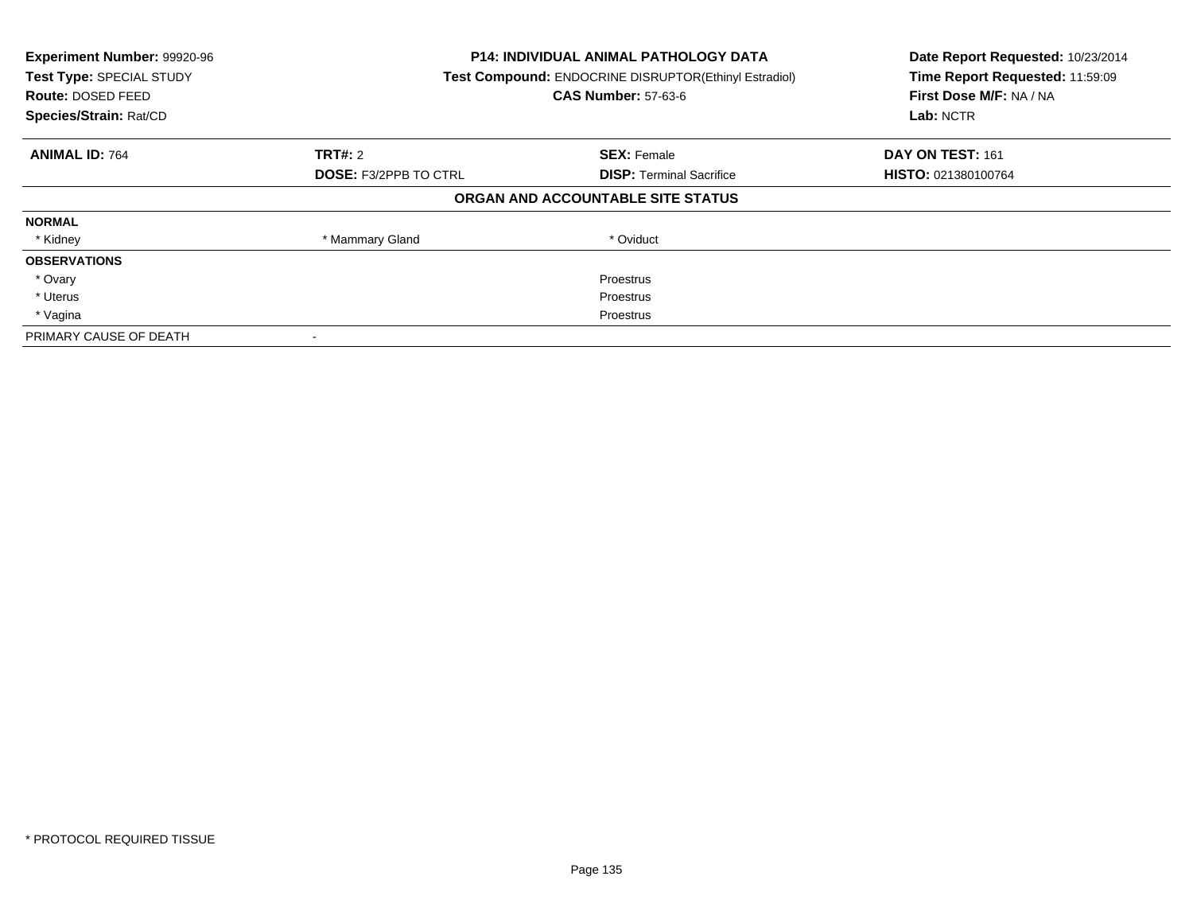**Experiment Number:** 99920-96
**Test Type:** SPECIAL STUDY
**Route:** DOSED FEED
**Species/Strain:** Rat/CD

**P14: INDIVIDUAL ANIMAL PATHOLOGY DATA**
**Test Compound:** ENDOCRINE DISRUPTOR(Ethinyl Estradiol)
**CAS Number:** 57-63-6

**Date Report Requested:** 10/23/2014
**Time Report Requested:** 11:59:09
**First Dose M/F:** NA / NA
**Lab:** NCTR

| **ANIMAL ID:** 764 | **TRT#:** 2 | **SEX:** Female | **DAY ON TEST:** 161 |
|---|---|---|---|
| | **DOSE:** F3/2PPB TO CTRL | **DISP:** Terminal Sacrifice | **HISTO:** 021380100764 |

**ORGAN AND ACCOUNTABLE SITE STATUS**

| | | | |
|---|---|---|---|
| **NORMAL** | | | |
| * Kidney | * Mammary Gland | * Oviduct | |
| **OBSERVATIONS** | | | |
| * Ovary | | Proestrus | |
| * Uterus | | Proestrus | |
| * Vagina | | Proestrus | |
| PRIMARY CAUSE OF DEATH | - | | |

* PROTOCOL REQUIRED TISSUE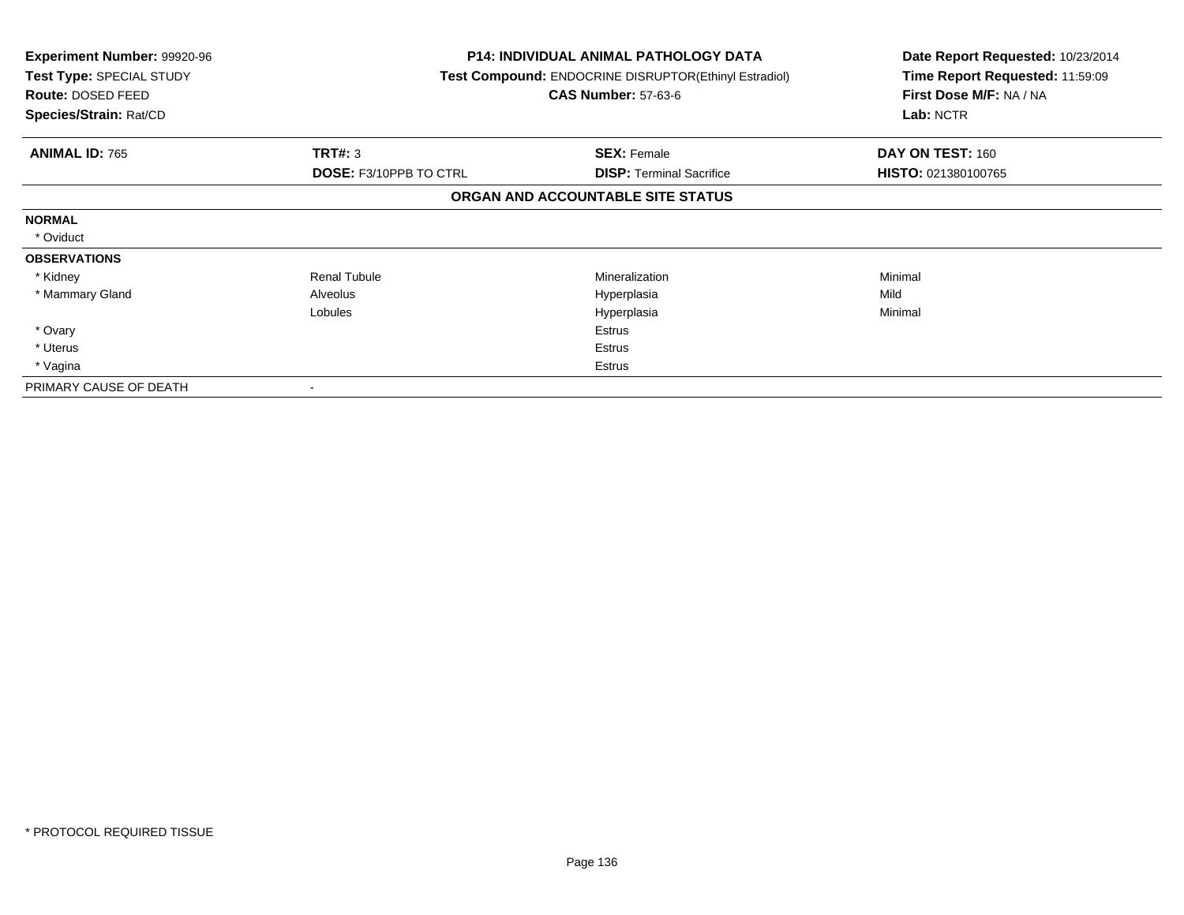**Experiment Number:** 99920-96
**Test Type:** SPECIAL STUDY
**Route:** DOSED FEED
**Species/Strain:** Rat/CD

**P14: INDIVIDUAL ANIMAL PATHOLOGY DATA**
**Test Compound:** ENDOCRINE DISRUPTOR(Ethinyl Estradiol)
**CAS Number:** 57-63-6

**Date Report Requested:** 10/23/2014
**Time Report Requested:** 11:59:09
**First Dose M/F:** NA / NA
**Lab:** NCTR

| **ANIMAL ID:** 765 | **TRT#:** 3 | **SEX:** Female | **DAY ON TEST:** 160 |
|---|---|---|---|
| | **DOSE:** F3/10PPB TO CTRL | **DISP:** Terminal Sacrifice | **HISTO:** 021380100765 |

**ORGAN AND ACCOUNTABLE SITE STATUS**

| | | | |
|---|---|---|---|
| **NORMAL** | | | |
| * Oviduct | | | |
| **OBSERVATIONS** | | | |
| * Kidney | Renal Tubule | Mineralization | Minimal |
| * Mammary Gland | Alveolus | Hyperplasia | Mild |
| | Lobules | Hyperplasia | Minimal |
| * Ovary | | Estrus | |
| * Uterus | | Estrus | |
| * Vagina | | Estrus | |
| PRIMARY CAUSE OF DEATH | - | | |

* PROTOCOL REQUIRED TISSUE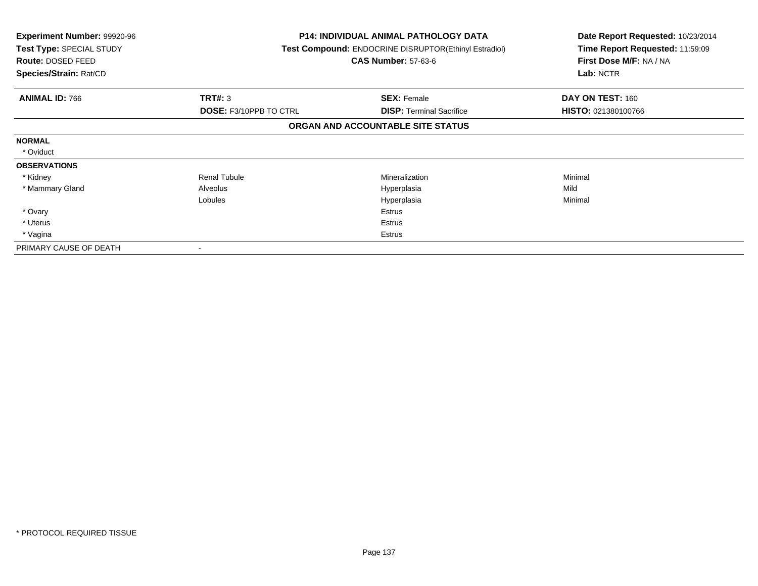**Experiment Number:** 99920-96
**Test Type:** SPECIAL STUDY
**Route:** DOSED FEED
**Species/Strain:** Rat/CD

**P14: INDIVIDUAL ANIMAL PATHOLOGY DATA**
**Test Compound:** ENDOCRINE DISRUPTOR(Ethinyl Estradiol)
**CAS Number:** 57-63-6

**Date Report Requested:** 10/23/2014
**Time Report Requested:** 11:59:09
**First Dose M/F:** NA / NA
**Lab:** NCTR

| **ANIMAL ID:** 766 | **TRT#:** 3 | **SEX:** Female | **DAY ON TEST:** 160 |
|---|---|---|---|
| | **DOSE:** F3/10PPB TO CTRL | **DISP:** Terminal Sacrifice | **HISTO:** 021380100766 |

**ORGAN AND ACCOUNTABLE SITE STATUS**

| | | | |
|---|---|---|---|
| **NORMAL** | | | |
| * Oviduct | | | |
| **OBSERVATIONS** | | | |
| * Kidney | Renal Tubule | Mineralization | Minimal |
| * Mammary Gland | Alveolus | Hyperplasia | Mild |
| | Lobules | Hyperplasia | Minimal |
| * Ovary | | Estrus | |
| * Uterus | | Estrus | |
| * Vagina | | Estrus | |
| PRIMARY CAUSE OF DEATH | - | | |

\* PROTOCOL REQUIRED TISSUE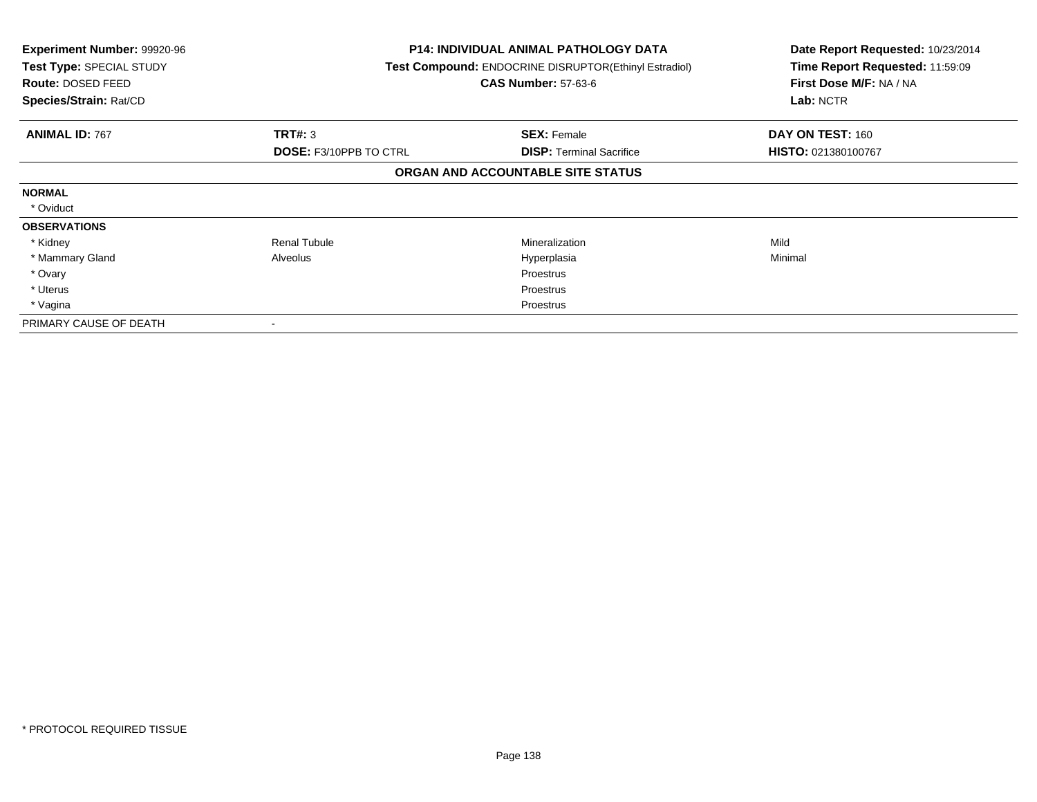**Experiment Number:** 99920-96
**Test Type:** SPECIAL STUDY
**Route:** DOSED FEED
**Species/Strain:** Rat/CD

**P14: INDIVIDUAL ANIMAL PATHOLOGY DATA**
**Test Compound:** ENDOCRINE DISRUPTOR(Ethinyl Estradiol)
**CAS Number:** 57-63-6

**Date Report Requested:** 10/23/2014
**Time Report Requested:** 11:59:09
**First Dose M/F:** NA / NA
**Lab:** NCTR

| **ANIMAL ID:** 767 | **TRT#:** 3 | **SEX:** Female | **DAY ON TEST:** 160 |
|---|---|---|---|
| | **DOSE:** F3/10PPB TO CTRL | **DISP:** Terminal Sacrifice | **HISTO:** 021380100767 |

**ORGAN AND ACCOUNTABLE SITE STATUS**

| | | | |
|---|---|---|---|
| **NORMAL** | | | |
| * Oviduct | | | |
| **OBSERVATIONS** | | | |
| * Kidney | Renal Tubule | Mineralization | Mild |
| * Mammary Gland | Alveolus | Hyperplasia | Minimal |
| * Ovary | | Proestrus | |
| * Uterus | | Proestrus | |
| * Vagina | | Proestrus | |
| PRIMARY CAUSE OF DEATH | - | | |

* PROTOCOL REQUIRED TISSUE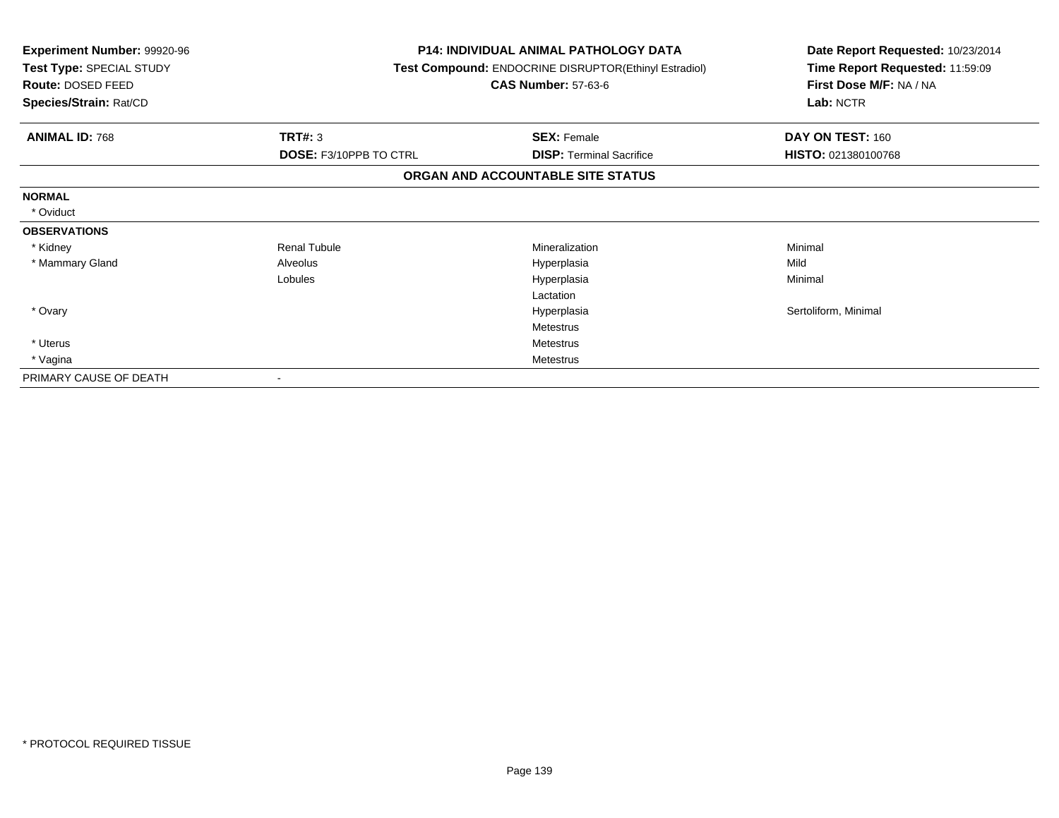**Experiment Number:** 99920-96
**Test Type:** SPECIAL STUDY
**Route:** DOSED FEED
**Species/Strain:** Rat/CD

**P14: INDIVIDUAL ANIMAL PATHOLOGY DATA**
**Test Compound:** ENDOCRINE DISRUPTOR(Ethinyl Estradiol)
**CAS Number:** 57-63-6

**Date Report Requested:** 10/23/2014
**Time Report Requested:** 11:59:09
**First Dose M/F:** NA / NA
**Lab:** NCTR

| **ANIMAL ID:** 768 | **TRT#:** 3 | **SEX:** Female | **DAY ON TEST:** 160 |
|---|---|---|---|
| | **DOSE:** F3/10PPB TO CTRL | **DISP:** Terminal Sacrifice | **HISTO:** 021380100768 |

**ORGAN AND ACCOUNTABLE SITE STATUS**

| | | | |
|---|---|---|---|
| **NORMAL** | | | |
| * Oviduct | | | |
| **OBSERVATIONS** | | | |
| * Kidney | Renal Tubule | Mineralization | Minimal |
| * Mammary Gland | Alveolus | Hyperplasia | Mild |
| | Lobules | Hyperplasia | Minimal |
| | | Lactation | |
| * Ovary | | Hyperplasia | Sertoliform, Minimal |
| | | Metestrus | |
| * Uterus | | Metestrus | |
| * Vagina | | Metestrus | |
| PRIMARY CAUSE OF DEATH | - | | |

* PROTOCOL REQUIRED TISSUE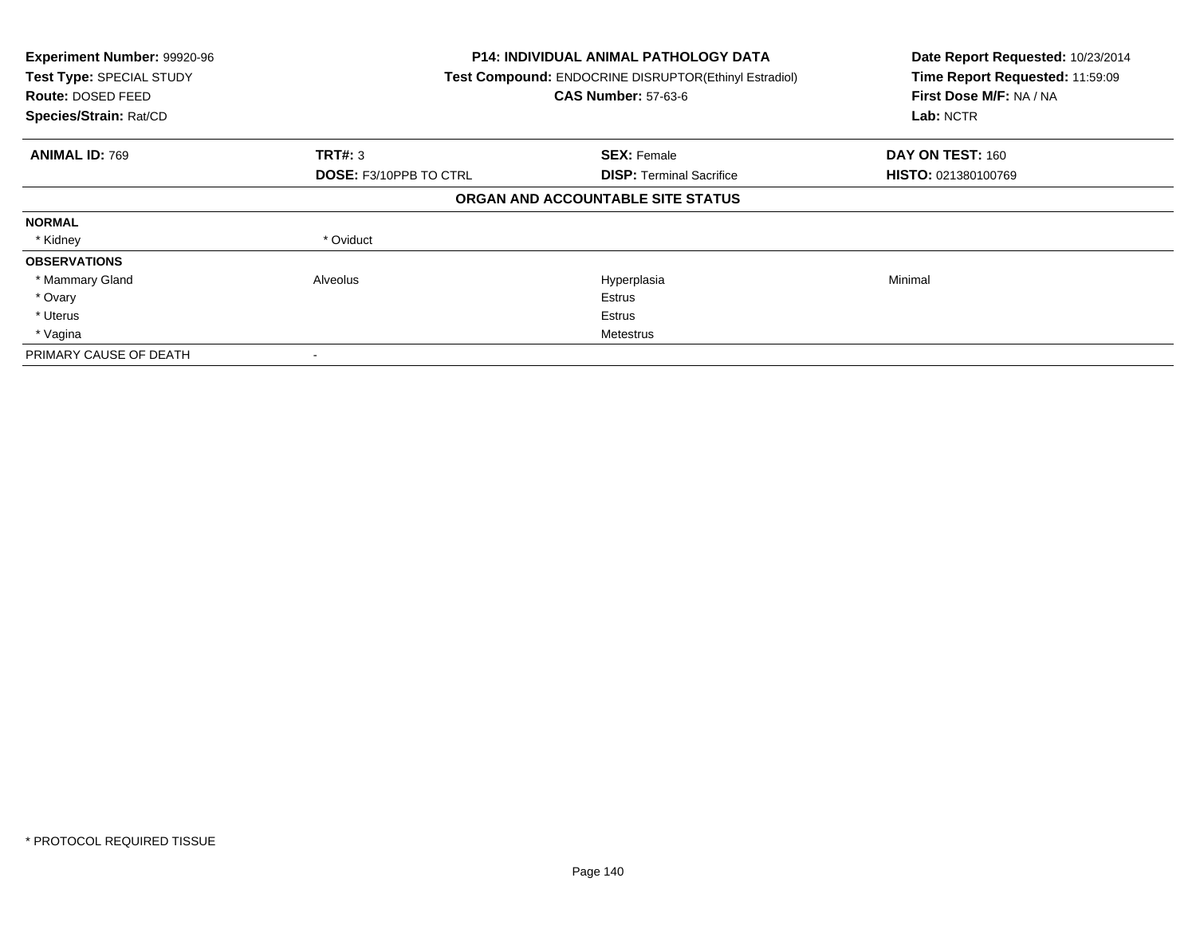**Experiment Number:** 99920-96
**Test Type:** SPECIAL STUDY
**Route:** DOSED FEED
**Species/Strain:** Rat/CD

**P14: INDIVIDUAL ANIMAL PATHOLOGY DATA**
**Test Compound:** ENDOCRINE DISRUPTOR(Ethinyl Estradiol)
**CAS Number:** 57-63-6

**Date Report Requested:** 10/23/2014
**Time Report Requested:** 11:59:09
**First Dose M/F:** NA / NA
**Lab:** NCTR

| **ANIMAL ID:** 769 | **TRT#:** 3 | **SEX:** Female | **DAY ON TEST:** 160 |
|---|---|---|---|
| | **DOSE:** F3/10PPB TO CTRL | **DISP:** Terminal Sacrifice | **HISTO:** 021380100769 |

**ORGAN AND ACCOUNTABLE SITE STATUS**

| | | | |
|---|---|---|---|
| **NORMAL** | | | |
| * Kidney | * Oviduct | | |
| **OBSERVATIONS** | | | |
| * Mammary Gland | Alveolus | Hyperplasia | Minimal |
| * Ovary | | Estrus | |
| * Uterus | | Estrus | |
| * Vagina | | Metestrus | |
| PRIMARY CAUSE OF DEATH | - | | |

* PROTOCOL REQUIRED TISSUE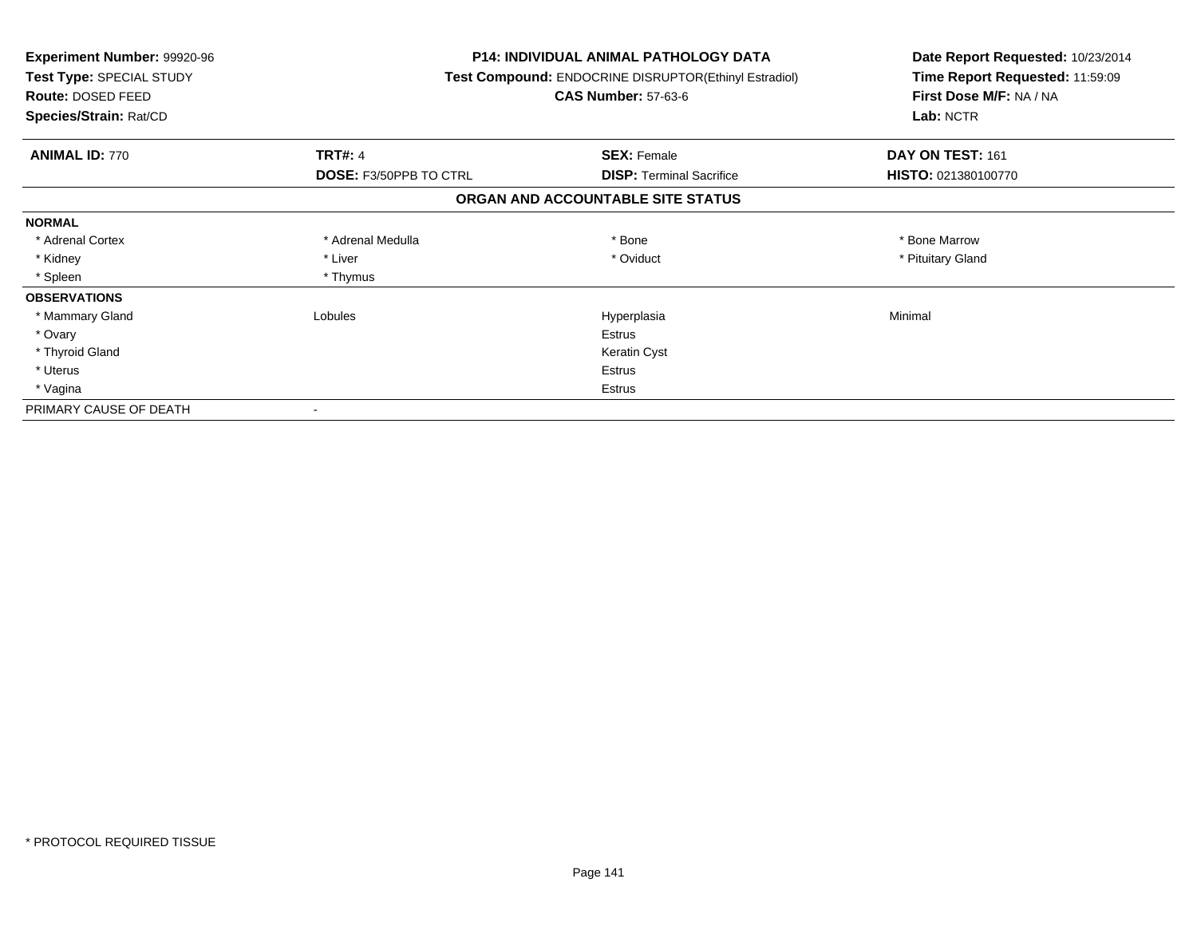**Experiment Number:** 99920-96
**Test Type:** SPECIAL STUDY
**Route:** DOSED FEED
**Species/Strain:** Rat/CD

**P14: INDIVIDUAL ANIMAL PATHOLOGY DATA**
**Test Compound:** ENDOCRINE DISRUPTOR(Ethinyl Estradiol)
**CAS Number:** 57-63-6

**Date Report Requested:** 10/23/2014
**Time Report Requested:** 11:59:09
**First Dose M/F:** NA / NA
**Lab:** NCTR

| **ANIMAL ID:** 770 | **TRT#:** 4 | **SEX:** Female | **DAY ON TEST:** 161 |
|---|---|---|---|
| | **DOSE:** F3/50PPB TO CTRL | **DISP:** Terminal Sacrifice | **HISTO:** 021380100770 |

## ORGAN AND ACCOUNTABLE SITE STATUS

| | | | |
|---|---|---|---|
| **NORMAL** | | | |
| * Adrenal Cortex | * Adrenal Medulla | * Bone | * Bone Marrow |
| * Kidney | * Liver | * Oviduct | * Pituitary Gland |
| * Spleen | * Thymus | | |
| **OBSERVATIONS** | | | |
| * Mammary Gland | Lobules | Hyperplasia | Minimal |
| * Ovary | | Estrus | |
| * Thyroid Gland | | Keratin Cyst | |
| * Uterus | | Estrus | |
| * Vagina | | Estrus | |
| PRIMARY CAUSE OF DEATH | - | | |

* PROTOCOL REQUIRED TISSUE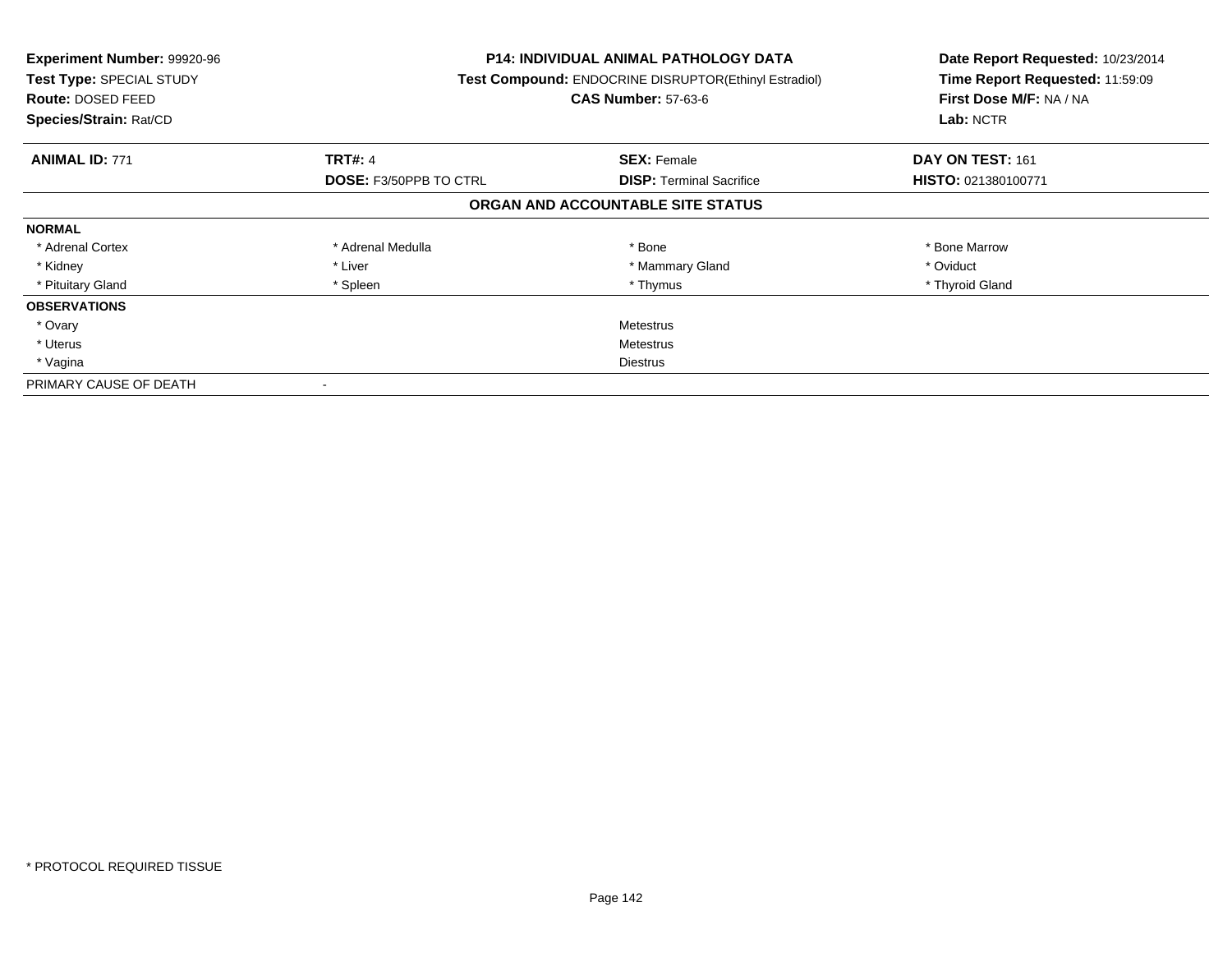**Experiment Number:** 99920-96
**Test Type:** SPECIAL STUDY
**Route:** DOSED FEED
**Species/Strain:** Rat/CD

**P14: INDIVIDUAL ANIMAL PATHOLOGY DATA**
**Test Compound:** ENDOCRINE DISRUPTOR(Ethinyl Estradiol)
**CAS Number:** 57-63-6

**Date Report Requested:** 10/23/2014
**Time Report Requested:** 11:59:09
**First Dose M/F:** NA / NA
**Lab:** NCTR

| **ANIMAL ID:** 771 | **TRT#:** 4 | **SEX:** Female | **DAY ON TEST:** 161 |
|---|---|---|---|
| | **DOSE:** F3/50PPB TO CTRL | **DISP:** Terminal Sacrifice | **HISTO:** 021380100771 |

## ORGAN AND ACCOUNTABLE SITE STATUS

| | | | |
|---|---|---|---|
| **NORMAL** | | | |
| * Adrenal Cortex | * Adrenal Medulla | * Bone | * Bone Marrow |
| * Kidney | * Liver | * Mammary Gland | * Oviduct |
| * Pituitary Gland | * Spleen | * Thymus | * Thyroid Gland |
| **OBSERVATIONS** | | | |
| * Ovary | | Metestrus | |
| * Uterus | | Metestrus | |
| * Vagina | | Diestrus | |
| PRIMARY CAUSE OF DEATH | - | | |

* PROTOCOL REQUIRED TISSUE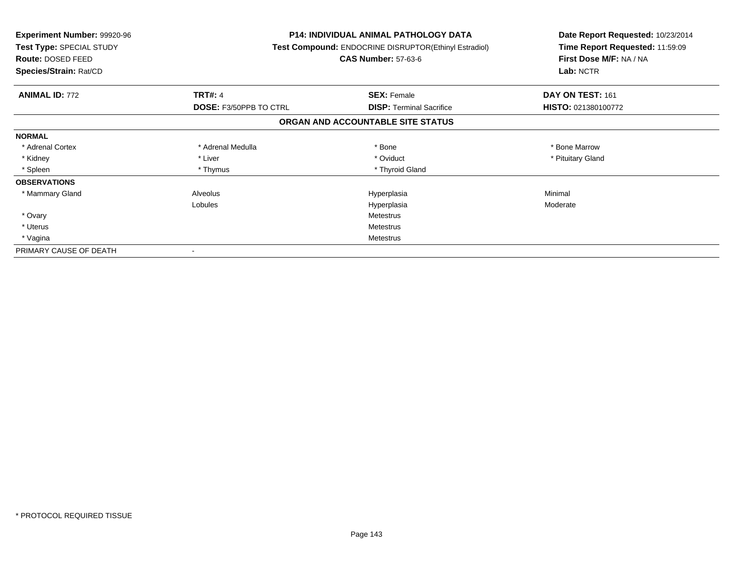**Experiment Number:** 99920-96
**Test Type:** SPECIAL STUDY
**Route:** DOSED FEED
**Species/Strain:** Rat/CD

**P14: INDIVIDUAL ANIMAL PATHOLOGY DATA**
**Test Compound:** ENDOCRINE DISRUPTOR(Ethinyl Estradiol)
**CAS Number:** 57-63-6

**Date Report Requested:** 10/23/2014
**Time Report Requested:** 11:59:09
**First Dose M/F:** NA / NA
**Lab:** NCTR

| **ANIMAL ID:** 772 | **TRT#:** 4 | **SEX:** Female | **DAY ON TEST:** 161 |
|---|---|---|---|
| | **DOSE:** F3/50PPB TO CTRL | **DISP:** Terminal Sacrifice | **HISTO:** 021380100772 |

## ORGAN AND ACCOUNTABLE SITE STATUS

| | | | |
|---|---|---|---|
| **NORMAL** | | | |
| * Adrenal Cortex | * Adrenal Medulla | * Bone | * Bone Marrow |
| * Kidney | * Liver | * Oviduct | * Pituitary Gland |
| * Spleen | * Thymus | * Thyroid Gland | |
| **OBSERVATIONS** | | | |
| * Mammary Gland | Alveolus | Hyperplasia | Minimal |
| | Lobules | Hyperplasia | Moderate |
| * Ovary | | Metestrus | |
| * Uterus | | Metestrus | |
| * Vagina | | Metestrus | |
| PRIMARY CAUSE OF DEATH | - | | |

* PROTOCOL REQUIRED TISSUE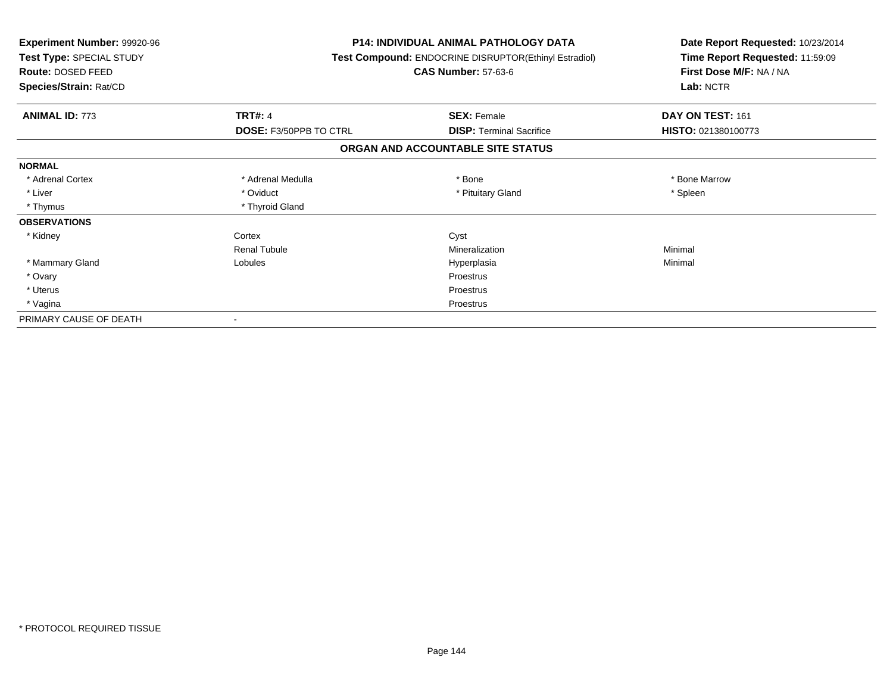**Experiment Number:** 99920-96
**Test Type:** SPECIAL STUDY
**Route:** DOSED FEED
**Species/Strain:** Rat/CD

**P14: INDIVIDUAL ANIMAL PATHOLOGY DATA**
**Test Compound:** ENDOCRINE DISRUPTOR(Ethinyl Estradiol)
**CAS Number:** 57-63-6

**Date Report Requested:** 10/23/2014
**Time Report Requested:** 11:59:09
**First Dose M/F:** NA / NA
**Lab:** NCTR

| **ANIMAL ID:** 773 | **TRT#:** 4 | **SEX:** Female | **DAY ON TEST:** 161 |
|---|---|---|---|
| | **DOSE:** F3/50PPB TO CTRL | **DISP:** Terminal Sacrifice | **HISTO:** 021380100773 |

## ORGAN AND ACCOUNTABLE SITE STATUS

| | | | |
|---|---|---|---|
| **NORMAL** | | | |
| * Adrenal Cortex | * Adrenal Medulla | * Bone | * Bone Marrow |
| * Liver | * Oviduct | * Pituitary Gland | * Spleen |
| * Thymus | * Thyroid Gland | | |
| **OBSERVATIONS** | | | |
| * Kidney | Cortex | Cyst | |
| | Renal Tubule | Mineralization | Minimal |
| * Mammary Gland | Lobules | Hyperplasia | Minimal |
| * Ovary | | Proestrus | |
| * Uterus | | Proestrus | |
| * Vagina | | Proestrus | |
| PRIMARY CAUSE OF DEATH | - | | |

* PROTOCOL REQUIRED TISSUE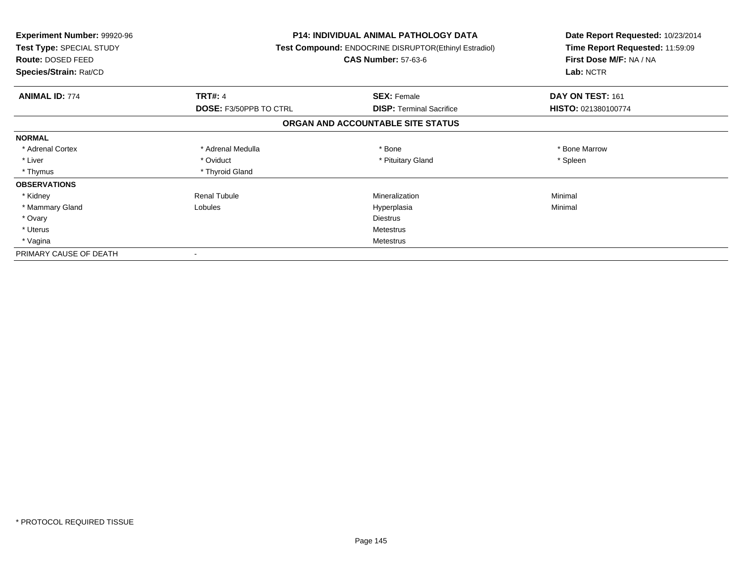**Experiment Number:** 99920-96
**Test Type:** SPECIAL STUDY
**Route:** DOSED FEED
**Species/Strain:** Rat/CD

**P14: INDIVIDUAL ANIMAL PATHOLOGY DATA**
**Test Compound:** ENDOCRINE DISRUPTOR(Ethinyl Estradiol)
**CAS Number:** 57-63-6

**Date Report Requested:** 10/23/2014
**Time Report Requested:** 11:59:09
**First Dose M/F:** NA / NA
**Lab:** NCTR

| **ANIMAL ID:** 774 | **TRT#:** 4 | **SEX:** Female | **DAY ON TEST:** 161 |
|---|---|---|---|
| | **DOSE:** F3/50PPB TO CTRL | **DISP:** Terminal Sacrifice | **HISTO:** 021380100774 |

## ORGAN AND ACCOUNTABLE SITE STATUS

| | | | |
|---|---|---|---|
| **NORMAL** | | | |
| * Adrenal Cortex | * Adrenal Medulla | * Bone | * Bone Marrow |
| * Liver | * Oviduct | * Pituitary Gland | * Spleen |
| * Thymus | * Thyroid Gland | | |
| **OBSERVATIONS** | | | |
| * Kidney | Renal Tubule | Mineralization | Minimal |
| * Mammary Gland | Lobules | Hyperplasia | Minimal |
| * Ovary | | Diestrus | |
| * Uterus | | Metestrus | |
| * Vagina | | Metestrus | |
| PRIMARY CAUSE OF DEATH | - | | |

* PROTOCOL REQUIRED TISSUE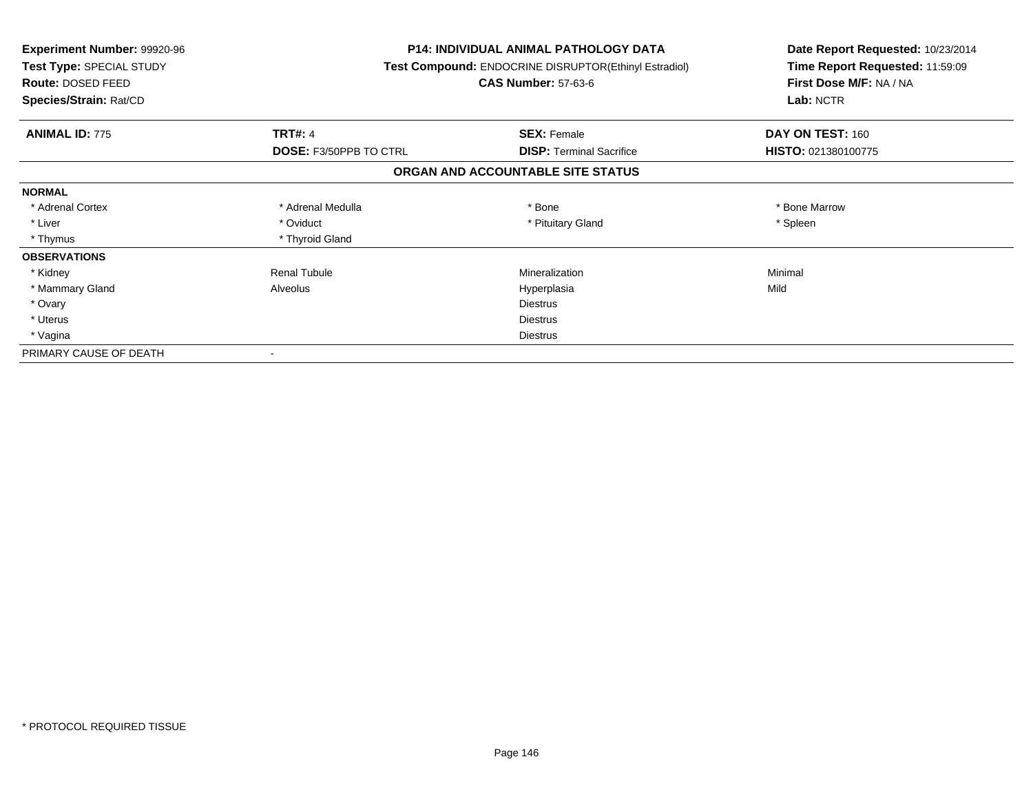**Experiment Number:** 99920-96
**Test Type:** SPECIAL STUDY
**Route:** DOSED FEED
**Species/Strain:** Rat/CD

**P14: INDIVIDUAL ANIMAL PATHOLOGY DATA**
**Test Compound:** ENDOCRINE DISRUPTOR(Ethinyl Estradiol)
**CAS Number:** 57-63-6

**Date Report Requested:** 10/23/2014
**Time Report Requested:** 11:59:09
**First Dose M/F:** NA / NA
**Lab:** NCTR

| **ANIMAL ID:** 775 | **TRT#:** 4 | **SEX:** Female | **DAY ON TEST:** 160 |
|---|---|---|---|
| | **DOSE:** F3/50PPB TO CTRL | **DISP:** Terminal Sacrifice | **HISTO:** 021380100775 |

## ORGAN AND ACCOUNTABLE SITE STATUS

| | | | |
|---|---|---|---|
| **NORMAL** | | | |
| * Adrenal Cortex | * Adrenal Medulla | * Bone | * Bone Marrow |
| * Liver | * Oviduct | * Pituitary Gland | * Spleen |
| * Thymus | * Thyroid Gland | | |
| **OBSERVATIONS** | | | |
| * Kidney | Renal Tubule | Mineralization | Minimal |
| * Mammary Gland | Alveolus | Hyperplasia | Mild |
| * Ovary | | Diestrus | |
| * Uterus | | Diestrus | |
| * Vagina | | Diestrus | |
| PRIMARY CAUSE OF DEATH | - | | |

* PROTOCOL REQUIRED TISSUE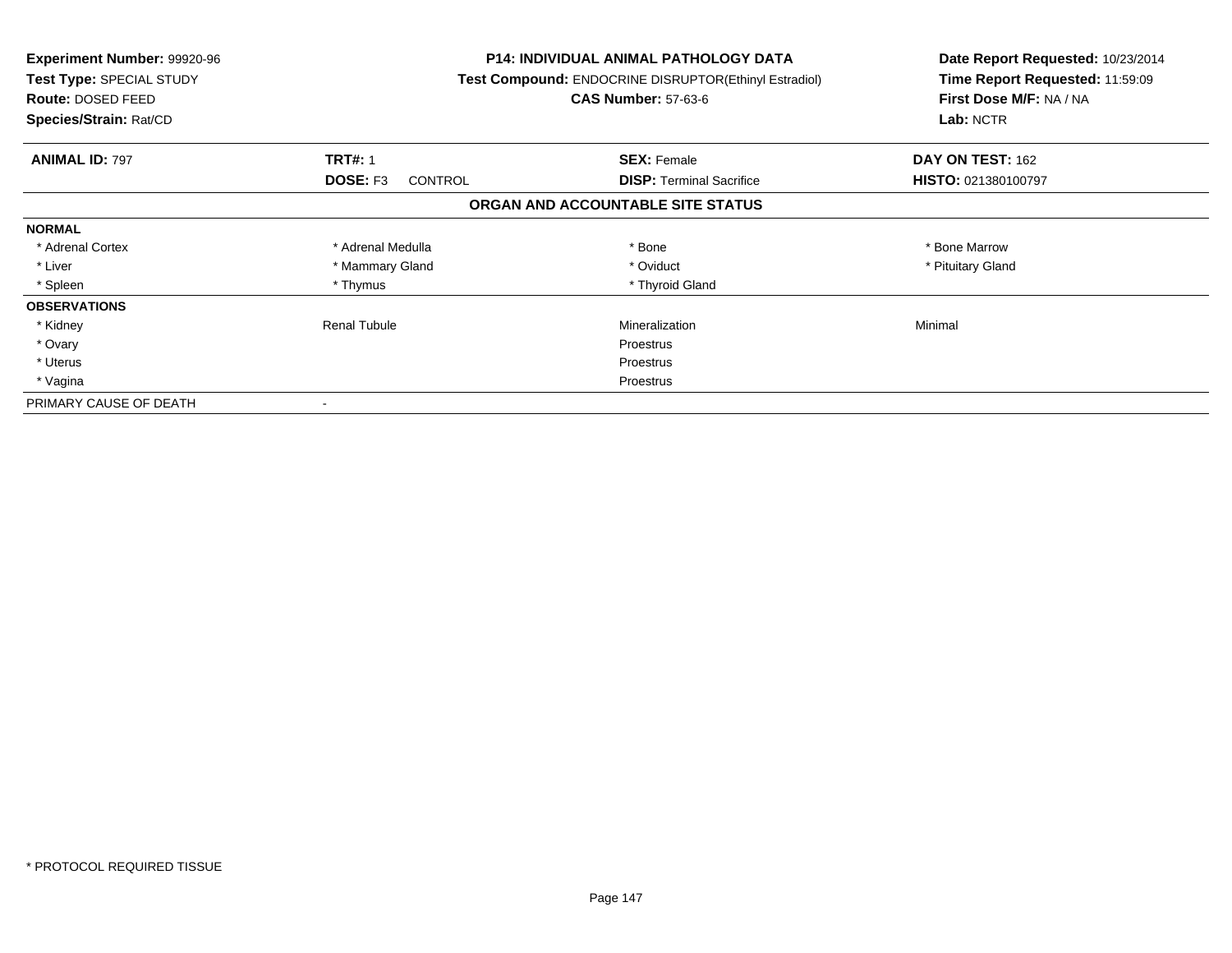**Experiment Number:** 99920-96
**Test Type:** SPECIAL STUDY
**Route:** DOSED FEED
**Species/Strain:** Rat/CD

**P14: INDIVIDUAL ANIMAL PATHOLOGY DATA**
**Test Compound:** ENDOCRINE DISRUPTOR(Ethinyl Estradiol)
**CAS Number:** 57-63-6

**Date Report Requested:** 10/23/2014
**Time Report Requested:** 11:59:09
**First Dose M/F:** NA / NA
**Lab:** NCTR

| **ANIMAL ID:** 797 | **TRT#:** 1 | **SEX:** Female | **DAY ON TEST:** 162 |
|---|---|---|---|
| | **DOSE:** F3 CONTROL | **DISP:** Terminal Sacrifice | **HISTO:** 021380100797 |

## ORGAN AND ACCOUNTABLE SITE STATUS

| | | | |
|---|---|---|---|
| **NORMAL** | | | |
| * Adrenal Cortex | * Adrenal Medulla | * Bone | * Bone Marrow |
| * Liver | * Mammary Gland | * Oviduct | * Pituitary Gland |
| * Spleen | * Thymus | * Thyroid Gland | |
| **OBSERVATIONS** | | | |
| * Kidney | Renal Tubule | Mineralization | Minimal |
| * Ovary | | Proestrus | |
| * Uterus | | Proestrus | |
| * Vagina | | Proestrus | |
| PRIMARY CAUSE OF DEATH | - | | |

* PROTOCOL REQUIRED TISSUE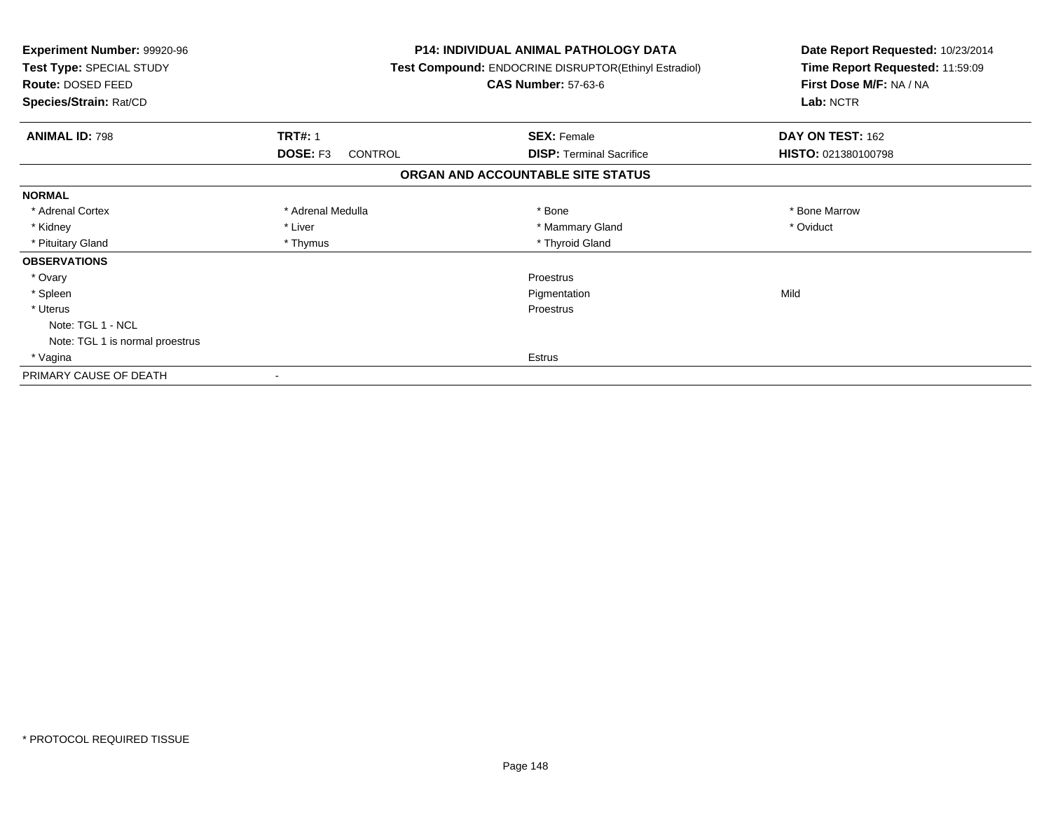**Experiment Number:** 99920-96
**Test Type:** SPECIAL STUDY
**Route:** DOSED FEED
**Species/Strain:** Rat/CD

**P14: INDIVIDUAL ANIMAL PATHOLOGY DATA**
**Test Compound:** ENDOCRINE DISRUPTOR(Ethinyl Estradiol)
**CAS Number:** 57-63-6

**Date Report Requested:** 10/23/2014
**Time Report Requested:** 11:59:09
**First Dose M/F:** NA / NA
**Lab:** NCTR

| **ANIMAL ID:** 798 | **TRT#:** 1 | **SEX:** Female | **DAY ON TEST:** 162 |
|---|---|---|---|
| | **DOSE:** F3 CONTROL | **DISP:** Terminal Sacrifice | **HISTO:** 021380100798 |

## ORGAN AND ACCOUNTABLE SITE STATUS

| | | | |
|---|---|---|---|
| **NORMAL** | | | |
| * Adrenal Cortex | * Adrenal Medulla | * Bone | * Bone Marrow |
| * Kidney | * Liver | * Mammary Gland | * Oviduct |
| * Pituitary Gland | * Thymus | * Thyroid Gland | |
| **OBSERVATIONS** | | | |
| * Ovary | | Proestrus | |
| * Spleen | | Pigmentation | Mild |
| * Uterus | | Proestrus | |
| Note: TGL 1 - NCL | | | |
| Note: TGL 1 is normal proestrus | | | |
| * Vagina | | Estrus | |
| PRIMARY CAUSE OF DEATH | - | | |

* PROTOCOL REQUIRED TISSUE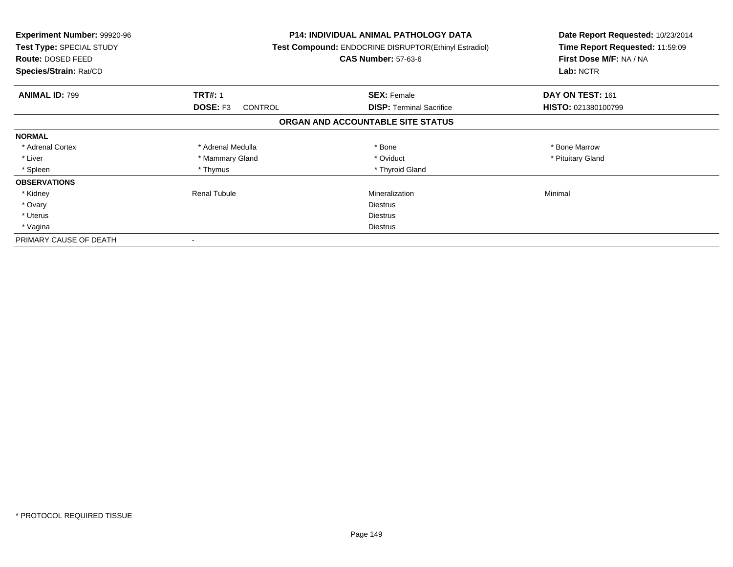**Experiment Number:** 99920-96
**Test Type:** SPECIAL STUDY
**Route:** DOSED FEED
**Species/Strain:** Rat/CD

**P14: INDIVIDUAL ANIMAL PATHOLOGY DATA**
**Test Compound:** ENDOCRINE DISRUPTOR(Ethinyl Estradiol)
**CAS Number:** 57-63-6

**Date Report Requested:** 10/23/2014
**Time Report Requested:** 11:59:09
**First Dose M/F:** NA / NA
**Lab:** NCTR

| **ANIMAL ID:** 799 | **TRT#:** 1 | **SEX:** Female | **DAY ON TEST:** 161 |
|---|---|---|---|
| | **DOSE:** F3 CONTROL | **DISP:** Terminal Sacrifice | **HISTO:** 021380100799 |

## ORGAN AND ACCOUNTABLE SITE STATUS

| | | | |
|---|---|---|---|
| **NORMAL** | | | |
| * Adrenal Cortex | * Adrenal Medulla | * Bone | * Bone Marrow |
| * Liver | * Mammary Gland | * Oviduct | * Pituitary Gland |
| * Spleen | * Thymus | * Thyroid Gland | |
| **OBSERVATIONS** | | | |
| * Kidney | Renal Tubule | Mineralization | Minimal |
| * Ovary | | Diestrus | |
| * Uterus | | Diestrus | |
| * Vagina | | Diestrus | |
| PRIMARY CAUSE OF DEATH | - | | |

* PROTOCOL REQUIRED TISSUE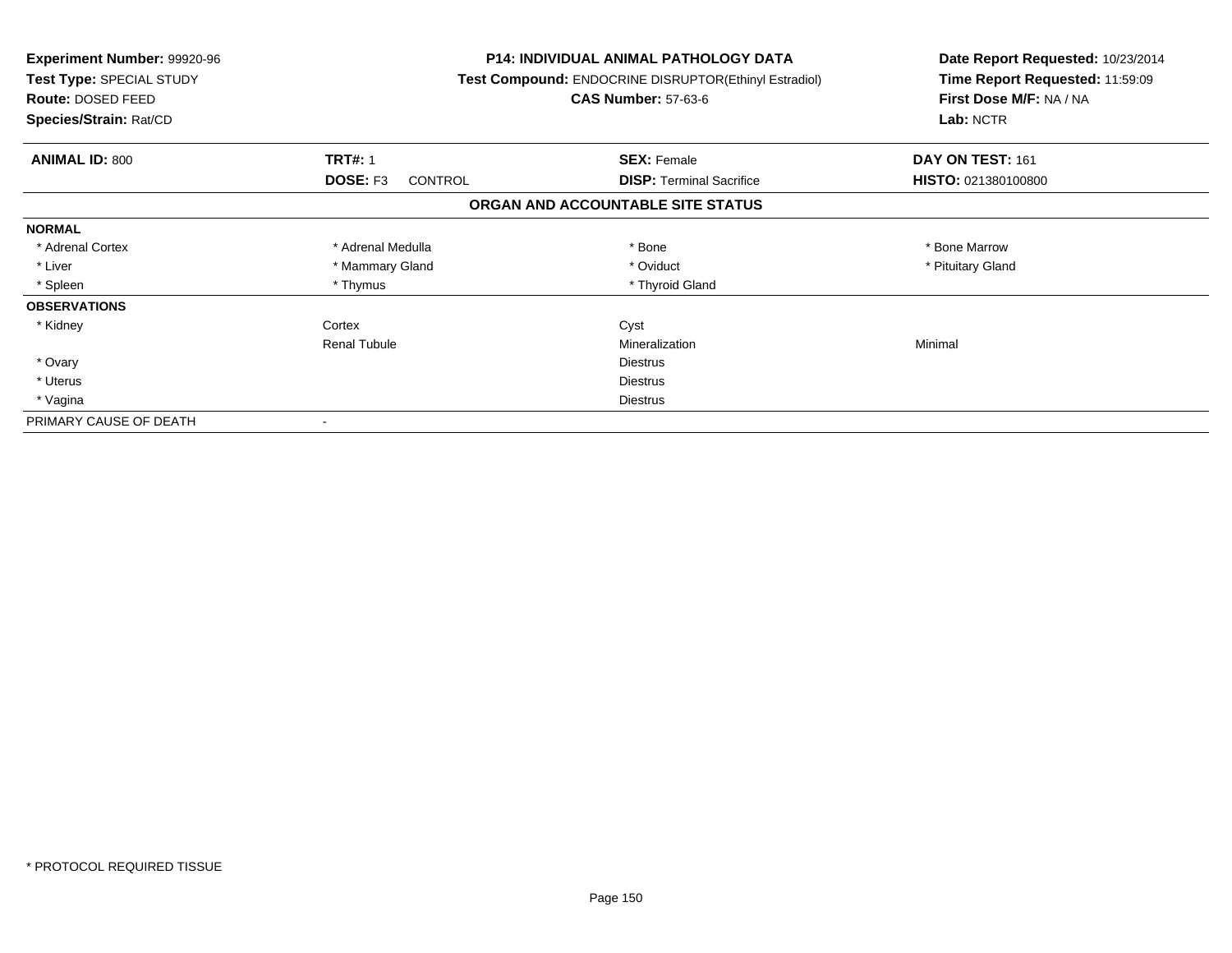**Experiment Number:** 99920-96
**Test Type:** SPECIAL STUDY
**Route:** DOSED FEED
**Species/Strain:** Rat/CD

**P14: INDIVIDUAL ANIMAL PATHOLOGY DATA**
**Test Compound:** ENDOCRINE DISRUPTOR(Ethinyl Estradiol)
**CAS Number:** 57-63-6

**Date Report Requested:** 10/23/2014
**Time Report Requested:** 11:59:09
**First Dose M/F:** NA / NA
**Lab:** NCTR

| **ANIMAL ID:** 800 | **TRT#:** 1 | **SEX:** Female | **DAY ON TEST:** 161 |
|---|---|---|---|
| | **DOSE:** F3 CONTROL | **DISP:** Terminal Sacrifice | **HISTO:** 021380100800 |

## ORGAN AND ACCOUNTABLE SITE STATUS

| | | | |
|---|---|---|---|
| **NORMAL** | | | |
| * Adrenal Cortex | * Adrenal Medulla | * Bone | * Bone Marrow |
| * Liver | * Mammary Gland | * Oviduct | * Pituitary Gland |
| * Spleen | * Thymus | * Thyroid Gland | |
| **OBSERVATIONS** | | | |
| * Kidney | Cortex | Cyst | |
| | Renal Tubule | Mineralization | Minimal |
| * Ovary | | Diestrus | |
| * Uterus | | Diestrus | |
| * Vagina | | Diestrus | |
| PRIMARY CAUSE OF DEATH | - | | |

* PROTOCOL REQUIRED TISSUE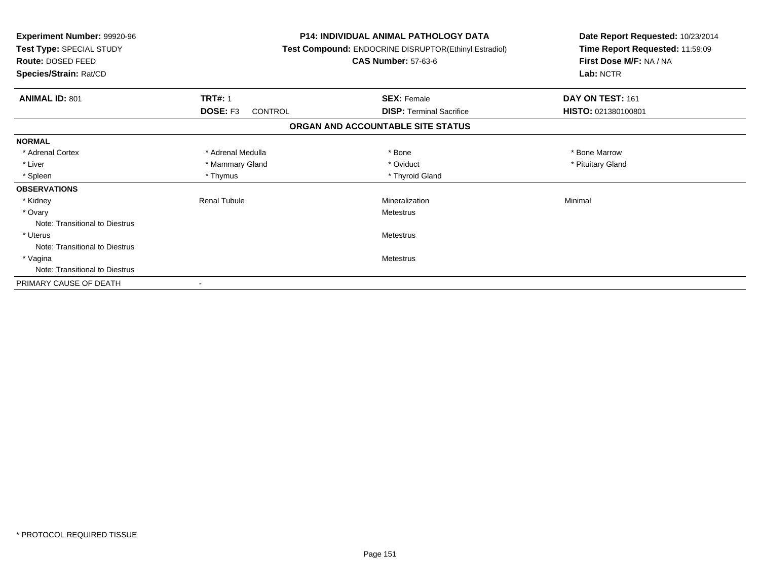**Experiment Number:** 99920-96
**Test Type:** SPECIAL STUDY
**Route:** DOSED FEED
**Species/Strain:** Rat/CD

**P14: INDIVIDUAL ANIMAL PATHOLOGY DATA**
**Test Compound:** ENDOCRINE DISRUPTOR(Ethinyl Estradiol)
**CAS Number:** 57-63-6

**Date Report Requested:** 10/23/2014
**Time Report Requested:** 11:59:09
**First Dose M/F:** NA / NA
**Lab:** NCTR

| **ANIMAL ID:** 801 | **TRT#:** 1 | **SEX:** Female | **DAY ON TEST:** 161 |
|---|---|---|---|
| | **DOSE:** F3 CONTROL | **DISP:** Terminal Sacrifice | **HISTO:** 021380100801 |

## ORGAN AND ACCOUNTABLE SITE STATUS

| | | | |
|---|---|---|---|
| **NORMAL** | | | |
| * Adrenal Cortex | * Adrenal Medulla | * Bone | * Bone Marrow |
| * Liver | * Mammary Gland | * Oviduct | * Pituitary Gland |
| * Spleen | * Thymus | * Thyroid Gland | |
| **OBSERVATIONS** | | | |
| * Kidney | Renal Tubule | Mineralization | Minimal |
| * Ovary | | Metestrus | |
| Note: Transitional to Diestrus | | | |
| * Uterus | | Metestrus | |
| Note: Transitional to Diestrus | | | |
| * Vagina | | Metestrus | |
| Note: Transitional to Diestrus | | | |
| PRIMARY CAUSE OF DEATH | - | | |

* PROTOCOL REQUIRED TISSUE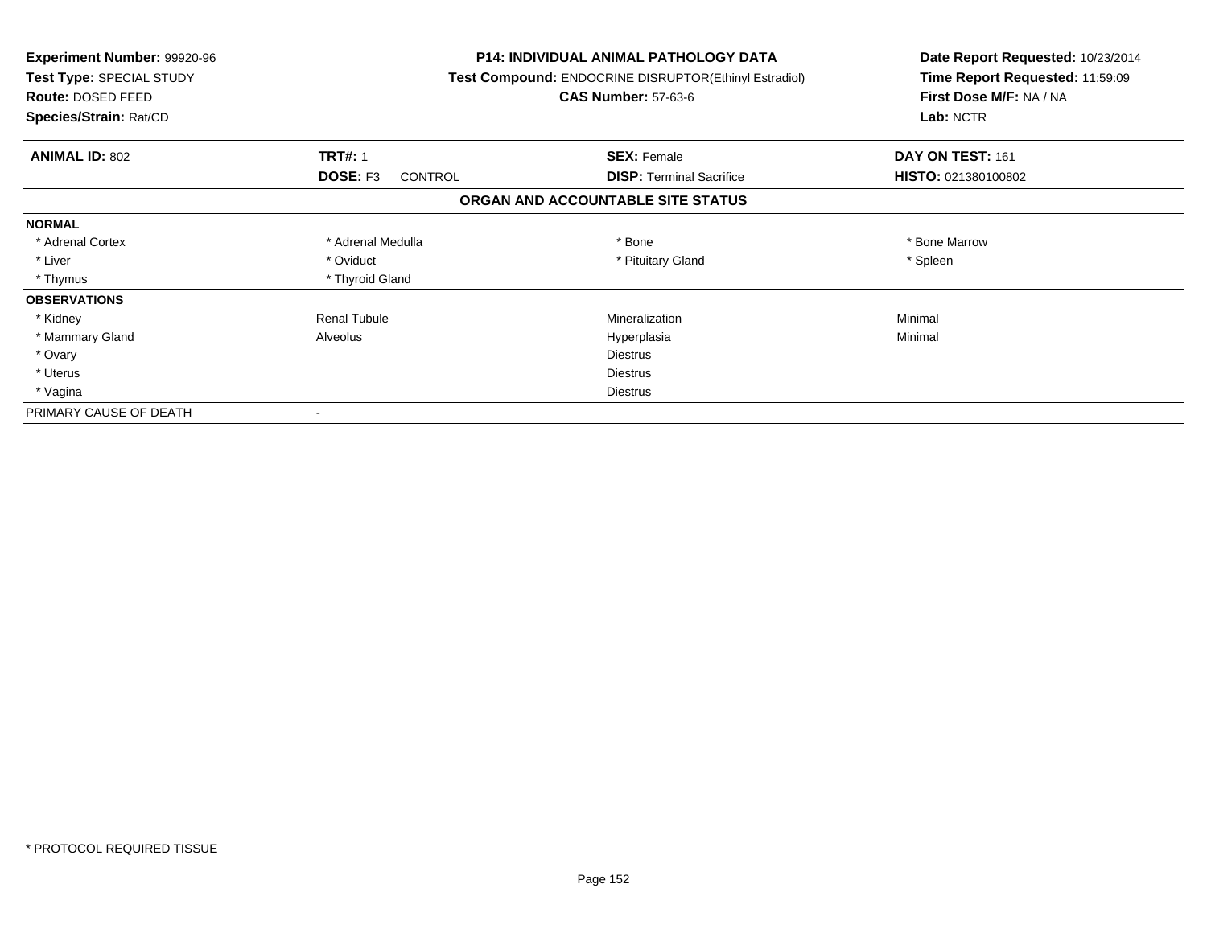**Experiment Number:** 99920-96
**Test Type:** SPECIAL STUDY
**Route:** DOSED FEED
**Species/Strain:** Rat/CD

**P14: INDIVIDUAL ANIMAL PATHOLOGY DATA**
**Test Compound:** ENDOCRINE DISRUPTOR(Ethinyl Estradiol)
**CAS Number:** 57-63-6

**Date Report Requested:** 10/23/2014
**Time Report Requested:** 11:59:09
**First Dose M/F:** NA / NA
**Lab:** NCTR

| **ANIMAL ID:** 802 | **TRT#:** 1 | **SEX:** Female | **DAY ON TEST:** 161 |
|---|---|---|---|
| | **DOSE:** F3 CONTROL | **DISP:** Terminal Sacrifice | **HISTO:** 021380100802 |

**ORGAN AND ACCOUNTABLE SITE STATUS**

| | | | |
|---|---|---|---|
| **NORMAL** | | | |
| * Adrenal Cortex | * Adrenal Medulla | * Bone | * Bone Marrow |
| * Liver | * Oviduct | * Pituitary Gland | * Spleen |
| * Thymus | * Thyroid Gland | | |
| **OBSERVATIONS** | | | |
| * Kidney | Renal Tubule | Mineralization | Minimal |
| * Mammary Gland | Alveolus | Hyperplasia | Minimal |
| * Ovary | | Diestrus | |
| * Uterus | | Diestrus | |
| * Vagina | | Diestrus | |
| PRIMARY CAUSE OF DEATH | - | | |

* PROTOCOL REQUIRED TISSUE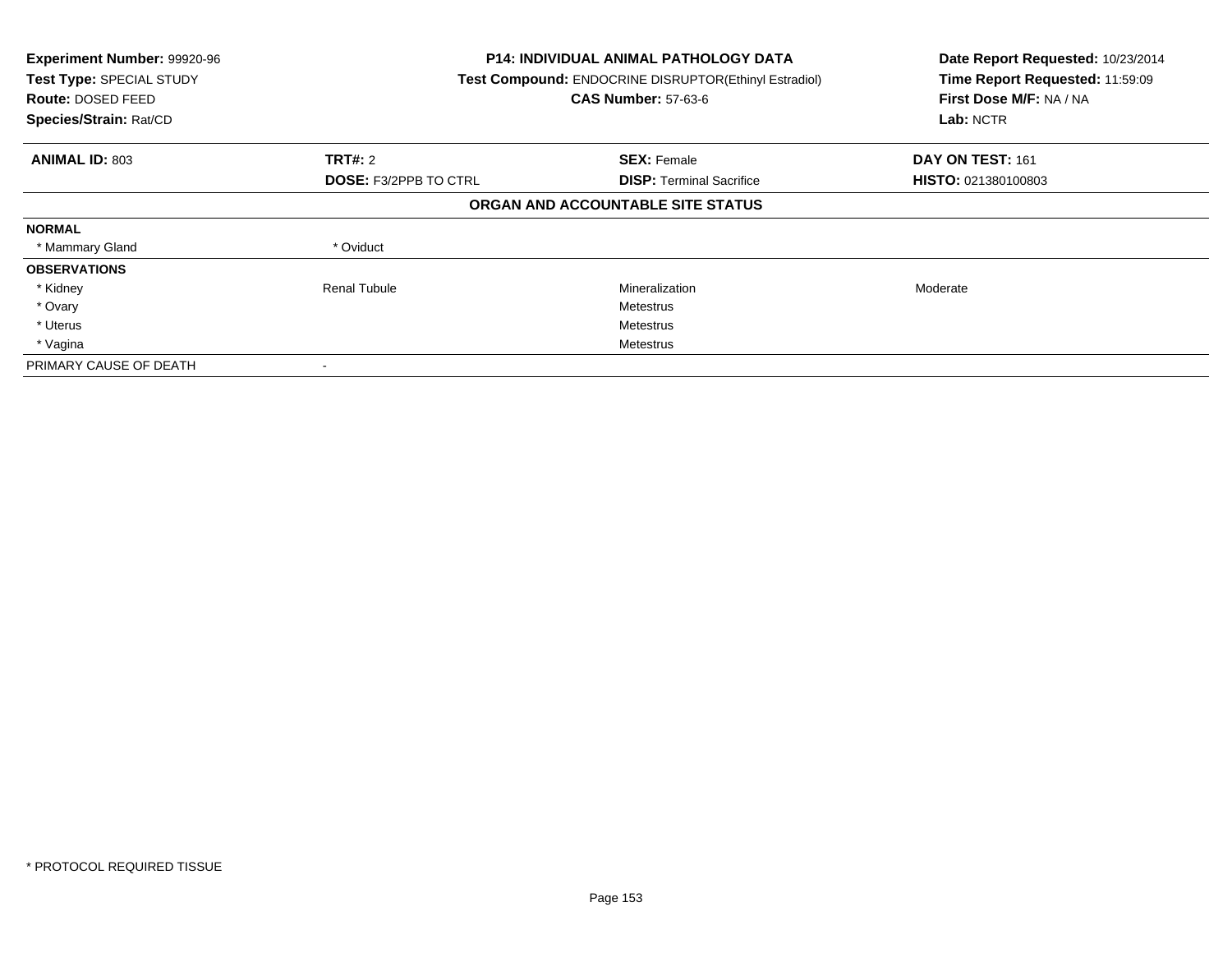**Experiment Number:** 99920-96
**Test Type:** SPECIAL STUDY
**Route:** DOSED FEED
**Species/Strain:** Rat/CD

**P14: INDIVIDUAL ANIMAL PATHOLOGY DATA**
**Test Compound:** ENDOCRINE DISRUPTOR(Ethinyl Estradiol)
**CAS Number:** 57-63-6

**Date Report Requested:** 10/23/2014
**Time Report Requested:** 11:59:09
**First Dose M/F:** NA / NA
**Lab:** NCTR

| **ANIMAL ID:** 803 | **TRT#:** 2 | **SEX:** Female | **DAY ON TEST:** 161 |
|---|---|---|---|
| | **DOSE:** F3/2PPB TO CTRL | **DISP:** Terminal Sacrifice | **HISTO:** 021380100803 |

**ORGAN AND ACCOUNTABLE SITE STATUS**

| | | | |
|---|---|---|---|
| **NORMAL** | | | |
| * Mammary Gland | * Oviduct | | |
| **OBSERVATIONS** | | | |
| * Kidney | Renal Tubule | Mineralization | Moderate |
| * Ovary | | Metestrus | |
| * Uterus | | Metestrus | |
| * Vagina | | Metestrus | |
| PRIMARY CAUSE OF DEATH | - | | |

* PROTOCOL REQUIRED TISSUE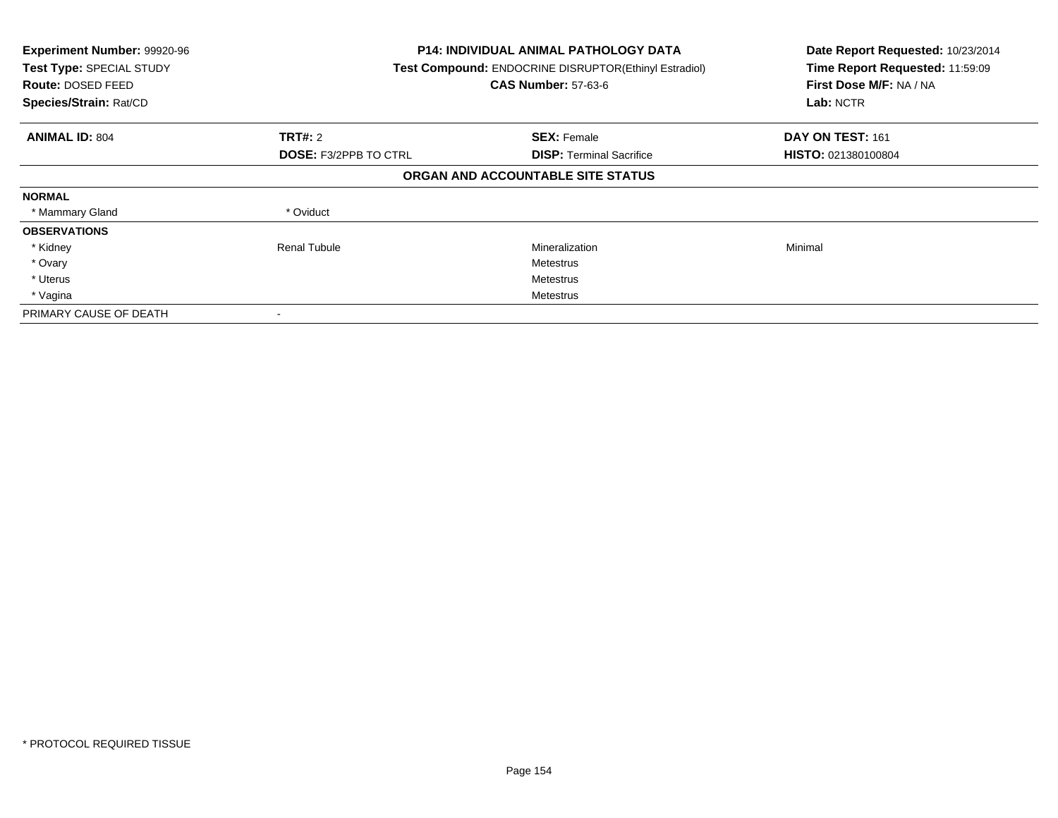**Experiment Number:** 99920-96
**Test Type:** SPECIAL STUDY
**Route:** DOSED FEED
**Species/Strain:** Rat/CD

**P14: INDIVIDUAL ANIMAL PATHOLOGY DATA**
**Test Compound:** ENDOCRINE DISRUPTOR(Ethinyl Estradiol)
**CAS Number:** 57-63-6

**Date Report Requested:** 10/23/2014
**Time Report Requested:** 11:59:09
**First Dose M/F:** NA / NA
**Lab:** NCTR

| **ANIMAL ID:** 804 | **TRT#:** 2 | **SEX:** Female | **DAY ON TEST:** 161 |
|---|---|---|---|
| | **DOSE:** F3/2PPB TO CTRL | **DISP:** Terminal Sacrifice | **HISTO:** 021380100804 |

**ORGAN AND ACCOUNTABLE SITE STATUS**

| | | | |
|---|---|---|---|
| **NORMAL** | | | |
| * Mammary Gland | * Oviduct | | |
| **OBSERVATIONS** | | | |
| * Kidney | Renal Tubule | Mineralization | Minimal |
| * Ovary | | Metestrus | |
| * Uterus | | Metestrus | |
| * Vagina | | Metestrus | |
| PRIMARY CAUSE OF DEATH | - | | |

* PROTOCOL REQUIRED TISSUE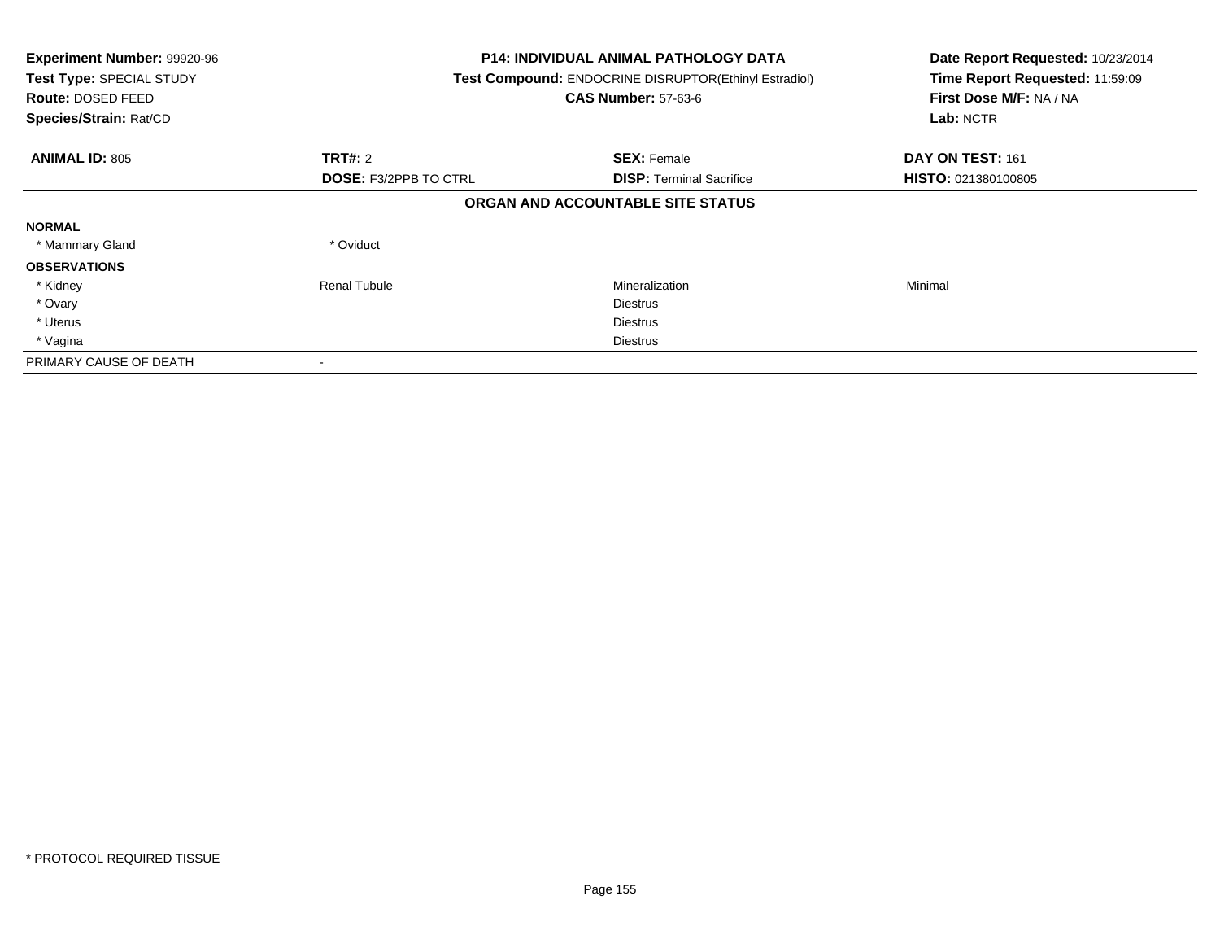**Experiment Number:** 99920-96
**Test Type:** SPECIAL STUDY
**Route:** DOSED FEED
**Species/Strain:** Rat/CD

**P14: INDIVIDUAL ANIMAL PATHOLOGY DATA**
**Test Compound:** ENDOCRINE DISRUPTOR(Ethinyl Estradiol)
**CAS Number:** 57-63-6

**Date Report Requested:** 10/23/2014
**Time Report Requested:** 11:59:09
**First Dose M/F:** NA / NA
**Lab:** NCTR

| **ANIMAL ID:** 805 | **TRT#:** 2 | **SEX:** Female | **DAY ON TEST:** 161 |
|---|---|---|---|
| | **DOSE:** F3/2PPB TO CTRL | **DISP:** Terminal Sacrifice | **HISTO:** 021380100805 |

**ORGAN AND ACCOUNTABLE SITE STATUS**

| | | | |
|---|---|---|---|
| **NORMAL** | | | |
| * Mammary Gland | * Oviduct | | |
| **OBSERVATIONS** | | | |
| * Kidney | Renal Tubule | Mineralization | Minimal |
| * Ovary | | Diestrus | |
| * Uterus | | Diestrus | |
| * Vagina | | Diestrus | |
| PRIMARY CAUSE OF DEATH | - | | |

* PROTOCOL REQUIRED TISSUE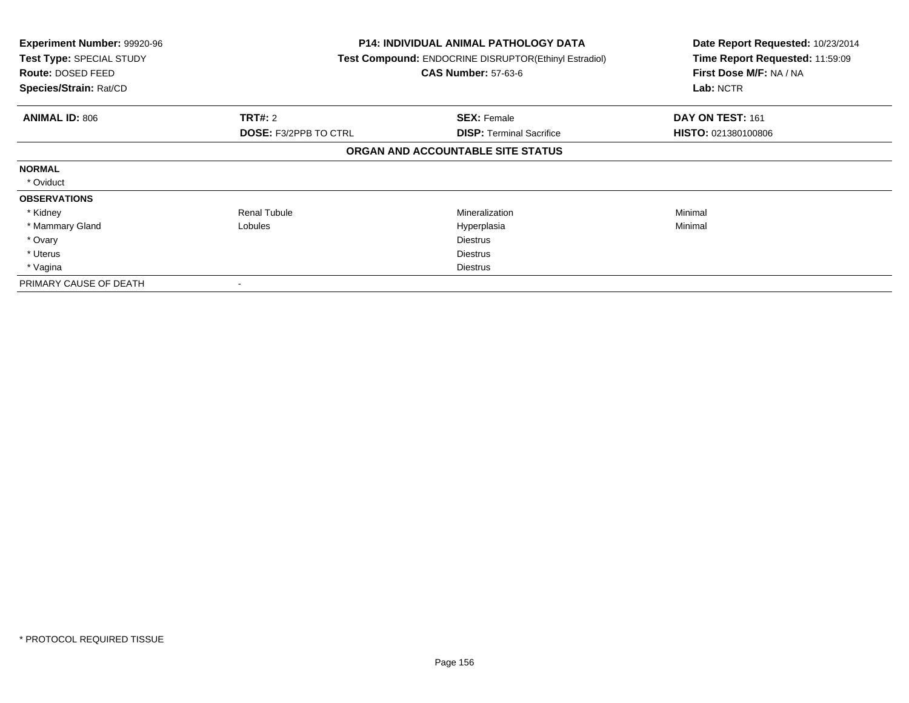**Experiment Number:** 99920-96
**Test Type:** SPECIAL STUDY
**Route:** DOSED FEED
**Species/Strain:** Rat/CD

**P14: INDIVIDUAL ANIMAL PATHOLOGY DATA**
**Test Compound:** ENDOCRINE DISRUPTOR(Ethinyl Estradiol)
**CAS Number:** 57-63-6

**Date Report Requested:** 10/23/2014
**Time Report Requested:** 11:59:09
**First Dose M/F:** NA / NA
**Lab:** NCTR

| **ANIMAL ID:** 806 | **TRT#:** 2 | **SEX:** Female | **DAY ON TEST:** 161 |
|---|---|---|---|
| | **DOSE:** F3/2PPB TO CTRL | **DISP:** Terminal Sacrifice | **HISTO:** 021380100806 |

**ORGAN AND ACCOUNTABLE SITE STATUS**

| | | | |
|---|---|---|---|
| **NORMAL** | | | |
| * Oviduct | | | |
| **OBSERVATIONS** | | | |
| * Kidney | Renal Tubule | Mineralization | Minimal |
| * Mammary Gland | Lobules | Hyperplasia | Minimal |
| * Ovary | | Diestrus | |
| * Uterus | | Diestrus | |
| * Vagina | | Diestrus | |
| PRIMARY CAUSE OF DEATH | - | | |

* PROTOCOL REQUIRED TISSUE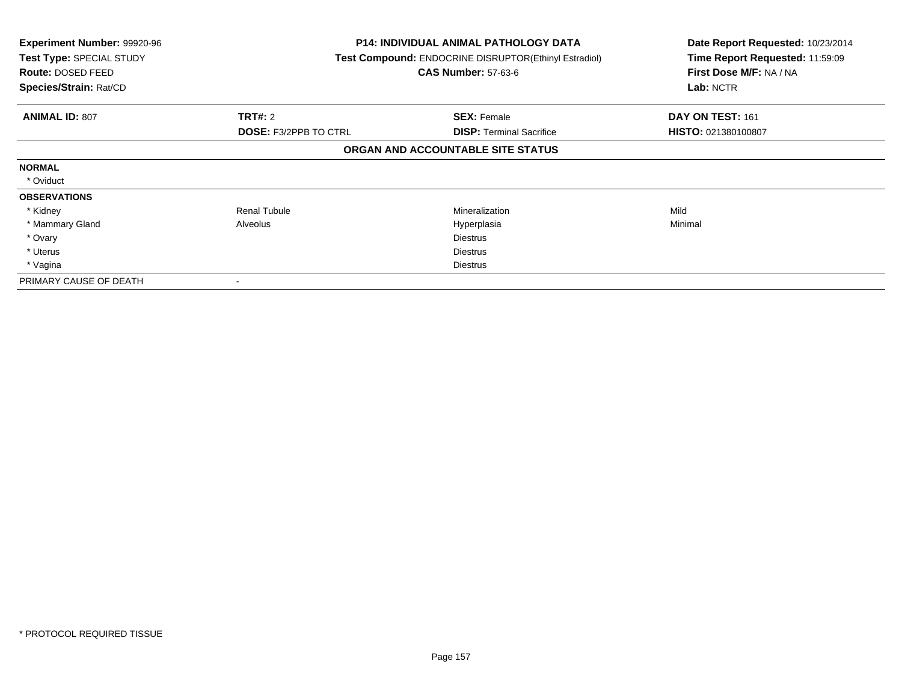**Experiment Number:** 99920-96
**Test Type:** SPECIAL STUDY
**Route:** DOSED FEED
**Species/Strain:** Rat/CD

**P14: INDIVIDUAL ANIMAL PATHOLOGY DATA**
**Test Compound:** ENDOCRINE DISRUPTOR(Ethinyl Estradiol)
**CAS Number:** 57-63-6

**Date Report Requested:** 10/23/2014
**Time Report Requested:** 11:59:09
**First Dose M/F:** NA / NA
**Lab:** NCTR

| **ANIMAL ID:** 807 | **TRT#:** 2 | **SEX:** Female | **DAY ON TEST:** 161 |
|---|---|---|---|
| | **DOSE:** F3/2PPB TO CTRL | **DISP:** Terminal Sacrifice | **HISTO:** 021380100807 |

**ORGAN AND ACCOUNTABLE SITE STATUS**

| | | | |
|---|---|---|---|
| **NORMAL** | | | |
| * Oviduct | | | |
| **OBSERVATIONS** | | | |
| * Kidney | Renal Tubule | Mineralization | Mild |
| * Mammary Gland | Alveolus | Hyperplasia | Minimal |
| * Ovary | | Diestrus | |
| * Uterus | | Diestrus | |
| * Vagina | | Diestrus | |
| PRIMARY CAUSE OF DEATH | - | | |

* PROTOCOL REQUIRED TISSUE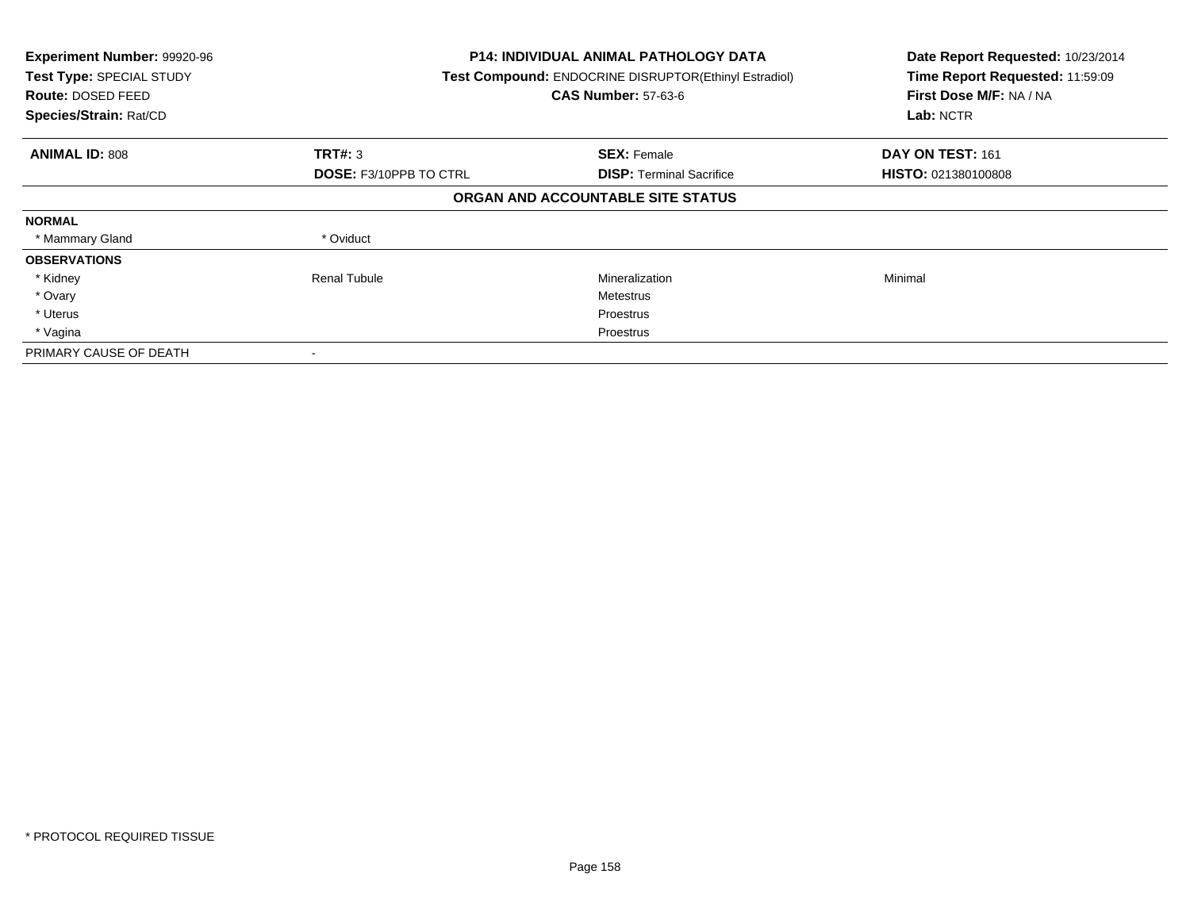**Experiment Number:** 99920-96
**Test Type:** SPECIAL STUDY
**Route:** DOSED FEED
**Species/Strain:** Rat/CD

**P14: INDIVIDUAL ANIMAL PATHOLOGY DATA**
**Test Compound:** ENDOCRINE DISRUPTOR(Ethinyl Estradiol)
**CAS Number:** 57-63-6

**Date Report Requested:** 10/23/2014
**Time Report Requested:** 11:59:09
**First Dose M/F:** NA / NA
**Lab:** NCTR

| **ANIMAL ID:** 808 | **TRT#:** 3 | **SEX:** Female | **DAY ON TEST:** 161 |
|---|---|---|---|
| | **DOSE:** F3/10PPB TO CTRL | **DISP:** Terminal Sacrifice | **HISTO:** 021380100808 |

**ORGAN AND ACCOUNTABLE SITE STATUS**

| | | | |
|---|---|---|---|
| **NORMAL** | | | |
| * Mammary Gland | * Oviduct | | |
| **OBSERVATIONS** | | | |
| * Kidney | Renal Tubule | Mineralization | Minimal |
| * Ovary | | Metestrus | |
| * Uterus | | Proestrus | |
| * Vagina | | Proestrus | |
| PRIMARY CAUSE OF DEATH | - | | |

* PROTOCOL REQUIRED TISSUE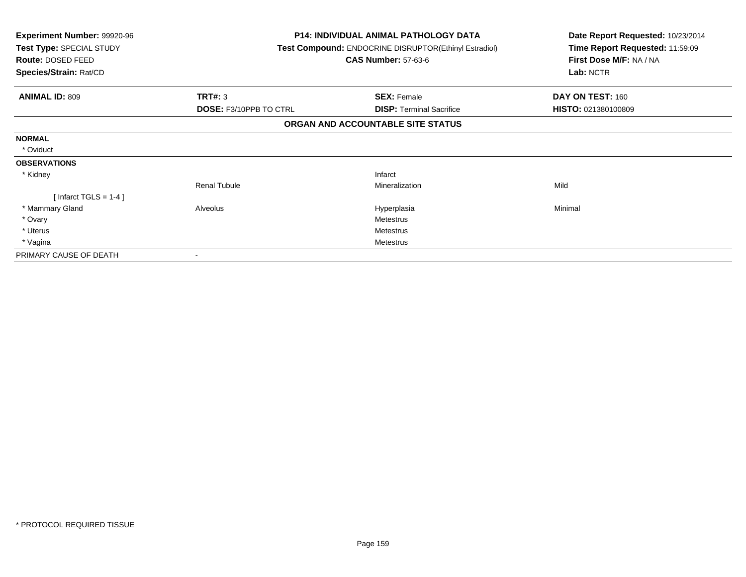**Experiment Number:** 99920-96
**Test Type:** SPECIAL STUDY
**Route:** DOSED FEED
**Species/Strain:** Rat/CD

**P14: INDIVIDUAL ANIMAL PATHOLOGY DATA**
**Test Compound:** ENDOCRINE DISRUPTOR(Ethinyl Estradiol)
**CAS Number:** 57-63-6

**Date Report Requested:** 10/23/2014
**Time Report Requested:** 11:59:09
**First Dose M/F:** NA / NA
**Lab:** NCTR

| **ANIMAL ID:** 809 | **TRT#:** 3 | **SEX:** Female | **DAY ON TEST:** 160 |
|---|---|---|---|
| | **DOSE:** F3/10PPB TO CTRL | **DISP:** Terminal Sacrifice | **HISTO:** 021380100809 |

### ORGAN AND ACCOUNTABLE SITE STATUS

| | | | |
|---|---|---|---|
| **NORMAL** | | | |
| * Oviduct | | | |
| **OBSERVATIONS** | | | |
| * Kidney | | Infarct | |
| | Renal Tubule | Mineralization | Mild |
| [ Infarct TGLS = 1-4 ] | | | |
| * Mammary Gland | Alveolus | Hyperplasia | Minimal |
| * Ovary | | Metestrus | |
| * Uterus | | Metestrus | |
| * Vagina | | Metestrus | |
| PRIMARY CAUSE OF DEATH | - | | |

* PROTOCOL REQUIRED TISSUE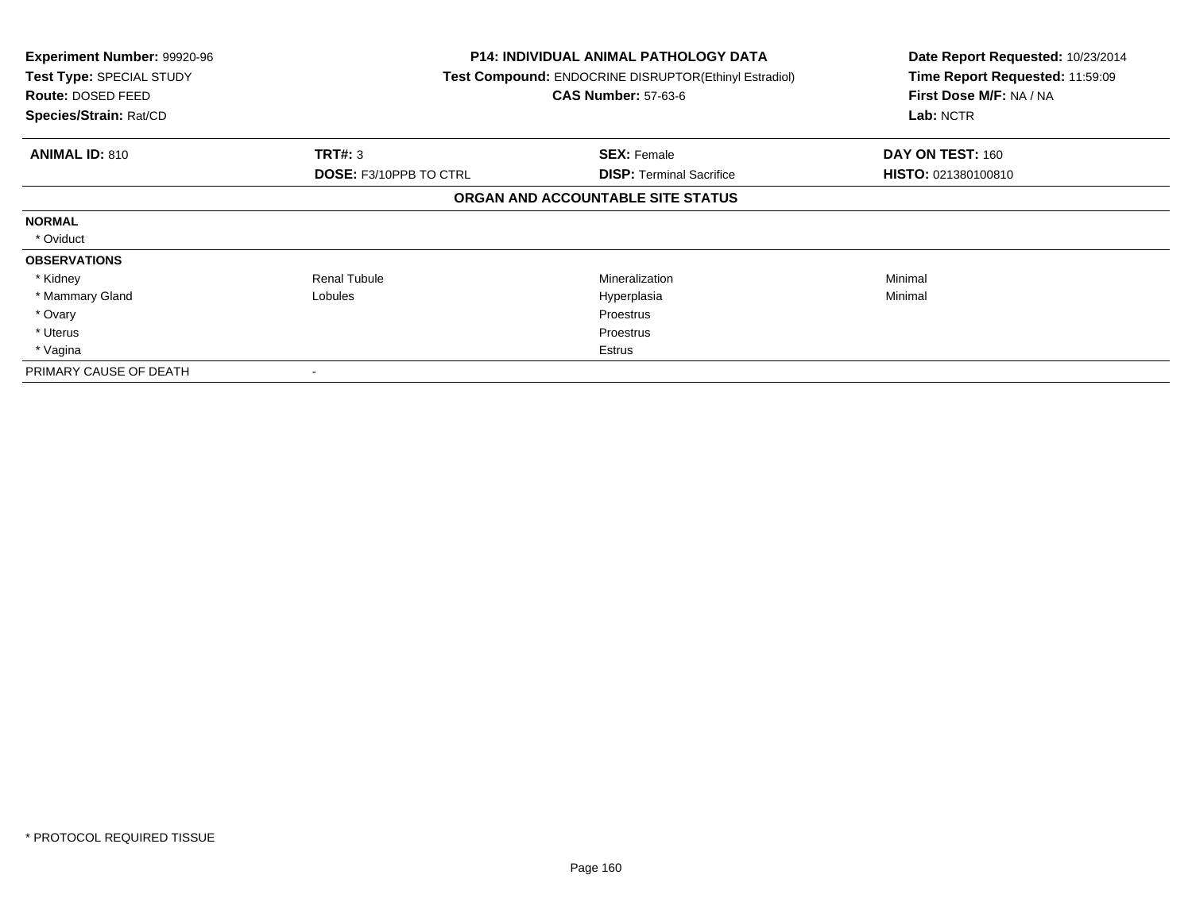**Experiment Number:** 99920-96
**Test Type:** SPECIAL STUDY
**Route:** DOSED FEED
**Species/Strain:** Rat/CD

**P14: INDIVIDUAL ANIMAL PATHOLOGY DATA**
**Test Compound:** ENDOCRINE DISRUPTOR(Ethinyl Estradiol)
**CAS Number:** 57-63-6

**Date Report Requested:** 10/23/2014
**Time Report Requested:** 11:59:09
**First Dose M/F:** NA / NA
**Lab:** NCTR

| **ANIMAL ID:** 810 | **TRT#:** 3 | **SEX:** Female | **DAY ON TEST:** 160 |
|---|---|---|---|
| | **DOSE:** F3/10PPB TO CTRL | **DISP:** Terminal Sacrifice | **HISTO:** 021380100810 |

## ORGAN AND ACCOUNTABLE SITE STATUS

| | | | |
|---|---|---|---|
| **NORMAL** | | | |
| * Oviduct | | | |
| **OBSERVATIONS** | | | |
| * Kidney | Renal Tubule | Mineralization | Minimal |
| * Mammary Gland | Lobules | Hyperplasia | Minimal |
| * Ovary | | Proestrus | |
| * Uterus | | Proestrus | |
| * Vagina | | Estrus | |
| PRIMARY CAUSE OF DEATH | - | | |

* PROTOCOL REQUIRED TISSUE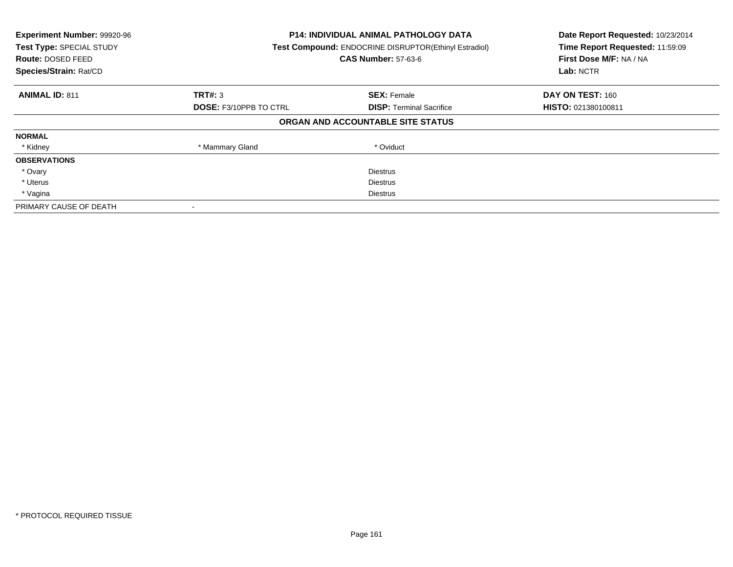**Experiment Number:** 99920-96
**Test Type:** SPECIAL STUDY
**Route:** DOSED FEED
**Species/Strain:** Rat/CD

**P14: INDIVIDUAL ANIMAL PATHOLOGY DATA**
**Test Compound:** ENDOCRINE DISRUPTOR(Ethinyl Estradiol)
**CAS Number:** 57-63-6

**Date Report Requested:** 10/23/2014
**Time Report Requested:** 11:59:09
**First Dose M/F:** NA / NA
**Lab:** NCTR

| **ANIMAL ID:** 811 | **TRT#:** 3 | **SEX:** Female | **DAY ON TEST:** 160 |
|---|---|---|---|
| | **DOSE:** F3/10PPB TO CTRL | **DISP:** Terminal Sacrifice | **HISTO:** 021380100811 |

**ORGAN AND ACCOUNTABLE SITE STATUS**

| | | | |
|---|---|---|---|
| **NORMAL** | | | |
| * Kidney | * Mammary Gland | * Oviduct | |
| **OBSERVATIONS** | | | |
| * Ovary | | Diestrus | |
| * Uterus | | Diestrus | |
| * Vagina | | Diestrus | |
| PRIMARY CAUSE OF DEATH | - | | |

* PROTOCOL REQUIRED TISSUE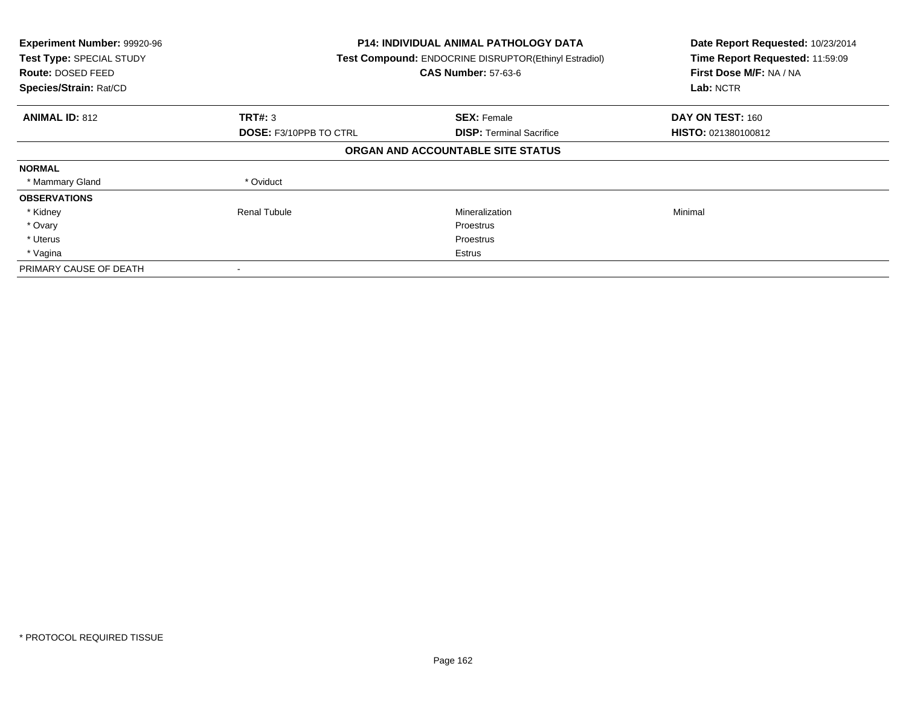**Experiment Number:** 99920-96
**Test Type:** SPECIAL STUDY
**Route:** DOSED FEED
**Species/Strain:** Rat/CD

**P14: INDIVIDUAL ANIMAL PATHOLOGY DATA**
**Test Compound:** ENDOCRINE DISRUPTOR(Ethinyl Estradiol)
**CAS Number:** 57-63-6

**Date Report Requested:** 10/23/2014
**Time Report Requested:** 11:59:09
**First Dose M/F:** NA / NA
**Lab:** NCTR

| **ANIMAL ID:** 812 | **TRT#:** 3 | **SEX:** Female | **DAY ON TEST:** 160 |
|---|---|---|---|
| | **DOSE:** F3/10PPB TO CTRL | **DISP:** Terminal Sacrifice | **HISTO:** 021380100812 |

**ORGAN AND ACCOUNTABLE SITE STATUS**

| | | | |
|---|---|---|---|
| **NORMAL** | | | |
| * Mammary Gland | * Oviduct | | |
| **OBSERVATIONS** | | | |
| * Kidney | Renal Tubule | Mineralization | Minimal |
| * Ovary | | Proestrus | |
| * Uterus | | Proestrus | |
| * Vagina | | Estrus | |
| PRIMARY CAUSE OF DEATH | - | | |

* PROTOCOL REQUIRED TISSUE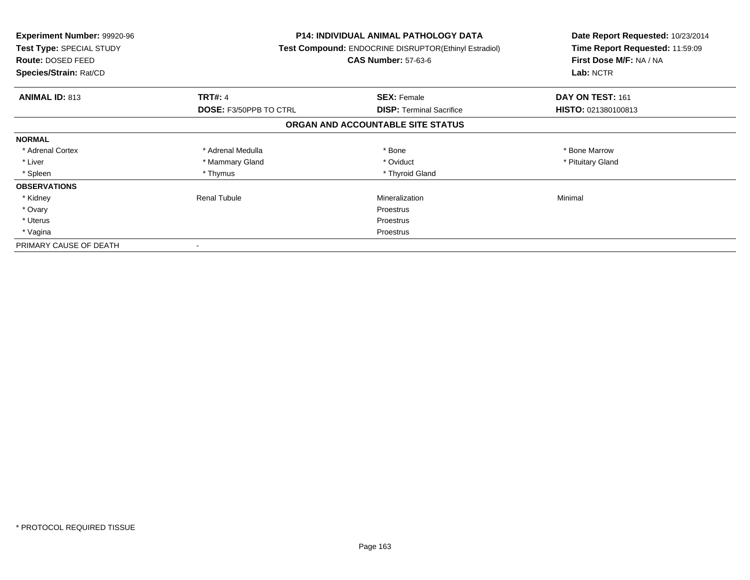**Experiment Number:** 99920-96
**Test Type:** SPECIAL STUDY
**Route:** DOSED FEED
**Species/Strain:** Rat/CD

**P14: INDIVIDUAL ANIMAL PATHOLOGY DATA**
**Test Compound:** ENDOCRINE DISRUPTOR(Ethinyl Estradiol)
**CAS Number:** 57-63-6

**Date Report Requested:** 10/23/2014
**Time Report Requested:** 11:59:09
**First Dose M/F:** NA / NA
**Lab:** NCTR

| **ANIMAL ID:** 813 | **TRT#:** 4 | **SEX:** Female | **DAY ON TEST:** 161 |
|---|---|---|---|
| | **DOSE:** F3/50PPB TO CTRL | **DISP:** Terminal Sacrifice | **HISTO:** 021380100813 |

## ORGAN AND ACCOUNTABLE SITE STATUS

| | | | |
|---|---|---|---|
| **NORMAL** | | | |
| * Adrenal Cortex | * Adrenal Medulla | * Bone | * Bone Marrow |
| * Liver | * Mammary Gland | * Oviduct | * Pituitary Gland |
| * Spleen | * Thymus | * Thyroid Gland | |
| **OBSERVATIONS** | | | |
| * Kidney | Renal Tubule | Mineralization | Minimal |
| * Ovary | | Proestrus | |
| * Uterus | | Proestrus | |
| * Vagina | | Proestrus | |
| PRIMARY CAUSE OF DEATH | - | | |

* PROTOCOL REQUIRED TISSUE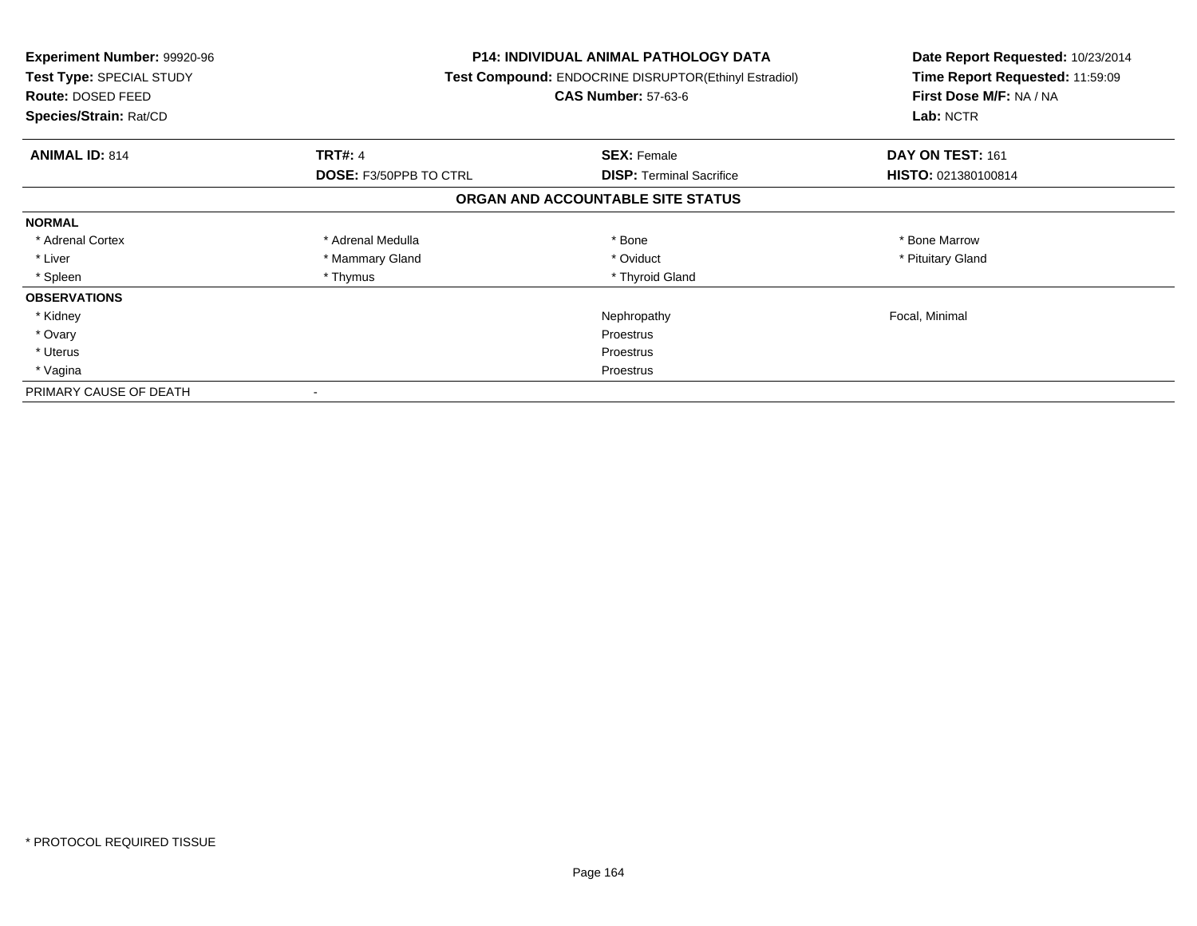**Experiment Number:** 99920-96
**Test Type:** SPECIAL STUDY
**Route:** DOSED FEED
**Species/Strain:** Rat/CD

**P14: INDIVIDUAL ANIMAL PATHOLOGY DATA**
**Test Compound:** ENDOCRINE DISRUPTOR(Ethinyl Estradiol)
**CAS Number:** 57-63-6

**Date Report Requested:** 10/23/2014
**Time Report Requested:** 11:59:09
**First Dose M/F:** NA / NA
**Lab:** NCTR

| **ANIMAL ID:** 814 | **TRT#:** 4 | **SEX:** Female | **DAY ON TEST:** 161 |
|---|---|---|---|
| | **DOSE:** F3/50PPB TO CTRL | **DISP:** Terminal Sacrifice | **HISTO:** 021380100814 |

## ORGAN AND ACCOUNTABLE SITE STATUS

| | | | |
|---|---|---|---|
| **NORMAL** | | | |
| * Adrenal Cortex | * Adrenal Medulla | * Bone | * Bone Marrow |
| * Liver | * Mammary Gland | * Oviduct | * Pituitary Gland |
| * Spleen | * Thymus | * Thyroid Gland | |
| **OBSERVATIONS** | | | |
| * Kidney | | Nephropathy | Focal, Minimal |
| * Ovary | | Proestrus | |
| * Uterus | | Proestrus | |
| * Vagina | | Proestrus | |
| PRIMARY CAUSE OF DEATH | - | | |

\* PROTOCOL REQUIRED TISSUE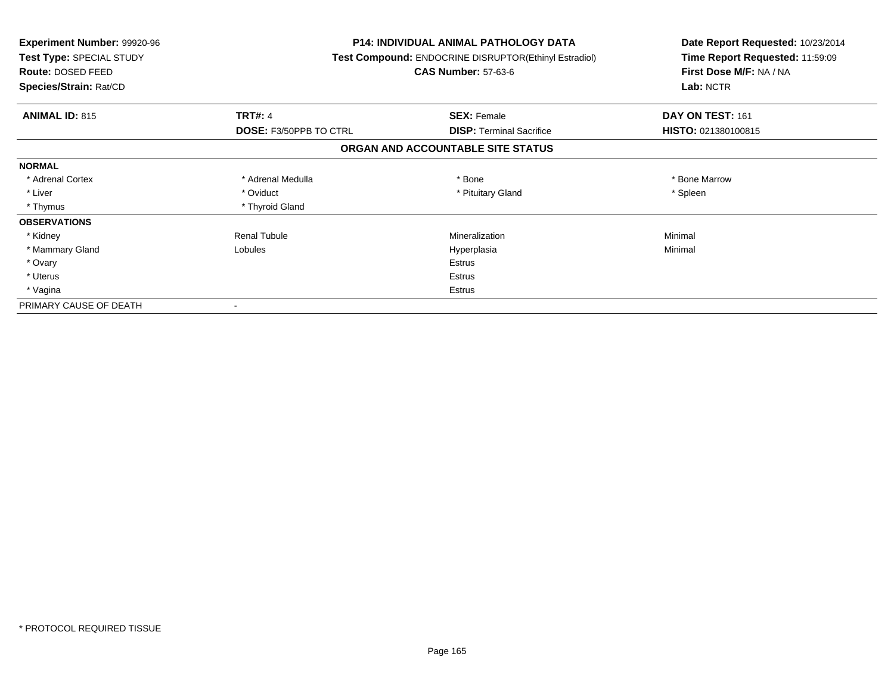**Experiment Number:** 99920-96
**Test Type:** SPECIAL STUDY
**Route:** DOSED FEED
**Species/Strain:** Rat/CD

**P14: INDIVIDUAL ANIMAL PATHOLOGY DATA**
**Test Compound:** ENDOCRINE DISRUPTOR(Ethinyl Estradiol)
**CAS Number:** 57-63-6

**Date Report Requested:** 10/23/2014
**Time Report Requested:** 11:59:09
**First Dose M/F:** NA / NA
**Lab:** NCTR

| **ANIMAL ID:** 815 | **TRT#:** 4 | **SEX:** Female | **DAY ON TEST:** 161 |
|---|---|---|---|
| | **DOSE:** F3/50PPB TO CTRL | **DISP:** Terminal Sacrifice | **HISTO:** 021380100815 |

## ORGAN AND ACCOUNTABLE SITE STATUS

| | | | |
|---|---|---|---|
| **NORMAL** | | | |
| * Adrenal Cortex | * Adrenal Medulla | * Bone | * Bone Marrow |
| * Liver | * Oviduct | * Pituitary Gland | * Spleen |
| * Thymus | * Thyroid Gland | | |
| **OBSERVATIONS** | | | |
| * Kidney | Renal Tubule | Mineralization | Minimal |
| * Mammary Gland | Lobules | Hyperplasia | Minimal |
| * Ovary | | Estrus | |
| * Uterus | | Estrus | |
| * Vagina | | Estrus | |
| PRIMARY CAUSE OF DEATH | - | | |

* PROTOCOL REQUIRED TISSUE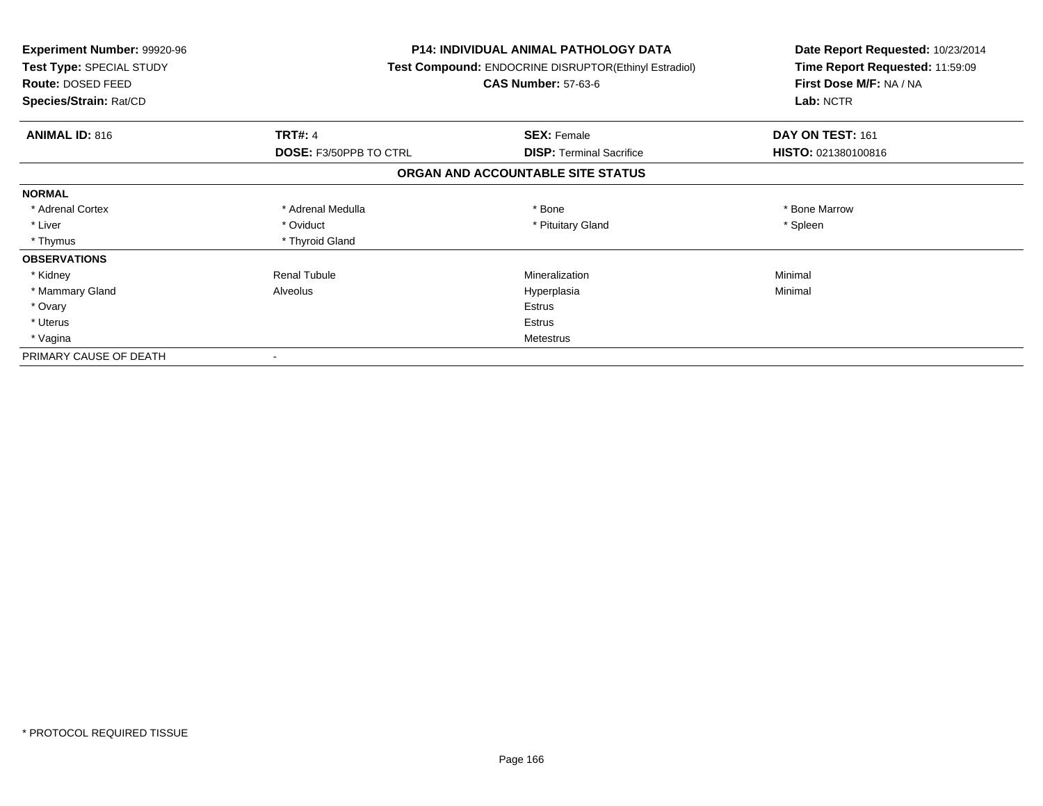| **Experiment Number:** 99920-96 | **P14: INDIVIDUAL ANIMAL PATHOLOGY DATA** | | **Date Report Requested:** 10/23/2014 |
|---|---|---|---|
| **Test Type:** SPECIAL STUDY | **Test Compound:** ENDOCRINE DISRUPTOR(Ethinyl Estradiol) | | **Time Report Requested:** 11:59:09 |
| **Route:** DOSED FEED | **CAS Number:** 57-63-6 | | **First Dose M/F:** NA / NA |
| **Species/Strain:** Rat/CD | | | **Lab:** NCTR |

| **ANIMAL ID:** 816 | **TRT#:** 4 | **SEX:** Female | **DAY ON TEST:** 161 |
|---|---|---|---|
| | **DOSE:** F3/50PPB TO CTRL | **DISP:** Terminal Sacrifice | **HISTO:** 021380100816 |

**ORGAN AND ACCOUNTABLE SITE STATUS**

| | | | |
|---|---|---|---|
| **NORMAL** | | | |
| * Adrenal Cortex | * Adrenal Medulla | * Bone | * Bone Marrow |
| * Liver | * Oviduct | * Pituitary Gland | * Spleen |
| * Thymus | * Thyroid Gland | | |
| **OBSERVATIONS** | | | |
| * Kidney | Renal Tubule | Mineralization | Minimal |
| * Mammary Gland | Alveolus | Hyperplasia | Minimal |
| * Ovary | | Estrus | |
| * Uterus | | Estrus | |
| * Vagina | | Metestrus | |
| PRIMARY CAUSE OF DEATH | - | | |

* PROTOCOL REQUIRED TISSUE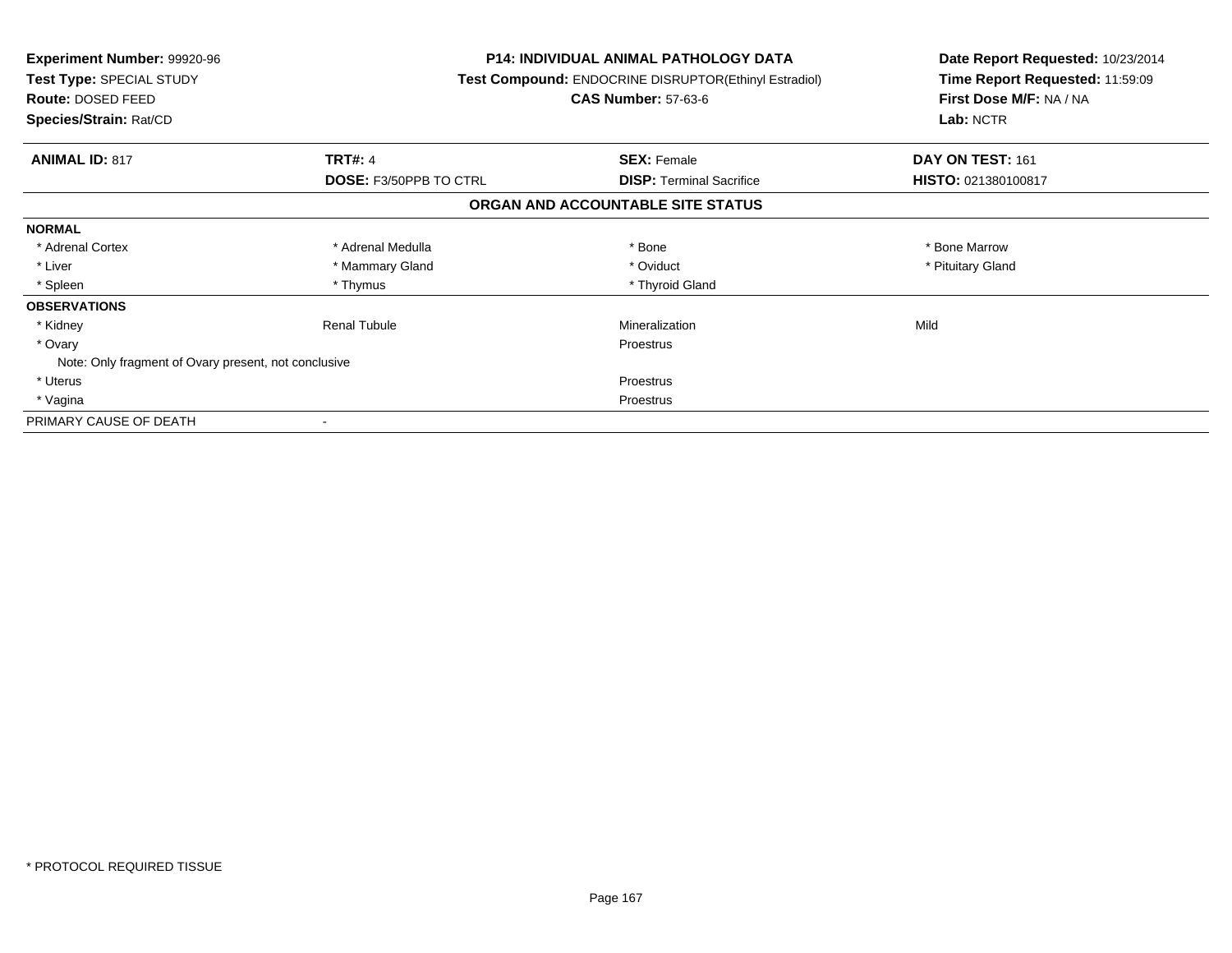**Experiment Number:** 99920-96
**Test Type:** SPECIAL STUDY
**Route:** DOSED FEED
**Species/Strain:** Rat/CD

**P14: INDIVIDUAL ANIMAL PATHOLOGY DATA**
**Test Compound:** ENDOCRINE DISRUPTOR(Ethinyl Estradiol)
**CAS Number:** 57-63-6

**Date Report Requested:** 10/23/2014
**Time Report Requested:** 11:59:09
**First Dose M/F:** NA / NA
**Lab:** NCTR

| **ANIMAL ID:** 817 | **TRT#:** 4 | **SEX:** Female | **DAY ON TEST:** 161 |
|---|---|---|---|
| | **DOSE:** F3/50PPB TO CTRL | **DISP:** Terminal Sacrifice | **HISTO:** 021380100817 |

**ORGAN AND ACCOUNTABLE SITE STATUS**

| | | | |
|---|---|---|---|
| **NORMAL** | | | |
| * Adrenal Cortex | * Adrenal Medulla | * Bone | * Bone Marrow |
| * Liver | * Mammary Gland | * Oviduct | * Pituitary Gland |
| * Spleen | * Thymus | * Thyroid Gland | |
| **OBSERVATIONS** | | | |
| * Kidney | Renal Tubule | Mineralization | Mild |
| * Ovary | | Proestrus | |
| Note: Only fragment of Ovary present, not conclusive | | | |
| * Uterus | | Proestrus | |
| * Vagina | | Proestrus | |
| PRIMARY CAUSE OF DEATH | - | | |

* PROTOCOL REQUIRED TISSUE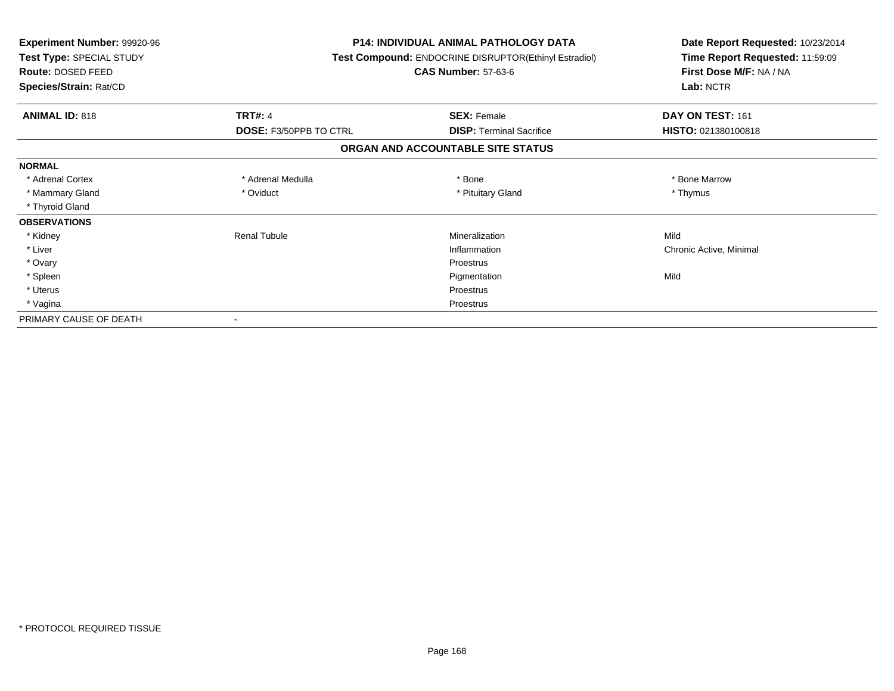**Experiment Number:** 99920-96
**Test Type:** SPECIAL STUDY
**Route:** DOSED FEED
**Species/Strain:** Rat/CD

**P14: INDIVIDUAL ANIMAL PATHOLOGY DATA**
**Test Compound:** ENDOCRINE DISRUPTOR(Ethinyl Estradiol)
**CAS Number:** 57-63-6

**Date Report Requested:** 10/23/2014
**Time Report Requested:** 11:59:09
**First Dose M/F:** NA / NA
**Lab:** NCTR

| **ANIMAL ID:** 818 | **TRT#:** 4 | **SEX:** Female | **DAY ON TEST:** 161 |
|---|---|---|---|
| | **DOSE:** F3/50PPB TO CTRL | **DISP:** Terminal Sacrifice | **HISTO:** 021380100818 |

## ORGAN AND ACCOUNTABLE SITE STATUS

| | | | |
|---|---|---|---|
| **NORMAL** | | | |
| * Adrenal Cortex | * Adrenal Medulla | * Bone | * Bone Marrow |
| * Mammary Gland | * Oviduct | * Pituitary Gland | * Thymus |
| * Thyroid Gland | | | |
| **OBSERVATIONS** | | | |
| * Kidney | Renal Tubule | Mineralization | Mild |
| * Liver | | Inflammation | Chronic Active, Minimal |
| * Ovary | | Proestrus | |
| * Spleen | | Pigmentation | Mild |
| * Uterus | | Proestrus | |
| * Vagina | | Proestrus | |
| PRIMARY CAUSE OF DEATH | - | | |

* PROTOCOL REQUIRED TISSUE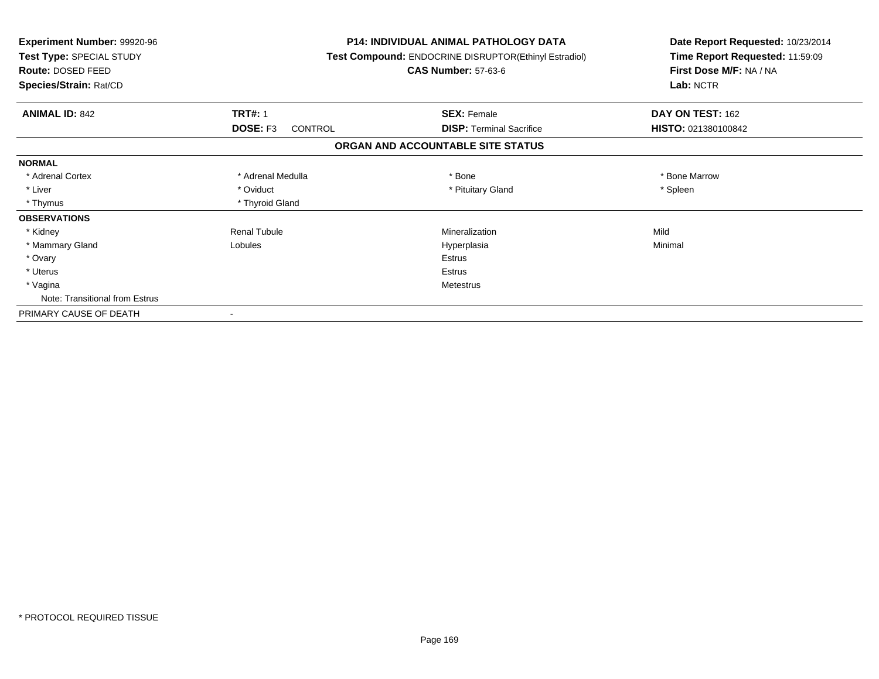**Experiment Number:** 99920-96
**Test Type:** SPECIAL STUDY
**Route:** DOSED FEED
**Species/Strain:** Rat/CD

**P14: INDIVIDUAL ANIMAL PATHOLOGY DATA**
**Test Compound:** ENDOCRINE DISRUPTOR(Ethinyl Estradiol)
**CAS Number:** 57-63-6

**Date Report Requested:** 10/23/2014
**Time Report Requested:** 11:59:09
**First Dose M/F:** NA / NA
**Lab:** NCTR

| **ANIMAL ID:** 842 | **TRT#:** 1 | **SEX:** Female | **DAY ON TEST:** 162 |
|---|---|---|---|
| | **DOSE:** F3 CONTROL | **DISP:** Terminal Sacrifice | **HISTO:** 021380100842 |

**ORGAN AND ACCOUNTABLE SITE STATUS**

| | | | |
|---|---|---|---|
| **NORMAL** | | | |
| * Adrenal Cortex | * Adrenal Medulla | * Bone | * Bone Marrow |
| * Liver | * Oviduct | * Pituitary Gland | * Spleen |
| * Thymus | * Thyroid Gland | | |
| **OBSERVATIONS** | | | |
| * Kidney | Renal Tubule | Mineralization | Mild |
| * Mammary Gland | Lobules | Hyperplasia | Minimal |
| * Ovary | | Estrus | |
| * Uterus | | Estrus | |
| * Vagina | | Metestrus | |
| Note: Transitional from Estrus | | | |
| PRIMARY CAUSE OF DEATH | - | | |

\* PROTOCOL REQUIRED TISSUE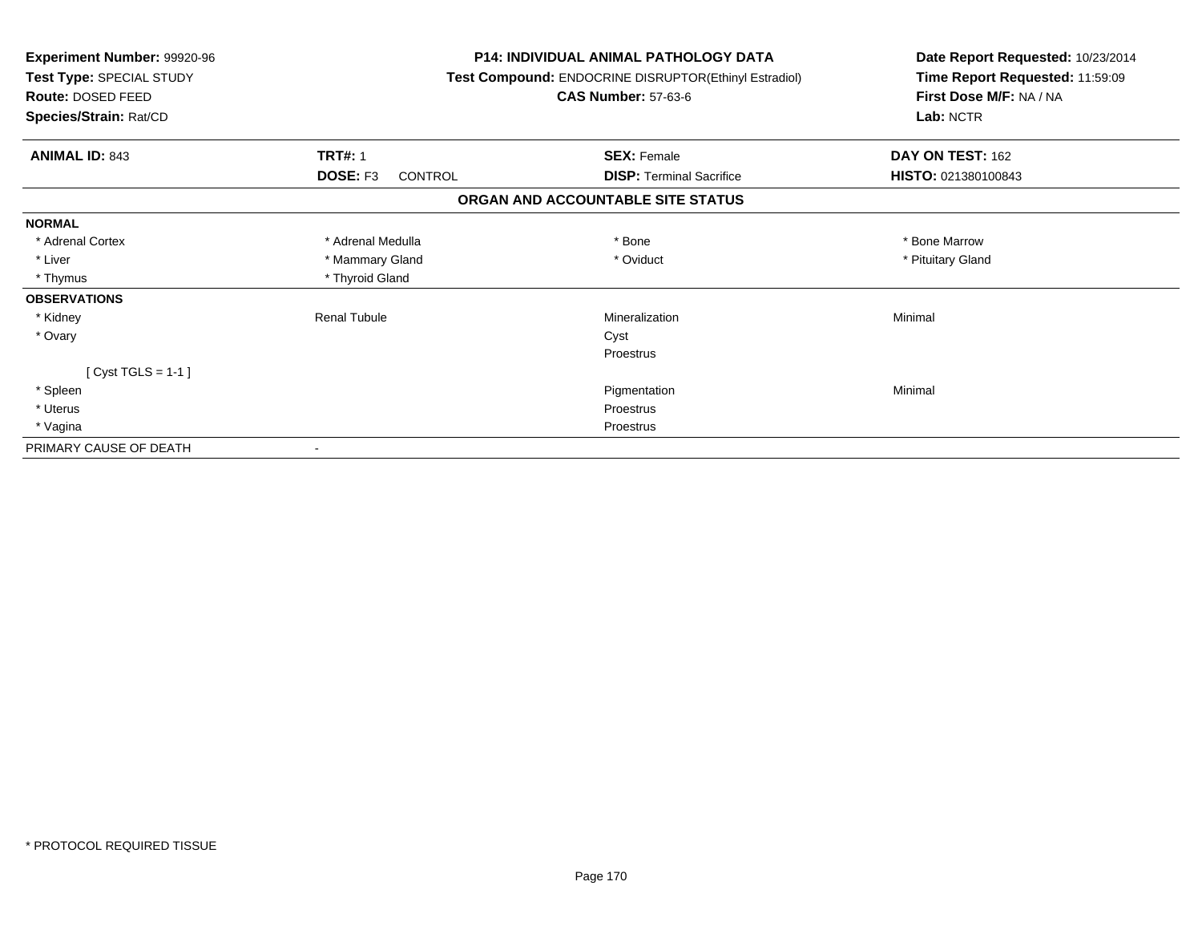**Experiment Number:** 99920-96
**Test Type:** SPECIAL STUDY
**Route:** DOSED FEED
**Species/Strain:** Rat/CD

**P14: INDIVIDUAL ANIMAL PATHOLOGY DATA**
**Test Compound:** ENDOCRINE DISRUPTOR(Ethinyl Estradiol)
**CAS Number:** 57-63-6

**Date Report Requested:** 10/23/2014
**Time Report Requested:** 11:59:09
**First Dose M/F:** NA / NA
**Lab:** NCTR

| **ANIMAL ID:** 843 | **TRT#:** 1 | **SEX:** Female | **DAY ON TEST:** 162 |
|---|---|---|---|
| | **DOSE:** F3 CONTROL | **DISP:** Terminal Sacrifice | **HISTO:** 021380100843 |

## ORGAN AND ACCOUNTABLE SITE STATUS

| | | | |
|---|---|---|---|
| **NORMAL** | | | |
| * Adrenal Cortex | * Adrenal Medulla | * Bone | * Bone Marrow |
| * Liver | * Mammary Gland | * Oviduct | * Pituitary Gland |
| * Thymus | * Thyroid Gland | | |
| **OBSERVATIONS** | | | |
| * Kidney | Renal Tubule | Mineralization | Minimal |
| * Ovary | | Cyst | |
| | | Proestrus | |
| [ Cyst TGLS = 1-1 ] | | | |
| * Spleen | | Pigmentation | Minimal |
| * Uterus | | Proestrus | |
| * Vagina | | Proestrus | |
| PRIMARY CAUSE OF DEATH | - | | |

* PROTOCOL REQUIRED TISSUE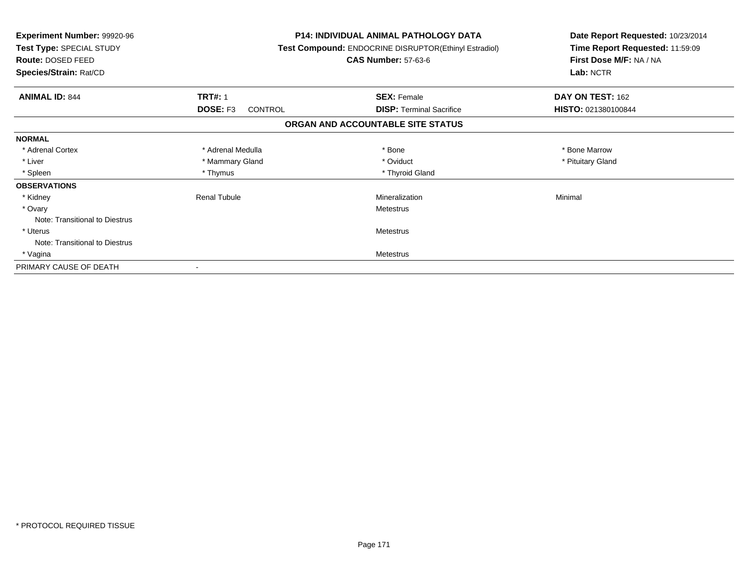**Experiment Number:** 99920-96
**Test Type:** SPECIAL STUDY
**Route:** DOSED FEED
**Species/Strain:** Rat/CD

**P14: INDIVIDUAL ANIMAL PATHOLOGY DATA**
**Test Compound:** ENDOCRINE DISRUPTOR(Ethinyl Estradiol)
**CAS Number:** 57-63-6

**Date Report Requested:** 10/23/2014
**Time Report Requested:** 11:59:09
**First Dose M/F:** NA / NA
**Lab:** NCTR

| **ANIMAL ID:** 844 | **TRT#:** 1 | **SEX:** Female | **DAY ON TEST:** 162 |
|---|---|---|---|
| | **DOSE:** F3 CONTROL | **DISP:** Terminal Sacrifice | **HISTO:** 021380100844 |

## ORGAN AND ACCOUNTABLE SITE STATUS

| | | | |
|---|---|---|---|
| **NORMAL** | | | |
| * Adrenal Cortex | * Adrenal Medulla | * Bone | * Bone Marrow |
| * Liver | * Mammary Gland | * Oviduct | * Pituitary Gland |
| * Spleen | * Thymus | * Thyroid Gland | |
| **OBSERVATIONS** | | | |
| * Kidney | Renal Tubule | Mineralization | Minimal |
| * Ovary | | Metestrus | |
| Note: Transitional to Diestrus | | | |
| * Uterus | | Metestrus | |
| Note: Transitional to Diestrus | | | |
| * Vagina | | Metestrus | |
| PRIMARY CAUSE OF DEATH | - | | |

* PROTOCOL REQUIRED TISSUE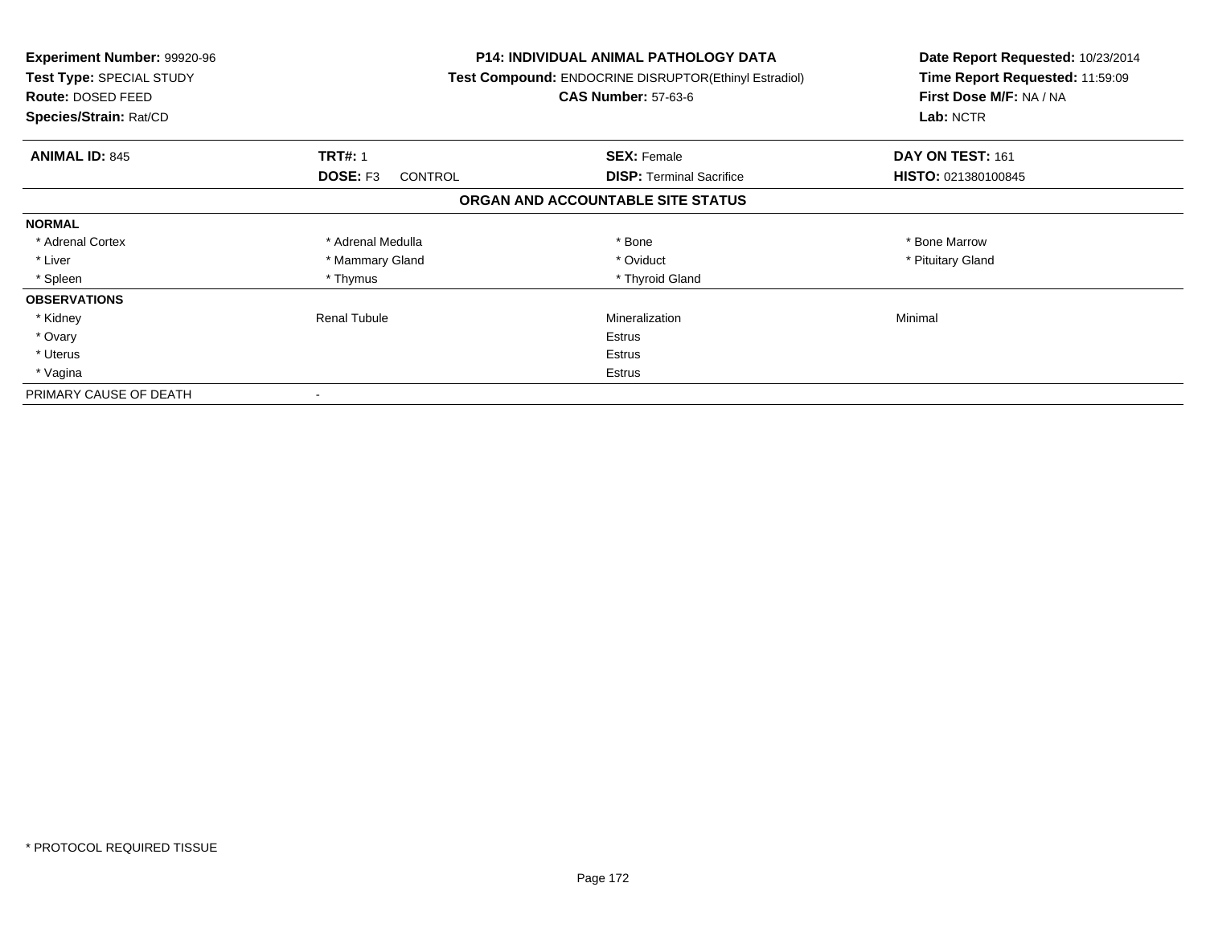**Experiment Number:** 99920-96
**Test Type:** SPECIAL STUDY
**Route:** DOSED FEED
**Species/Strain:** Rat/CD

**P14: INDIVIDUAL ANIMAL PATHOLOGY DATA**
**Test Compound:** ENDOCRINE DISRUPTOR(Ethinyl Estradiol)
**CAS Number:** 57-63-6

**Date Report Requested:** 10/23/2014
**Time Report Requested:** 11:59:09
**First Dose M/F:** NA / NA
**Lab:** NCTR

| **ANIMAL ID:** 845 | **TRT#:** 1 | **SEX:** Female | **DAY ON TEST:** 161 |
|---|---|---|---|
| | **DOSE:** F3 CONTROL | **DISP:** Terminal Sacrifice | **HISTO:** 021380100845 |

## ORGAN AND ACCOUNTABLE SITE STATUS

| | | | |
|---|---|---|---|
| **NORMAL** | | | |
| * Adrenal Cortex | * Adrenal Medulla | * Bone | * Bone Marrow |
| * Liver | * Mammary Gland | * Oviduct | * Pituitary Gland |
| * Spleen | * Thymus | * Thyroid Gland | |
| **OBSERVATIONS** | | | |
| * Kidney | Renal Tubule | Mineralization | Minimal |
| * Ovary | | Estrus | |
| * Uterus | | Estrus | |
| * Vagina | | Estrus | |
| PRIMARY CAUSE OF DEATH | - | | |

* PROTOCOL REQUIRED TISSUE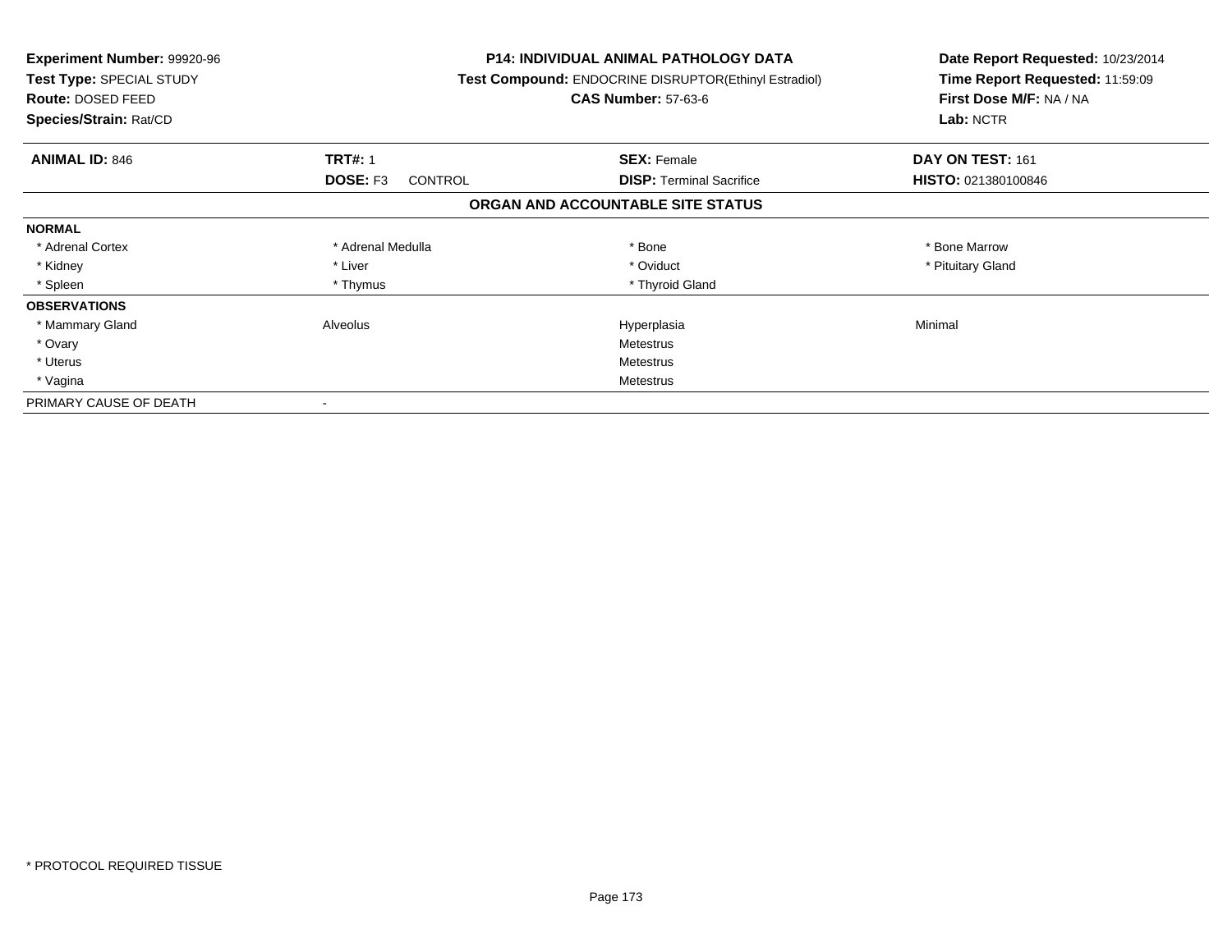**Experiment Number:** 99920-96
**Test Type:** SPECIAL STUDY
**Route:** DOSED FEED
**Species/Strain:** Rat/CD

**P14: INDIVIDUAL ANIMAL PATHOLOGY DATA**
**Test Compound:** ENDOCRINE DISRUPTOR(Ethinyl Estradiol)
**CAS Number:** 57-63-6

**Date Report Requested:** 10/23/2014
**Time Report Requested:** 11:59:09
**First Dose M/F:** NA / NA
**Lab:** NCTR

| **ANIMAL ID:** 846 | **TRT#:** 1 | **SEX:** Female | **DAY ON TEST:** 161 |
|---|---|---|---|
| | **DOSE:** F3 CONTROL | **DISP:** Terminal Sacrifice | **HISTO:** 021380100846 |

## ORGAN AND ACCOUNTABLE SITE STATUS

| | | | |
|---|---|---|---|
| **NORMAL** | | | |
| * Adrenal Cortex | * Adrenal Medulla | * Bone | * Bone Marrow |
| * Kidney | * Liver | * Oviduct | * Pituitary Gland |
| * Spleen | * Thymus | * Thyroid Gland | |
| **OBSERVATIONS** | | | |
| * Mammary Gland | Alveolus | Hyperplasia | Minimal |
| * Ovary | | Metestrus | |
| * Uterus | | Metestrus | |
| * Vagina | | Metestrus | |
| PRIMARY CAUSE OF DEATH | - | | |

* PROTOCOL REQUIRED TISSUE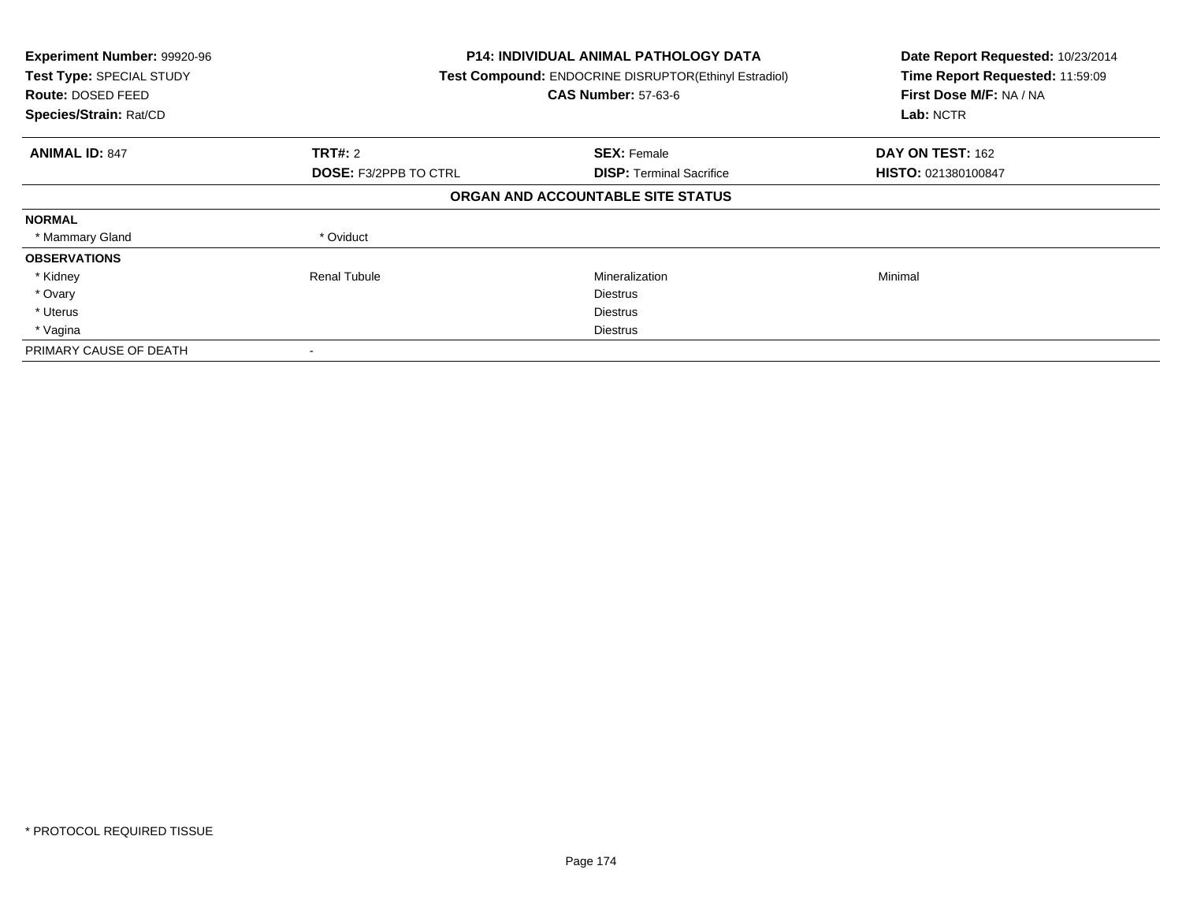**Experiment Number:** 99920-96
**Test Type:** SPECIAL STUDY
**Route:** DOSED FEED
**Species/Strain:** Rat/CD

**P14: INDIVIDUAL ANIMAL PATHOLOGY DATA**
**Test Compound:** ENDOCRINE DISRUPTOR(Ethinyl Estradiol)
**CAS Number:** 57-63-6

**Date Report Requested:** 10/23/2014
**Time Report Requested:** 11:59:09
**First Dose M/F:** NA / NA
**Lab:** NCTR

| **ANIMAL ID:** 847 | **TRT#:** 2 | **SEX:** Female | **DAY ON TEST:** 162 |
|---|---|---|---|
| | **DOSE:** F3/2PPB TO CTRL | **DISP:** Terminal Sacrifice | **HISTO:** 021380100847 |

**ORGAN AND ACCOUNTABLE SITE STATUS**

| | | | |
|---|---|---|---|
| **NORMAL** | | | |
| * Mammary Gland | * Oviduct | | |
| **OBSERVATIONS** | | | |
| * Kidney | Renal Tubule | Mineralization | Minimal |
| * Ovary | | Diestrus | |
| * Uterus | | Diestrus | |
| * Vagina | | Diestrus | |
| PRIMARY CAUSE OF DEATH | - | | |

* PROTOCOL REQUIRED TISSUE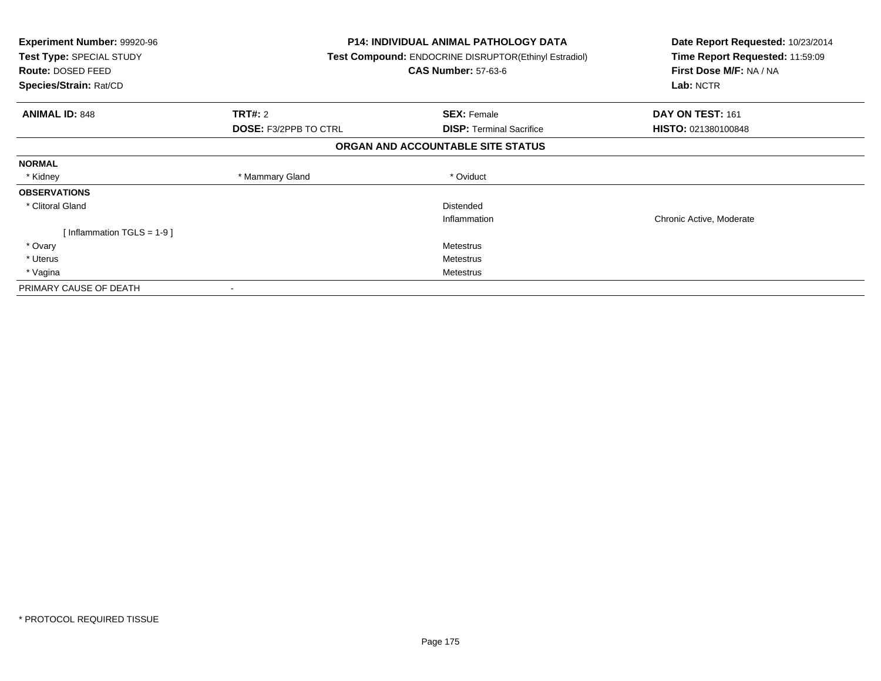**Experiment Number:** 99920-96
**Test Type:** SPECIAL STUDY
**Route:** DOSED FEED
**Species/Strain:** Rat/CD

**P14: INDIVIDUAL ANIMAL PATHOLOGY DATA**
**Test Compound:** ENDOCRINE DISRUPTOR(Ethinyl Estradiol)
**CAS Number:** 57-63-6

**Date Report Requested:** 10/23/2014
**Time Report Requested:** 11:59:09
**First Dose M/F:** NA / NA
**Lab:** NCTR

| **ANIMAL ID:** 848 | **TRT#:** 2 | **SEX:** Female | **DAY ON TEST:** 161 |
|---|---|---|---|
| | **DOSE:** F3/2PPB TO CTRL | **DISP:** Terminal Sacrifice | **HISTO:** 021380100848 |

## ORGAN AND ACCOUNTABLE SITE STATUS

| | | | |
|---|---|---|---|
| **NORMAL** | | | |
| * Kidney | * Mammary Gland | * Oviduct | |
| **OBSERVATIONS** | | | |
| * Clitoral Gland | | Distended | |
| | | Inflammation | Chronic Active, Moderate |
| [ Inflammation TGLS = 1-9 ] | | | |
| * Ovary | | Metestrus | |
| * Uterus | | Metestrus | |
| * Vagina | | Metestrus | |
| PRIMARY CAUSE OF DEATH | - | | |

* PROTOCOL REQUIRED TISSUE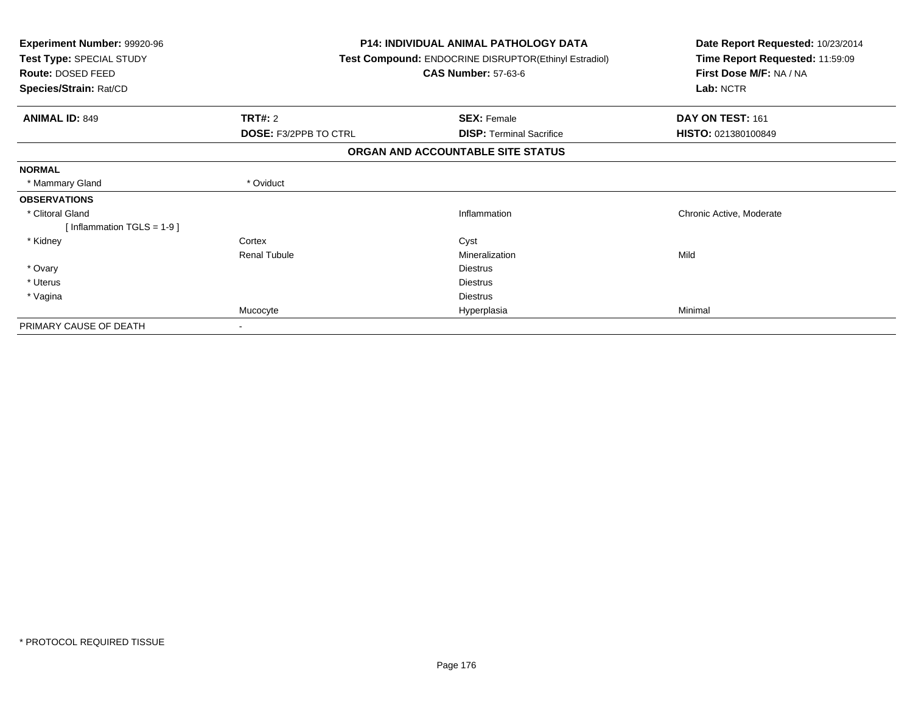| | | | |
|---|---|---|---|
| **Experiment Number:** 99920-96 | **P14: INDIVIDUAL ANIMAL PATHOLOGY DATA** | | **Date Report Requested:** 10/23/2014 |
| **Test Type:** SPECIAL STUDY | **Test Compound:** ENDOCRINE DISRUPTOR(Ethinyl Estradiol) | | **Time Report Requested:** 11:59:09 |
| **Route:** DOSED FEED | **CAS Number:** 57-63-6 | | **First Dose M/F:** NA / NA |
| **Species/Strain:** Rat/CD | | | **Lab:** NCTR |

| **ANIMAL ID:** 849 | **TRT#:** 2 | **SEX:** Female | **DAY ON TEST:** 161 |
|---|---|---|---|
| | **DOSE:** F3/2PPB TO CTRL | **DISP:** Terminal Sacrifice | **HISTO:** 021380100849 |

**ORGAN AND ACCOUNTABLE SITE STATUS**

| | | | |
|---|---|---|---|
| **NORMAL** | | | |
| * Mammary Gland | * Oviduct | | |
| **OBSERVATIONS** | | | |
| * Clitoral Gland | | Inflammation | Chronic Active, Moderate |
| [ Inflammation TGLS = 1-9 ] | | | |
| * Kidney | Cortex | Cyst | |
| | Renal Tubule | Mineralization | Mild |
| * Ovary | | Diestrus | |
| * Uterus | | Diestrus | |
| * Vagina | | Diestrus | |
| | Mucocyte | Hyperplasia | Minimal |
| PRIMARY CAUSE OF DEATH | - | | |

* PROTOCOL REQUIRED TISSUE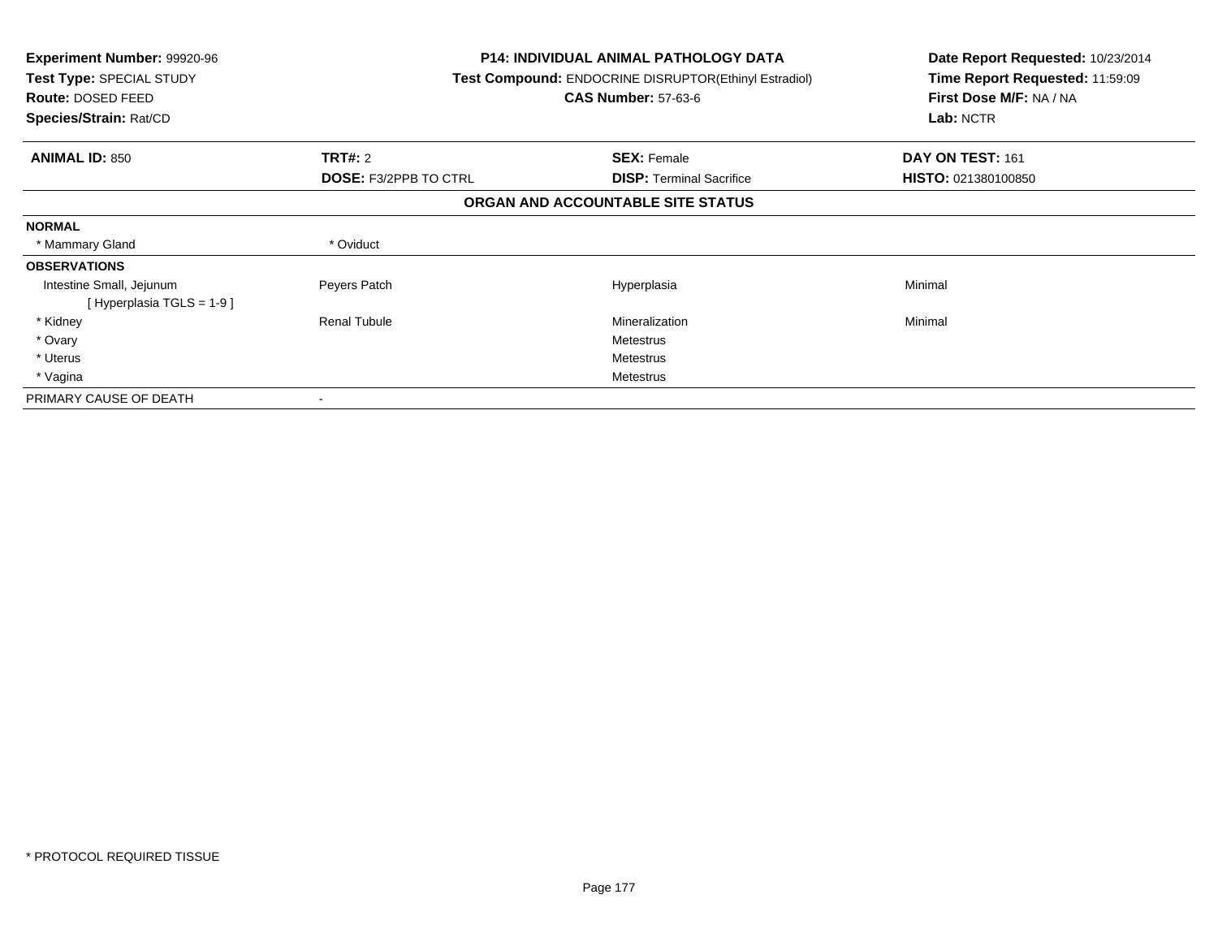**Experiment Number:** 99920-96
**Test Type:** SPECIAL STUDY
**Route:** DOSED FEED
**Species/Strain:** Rat/CD

**P14: INDIVIDUAL ANIMAL PATHOLOGY DATA**
**Test Compound:** ENDOCRINE DISRUPTOR(Ethinyl Estradiol)
**CAS Number:** 57-63-6

**Date Report Requested:** 10/23/2014
**Time Report Requested:** 11:59:09
**First Dose M/F:** NA / NA
**Lab:** NCTR

| **ANIMAL ID:** 850 | **TRT#:** 2 | **SEX:** Female | **DAY ON TEST:** 161 |
|---|---|---|---|
| | **DOSE:** F3/2PPB TO CTRL | **DISP:** Terminal Sacrifice | **HISTO:** 021380100850 |

## ORGAN AND ACCOUNTABLE SITE STATUS

| | | | |
|---|---|---|---|
| **NORMAL** | | | |
| * Mammary Gland | * Oviduct | | |
| **OBSERVATIONS** | | | |
| Intestine Small, Jejunum [ Hyperplasia TGLS = 1-9 ] | Peyers Patch | Hyperplasia | Minimal |
| * Kidney | Renal Tubule | Mineralization | Minimal |
| * Ovary | | Metestrus | |
| * Uterus | | Metestrus | |
| * Vagina | | Metestrus | |
| PRIMARY CAUSE OF DEATH | - | | |

* PROTOCOL REQUIRED TISSUE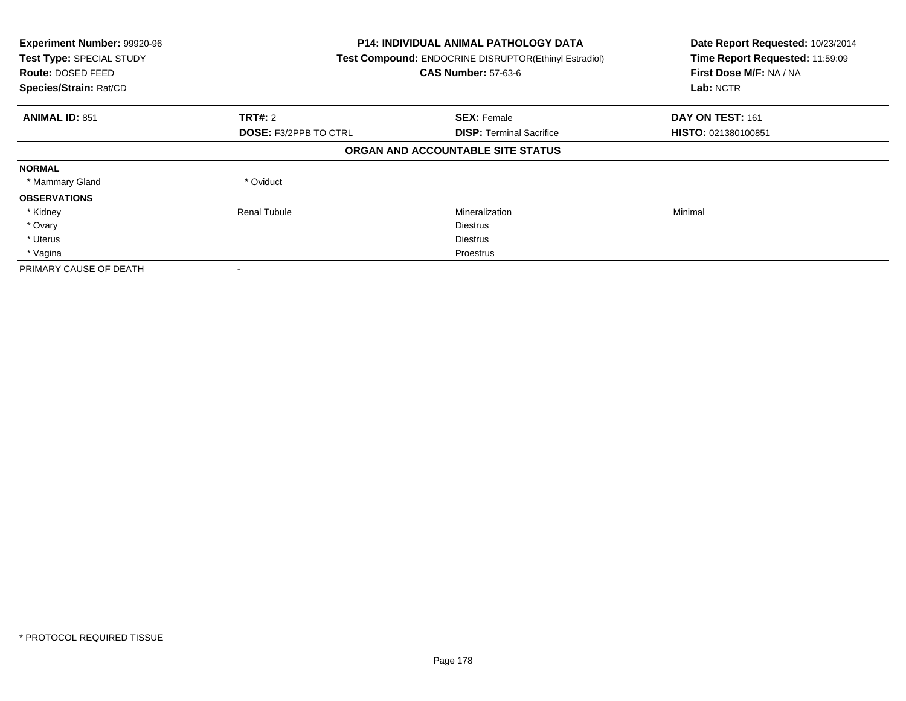| **Experiment Number:** 99920-96 | **P14: INDIVIDUAL ANIMAL PATHOLOGY DATA** | | **Date Report Requested:** 10/23/2014 |
|---|---|---|---|
| **Test Type:** SPECIAL STUDY | **Test Compound:** ENDOCRINE DISRUPTOR(Ethinyl Estradiol) | | **Time Report Requested:** 11:59:09 |
| **Route:** DOSED FEED | **CAS Number:** 57-63-6 | | **First Dose M/F:** NA / NA |
| **Species/Strain:** Rat/CD | | | **Lab:** NCTR |

| **ANIMAL ID:** 851 | **TRT#:** 2 | **SEX:** Female | **DAY ON TEST:** 161 |
|---|---|---|---|
| | **DOSE:** F3/2PPB TO CTRL | **DISP:** Terminal Sacrifice | **HISTO:** 021380100851 |

**ORGAN AND ACCOUNTABLE SITE STATUS**

| | | | |
|---|---|---|---|
| **NORMAL** | | | |
| * Mammary Gland | * Oviduct | | |
| **OBSERVATIONS** | | | |
| * Kidney | Renal Tubule | Mineralization | Minimal |
| * Ovary | | Diestrus | |
| * Uterus | | Diestrus | |
| * Vagina | | Proestrus | |
| PRIMARY CAUSE OF DEATH | - | | |

* PROTOCOL REQUIRED TISSUE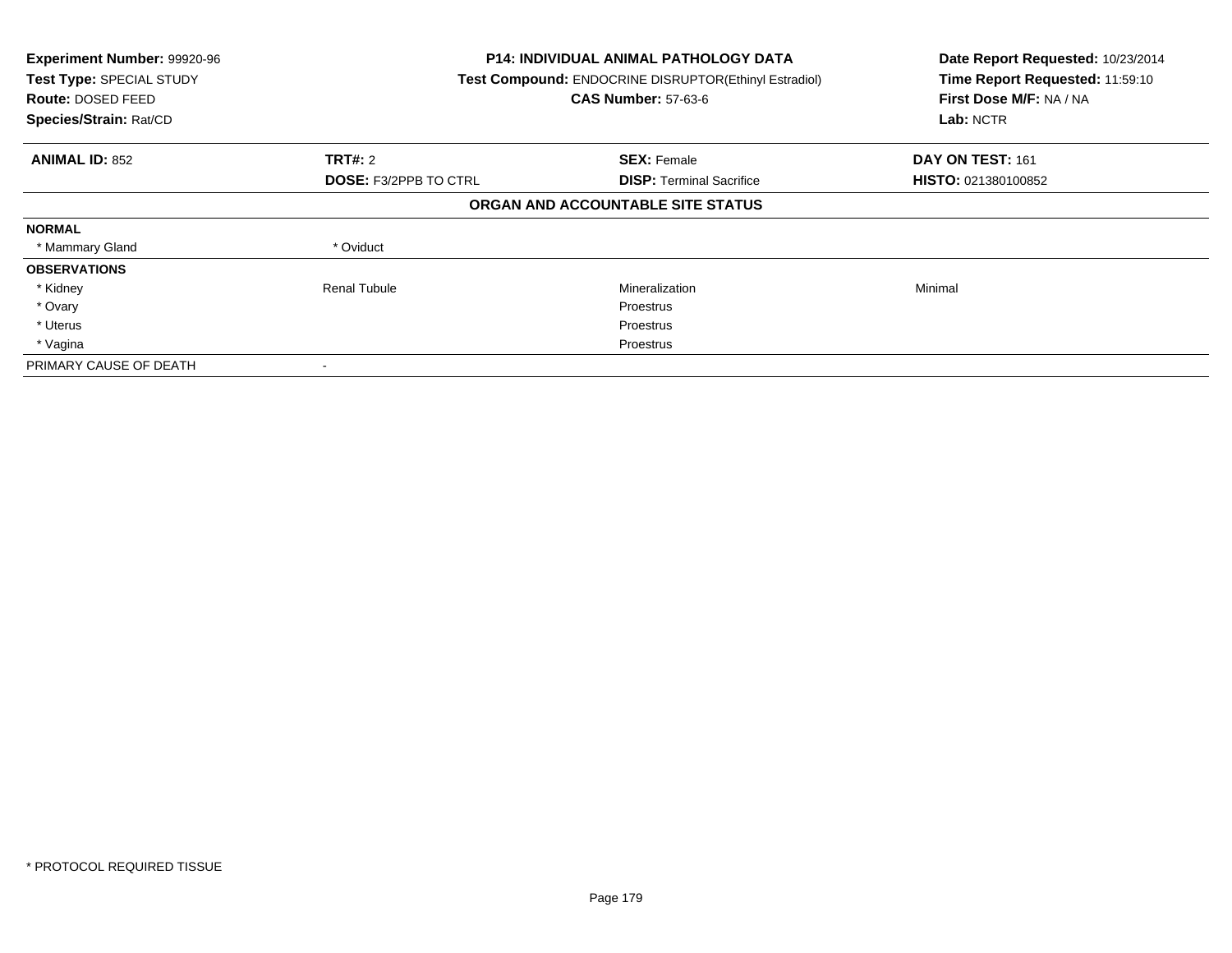**Experiment Number:** 99920-96
**Test Type:** SPECIAL STUDY
**Route:** DOSED FEED
**Species/Strain:** Rat/CD

**P14: INDIVIDUAL ANIMAL PATHOLOGY DATA**
**Test Compound:** ENDOCRINE DISRUPTOR(Ethinyl Estradiol)
**CAS Number:** 57-63-6

**Date Report Requested:** 10/23/2014
**Time Report Requested:** 11:59:10
**First Dose M/F:** NA / NA
**Lab:** NCTR

| **ANIMAL ID:** 852 | **TRT#:** 2 | **SEX:** Female | **DAY ON TEST:** 161 |
|---|---|---|---|
| | **DOSE:** F3/2PPB TO CTRL | **DISP:** Terminal Sacrifice | **HISTO:** 021380100852 |

## ORGAN AND ACCOUNTABLE SITE STATUS

| | | | |
|---|---|---|---|
| **NORMAL** | | | |
| * Mammary Gland | * Oviduct | | |
| **OBSERVATIONS** | | | |
| * Kidney | Renal Tubule | Mineralization | Minimal |
| * Ovary | | Proestrus | |
| * Uterus | | Proestrus | |
| * Vagina | | Proestrus | |
| PRIMARY CAUSE OF DEATH | - | | |

* PROTOCOL REQUIRED TISSUE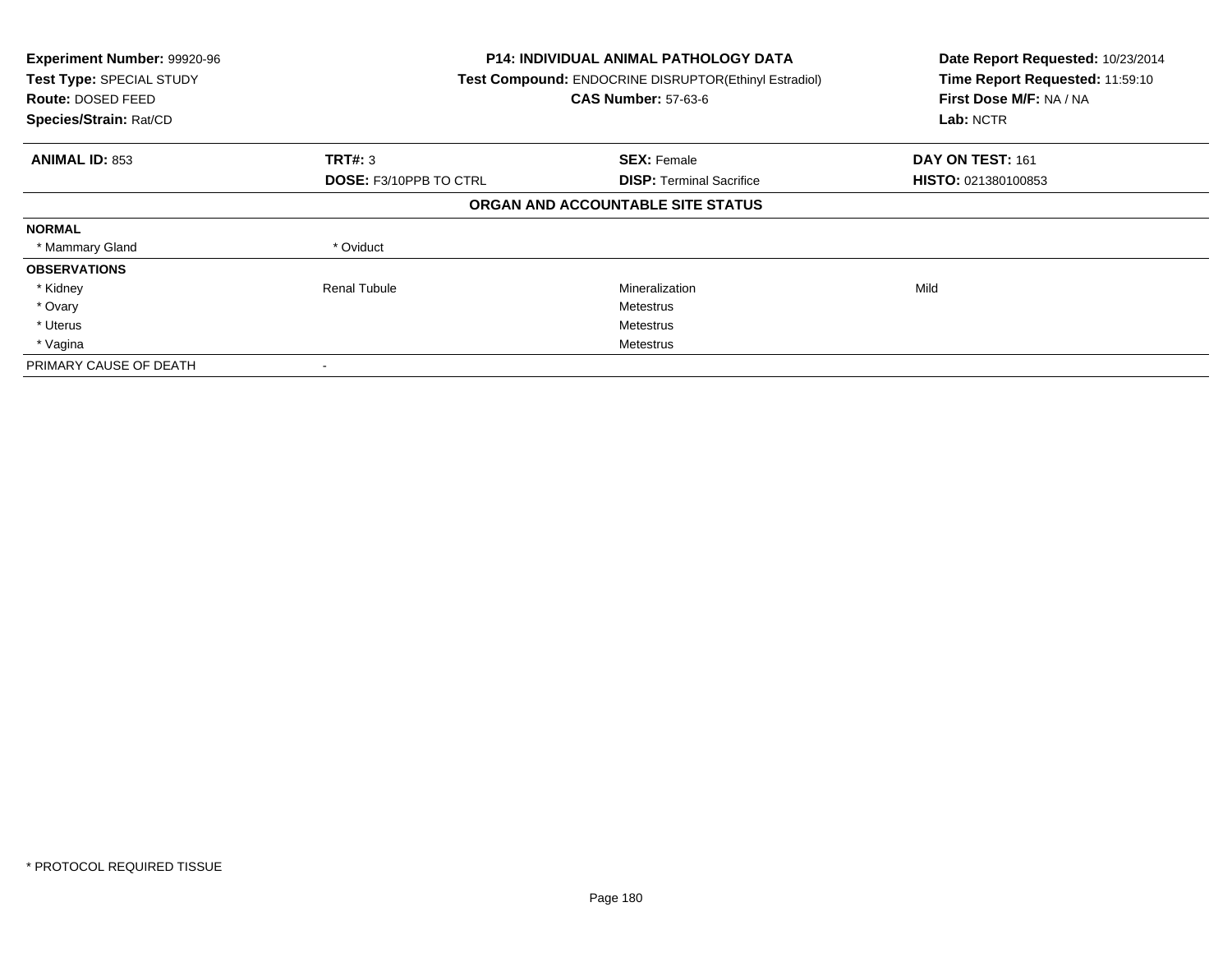**Experiment Number:** 99920-96
**Test Type:** SPECIAL STUDY
**Route:** DOSED FEED
**Species/Strain:** Rat/CD

**P14: INDIVIDUAL ANIMAL PATHOLOGY DATA**
**Test Compound:** ENDOCRINE DISRUPTOR(Ethinyl Estradiol)
**CAS Number:** 57-63-6

**Date Report Requested:** 10/23/2014
**Time Report Requested:** 11:59:10
**First Dose M/F:** NA / NA
**Lab:** NCTR

| **ANIMAL ID:** 853 | **TRT#:** 3 | **SEX:** Female | **DAY ON TEST:** 161 |
|---|---|---|---|
| | **DOSE:** F3/10PPB TO CTRL | **DISP:** Terminal Sacrifice | **HISTO:** 021380100853 |

**ORGAN AND ACCOUNTABLE SITE STATUS**

| | | | |
|---|---|---|---|
| **NORMAL** | | | |
| * Mammary Gland | * Oviduct | | |
| **OBSERVATIONS** | | | |
| * Kidney | Renal Tubule | Mineralization | Mild |
| * Ovary | | Metestrus | |
| * Uterus | | Metestrus | |
| * Vagina | | Metestrus | |
| PRIMARY CAUSE OF DEATH | - | | |

* PROTOCOL REQUIRED TISSUE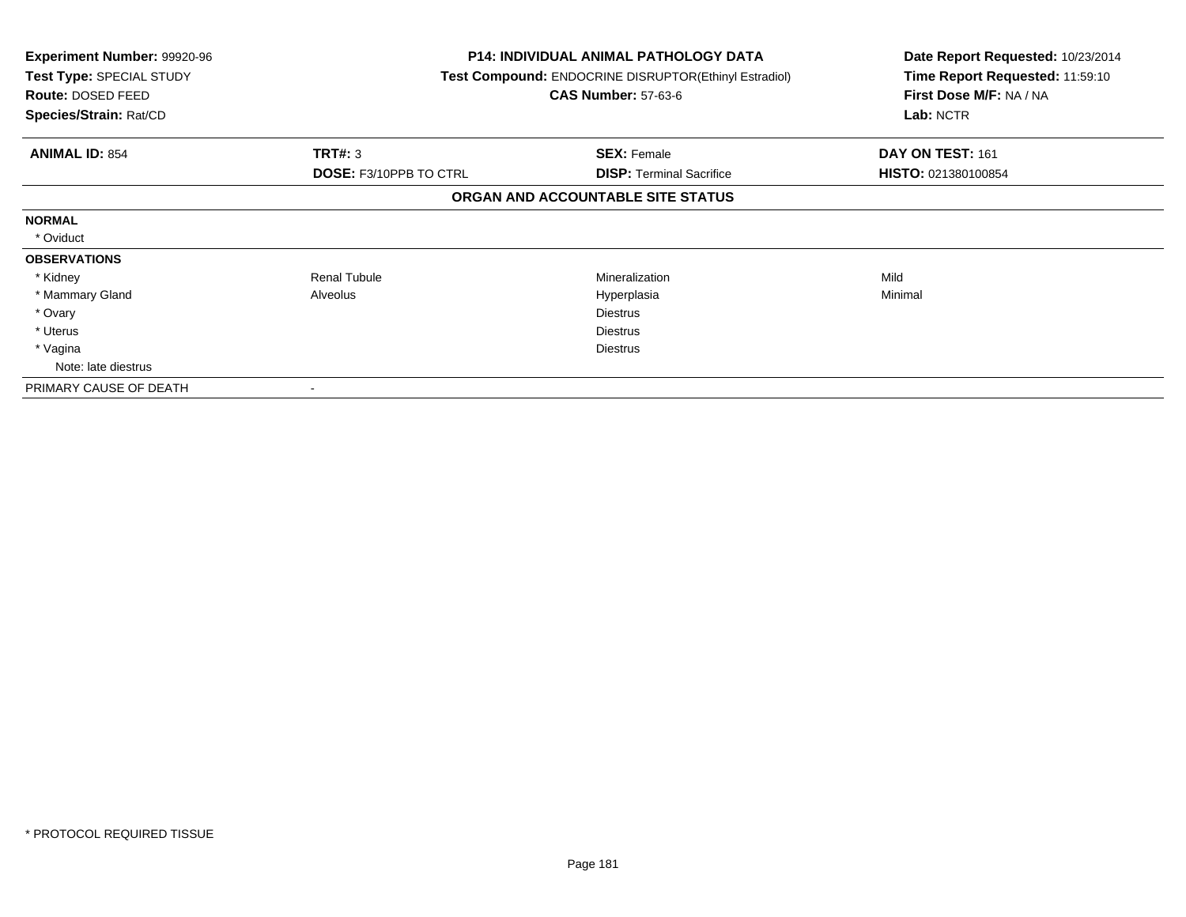**Experiment Number:** 99920-96
**Test Type:** SPECIAL STUDY
**Route:** DOSED FEED
**Species/Strain:** Rat/CD

**P14: INDIVIDUAL ANIMAL PATHOLOGY DATA**
**Test Compound:** ENDOCRINE DISRUPTOR(Ethinyl Estradiol)
**CAS Number:** 57-63-6

**Date Report Requested:** 10/23/2014
**Time Report Requested:** 11:59:10
**First Dose M/F:** NA / NA
**Lab:** NCTR

| **ANIMAL ID:** 854 | **TRT#:** 3 | **SEX:** Female | **DAY ON TEST:** 161 |
|---|---|---|---|
| | **DOSE:** F3/10PPB TO CTRL | **DISP:** Terminal Sacrifice | **HISTO:** 021380100854 |

**ORGAN AND ACCOUNTABLE SITE STATUS**

| | | | |
|---|---|---|---|
| **NORMAL** | | | |
| * Oviduct | | | |
| **OBSERVATIONS** | | | |
| * Kidney | Renal Tubule | Mineralization | Mild |
| * Mammary Gland | Alveolus | Hyperplasia | Minimal |
| * Ovary | | Diestrus | |
| * Uterus | | Diestrus | |
| * Vagina | | Diestrus | |
| Note: late diestrus | | | |
| PRIMARY CAUSE OF DEATH | - | | |

\* PROTOCOL REQUIRED TISSUE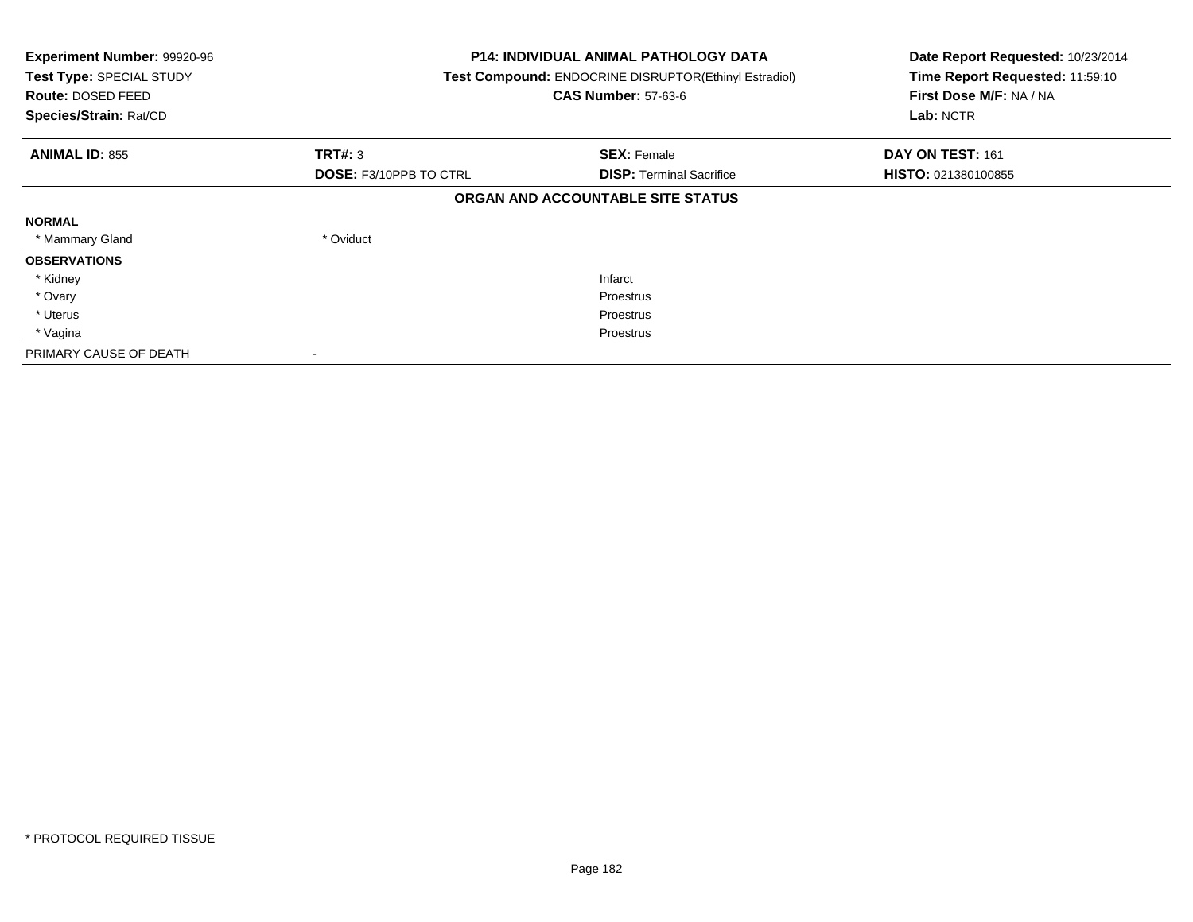**Experiment Number:** 99920-96
**Test Type:** SPECIAL STUDY
**Route:** DOSED FEED
**Species/Strain:** Rat/CD

**P14: INDIVIDUAL ANIMAL PATHOLOGY DATA**
**Test Compound:** ENDOCRINE DISRUPTOR(Ethinyl Estradiol)
**CAS Number:** 57-63-6

**Date Report Requested:** 10/23/2014
**Time Report Requested:** 11:59:10
**First Dose M/F:** NA / NA
**Lab:** NCTR

| **ANIMAL ID:** 855 | **TRT#:** 3 | **SEX:** Female | **DAY ON TEST:** 161 |
|---|---|---|---|
| | **DOSE:** F3/10PPB TO CTRL | **DISP:** Terminal Sacrifice | **HISTO:** 021380100855 |

## ORGAN AND ACCOUNTABLE SITE STATUS

| | | |
|---|---|---|
| **NORMAL** | | |
| * Mammary Gland | * Oviduct | |
| **OBSERVATIONS** | | |
| * Kidney | | Infarct |
| * Ovary | | Proestrus |
| * Uterus | | Proestrus |
| * Vagina | | Proestrus |
| PRIMARY CAUSE OF DEATH | - | |

\* PROTOCOL REQUIRED TISSUE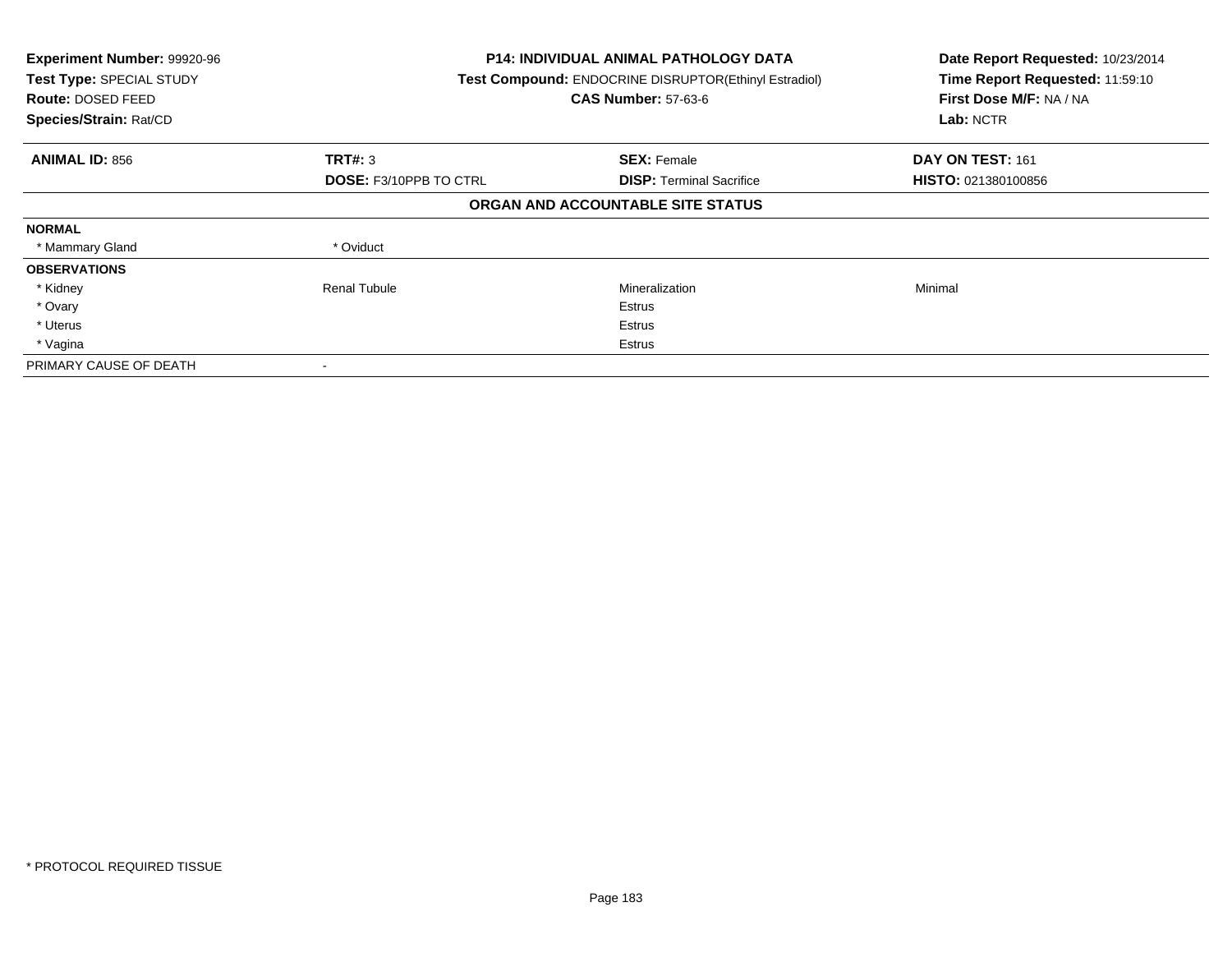**Experiment Number:** 99920-96
**Test Type:** SPECIAL STUDY
**Route:** DOSED FEED
**Species/Strain:** Rat/CD

**P14: INDIVIDUAL ANIMAL PATHOLOGY DATA**
**Test Compound:** ENDOCRINE DISRUPTOR(Ethinyl Estradiol)
**CAS Number:** 57-63-6

**Date Report Requested:** 10/23/2014
**Time Report Requested:** 11:59:10
**First Dose M/F:** NA / NA
**Lab:** NCTR

| **ANIMAL ID:** 856 | **TRT#:** 3 | **SEX:** Female | **DAY ON TEST:** 161 |
|---|---|---|---|
| | **DOSE:** F3/10PPB TO CTRL | **DISP:** Terminal Sacrifice | **HISTO:** 021380100856 |

**ORGAN AND ACCOUNTABLE SITE STATUS**

| | | | |
|---|---|---|---|
| **NORMAL** | | | |
| * Mammary Gland | * Oviduct | | |
| **OBSERVATIONS** | | | |
| * Kidney | Renal Tubule | Mineralization | Minimal |
| * Ovary | | Estrus | |
| * Uterus | | Estrus | |
| * Vagina | | Estrus | |
| PRIMARY CAUSE OF DEATH | - | | |

* PROTOCOL REQUIRED TISSUE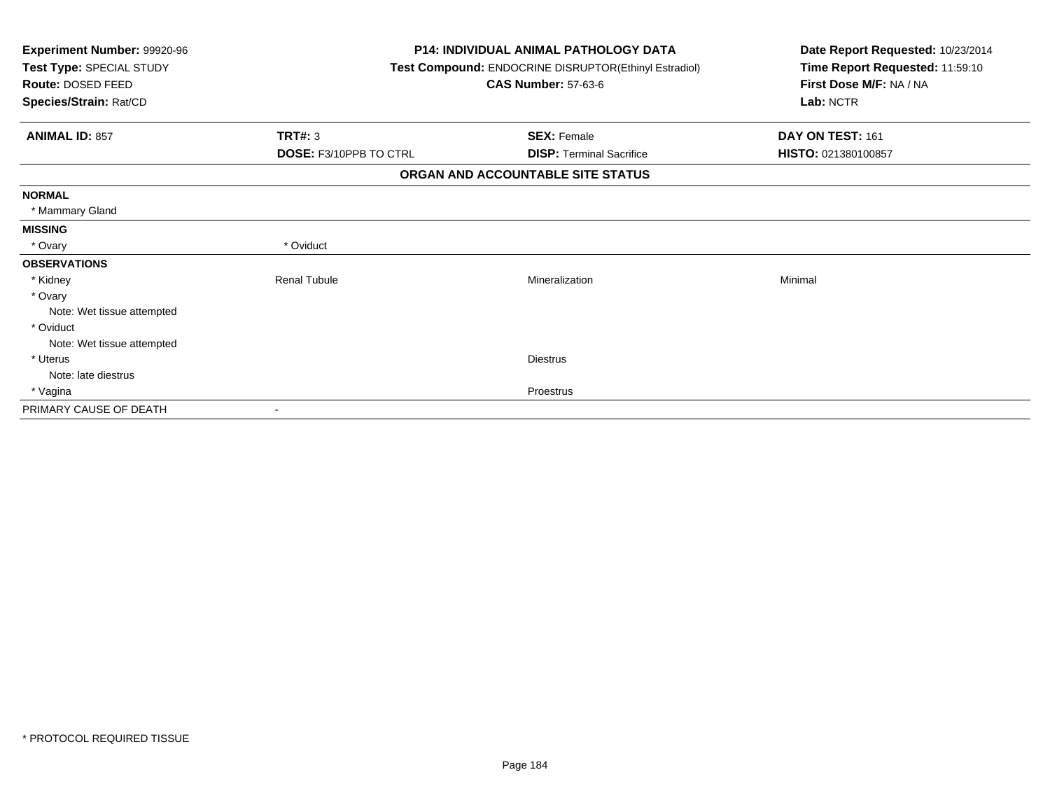**Experiment Number:** 99920-96
**Test Type:** SPECIAL STUDY
**Route:** DOSED FEED
**Species/Strain:** Rat/CD

**P14: INDIVIDUAL ANIMAL PATHOLOGY DATA**
**Test Compound:** ENDOCRINE DISRUPTOR(Ethinyl Estradiol)
**CAS Number:** 57-63-6

**Date Report Requested:** 10/23/2014
**Time Report Requested:** 11:59:10
**First Dose M/F:** NA / NA
**Lab:** NCTR

| **ANIMAL ID:** 857 | **TRT#:** 3 | **SEX:** Female | **DAY ON TEST:** 161 |
|---|---|---|---|
| | **DOSE:** F3/10PPB TO CTRL | **DISP:** Terminal Sacrifice | **HISTO:** 021380100857 |

## ORGAN AND ACCOUNTABLE SITE STATUS

| | | | |
|---|---|---|---|
| **NORMAL** | | | |
| * Mammary Gland | | | |
| **MISSING** | | | |
| * Ovary | * Oviduct | | |
| **OBSERVATIONS** | | | |
| * Kidney | Renal Tubule | Mineralization | Minimal |
| * Ovary | | | |
| Note: Wet tissue attempted | | | |
| * Oviduct | | | |
| Note: Wet tissue attempted | | | |
| * Uterus | | Diestrus | |
| Note: late diestrus | | | |
| * Vagina | | Proestrus | |
| PRIMARY CAUSE OF DEATH | - | | |

* PROTOCOL REQUIRED TISSUE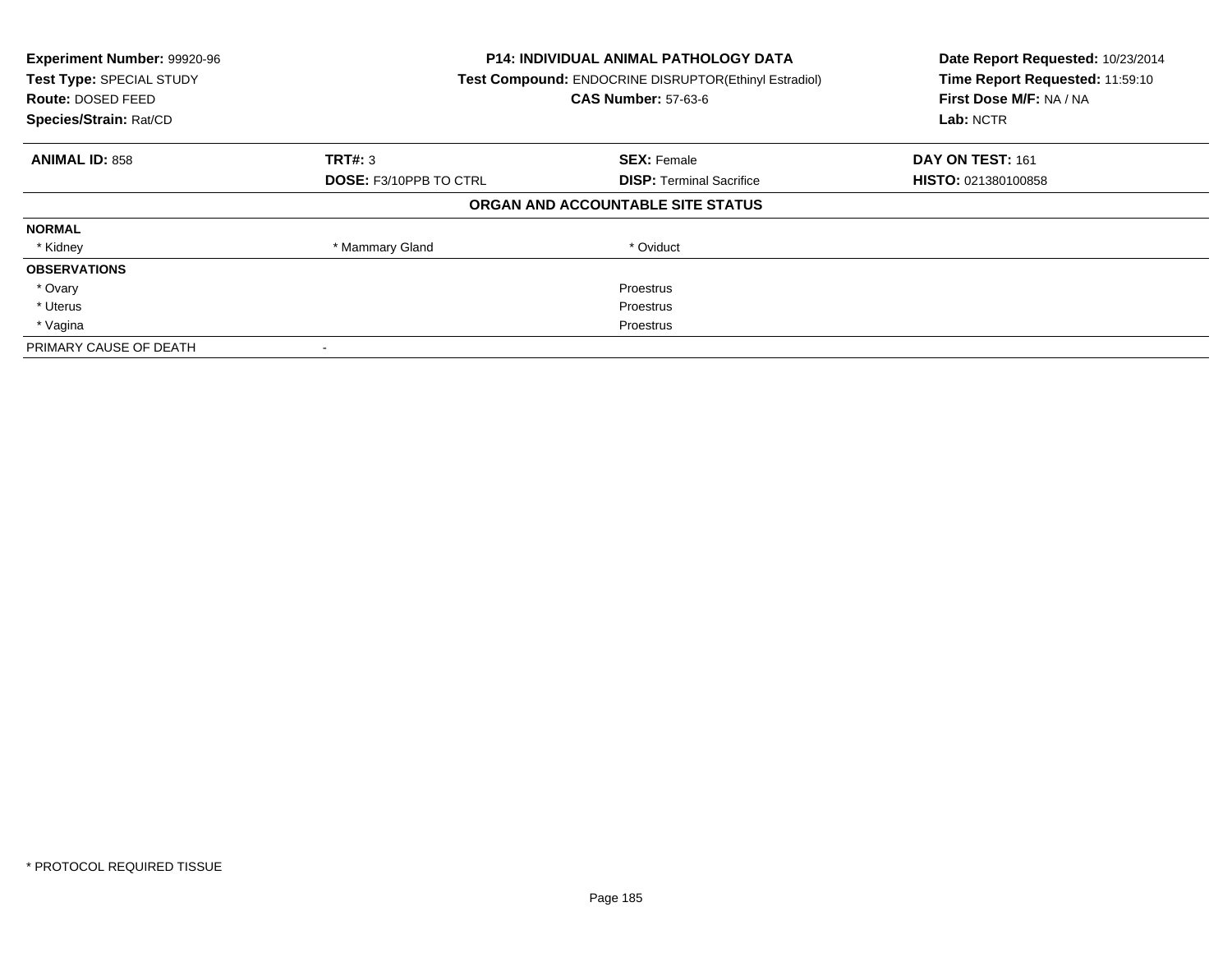**Experiment Number:** 99920-96
**Test Type:** SPECIAL STUDY
**Route:** DOSED FEED
**Species/Strain:** Rat/CD

**P14: INDIVIDUAL ANIMAL PATHOLOGY DATA**
**Test Compound:** ENDOCRINE DISRUPTOR(Ethinyl Estradiol)
**CAS Number:** 57-63-6

**Date Report Requested:** 10/23/2014
**Time Report Requested:** 11:59:10
**First Dose M/F:** NA / NA
**Lab:** NCTR

| **ANIMAL ID:** 858 | **TRT#:** 3 | **SEX:** Female | **DAY ON TEST:** 161 |
|---|---|---|---|
| | **DOSE:** F3/10PPB TO CTRL | **DISP:** Terminal Sacrifice | **HISTO:** 021380100858 |

**ORGAN AND ACCOUNTABLE SITE STATUS**

| | | | |
|---|---|---|---|
| **NORMAL** | | | |
| * Kidney | * Mammary Gland | * Oviduct | |
| **OBSERVATIONS** | | | |
| * Ovary | | Proestrus | |
| * Uterus | | Proestrus | |
| * Vagina | | Proestrus | |
| PRIMARY CAUSE OF DEATH | - | | |

* PROTOCOL REQUIRED TISSUE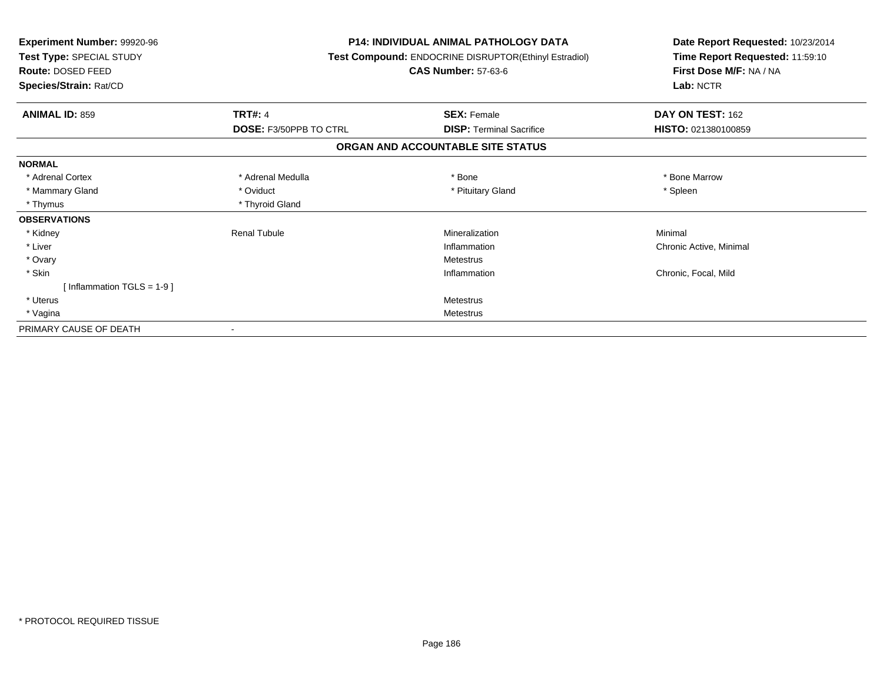**Experiment Number:** 99920-96
**Test Type:** SPECIAL STUDY
**Route:** DOSED FEED
**Species/Strain:** Rat/CD

**P14: INDIVIDUAL ANIMAL PATHOLOGY DATA**
**Test Compound:** ENDOCRINE DISRUPTOR(Ethinyl Estradiol)
**CAS Number:** 57-63-6

**Date Report Requested:** 10/23/2014
**Time Report Requested:** 11:59:10
**First Dose M/F:** NA / NA
**Lab:** NCTR

| **ANIMAL ID:** 859 | **TRT#:** 4 | **SEX:** Female | **DAY ON TEST:** 162 |
|---|---|---|---|
| | **DOSE:** F3/50PPB TO CTRL | **DISP:** Terminal Sacrifice | **HISTO:** 021380100859 |

## ORGAN AND ACCOUNTABLE SITE STATUS

| | | | |
|---|---|---|---|
| **NORMAL** | | | |
| * Adrenal Cortex | * Adrenal Medulla | * Bone | * Bone Marrow |
| * Mammary Gland | * Oviduct | * Pituitary Gland | * Spleen |
| * Thymus | * Thyroid Gland | | |
| **OBSERVATIONS** | | | |
| * Kidney | Renal Tubule | Mineralization | Minimal |
| * Liver | | Inflammation | Chronic Active, Minimal |
| * Ovary | | Metestrus | |
| * Skin | | Inflammation | Chronic, Focal, Mild |
| [ Inflammation TGLS = 1-9 ] | | | |
| * Uterus | | Metestrus | |
| * Vagina | | Metestrus | |
| PRIMARY CAUSE OF DEATH | - | | |

* PROTOCOL REQUIRED TISSUE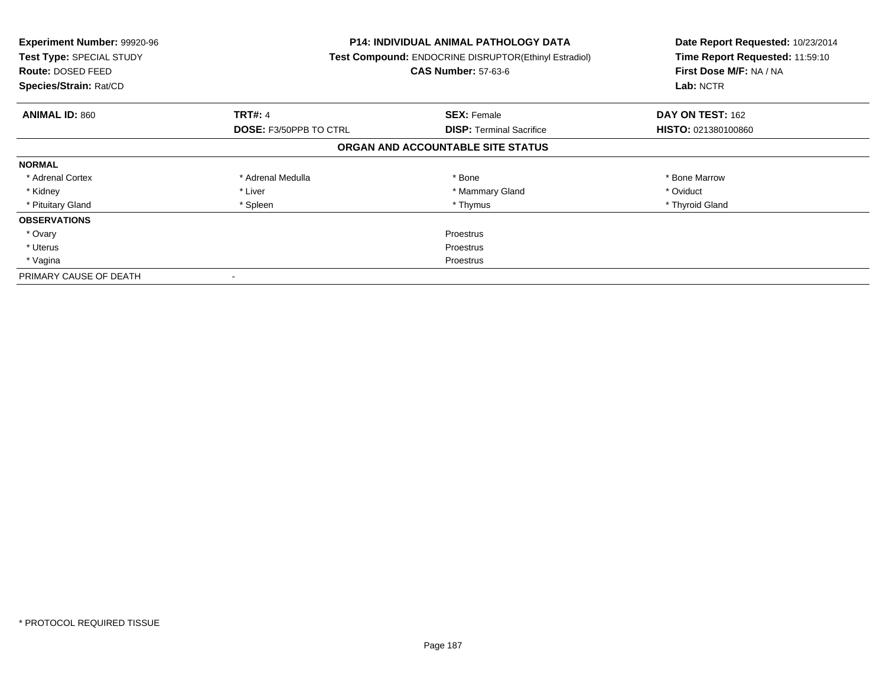**Experiment Number:** 99920-96
**Test Type:** SPECIAL STUDY
**Route:** DOSED FEED
**Species/Strain:** Rat/CD

**P14: INDIVIDUAL ANIMAL PATHOLOGY DATA**
**Test Compound:** ENDOCRINE DISRUPTOR(Ethinyl Estradiol)
**CAS Number:** 57-63-6

**Date Report Requested:** 10/23/2014
**Time Report Requested:** 11:59:10
**First Dose M/F:** NA / NA
**Lab:** NCTR

| **ANIMAL ID:** 860 | **TRT#:** 4 | **SEX:** Female | **DAY ON TEST:** 162 |
|---|---|---|---|
| | **DOSE:** F3/50PPB TO CTRL | **DISP:** Terminal Sacrifice | **HISTO:** 021380100860 |

**ORGAN AND ACCOUNTABLE SITE STATUS**

| | | | |
|---|---|---|---|
| **NORMAL** | | | |
| * Adrenal Cortex | * Adrenal Medulla | * Bone | * Bone Marrow |
| * Kidney | * Liver | * Mammary Gland | * Oviduct |
| * Pituitary Gland | * Spleen | * Thymus | * Thyroid Gland |
| **OBSERVATIONS** | | | |
| * Ovary | | Proestrus | |
| * Uterus | | Proestrus | |
| * Vagina | | Proestrus | |
| PRIMARY CAUSE OF DEATH | - | | |

* PROTOCOL REQUIRED TISSUE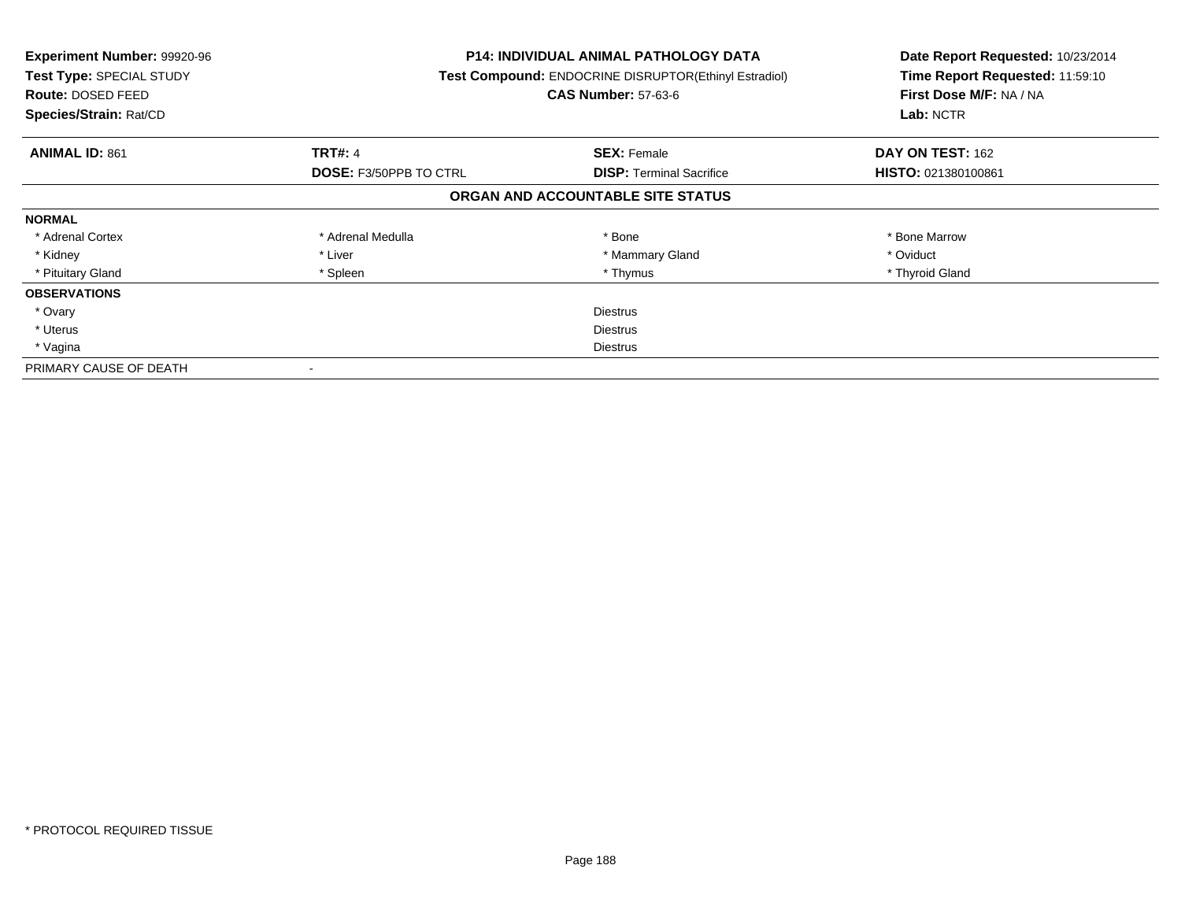**Experiment Number:** 99920-96
**Test Type:** SPECIAL STUDY
**Route:** DOSED FEED
**Species/Strain:** Rat/CD

**P14: INDIVIDUAL ANIMAL PATHOLOGY DATA**
**Test Compound:** ENDOCRINE DISRUPTOR(Ethinyl Estradiol)
**CAS Number:** 57-63-6

**Date Report Requested:** 10/23/2014
**Time Report Requested:** 11:59:10
**First Dose M/F:** NA / NA
**Lab:** NCTR

| **ANIMAL ID:** 861 | **TRT#:** 4 | **SEX:** Female | **DAY ON TEST:** 162 |
|---|---|---|---|
| | **DOSE:** F3/50PPB TO CTRL | **DISP:** Terminal Sacrifice | **HISTO:** 021380100861 |

## ORGAN AND ACCOUNTABLE SITE STATUS

| | | | |
|---|---|---|---|
| **NORMAL** | | | |
| * Adrenal Cortex | * Adrenal Medulla | * Bone | * Bone Marrow |
| * Kidney | * Liver | * Mammary Gland | * Oviduct |
| * Pituitary Gland | * Spleen | * Thymus | * Thyroid Gland |
| **OBSERVATIONS** | | | |
| * Ovary | | Diestrus | |
| * Uterus | | Diestrus | |
| * Vagina | | Diestrus | |
| PRIMARY CAUSE OF DEATH | - | | |

* PROTOCOL REQUIRED TISSUE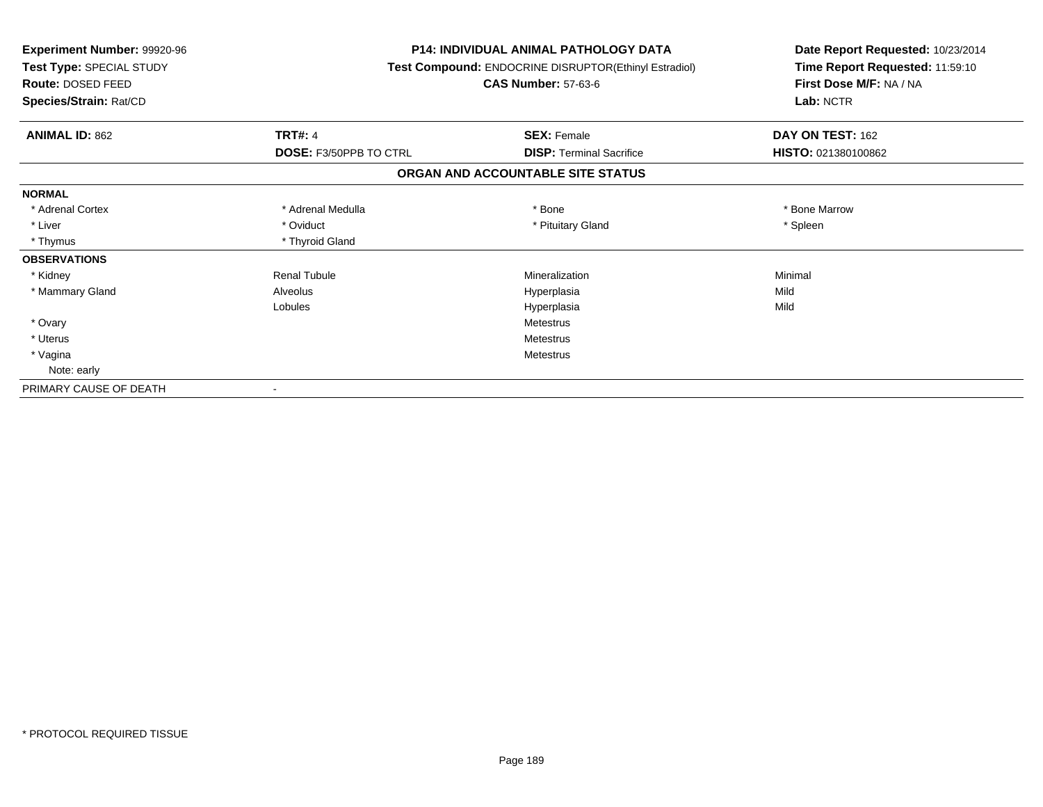**Experiment Number:** 99920-96
**Test Type:** SPECIAL STUDY
**Route:** DOSED FEED
**Species/Strain:** Rat/CD

**P14: INDIVIDUAL ANIMAL PATHOLOGY DATA**
**Test Compound:** ENDOCRINE DISRUPTOR(Ethinyl Estradiol)
**CAS Number:** 57-63-6

**Date Report Requested:** 10/23/2014
**Time Report Requested:** 11:59:10
**First Dose M/F:** NA / NA
**Lab:** NCTR

| **ANIMAL ID:** 862 | **TRT#:** 4 | **SEX:** Female | **DAY ON TEST:** 162 |
|---|---|---|---|
| | **DOSE:** F3/50PPB TO CTRL | **DISP:** Terminal Sacrifice | **HISTO:** 021380100862 |

## ORGAN AND ACCOUNTABLE SITE STATUS

| | | | |
|---|---|---|---|
| **NORMAL** | | | |
| * Adrenal Cortex | * Adrenal Medulla | * Bone | * Bone Marrow |
| * Liver | * Oviduct | * Pituitary Gland | * Spleen |
| * Thymus | * Thyroid Gland | | |
| **OBSERVATIONS** | | | |
| * Kidney | Renal Tubule | Mineralization | Minimal |
| * Mammary Gland | Alveolus | Hyperplasia | Mild |
| | Lobules | Hyperplasia | Mild |
| * Ovary | | Metestrus | |
| * Uterus | | Metestrus | |
| * Vagina | | Metestrus | |
| Note: early | | | |
| PRIMARY CAUSE OF DEATH | - | | |

* PROTOCOL REQUIRED TISSUE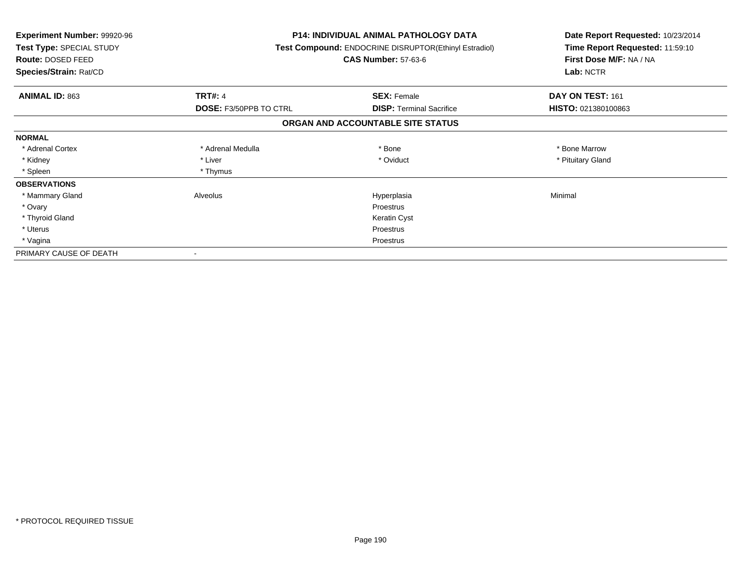**Experiment Number:** 99920-96
**Test Type:** SPECIAL STUDY
**Route:** DOSED FEED
**Species/Strain:** Rat/CD

**P14: INDIVIDUAL ANIMAL PATHOLOGY DATA**
**Test Compound:** ENDOCRINE DISRUPTOR(Ethinyl Estradiol)
**CAS Number:** 57-63-6

**Date Report Requested:** 10/23/2014
**Time Report Requested:** 11:59:10
**First Dose M/F:** NA / NA
**Lab:** NCTR

| **ANIMAL ID:** 863 | **TRT#:** 4 | **SEX:** Female | **DAY ON TEST:** 161 |
|---|---|---|---|
| | **DOSE:** F3/50PPB TO CTRL | **DISP:** Terminal Sacrifice | **HISTO:** 021380100863 |

## ORGAN AND ACCOUNTABLE SITE STATUS

| | | | |
|---|---|---|---|
| **NORMAL** | | | |
| * Adrenal Cortex | * Adrenal Medulla | * Bone | * Bone Marrow |
| * Kidney | * Liver | * Oviduct | * Pituitary Gland |
| * Spleen | * Thymus | | |
| **OBSERVATIONS** | | | |
| * Mammary Gland | Alveolus | Hyperplasia | Minimal |
| * Ovary | | Proestrus | |
| * Thyroid Gland | | Keratin Cyst | |
| * Uterus | | Proestrus | |
| * Vagina | | Proestrus | |
| PRIMARY CAUSE OF DEATH | - | | |

\* PROTOCOL REQUIRED TISSUE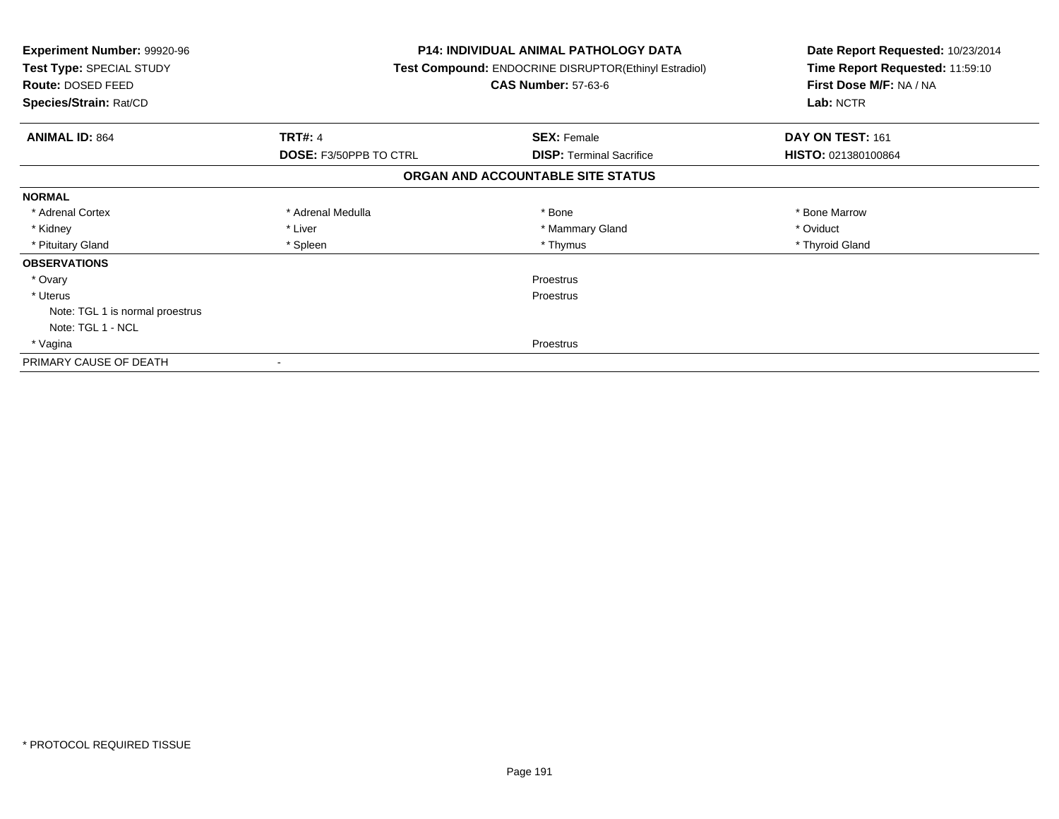**Experiment Number:** 99920-96
**Test Type:** SPECIAL STUDY
**Route:** DOSED FEED
**Species/Strain:** Rat/CD

**P14: INDIVIDUAL ANIMAL PATHOLOGY DATA**
**Test Compound:** ENDOCRINE DISRUPTOR(Ethinyl Estradiol)
**CAS Number:** 57-63-6

**Date Report Requested:** 10/23/2014
**Time Report Requested:** 11:59:10
**First Dose M/F:** NA / NA
**Lab:** NCTR

| **ANIMAL ID:** 864 | **TRT#:** 4 | **SEX:** Female | **DAY ON TEST:** 161 |
|---|---|---|---|
| | **DOSE:** F3/50PPB TO CTRL | **DISP:** Terminal Sacrifice | **HISTO:** 021380100864 |

## ORGAN AND ACCOUNTABLE SITE STATUS

| | | | |
|---|---|---|---|
| **NORMAL** | | | |
| * Adrenal Cortex | * Adrenal Medulla | * Bone | * Bone Marrow |
| * Kidney | * Liver | * Mammary Gland | * Oviduct |
| * Pituitary Gland | * Spleen | * Thymus | * Thyroid Gland |
| **OBSERVATIONS** | | | |
| * Ovary | | Proestrus | |
| * Uterus | | Proestrus | |
| Note: TGL 1 is normal proestrus | | | |
| Note: TGL 1 - NCL | | | |
| * Vagina | | Proestrus | |
| PRIMARY CAUSE OF DEATH | - | | |

* PROTOCOL REQUIRED TISSUE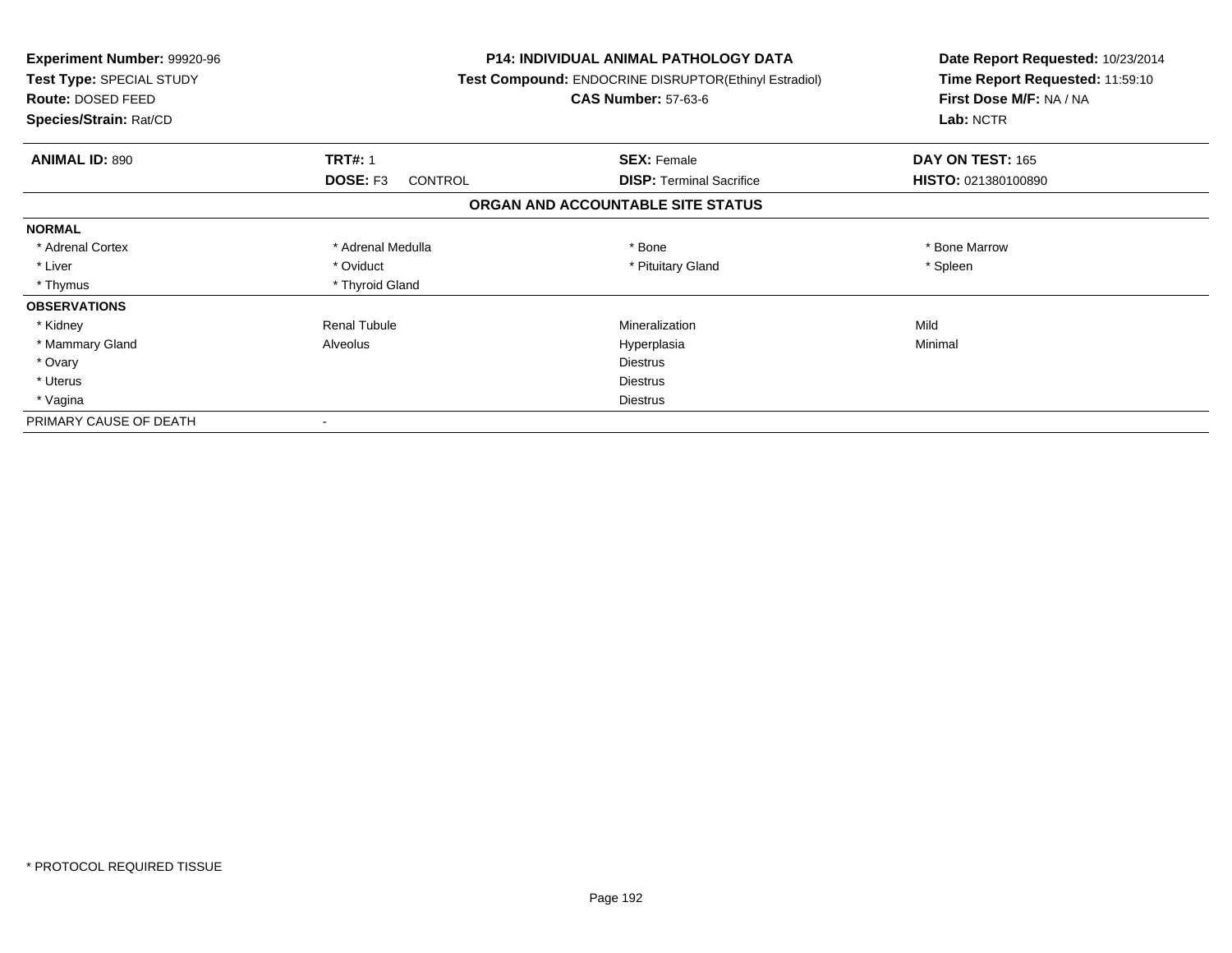**Experiment Number:** 99920-96
**Test Type:** SPECIAL STUDY
**Route:** DOSED FEED
**Species/Strain:** Rat/CD

**P14: INDIVIDUAL ANIMAL PATHOLOGY DATA**
**Test Compound:** ENDOCRINE DISRUPTOR(Ethinyl Estradiol)
**CAS Number:** 57-63-6

**Date Report Requested:** 10/23/2014
**Time Report Requested:** 11:59:10
**First Dose M/F:** NA / NA
**Lab:** NCTR

| **ANIMAL ID:** 890 | **TRT#:** 1 | **SEX:** Female | **DAY ON TEST:** 165 |
|---|---|---|---|
| | **DOSE:** F3 CONTROL | **DISP:** Terminal Sacrifice | **HISTO:** 021380100890 |

**ORGAN AND ACCOUNTABLE SITE STATUS**

| | | | |
|---|---|---|---|
| **NORMAL** | | | |
| * Adrenal Cortex | * Adrenal Medulla | * Bone | * Bone Marrow |
| * Liver | * Oviduct | * Pituitary Gland | * Spleen |
| * Thymus | * Thyroid Gland | | |
| **OBSERVATIONS** | | | |
| * Kidney | Renal Tubule | Mineralization | Mild |
| * Mammary Gland | Alveolus | Hyperplasia | Minimal |
| * Ovary | | Diestrus | |
| * Uterus | | Diestrus | |
| * Vagina | | Diestrus | |
| PRIMARY CAUSE OF DEATH | - | | |

* PROTOCOL REQUIRED TISSUE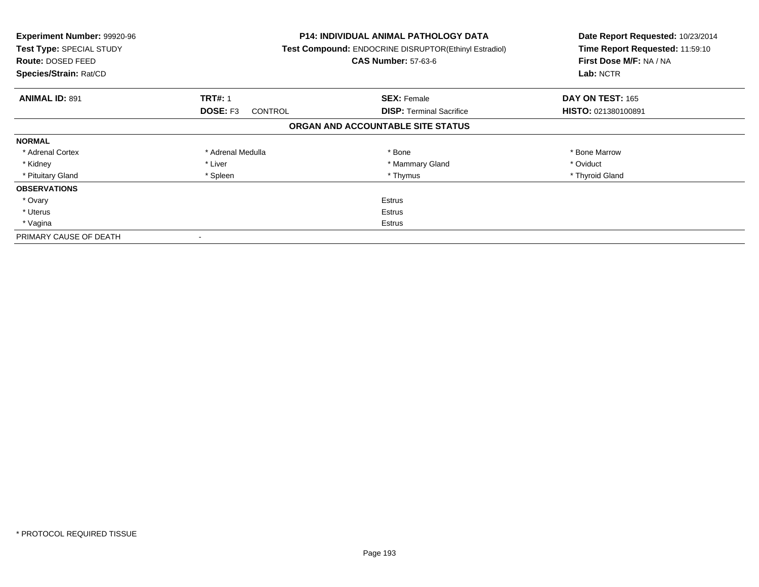**Experiment Number:** 99920-96
**Test Type:** SPECIAL STUDY
**Route:** DOSED FEED
**Species/Strain:** Rat/CD

**P14: INDIVIDUAL ANIMAL PATHOLOGY DATA**
**Test Compound:** ENDOCRINE DISRUPTOR(Ethinyl Estradiol)
**CAS Number:** 57-63-6

**Date Report Requested:** 10/23/2014
**Time Report Requested:** 11:59:10
**First Dose M/F:** NA / NA
**Lab:** NCTR

| **ANIMAL ID:** 891 | **TRT#:** 1 | **SEX:** Female | **DAY ON TEST:** 165 |
|---|---|---|---|
| | **DOSE:** F3 CONTROL | **DISP:** Terminal Sacrifice | **HISTO:** 021380100891 |

**ORGAN AND ACCOUNTABLE SITE STATUS**

| | | | |
|---|---|---|---|
| **NORMAL** | | | |
| * Adrenal Cortex | * Adrenal Medulla | * Bone | * Bone Marrow |
| * Kidney | * Liver | * Mammary Gland | * Oviduct |
| * Pituitary Gland | * Spleen | * Thymus | * Thyroid Gland |
| **OBSERVATIONS** | | | |
| * Ovary | | Estrus | |
| * Uterus | | Estrus | |
| * Vagina | | Estrus | |
| PRIMARY CAUSE OF DEATH | - | | |

* PROTOCOL REQUIRED TISSUE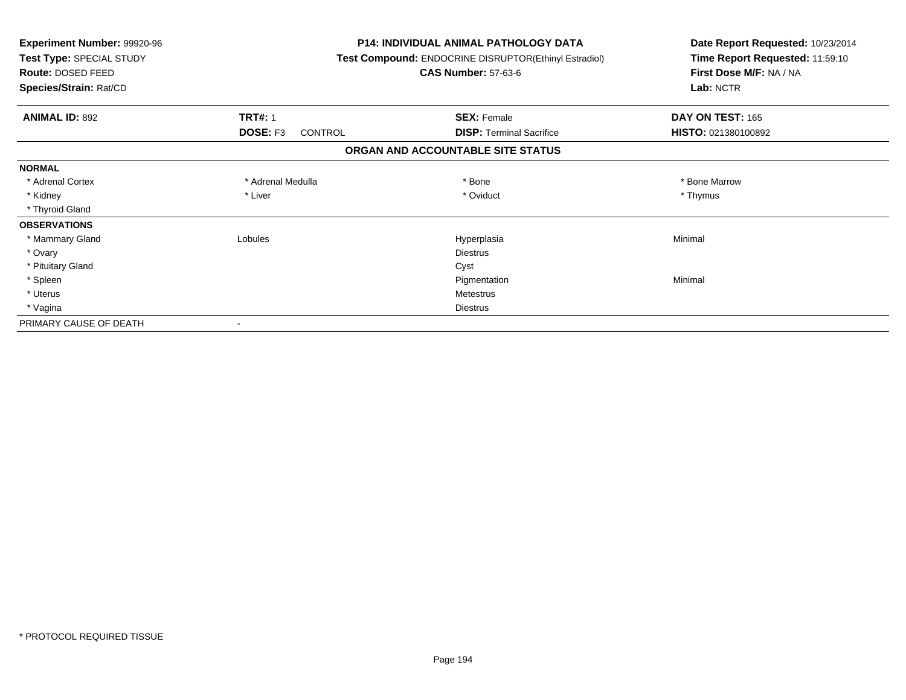**Experiment Number:** 99920-96
**Test Type:** SPECIAL STUDY
**Route:** DOSED FEED
**Species/Strain:** Rat/CD

**P14: INDIVIDUAL ANIMAL PATHOLOGY DATA**
**Test Compound:** ENDOCRINE DISRUPTOR(Ethinyl Estradiol)
**CAS Number:** 57-63-6

**Date Report Requested:** 10/23/2014
**Time Report Requested:** 11:59:10
**First Dose M/F:** NA / NA
**Lab:** NCTR

| **ANIMAL ID:** 892 | **TRT#:** 1 | **SEX:** Female | **DAY ON TEST:** 165 |
|---|---|---|---|
| | **DOSE:** F3 CONTROL | **DISP:** Terminal Sacrifice | **HISTO:** 021380100892 |

## ORGAN AND ACCOUNTABLE SITE STATUS

| | | | |
|---|---|---|---|
| **NORMAL** | | | |
| * Adrenal Cortex | * Adrenal Medulla | * Bone | * Bone Marrow |
| * Kidney | * Liver | * Oviduct | * Thymus |
| * Thyroid Gland | | | |
| **OBSERVATIONS** | | | |
| * Mammary Gland | Lobules | Hyperplasia | Minimal |
| * Ovary | | Diestrus | |
| * Pituitary Gland | | Cyst | |
| * Spleen | | Pigmentation | Minimal |
| * Uterus | | Metestrus | |
| * Vagina | | Diestrus | |
| PRIMARY CAUSE OF DEATH | - | | |

* PROTOCOL REQUIRED TISSUE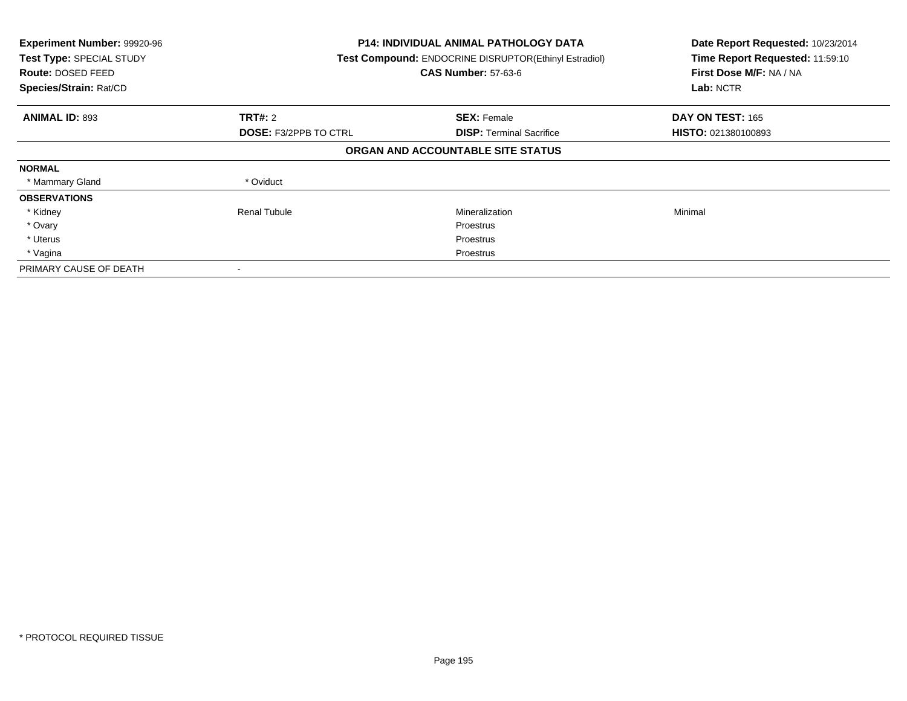**Experiment Number:** 99920-96
**Test Type:** SPECIAL STUDY
**Route:** DOSED FEED
**Species/Strain:** Rat/CD

**P14: INDIVIDUAL ANIMAL PATHOLOGY DATA**
**Test Compound:** ENDOCRINE DISRUPTOR(Ethinyl Estradiol)
**CAS Number:** 57-63-6

**Date Report Requested:** 10/23/2014
**Time Report Requested:** 11:59:10
**First Dose M/F:** NA / NA
**Lab:** NCTR

| **ANIMAL ID:** 893 | **TRT#:** 2 | **SEX:** Female | **DAY ON TEST:** 165 |
|---|---|---|---|
| | **DOSE:** F3/2PPB TO CTRL | **DISP:** Terminal Sacrifice | **HISTO:** 021380100893 |

## ORGAN AND ACCOUNTABLE SITE STATUS

| | | | |
|---|---|---|---|
| **NORMAL** | | | |
| * Mammary Gland | * Oviduct | | |
| **OBSERVATIONS** | | | |
| * Kidney | Renal Tubule | Mineralization | Minimal |
| * Ovary | | Proestrus | |
| * Uterus | | Proestrus | |
| * Vagina | | Proestrus | |
| PRIMARY CAUSE OF DEATH | - | | |

* PROTOCOL REQUIRED TISSUE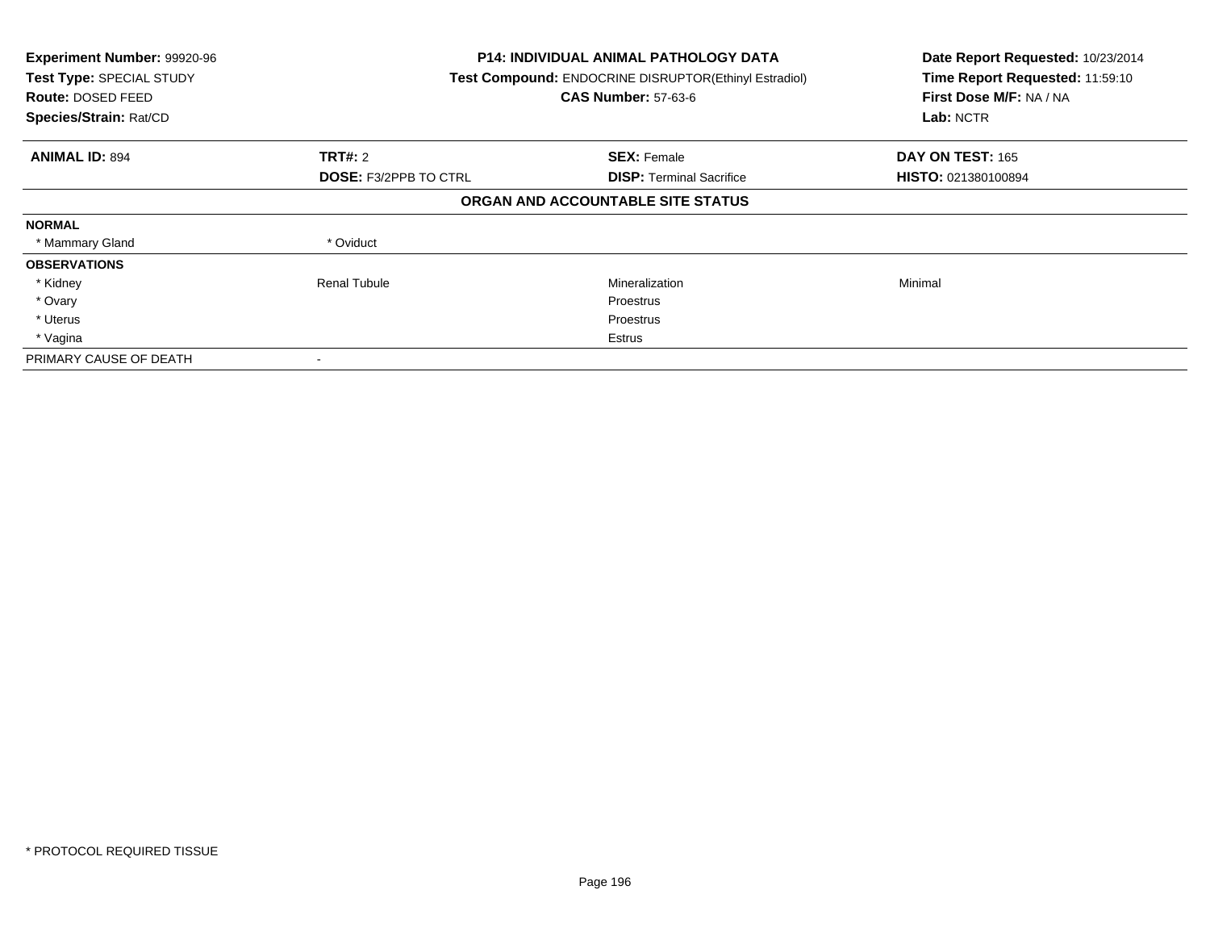**Experiment Number:** 99920-96
**Test Type:** SPECIAL STUDY
**Route:** DOSED FEED
**Species/Strain:** Rat/CD

**P14: INDIVIDUAL ANIMAL PATHOLOGY DATA**
**Test Compound:** ENDOCRINE DISRUPTOR(Ethinyl Estradiol)
**CAS Number:** 57-63-6

**Date Report Requested:** 10/23/2014
**Time Report Requested:** 11:59:10
**First Dose M/F:** NA / NA
**Lab:** NCTR

| **ANIMAL ID:** 894 | **TRT#:** 2 | **SEX:** Female | **DAY ON TEST:** 165 |
|---|---|---|---|
| | **DOSE:** F3/2PPB TO CTRL | **DISP:** Terminal Sacrifice | **HISTO:** 021380100894 |

**ORGAN AND ACCOUNTABLE SITE STATUS**

| | | | |
|---|---|---|---|
| **NORMAL** | | | |
| * Mammary Gland | * Oviduct | | |
| **OBSERVATIONS** | | | |
| * Kidney | Renal Tubule | Mineralization | Minimal |
| * Ovary | | Proestrus | |
| * Uterus | | Proestrus | |
| * Vagina | | Estrus | |
| PRIMARY CAUSE OF DEATH | - | | |

* PROTOCOL REQUIRED TISSUE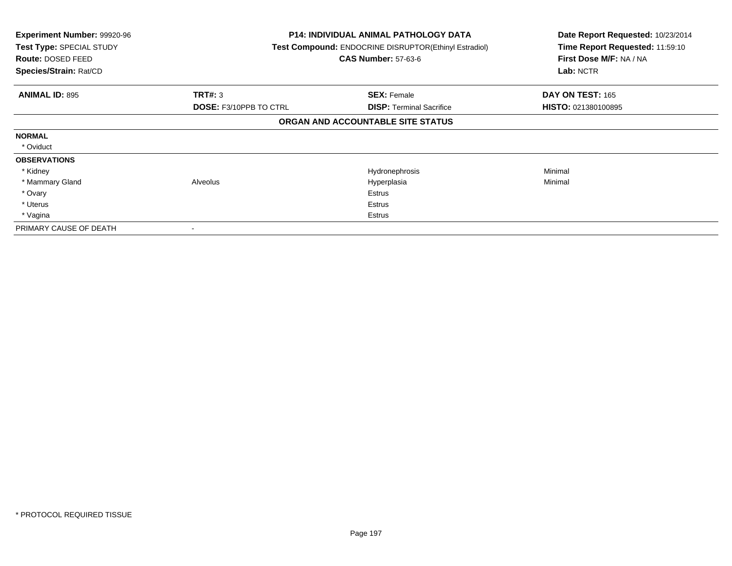**Experiment Number:** 99920-96
**Test Type:** SPECIAL STUDY
**Route:** DOSED FEED
**Species/Strain:** Rat/CD

**P14: INDIVIDUAL ANIMAL PATHOLOGY DATA**
**Test Compound:** ENDOCRINE DISRUPTOR(Ethinyl Estradiol)
**CAS Number:** 57-63-6

**Date Report Requested:** 10/23/2014
**Time Report Requested:** 11:59:10
**First Dose M/F:** NA / NA
**Lab:** NCTR

| **ANIMAL ID:** 895 | **TRT#:** 3 | **SEX:** Female | **DAY ON TEST:** 165 |
|---|---|---|---|
| | **DOSE:** F3/10PPB TO CTRL | **DISP:** Terminal Sacrifice | **HISTO:** 021380100895 |

**ORGAN AND ACCOUNTABLE SITE STATUS**

| | | | |
|---|---|---|---|
| **NORMAL** | | | |
| * Oviduct | | | |
| **OBSERVATIONS** | | | |
| * Kidney | | Hydronephrosis | Minimal |
| * Mammary Gland | Alveolus | Hyperplasia | Minimal |
| * Ovary | | Estrus | |
| * Uterus | | Estrus | |
| * Vagina | | Estrus | |
| PRIMARY CAUSE OF DEATH | - | | |

* PROTOCOL REQUIRED TISSUE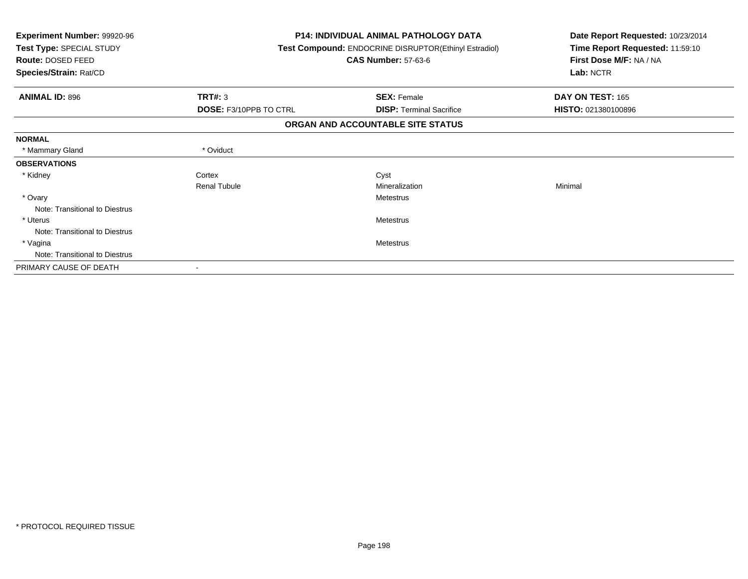| Experiment Number: 99920-96 | P14: INDIVIDUAL ANIMAL PATHOLOGY DATA | Date Report Requested: 10/23/2014 |
|---|---|---|
| Test Type: SPECIAL STUDY | Test Compound: ENDOCRINE DISRUPTOR(Ethinyl Estradiol) | Time Report Requested: 11:59:10 |
| Route: DOSED FEED | CAS Number: 57-63-6 | First Dose M/F: NA / NA |
| Species/Strain: Rat/CD | | Lab: NCTR |

| ANIMAL ID: 896 | TRT#: 3 | SEX: Female | DAY ON TEST: 165 |
|---|---|---|---|
| | DOSE: F3/10PPB TO CTRL | DISP: Terminal Sacrifice | HISTO: 021380100896 |

## ORGAN AND ACCOUNTABLE SITE STATUS

| | | | |
|---|---|---|---|
| **NORMAL** | | | |
| * Mammary Gland | * Oviduct | | |
| **OBSERVATIONS** | | | |
| * Kidney | Cortex | Cyst | |
| | Renal Tubule | Mineralization | Minimal |
| * Ovary | | Metestrus | |
| Note: Transitional to Diestrus | | | |
| * Uterus | | Metestrus | |
| Note: Transitional to Diestrus | | | |
| * Vagina | | Metestrus | |
| Note: Transitional to Diestrus | | | |
| PRIMARY CAUSE OF DEATH | - | | |

* PROTOCOL REQUIRED TISSUE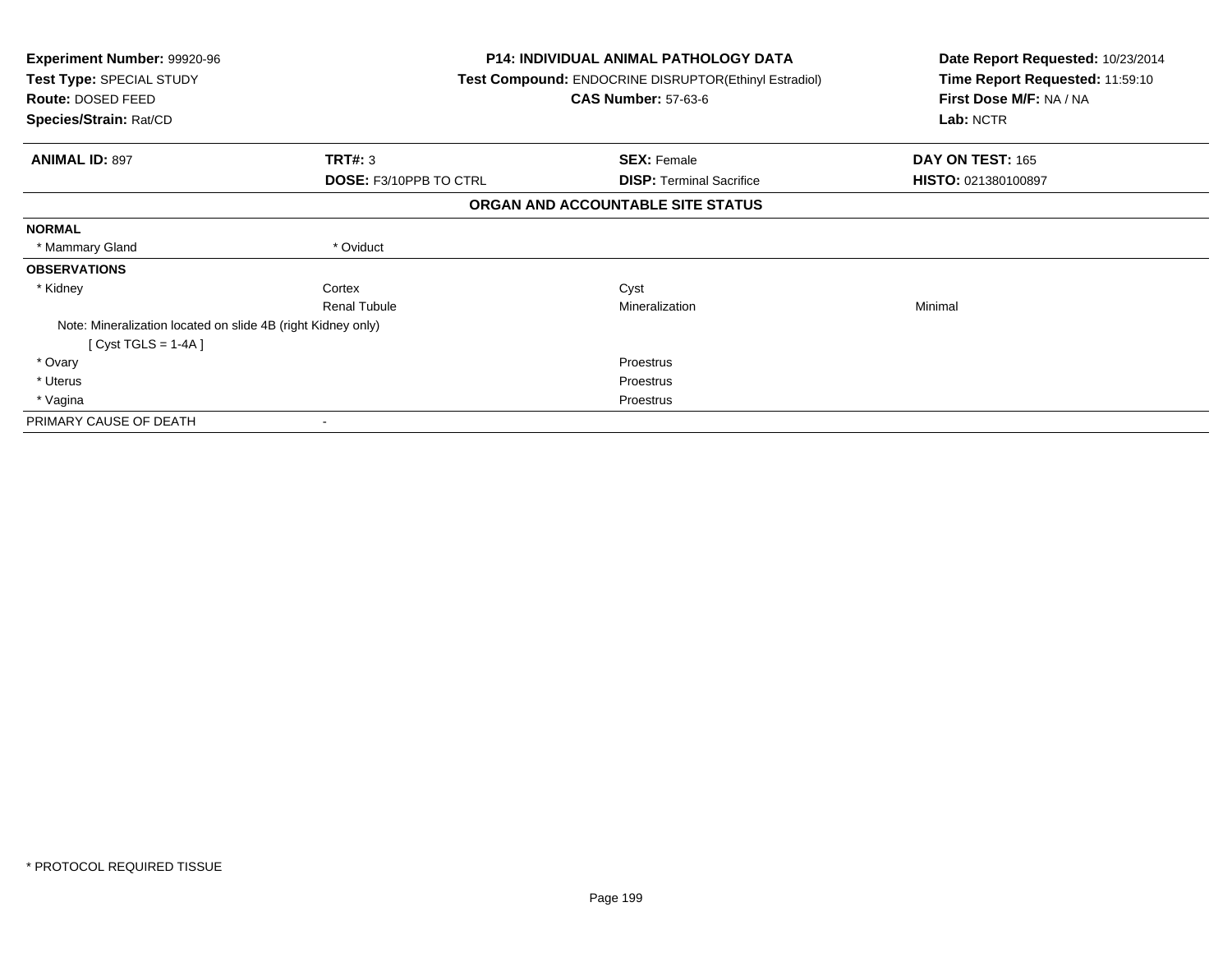**Experiment Number:** 99920-96
**Test Type:** SPECIAL STUDY
**Route:** DOSED FEED
**Species/Strain:** Rat/CD

**P14: INDIVIDUAL ANIMAL PATHOLOGY DATA**
**Test Compound:** ENDOCRINE DISRUPTOR(Ethinyl Estradiol)
**CAS Number:** 57-63-6

**Date Report Requested:** 10/23/2014
**Time Report Requested:** 11:59:10
**First Dose M/F:** NA / NA
**Lab:** NCTR

| **ANIMAL ID:** 897 | **TRT#:** 3 | **SEX:** Female | **DAY ON TEST:** 165 |
|---|---|---|---|
| | **DOSE:** F3/10PPB TO CTRL | **DISP:** Terminal Sacrifice | **HISTO:** 021380100897 |

## ORGAN AND ACCOUNTABLE SITE STATUS

**NORMAL**

| * Mammary Gland | * Oviduct | | |
|---|---|---|---|

**OBSERVATIONS**

| | | | |
|---|---|---|---|
| * Kidney | Cortex | Cyst | |
| | Renal Tubule | Mineralization | Minimal |

Note: Mineralization located on slide 4B (right Kidney only)
[ Cyst TGLS = 1-4A ]

| | | | |
|---|---|---|---|
| * Ovary | | Proestrus | |
| * Uterus | | Proestrus | |
| * Vagina | | Proestrus | |

PRIMARY CAUSE OF DEATH -

* PROTOCOL REQUIRED TISSUE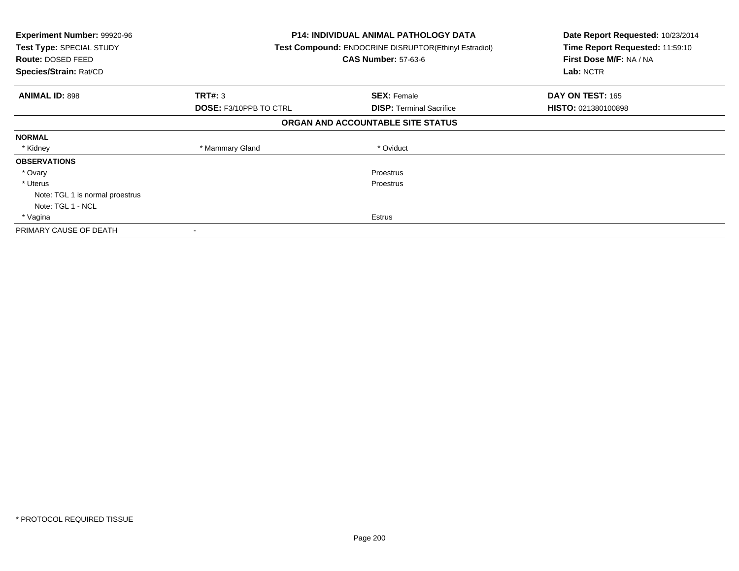**Experiment Number:** 99920-96
**Test Type:** SPECIAL STUDY
**Route:** DOSED FEED
**Species/Strain:** Rat/CD

**P14: INDIVIDUAL ANIMAL PATHOLOGY DATA**
**Test Compound:** ENDOCRINE DISRUPTOR(Ethinyl Estradiol)
**CAS Number:** 57-63-6

**Date Report Requested:** 10/23/2014
**Time Report Requested:** 11:59:10
**First Dose M/F:** NA / NA
**Lab:** NCTR

| **ANIMAL ID:** 898 | **TRT#:** 3 | **SEX:** Female | **DAY ON TEST:** 165 |
|---|---|---|---|
| | **DOSE:** F3/10PPB TO CTRL | **DISP:** Terminal Sacrifice | **HISTO:** 021380100898 |

**ORGAN AND ACCOUNTABLE SITE STATUS**

| | | | |
|---|---|---|---|
| **NORMAL** | | | |
| * Kidney | * Mammary Gland | * Oviduct | |
| **OBSERVATIONS** | | | |
| * Ovary | | Proestrus | |
| * Uterus | | Proestrus | |
| Note: TGL 1 is normal proestrus | | | |
| Note: TGL 1 - NCL | | | |
| * Vagina | | Estrus | |
| PRIMARY CAUSE OF DEATH | - | | |

* PROTOCOL REQUIRED TISSUE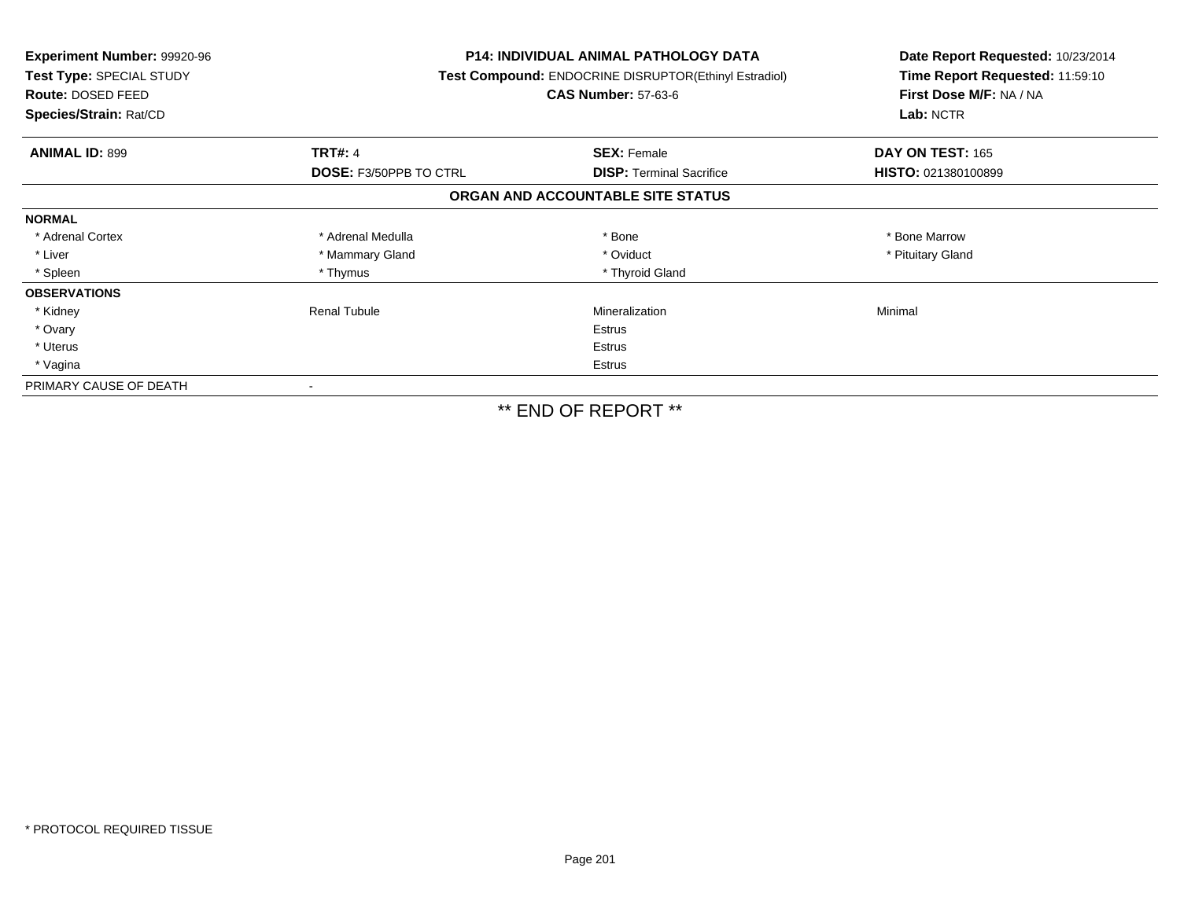**Experiment Number:** 99920-96
**Test Type:** SPECIAL STUDY
**Route:** DOSED FEED
**Species/Strain:** Rat/CD

**P14: INDIVIDUAL ANIMAL PATHOLOGY DATA**
**Test Compound:** ENDOCRINE DISRUPTOR(Ethinyl Estradiol)
**CAS Number:** 57-63-6

**Date Report Requested:** 10/23/2014
**Time Report Requested:** 11:59:10
**First Dose M/F:** NA / NA
**Lab:** NCTR

| | | | |
|---|---|---|---|
| **ANIMAL ID:** 899 | **TRT#:** 4 | **SEX:** Female | **DAY ON TEST:** 165 |
| | **DOSE:** F3/50PPB TO CTRL | **DISP:** Terminal Sacrifice | **HISTO:** 021380100899 |

**ORGAN AND ACCOUNTABLE SITE STATUS**

| | | | |
|---|---|---|---|
| **NORMAL** | | | |
| * Adrenal Cortex | * Adrenal Medulla | * Bone | * Bone Marrow |
| * Liver | * Mammary Gland | * Oviduct | * Pituitary Gland |
| * Spleen | * Thymus | * Thyroid Gland | |
| **OBSERVATIONS** | | | |
| * Kidney | Renal Tubule | Mineralization | Minimal |
| * Ovary | | Estrus | |
| * Uterus | | Estrus | |
| * Vagina | | Estrus | |
| PRIMARY CAUSE OF DEATH | - | | |

** END OF REPORT **

* PROTOCOL REQUIRED TISSUE